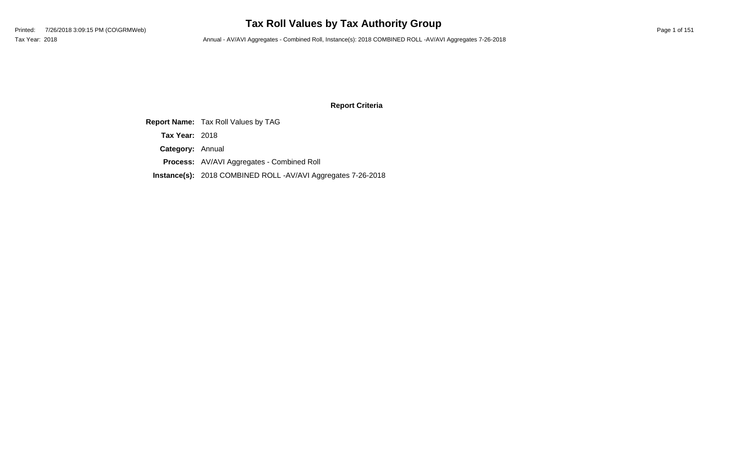**Report Criteria**

| | |
|---|---|
| **Report Name:** | Tax Roll Values by TAG |
| **Tax Year:** | 2018 |
| **Category:** | Annual |
| **Process:** | AV/AVI Aggregates - Combined Roll |
| **Instance(s):** | 2018 COMBINED ROLL -AV/AVI Aggregates 7-26-2018 |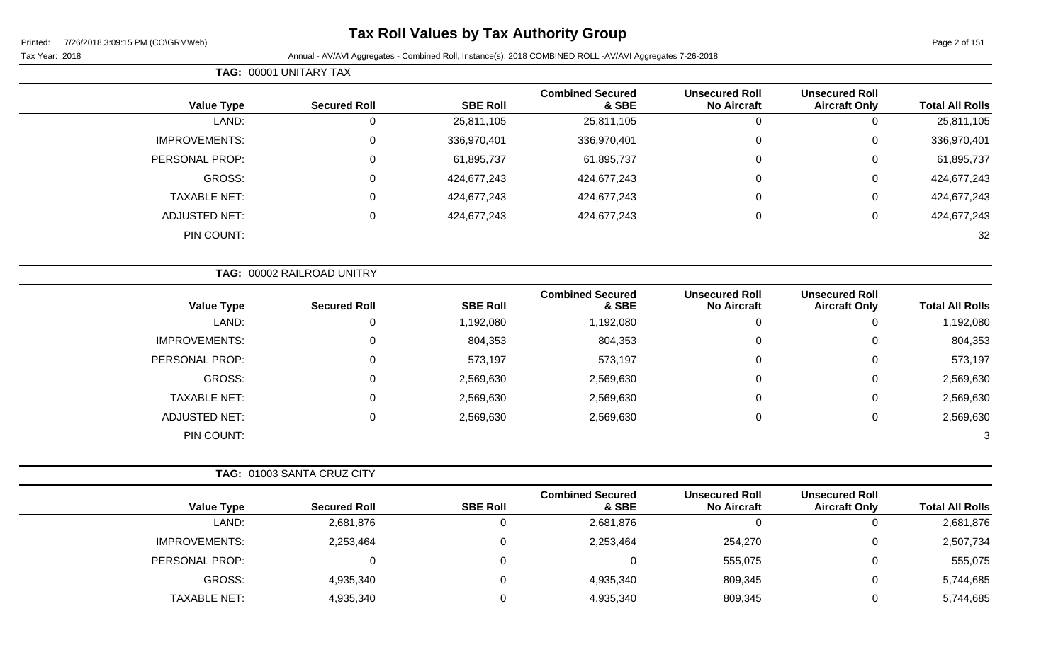# Tax Roll Values by Tax Authority Group

Printed: 7/26/2018 3:09:15 PM (CO\GRMWeb)

Tax Year: 2018

Annual - AV/AVI Aggregates - Combined Roll, Instance(s): 2018 COMBINED ROLL -AV/AVI Aggregates 7-26-2018

**TAG: 00001 UNITARY TAX**

| Value Type | Secured Roll | SBE Roll | Combined Secured & SBE | Unsecured Roll No Aircraft | Unsecured Roll Aircraft Only | Total All Rolls |
|---|---|---|---|---|---|---|
| LAND: | 0 | 25,811,105 | 25,811,105 | 0 | 0 | 25,811,105 |
| IMPROVEMENTS: | 0 | 336,970,401 | 336,970,401 | 0 | 0 | 336,970,401 |
| PERSONAL PROP: | 0 | 61,895,737 | 61,895,737 | 0 | 0 | 61,895,737 |
| GROSS: | 0 | 424,677,243 | 424,677,243 | 0 | 0 | 424,677,243 |
| TAXABLE NET: | 0 | 424,677,243 | 424,677,243 | 0 | 0 | 424,677,243 |
| ADJUSTED NET: | 0 | 424,677,243 | 424,677,243 | 0 | 0 | 424,677,243 |
| PIN COUNT: | | | | | | 32 |

**TAG: 00002 RAILROAD UNITRY**

| Value Type | Secured Roll | SBE Roll | Combined Secured & SBE | Unsecured Roll No Aircraft | Unsecured Roll Aircraft Only | Total All Rolls |
|---|---|---|---|---|---|---|
| LAND: | 0 | 1,192,080 | 1,192,080 | 0 | 0 | 1,192,080 |
| IMPROVEMENTS: | 0 | 804,353 | 804,353 | 0 | 0 | 804,353 |
| PERSONAL PROP: | 0 | 573,197 | 573,197 | 0 | 0 | 573,197 |
| GROSS: | 0 | 2,569,630 | 2,569,630 | 0 | 0 | 2,569,630 |
| TAXABLE NET: | 0 | 2,569,630 | 2,569,630 | 0 | 0 | 2,569,630 |
| ADJUSTED NET: | 0 | 2,569,630 | 2,569,630 | 0 | 0 | 2,569,630 |
| PIN COUNT: | | | | | | 3 |

**TAG: 01003 SANTA CRUZ CITY**

| Value Type | Secured Roll | SBE Roll | Combined Secured & SBE | Unsecured Roll No Aircraft | Unsecured Roll Aircraft Only | Total All Rolls |
|---|---|---|---|---|---|---|
| LAND: | 2,681,876 | 0 | 2,681,876 | 0 | 0 | 2,681,876 |
| IMPROVEMENTS: | 2,253,464 | 0 | 2,253,464 | 254,270 | 0 | 2,507,734 |
| PERSONAL PROP: | 0 | 0 | 0 | 555,075 | 0 | 555,075 |
| GROSS: | 4,935,340 | 0 | 4,935,340 | 809,345 | 0 | 5,744,685 |
| TAXABLE NET: | 4,935,340 | 0 | 4,935,340 | 809,345 | 0 | 5,744,685 |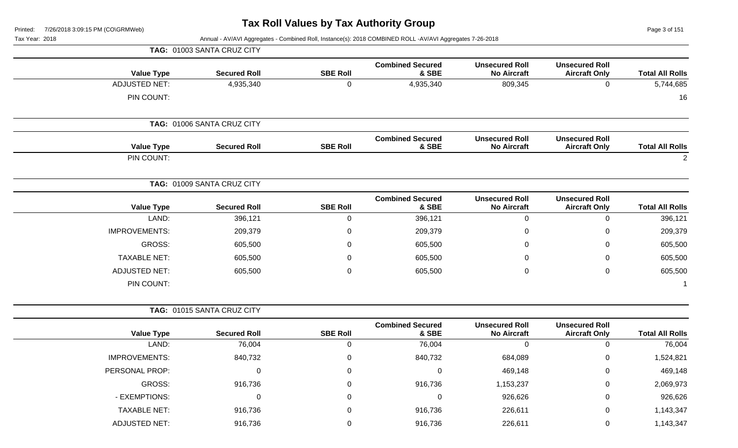# Tax Roll Values by Tax Authority Group

Printed: 7/26/2018 3:09:15 PM (CO\GRMWeb)

Tax Year: 2018

Annual - AV/AVI Aggregates - Combined Roll, Instance(s): 2018 COMBINED ROLL -AV/AVI Aggregates 7-26-2018

**TAG: 01003 SANTA CRUZ CITY**

| Value Type | Secured Roll | SBE Roll | Combined Secured & SBE | Unsecured Roll No Aircraft | Unsecured Roll Aircraft Only | Total All Rolls |
|---|---|---|---|---|---|---|
| ADJUSTED NET: | 4,935,340 | 0 | 4,935,340 | 809,345 | 0 | 5,744,685 |
| PIN COUNT: | | | | | | 16 |

**TAG: 01006 SANTA CRUZ CITY**

| Value Type | Secured Roll | SBE Roll | Combined Secured & SBE | Unsecured Roll No Aircraft | Unsecured Roll Aircraft Only | Total All Rolls |
|---|---|---|---|---|---|---|
| PIN COUNT: | | | | | | 2 |

**TAG: 01009 SANTA CRUZ CITY**

| Value Type | Secured Roll | SBE Roll | Combined Secured & SBE | Unsecured Roll No Aircraft | Unsecured Roll Aircraft Only | Total All Rolls |
|---|---|---|---|---|---|---|
| LAND: | 396,121 | 0 | 396,121 | 0 | 0 | 396,121 |
| IMPROVEMENTS: | 209,379 | 0 | 209,379 | 0 | 0 | 209,379 |
| GROSS: | 605,500 | 0 | 605,500 | 0 | 0 | 605,500 |
| TAXABLE NET: | 605,500 | 0 | 605,500 | 0 | 0 | 605,500 |
| ADJUSTED NET: | 605,500 | 0 | 605,500 | 0 | 0 | 605,500 |
| PIN COUNT: | | | | | | 1 |

**TAG: 01015 SANTA CRUZ CITY**

| Value Type | Secured Roll | SBE Roll | Combined Secured & SBE | Unsecured Roll No Aircraft | Unsecured Roll Aircraft Only | Total All Rolls |
|---|---|---|---|---|---|---|
| LAND: | 76,004 | 0 | 76,004 | 0 | 0 | 76,004 |
| IMPROVEMENTS: | 840,732 | 0 | 840,732 | 684,089 | 0 | 1,524,821 |
| PERSONAL PROP: | 0 | 0 | 0 | 469,148 | 0 | 469,148 |
| GROSS: | 916,736 | 0 | 916,736 | 1,153,237 | 0 | 2,069,973 |
| - EXEMPTIONS: | 0 | 0 | 0 | 926,626 | 0 | 926,626 |
| TAXABLE NET: | 916,736 | 0 | 916,736 | 226,611 | 0 | 1,143,347 |
| ADJUSTED NET: | 916,736 | 0 | 916,736 | 226,611 | 0 | 1,143,347 |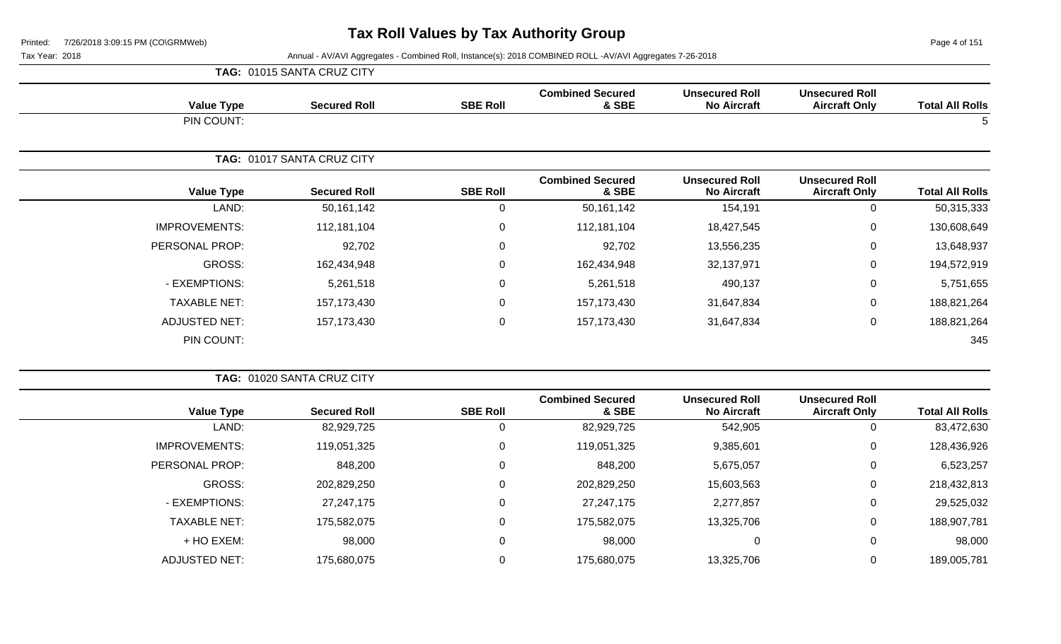# Tax Roll Values by Tax Authority Group

Printed: 7/26/2018 3:09:15 PM (CO\GRMWeb)

Tax Year: 2018

Annual - AV/AVI Aggregates - Combined Roll, Instance(s): 2018 COMBINED ROLL -AV/AVI Aggregates 7-26-2018

**TAG: 01015 SANTA CRUZ CITY**

| Value Type | Secured Roll | SBE Roll | Combined Secured & SBE | Unsecured Roll No Aircraft | Unsecured Roll Aircraft Only | Total All Rolls |
|---|---|---|---|---|---|---|
| PIN COUNT: | | | | | | 5 |

**TAG: 01017 SANTA CRUZ CITY**

| Value Type | Secured Roll | SBE Roll | Combined Secured & SBE | Unsecured Roll No Aircraft | Unsecured Roll Aircraft Only | Total All Rolls |
|---|---|---|---|---|---|---|
| LAND: | 50,161,142 | 0 | 50,161,142 | 154,191 | 0 | 50,315,333 |
| IMPROVEMENTS: | 112,181,104 | 0 | 112,181,104 | 18,427,545 | 0 | 130,608,649 |
| PERSONAL PROP: | 92,702 | 0 | 92,702 | 13,556,235 | 0 | 13,648,937 |
| GROSS: | 162,434,948 | 0 | 162,434,948 | 32,137,971 | 0 | 194,572,919 |
| - EXEMPTIONS: | 5,261,518 | 0 | 5,261,518 | 490,137 | 0 | 5,751,655 |
| TAXABLE NET: | 157,173,430 | 0 | 157,173,430 | 31,647,834 | 0 | 188,821,264 |
| ADJUSTED NET: | 157,173,430 | 0 | 157,173,430 | 31,647,834 | 0 | 188,821,264 |
| PIN COUNT: | | | | | | 345 |

**TAG: 01020 SANTA CRUZ CITY**

| Value Type | Secured Roll | SBE Roll | Combined Secured & SBE | Unsecured Roll No Aircraft | Unsecured Roll Aircraft Only | Total All Rolls |
|---|---|---|---|---|---|---|
| LAND: | 82,929,725 | 0 | 82,929,725 | 542,905 | 0 | 83,472,630 |
| IMPROVEMENTS: | 119,051,325 | 0 | 119,051,325 | 9,385,601 | 0 | 128,436,926 |
| PERSONAL PROP: | 848,200 | 0 | 848,200 | 5,675,057 | 0 | 6,523,257 |
| GROSS: | 202,829,250 | 0 | 202,829,250 | 15,603,563 | 0 | 218,432,813 |
| - EXEMPTIONS: | 27,247,175 | 0 | 27,247,175 | 2,277,857 | 0 | 29,525,032 |
| TAXABLE NET: | 175,582,075 | 0 | 175,582,075 | 13,325,706 | 0 | 188,907,781 |
| + HO EXEM: | 98,000 | 0 | 98,000 | 0 | 0 | 98,000 |
| ADJUSTED NET: | 175,680,075 | 0 | 175,680,075 | 13,325,706 | 0 | 189,005,781 |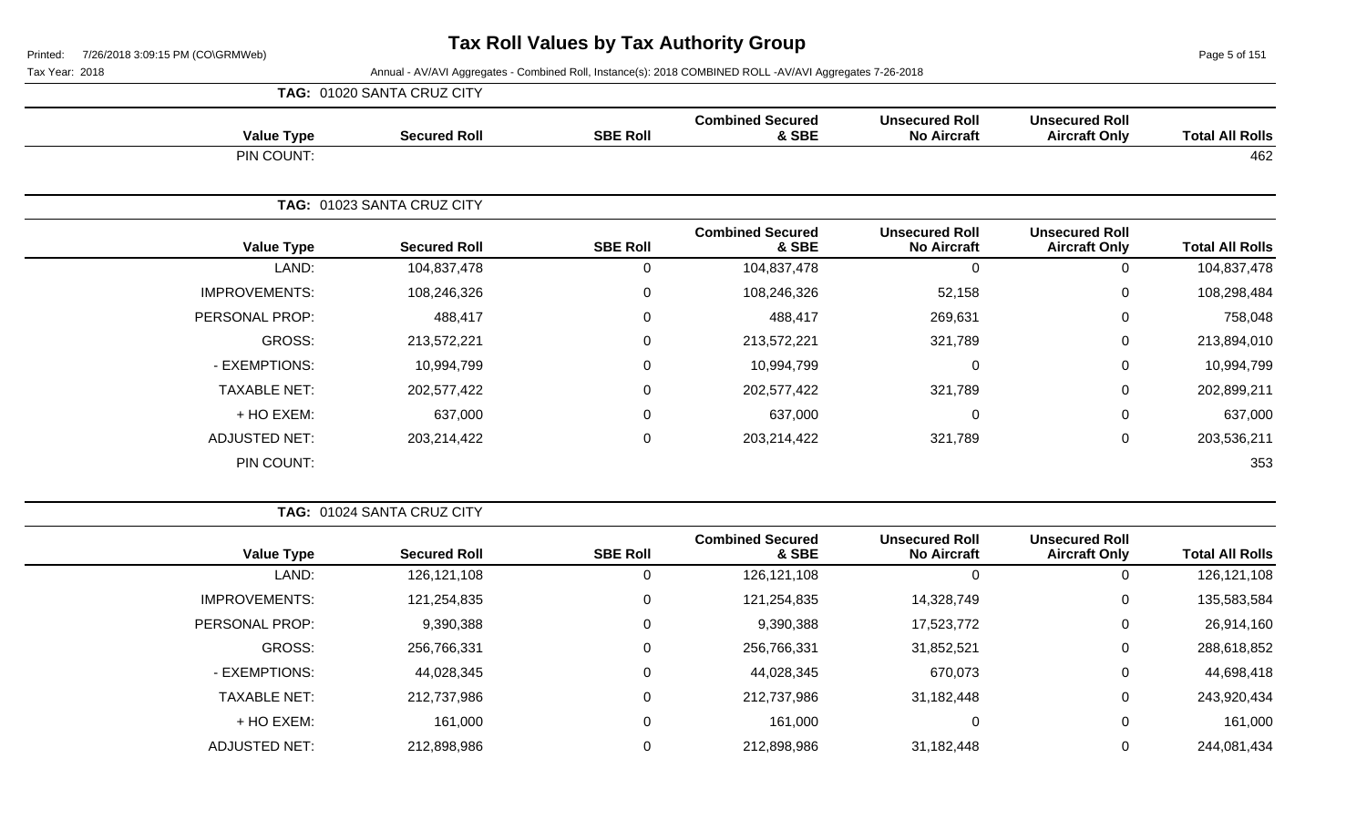# Tax Roll Values by Tax Authority Group

Printed: 7/26/2018 3:09:15 PM (CO\GRMWeb)

Tax Year: 2018

Annual - AV/AVI Aggregates - Combined Roll, Instance(s): 2018 COMBINED ROLL -AV/AVI Aggregates 7-26-2018

## TAG: 01020 SANTA CRUZ CITY

| Value Type | Secured Roll | SBE Roll | Combined Secured & SBE | Unsecured Roll No Aircraft | Unsecured Roll Aircraft Only | Total All Rolls |
|---|---|---|---|---|---|---|
| PIN COUNT: | | | | | | 462 |

## TAG: 01023 SANTA CRUZ CITY

| Value Type | Secured Roll | SBE Roll | Combined Secured & SBE | Unsecured Roll No Aircraft | Unsecured Roll Aircraft Only | Total All Rolls |
|---|---|---|---|---|---|---|
| LAND: | 104,837,478 | 0 | 104,837,478 | 0 | 0 | 104,837,478 |
| IMPROVEMENTS: | 108,246,326 | 0 | 108,246,326 | 52,158 | 0 | 108,298,484 |
| PERSONAL PROP: | 488,417 | 0 | 488,417 | 269,631 | 0 | 758,048 |
| GROSS: | 213,572,221 | 0 | 213,572,221 | 321,789 | 0 | 213,894,010 |
| - EXEMPTIONS: | 10,994,799 | 0 | 10,994,799 | 0 | 0 | 10,994,799 |
| TAXABLE NET: | 202,577,422 | 0 | 202,577,422 | 321,789 | 0 | 202,899,211 |
| + HO EXEM: | 637,000 | 0 | 637,000 | 0 | 0 | 637,000 |
| ADJUSTED NET: | 203,214,422 | 0 | 203,214,422 | 321,789 | 0 | 203,536,211 |
| PIN COUNT: | | | | | | 353 |

## TAG: 01024 SANTA CRUZ CITY

| Value Type | Secured Roll | SBE Roll | Combined Secured & SBE | Unsecured Roll No Aircraft | Unsecured Roll Aircraft Only | Total All Rolls |
|---|---|---|---|---|---|---|
| LAND: | 126,121,108 | 0 | 126,121,108 | 0 | 0 | 126,121,108 |
| IMPROVEMENTS: | 121,254,835 | 0 | 121,254,835 | 14,328,749 | 0 | 135,583,584 |
| PERSONAL PROP: | 9,390,388 | 0 | 9,390,388 | 17,523,772 | 0 | 26,914,160 |
| GROSS: | 256,766,331 | 0 | 256,766,331 | 31,852,521 | 0 | 288,618,852 |
| - EXEMPTIONS: | 44,028,345 | 0 | 44,028,345 | 670,073 | 0 | 44,698,418 |
| TAXABLE NET: | 212,737,986 | 0 | 212,737,986 | 31,182,448 | 0 | 243,920,434 |
| + HO EXEM: | 161,000 | 0 | 161,000 | 0 | 0 | 161,000 |
| ADJUSTED NET: | 212,898,986 | 0 | 212,898,986 | 31,182,448 | 0 | 244,081,434 |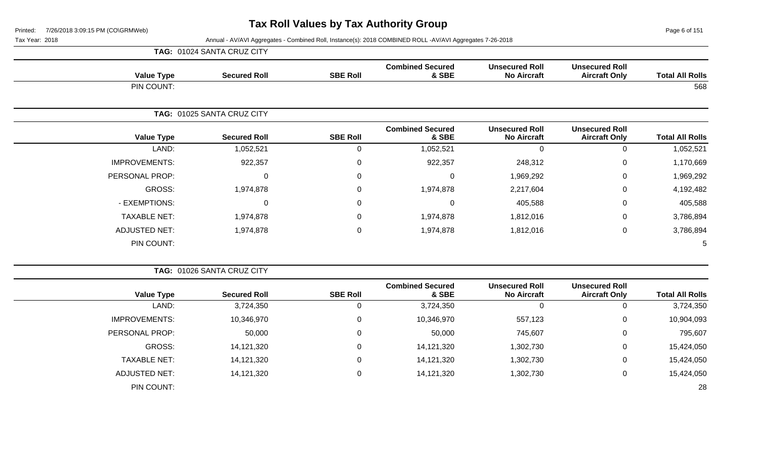# Tax Roll Values by Tax Authority Group

Tax Year: 2018

Annual - AV/AVI Aggregates - Combined Roll, Instance(s): 2018 COMBINED ROLL -AV/AVI Aggregates 7-26-2018

**TAG: 01024 SANTA CRUZ CITY**

| Value Type | Secured Roll | SBE Roll | Combined Secured & SBE | Unsecured Roll No Aircraft | Unsecured Roll Aircraft Only | Total All Rolls |
|---|---|---|---|---|---|---|
| PIN COUNT: | | | | | | 568 |

**TAG: 01025 SANTA CRUZ CITY**

| Value Type | Secured Roll | SBE Roll | Combined Secured & SBE | Unsecured Roll No Aircraft | Unsecured Roll Aircraft Only | Total All Rolls |
|---|---|---|---|---|---|---|
| LAND: | 1,052,521 | 0 | 1,052,521 | 0 | 0 | 1,052,521 |
| IMPROVEMENTS: | 922,357 | 0 | 922,357 | 248,312 | 0 | 1,170,669 |
| PERSONAL PROP: | 0 | 0 | 0 | 1,969,292 | 0 | 1,969,292 |
| GROSS: | 1,974,878 | 0 | 1,974,878 | 2,217,604 | 0 | 4,192,482 |
| - EXEMPTIONS: | 0 | 0 | 0 | 405,588 | 0 | 405,588 |
| TAXABLE NET: | 1,974,878 | 0 | 1,974,878 | 1,812,016 | 0 | 3,786,894 |
| ADJUSTED NET: | 1,974,878 | 0 | 1,974,878 | 1,812,016 | 0 | 3,786,894 |
| PIN COUNT: | | | | | | 5 |

**TAG: 01026 SANTA CRUZ CITY**

| Value Type | Secured Roll | SBE Roll | Combined Secured & SBE | Unsecured Roll No Aircraft | Unsecured Roll Aircraft Only | Total All Rolls |
|---|---|---|---|---|---|---|
| LAND: | 3,724,350 | 0 | 3,724,350 | 0 | 0 | 3,724,350 |
| IMPROVEMENTS: | 10,346,970 | 0 | 10,346,970 | 557,123 | 0 | 10,904,093 |
| PERSONAL PROP: | 50,000 | 0 | 50,000 | 745,607 | 0 | 795,607 |
| GROSS: | 14,121,320 | 0 | 14,121,320 | 1,302,730 | 0 | 15,424,050 |
| TAXABLE NET: | 14,121,320 | 0 | 14,121,320 | 1,302,730 | 0 | 15,424,050 |
| ADJUSTED NET: | 14,121,320 | 0 | 14,121,320 | 1,302,730 | 0 | 15,424,050 |
| PIN COUNT: | | | | | | 28 |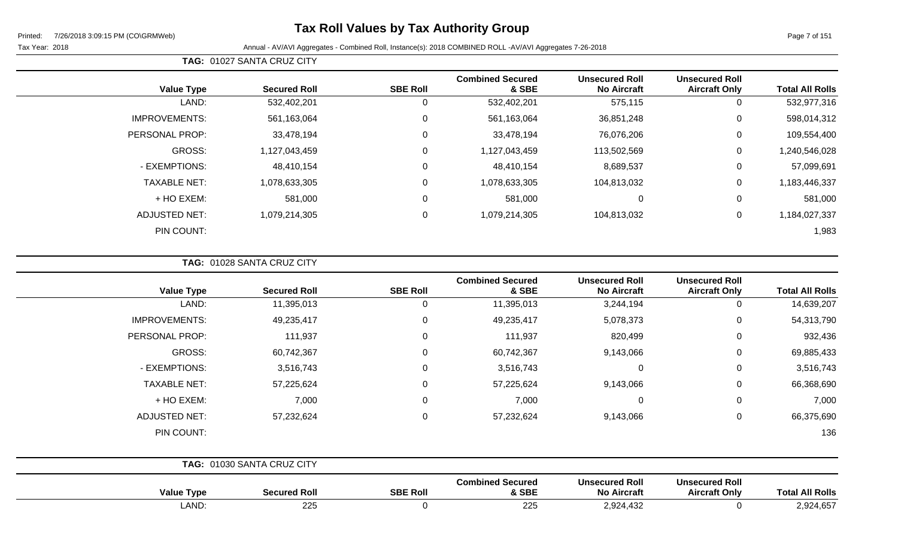# Tax Roll Values by Tax Authority Group

Printed: 7/26/2018 3:09:15 PM (CO\GRMWeb)

Tax Year: 2018 Annual - AV/AVI Aggregates - Combined Roll, Instance(s): 2018 COMBINED ROLL -AV/AVI Aggregates 7-26-2018

**TAG: 01027 SANTA CRUZ CITY**

| Value Type | Secured Roll | SBE Roll | Combined Secured & SBE | Unsecured Roll No Aircraft | Unsecured Roll Aircraft Only | Total All Rolls |
|---|---|---|---|---|---|---|
| LAND: | 532,402,201 | 0 | 532,402,201 | 575,115 | 0 | 532,977,316 |
| IMPROVEMENTS: | 561,163,064 | 0 | 561,163,064 | 36,851,248 | 0 | 598,014,312 |
| PERSONAL PROP: | 33,478,194 | 0 | 33,478,194 | 76,076,206 | 0 | 109,554,400 |
| GROSS: | 1,127,043,459 | 0 | 1,127,043,459 | 113,502,569 | 0 | 1,240,546,028 |
| - EXEMPTIONS: | 48,410,154 | 0 | 48,410,154 | 8,689,537 | 0 | 57,099,691 |
| TAXABLE NET: | 1,078,633,305 | 0 | 1,078,633,305 | 104,813,032 | 0 | 1,183,446,337 |
| + HO EXEM: | 581,000 | 0 | 581,000 | 0 | 0 | 581,000 |
| ADJUSTED NET: | 1,079,214,305 | 0 | 1,079,214,305 | 104,813,032 | 0 | 1,184,027,337 |
| PIN COUNT: | | | | | | 1,983 |

**TAG: 01028 SANTA CRUZ CITY**

| Value Type | Secured Roll | SBE Roll | Combined Secured & SBE | Unsecured Roll No Aircraft | Unsecured Roll Aircraft Only | Total All Rolls |
|---|---|---|---|---|---|---|
| LAND: | 11,395,013 | 0 | 11,395,013 | 3,244,194 | 0 | 14,639,207 |
| IMPROVEMENTS: | 49,235,417 | 0 | 49,235,417 | 5,078,373 | 0 | 54,313,790 |
| PERSONAL PROP: | 111,937 | 0 | 111,937 | 820,499 | 0 | 932,436 |
| GROSS: | 60,742,367 | 0 | 60,742,367 | 9,143,066 | 0 | 69,885,433 |
| - EXEMPTIONS: | 3,516,743 | 0 | 3,516,743 | 0 | 0 | 3,516,743 |
| TAXABLE NET: | 57,225,624 | 0 | 57,225,624 | 9,143,066 | 0 | 66,368,690 |
| + HO EXEM: | 7,000 | 0 | 7,000 | 0 | 0 | 7,000 |
| ADJUSTED NET: | 57,232,624 | 0 | 57,232,624 | 9,143,066 | 0 | 66,375,690 |
| PIN COUNT: | | | | | | 136 |

**TAG: 01030 SANTA CRUZ CITY**

| Value Type | Secured Roll | SBE Roll | Combined Secured & SBE | Unsecured Roll No Aircraft | Unsecured Roll Aircraft Only | Total All Rolls |
|---|---|---|---|---|---|---|
| LAND: | 225 | 0 | 225 | 2,924,432 | 0 | 2,924,657 |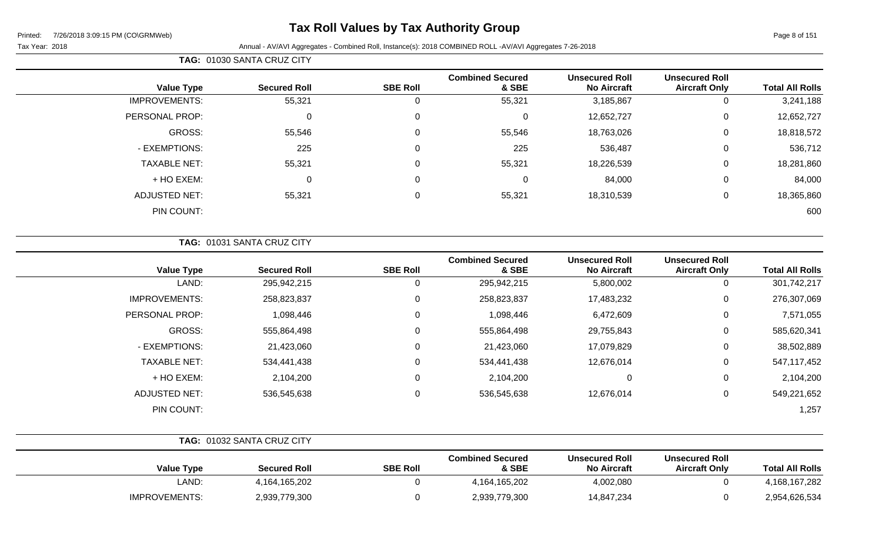# Tax Roll Values by Tax Authority Group

Printed: 7/26/2018 3:09:15 PM (CO\GRMWeb)

Tax Year: 2018 — Annual - AV/AVI Aggregates - Combined Roll, Instance(s): 2018 COMBINED ROLL -AV/AVI Aggregates 7-26-2018

**TAG: 01030 SANTA CRUZ CITY**

| Value Type | Secured Roll | SBE Roll | Combined Secured & SBE | Unsecured Roll No Aircraft | Unsecured Roll Aircraft Only | Total All Rolls |
|---|---|---|---|---|---|---|
| IMPROVEMENTS: | 55,321 | 0 | 55,321 | 3,185,867 | 0 | 3,241,188 |
| PERSONAL PROP: | 0 | 0 | 0 | 12,652,727 | 0 | 12,652,727 |
| GROSS: | 55,546 | 0 | 55,546 | 18,763,026 | 0 | 18,818,572 |
| - EXEMPTIONS: | 225 | 0 | 225 | 536,487 | 0 | 536,712 |
| TAXABLE NET: | 55,321 | 0 | 55,321 | 18,226,539 | 0 | 18,281,860 |
| + HO EXEM: | 0 | 0 | 0 | 84,000 | 0 | 84,000 |
| ADJUSTED NET: | 55,321 | 0 | 55,321 | 18,310,539 | 0 | 18,365,860 |
| PIN COUNT: | | | | | | 600 |

**TAG: 01031 SANTA CRUZ CITY**

| Value Type | Secured Roll | SBE Roll | Combined Secured & SBE | Unsecured Roll No Aircraft | Unsecured Roll Aircraft Only | Total All Rolls |
|---|---|---|---|---|---|---|
| LAND: | 295,942,215 | 0 | 295,942,215 | 5,800,002 | 0 | 301,742,217 |
| IMPROVEMENTS: | 258,823,837 | 0 | 258,823,837 | 17,483,232 | 0 | 276,307,069 |
| PERSONAL PROP: | 1,098,446 | 0 | 1,098,446 | 6,472,609 | 0 | 7,571,055 |
| GROSS: | 555,864,498 | 0 | 555,864,498 | 29,755,843 | 0 | 585,620,341 |
| - EXEMPTIONS: | 21,423,060 | 0 | 21,423,060 | 17,079,829 | 0 | 38,502,889 |
| TAXABLE NET: | 534,441,438 | 0 | 534,441,438 | 12,676,014 | 0 | 547,117,452 |
| + HO EXEM: | 2,104,200 | 0 | 2,104,200 | 0 | 0 | 2,104,200 |
| ADJUSTED NET: | 536,545,638 | 0 | 536,545,638 | 12,676,014 | 0 | 549,221,652 |
| PIN COUNT: | | | | | | 1,257 |

**TAG: 01032 SANTA CRUZ CITY**

| Value Type | Secured Roll | SBE Roll | Combined Secured & SBE | Unsecured Roll No Aircraft | Unsecured Roll Aircraft Only | Total All Rolls |
|---|---|---|---|---|---|---|
| LAND: | 4,164,165,202 | 0 | 4,164,165,202 | 4,002,080 | 0 | 4,168,167,282 |
| IMPROVEMENTS: | 2,939,779,300 | 0 | 2,939,779,300 | 14,847,234 | 0 | 2,954,626,534 |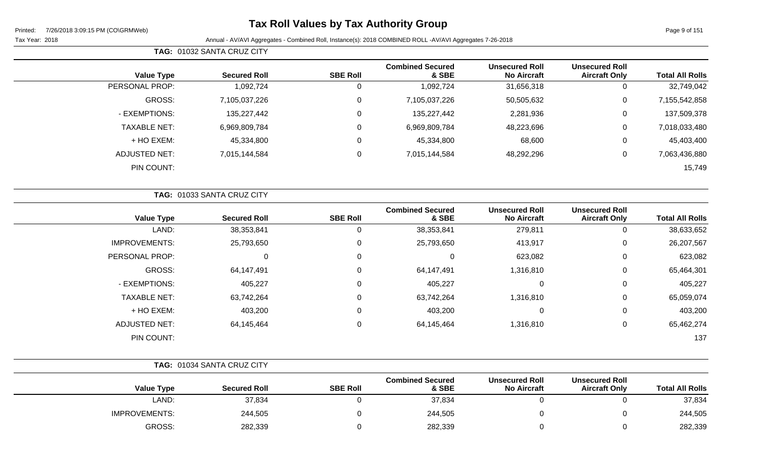# Tax Roll Values by Tax Authority Group

Printed: 7/26/2018 3:09:15 PM (CO\GRMWeb)

Tax Year: 2018 Annual - AV/AVI Aggregates - Combined Roll, Instance(s): 2018 COMBINED ROLL -AV/AVI Aggregates 7-26-2018

**TAG: 01032 SANTA CRUZ CITY**

| Value Type | Secured Roll | SBE Roll | Combined Secured & SBE | Unsecured Roll No Aircraft | Unsecured Roll Aircraft Only | Total All Rolls |
|---|---|---|---|---|---|---|
| PERSONAL PROP: | 1,092,724 | 0 | 1,092,724 | 31,656,318 | 0 | 32,749,042 |
| GROSS: | 7,105,037,226 | 0 | 7,105,037,226 | 50,505,632 | 0 | 7,155,542,858 |
| - EXEMPTIONS: | 135,227,442 | 0 | 135,227,442 | 2,281,936 | 0 | 137,509,378 |
| TAXABLE NET: | 6,969,809,784 | 0 | 6,969,809,784 | 48,223,696 | 0 | 7,018,033,480 |
| + HO EXEM: | 45,334,800 | 0 | 45,334,800 | 68,600 | 0 | 45,403,400 |
| ADJUSTED NET: | 7,015,144,584 | 0 | 7,015,144,584 | 48,292,296 | 0 | 7,063,436,880 |
| PIN COUNT: | | | | | | 15,749 |

**TAG: 01033 SANTA CRUZ CITY**

| Value Type | Secured Roll | SBE Roll | Combined Secured & SBE | Unsecured Roll No Aircraft | Unsecured Roll Aircraft Only | Total All Rolls |
|---|---|---|---|---|---|---|
| LAND: | 38,353,841 | 0 | 38,353,841 | 279,811 | 0 | 38,633,652 |
| IMPROVEMENTS: | 25,793,650 | 0 | 25,793,650 | 413,917 | 0 | 26,207,567 |
| PERSONAL PROP: | 0 | 0 | 0 | 623,082 | 0 | 623,082 |
| GROSS: | 64,147,491 | 0 | 64,147,491 | 1,316,810 | 0 | 65,464,301 |
| - EXEMPTIONS: | 405,227 | 0 | 405,227 | 0 | 0 | 405,227 |
| TAXABLE NET: | 63,742,264 | 0 | 63,742,264 | 1,316,810 | 0 | 65,059,074 |
| + HO EXEM: | 403,200 | 0 | 403,200 | 0 | 0 | 403,200 |
| ADJUSTED NET: | 64,145,464 | 0 | 64,145,464 | 1,316,810 | 0 | 65,462,274 |
| PIN COUNT: | | | | | | 137 |

**TAG: 01034 SANTA CRUZ CITY**

| Value Type | Secured Roll | SBE Roll | Combined Secured & SBE | Unsecured Roll No Aircraft | Unsecured Roll Aircraft Only | Total All Rolls |
|---|---|---|---|---|---|---|
| LAND: | 37,834 | 0 | 37,834 | 0 | 0 | 37,834 |
| IMPROVEMENTS: | 244,505 | 0 | 244,505 | 0 | 0 | 244,505 |
| GROSS: | 282,339 | 0 | 282,339 | 0 | 0 | 282,339 |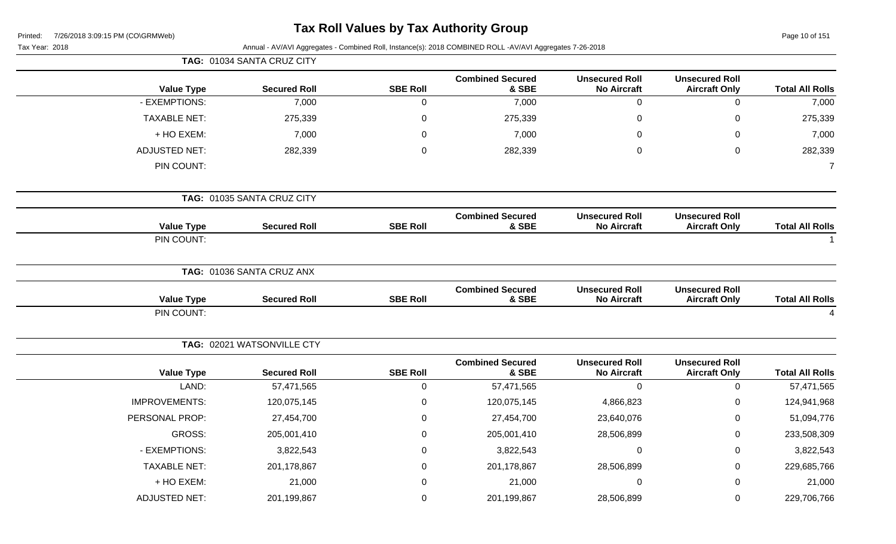# Tax Roll Values by Tax Authority Group

Printed: 7/26/2018 3:09:15 PM (CO\GRMWeb)

Tax Year: 2018

Annual - AV/AVI Aggregates - Combined Roll, Instance(s): 2018 COMBINED ROLL -AV/AVI Aggregates 7-26-2018

**TAG: 01034 SANTA CRUZ CITY**

| Value Type | Secured Roll | SBE Roll | Combined Secured & SBE | Unsecured Roll No Aircraft | Unsecured Roll Aircraft Only | Total All Rolls |
|---|---|---|---|---|---|---|
| - EXEMPTIONS: | 7,000 | 0 | 7,000 | 0 | 0 | 7,000 |
| TAXABLE NET: | 275,339 | 0 | 275,339 | 0 | 0 | 275,339 |
| + HO EXEM: | 7,000 | 0 | 7,000 | 0 | 0 | 7,000 |
| ADJUSTED NET: | 282,339 | 0 | 282,339 | 0 | 0 | 282,339 |
| PIN COUNT: | | | | | | 7 |

**TAG: 01035 SANTA CRUZ CITY**

| Value Type | Secured Roll | SBE Roll | Combined Secured & SBE | Unsecured Roll No Aircraft | Unsecured Roll Aircraft Only | Total All Rolls |
|---|---|---|---|---|---|---|
| PIN COUNT: | | | | | | 1 |

**TAG: 01036 SANTA CRUZ ANX**

| Value Type | Secured Roll | SBE Roll | Combined Secured & SBE | Unsecured Roll No Aircraft | Unsecured Roll Aircraft Only | Total All Rolls |
|---|---|---|---|---|---|---|
| PIN COUNT: | | | | | | 4 |

**TAG: 02021 WATSONVILLE CTY**

| Value Type | Secured Roll | SBE Roll | Combined Secured & SBE | Unsecured Roll No Aircraft | Unsecured Roll Aircraft Only | Total All Rolls |
|---|---|---|---|---|---|---|
| LAND: | 57,471,565 | 0 | 57,471,565 | 0 | 0 | 57,471,565 |
| IMPROVEMENTS: | 120,075,145 | 0 | 120,075,145 | 4,866,823 | 0 | 124,941,968 |
| PERSONAL PROP: | 27,454,700 | 0 | 27,454,700 | 23,640,076 | 0 | 51,094,776 |
| GROSS: | 205,001,410 | 0 | 205,001,410 | 28,506,899 | 0 | 233,508,309 |
| - EXEMPTIONS: | 3,822,543 | 0 | 3,822,543 | 0 | 0 | 3,822,543 |
| TAXABLE NET: | 201,178,867 | 0 | 201,178,867 | 28,506,899 | 0 | 229,685,766 |
| + HO EXEM: | 21,000 | 0 | 21,000 | 0 | 0 | 21,000 |
| ADJUSTED NET: | 201,199,867 | 0 | 201,199,867 | 28,506,899 | 0 | 229,706,766 |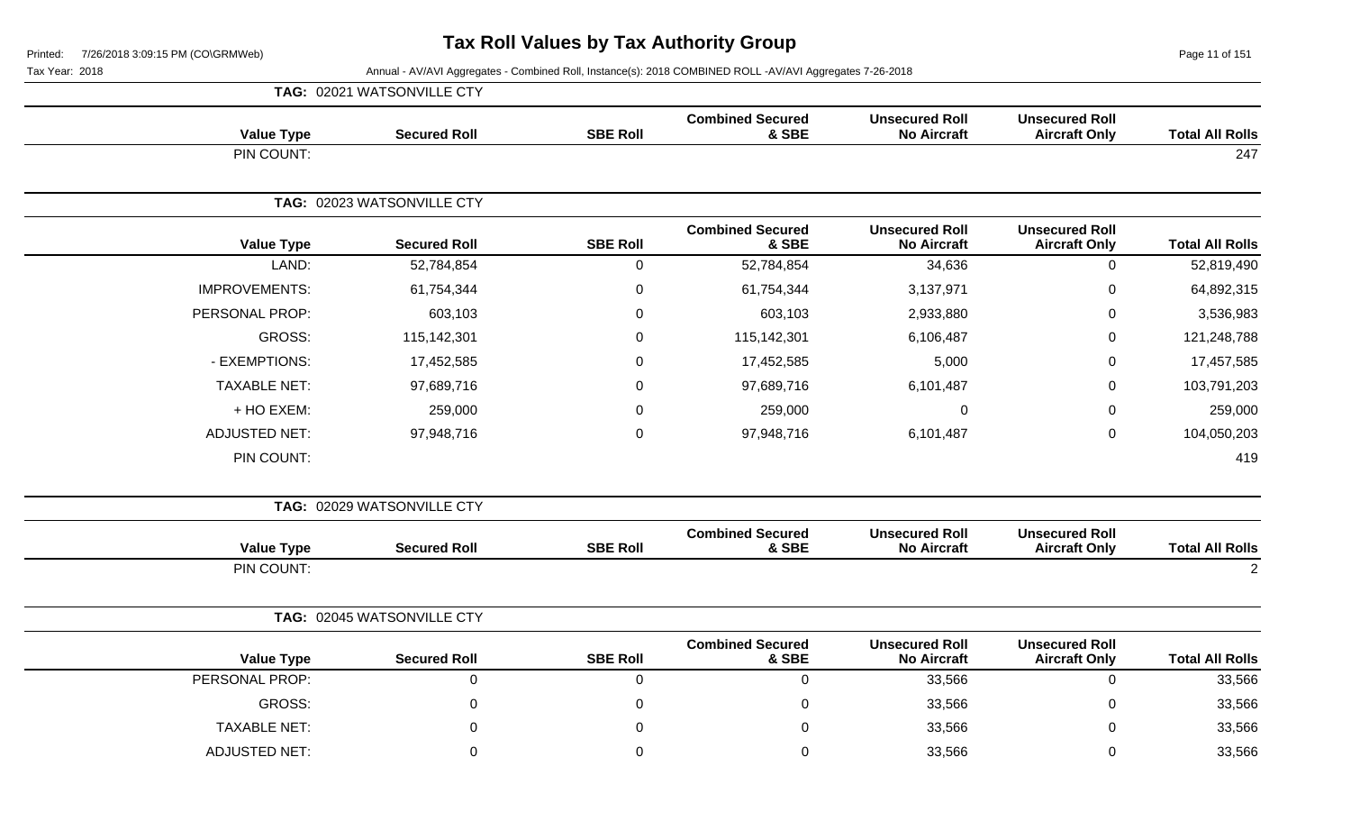# Tax Roll Values by Tax Authority Group

Tax Year: 2018

Annual - AV/AVI Aggregates - Combined Roll, Instance(s): 2018 COMBINED ROLL -AV/AVI Aggregates 7-26-2018

**TAG: 02021 WATSONVILLE CTY**

| Value Type | Secured Roll | SBE Roll | Combined Secured & SBE | Unsecured Roll No Aircraft | Unsecured Roll Aircraft Only | Total All Rolls |
|---|---|---|---|---|---|---|
| PIN COUNT: | | | | | | 247 |

**TAG: 02023 WATSONVILLE CTY**

| Value Type | Secured Roll | SBE Roll | Combined Secured & SBE | Unsecured Roll No Aircraft | Unsecured Roll Aircraft Only | Total All Rolls |
|---|---|---|---|---|---|---|
| LAND: | 52,784,854 | 0 | 52,784,854 | 34,636 | 0 | 52,819,490 |
| IMPROVEMENTS: | 61,754,344 | 0 | 61,754,344 | 3,137,971 | 0 | 64,892,315 |
| PERSONAL PROP: | 603,103 | 0 | 603,103 | 2,933,880 | 0 | 3,536,983 |
| GROSS: | 115,142,301 | 0 | 115,142,301 | 6,106,487 | 0 | 121,248,788 |
| - EXEMPTIONS: | 17,452,585 | 0 | 17,452,585 | 5,000 | 0 | 17,457,585 |
| TAXABLE NET: | 97,689,716 | 0 | 97,689,716 | 6,101,487 | 0 | 103,791,203 |
| + HO EXEM: | 259,000 | 0 | 259,000 | 0 | 0 | 259,000 |
| ADJUSTED NET: | 97,948,716 | 0 | 97,948,716 | 6,101,487 | 0 | 104,050,203 |
| PIN COUNT: | | | | | | 419 |

**TAG: 02029 WATSONVILLE CTY**

| Value Type | Secured Roll | SBE Roll | Combined Secured & SBE | Unsecured Roll No Aircraft | Unsecured Roll Aircraft Only | Total All Rolls |
|---|---|---|---|---|---|---|
| PIN COUNT: | | | | | | 2 |

**TAG: 02045 WATSONVILLE CTY**

| Value Type | Secured Roll | SBE Roll | Combined Secured & SBE | Unsecured Roll No Aircraft | Unsecured Roll Aircraft Only | Total All Rolls |
|---|---|---|---|---|---|---|
| PERSONAL PROP: | 0 | 0 | 0 | 33,566 | 0 | 33,566 |
| GROSS: | 0 | 0 | 0 | 33,566 | 0 | 33,566 |
| TAXABLE NET: | 0 | 0 | 0 | 33,566 | 0 | 33,566 |
| ADJUSTED NET: | 0 | 0 | 0 | 33,566 | 0 | 33,566 |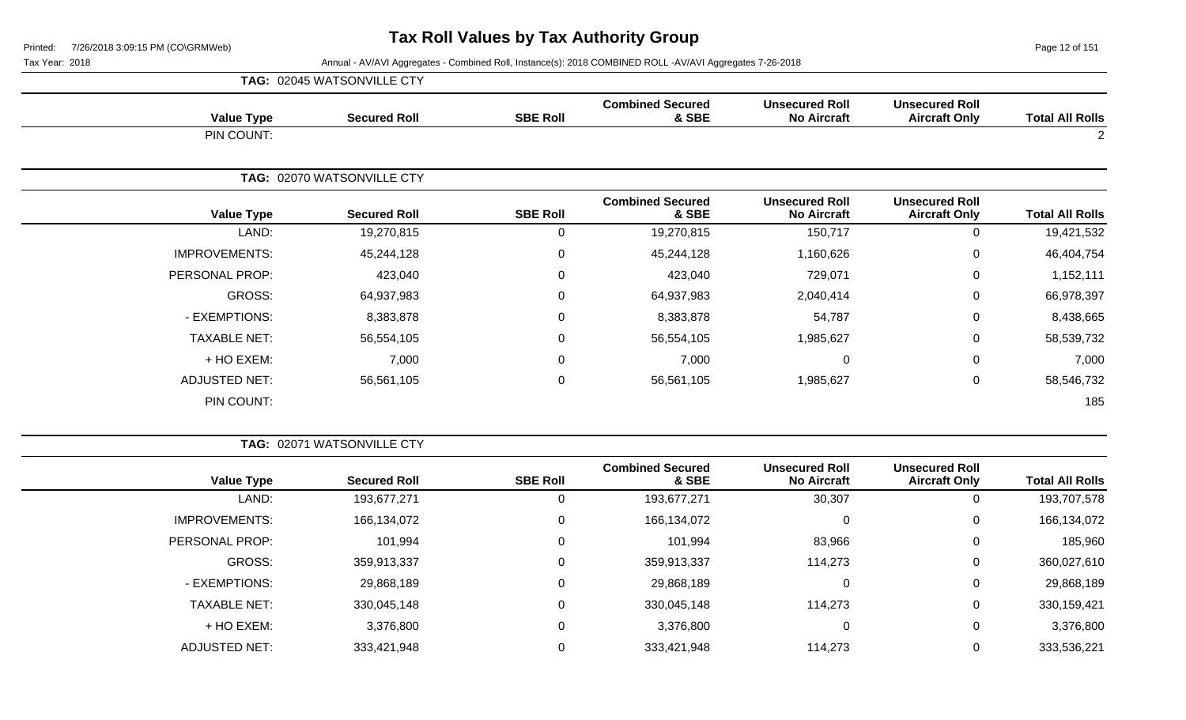# Tax Roll Values by Tax Authority Group

Tax Year: 2018

Annual - AV/AVI Aggregates - Combined Roll, Instance(s): 2018 COMBINED ROLL -AV/AVI Aggregates 7-26-2018

**TAG: 02045 WATSONVILLE CTY**

| Value Type | Secured Roll | SBE Roll | Combined Secured & SBE | Unsecured Roll No Aircraft | Unsecured Roll Aircraft Only | Total All Rolls |
|---|---|---|---|---|---|---|
| PIN COUNT: | | | | | | 2 |

**TAG: 02070 WATSONVILLE CTY**

| Value Type | Secured Roll | SBE Roll | Combined Secured & SBE | Unsecured Roll No Aircraft | Unsecured Roll Aircraft Only | Total All Rolls |
|---|---|---|---|---|---|---|
| LAND: | 19,270,815 | 0 | 19,270,815 | 150,717 | 0 | 19,421,532 |
| IMPROVEMENTS: | 45,244,128 | 0 | 45,244,128 | 1,160,626 | 0 | 46,404,754 |
| PERSONAL PROP: | 423,040 | 0 | 423,040 | 729,071 | 0 | 1,152,111 |
| GROSS: | 64,937,983 | 0 | 64,937,983 | 2,040,414 | 0 | 66,978,397 |
| - EXEMPTIONS: | 8,383,878 | 0 | 8,383,878 | 54,787 | 0 | 8,438,665 |
| TAXABLE NET: | 56,554,105 | 0 | 56,554,105 | 1,985,627 | 0 | 58,539,732 |
| + HO EXEM: | 7,000 | 0 | 7,000 | 0 | 0 | 7,000 |
| ADJUSTED NET: | 56,561,105 | 0 | 56,561,105 | 1,985,627 | 0 | 58,546,732 |
| PIN COUNT: | | | | | | 185 |

**TAG: 02071 WATSONVILLE CTY**

| Value Type | Secured Roll | SBE Roll | Combined Secured & SBE | Unsecured Roll No Aircraft | Unsecured Roll Aircraft Only | Total All Rolls |
|---|---|---|---|---|---|---|
| LAND: | 193,677,271 | 0 | 193,677,271 | 30,307 | 0 | 193,707,578 |
| IMPROVEMENTS: | 166,134,072 | 0 | 166,134,072 | 0 | 0 | 166,134,072 |
| PERSONAL PROP: | 101,994 | 0 | 101,994 | 83,966 | 0 | 185,960 |
| GROSS: | 359,913,337 | 0 | 359,913,337 | 114,273 | 0 | 360,027,610 |
| - EXEMPTIONS: | 29,868,189 | 0 | 29,868,189 | 0 | 0 | 29,868,189 |
| TAXABLE NET: | 330,045,148 | 0 | 330,045,148 | 114,273 | 0 | 330,159,421 |
| + HO EXEM: | 3,376,800 | 0 | 3,376,800 | 0 | 0 | 3,376,800 |
| ADJUSTED NET: | 333,421,948 | 0 | 333,421,948 | 114,273 | 0 | 333,536,221 |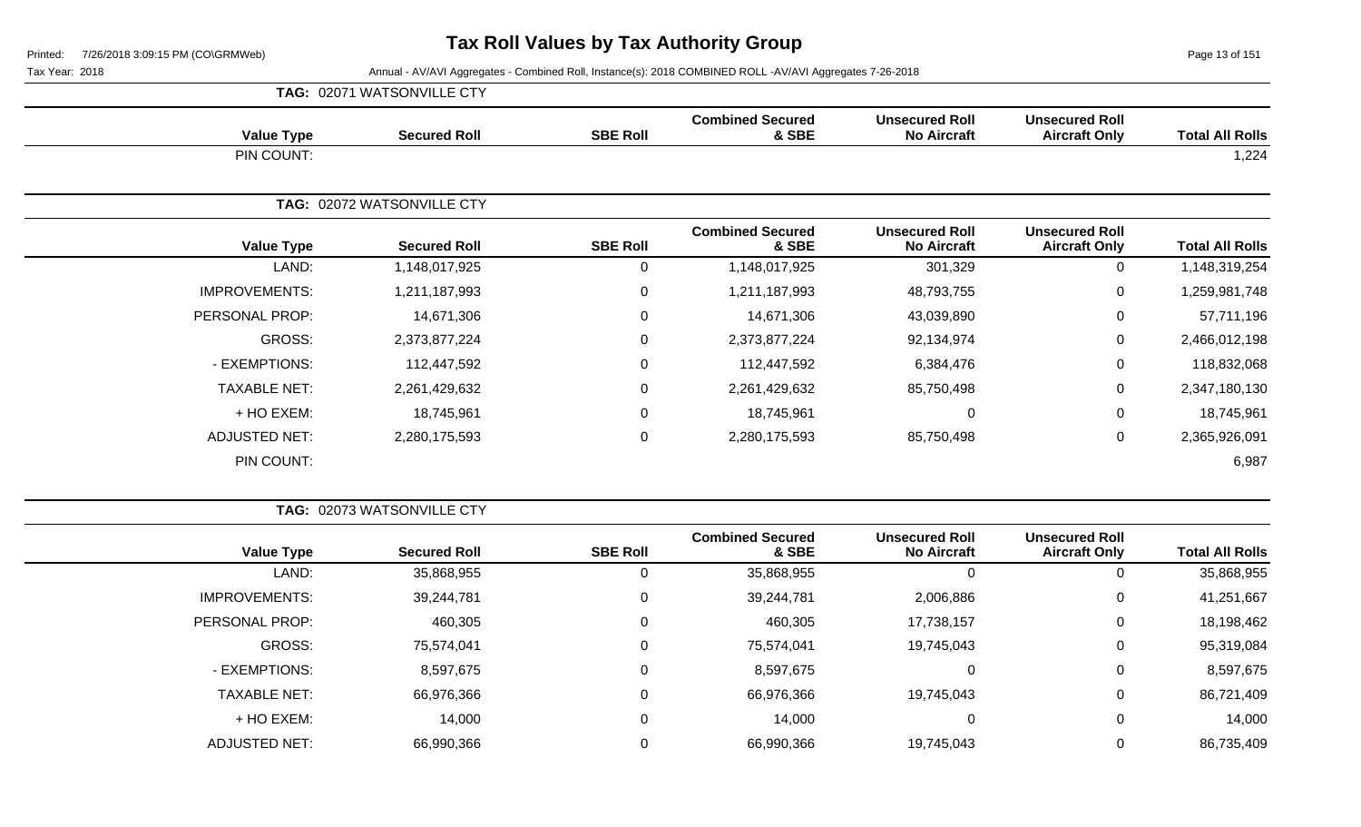# Tax Roll Values by Tax Authority Group

Printed: 7/26/2018 3:09:15 PM (CO\GRMWeb)

Tax Year: 2018

Annual - AV/AVI Aggregates - Combined Roll, Instance(s): 2018 COMBINED ROLL -AV/AVI Aggregates 7-26-2018

**TAG: 02071 WATSONVILLE CTY**

| Value Type | Secured Roll | SBE Roll | Combined Secured & SBE | Unsecured Roll No Aircraft | Unsecured Roll Aircraft Only | Total All Rolls |
|---|---|---|---|---|---|---|
| PIN COUNT: | | | | | | 1,224 |

**TAG: 02072 WATSONVILLE CTY**

| Value Type | Secured Roll | SBE Roll | Combined Secured & SBE | Unsecured Roll No Aircraft | Unsecured Roll Aircraft Only | Total All Rolls |
|---|---|---|---|---|---|---|
| LAND: | 1,148,017,925 | 0 | 1,148,017,925 | 301,329 | 0 | 1,148,319,254 |
| IMPROVEMENTS: | 1,211,187,993 | 0 | 1,211,187,993 | 48,793,755 | 0 | 1,259,981,748 |
| PERSONAL PROP: | 14,671,306 | 0 | 14,671,306 | 43,039,890 | 0 | 57,711,196 |
| GROSS: | 2,373,877,224 | 0 | 2,373,877,224 | 92,134,974 | 0 | 2,466,012,198 |
| - EXEMPTIONS: | 112,447,592 | 0 | 112,447,592 | 6,384,476 | 0 | 118,832,068 |
| TAXABLE NET: | 2,261,429,632 | 0 | 2,261,429,632 | 85,750,498 | 0 | 2,347,180,130 |
| + HO EXEM: | 18,745,961 | 0 | 18,745,961 | 0 | 0 | 18,745,961 |
| ADJUSTED NET: | 2,280,175,593 | 0 | 2,280,175,593 | 85,750,498 | 0 | 2,365,926,091 |
| PIN COUNT: | | | | | | 6,987 |

**TAG: 02073 WATSONVILLE CTY**

| Value Type | Secured Roll | SBE Roll | Combined Secured & SBE | Unsecured Roll No Aircraft | Unsecured Roll Aircraft Only | Total All Rolls |
|---|---|---|---|---|---|---|
| LAND: | 35,868,955 | 0 | 35,868,955 | 0 | 0 | 35,868,955 |
| IMPROVEMENTS: | 39,244,781 | 0 | 39,244,781 | 2,006,886 | 0 | 41,251,667 |
| PERSONAL PROP: | 460,305 | 0 | 460,305 | 17,738,157 | 0 | 18,198,462 |
| GROSS: | 75,574,041 | 0 | 75,574,041 | 19,745,043 | 0 | 95,319,084 |
| - EXEMPTIONS: | 8,597,675 | 0 | 8,597,675 | 0 | 0 | 8,597,675 |
| TAXABLE NET: | 66,976,366 | 0 | 66,976,366 | 19,745,043 | 0 | 86,721,409 |
| + HO EXEM: | 14,000 | 0 | 14,000 | 0 | 0 | 14,000 |
| ADJUSTED NET: | 66,990,366 | 0 | 66,990,366 | 19,745,043 | 0 | 86,735,409 |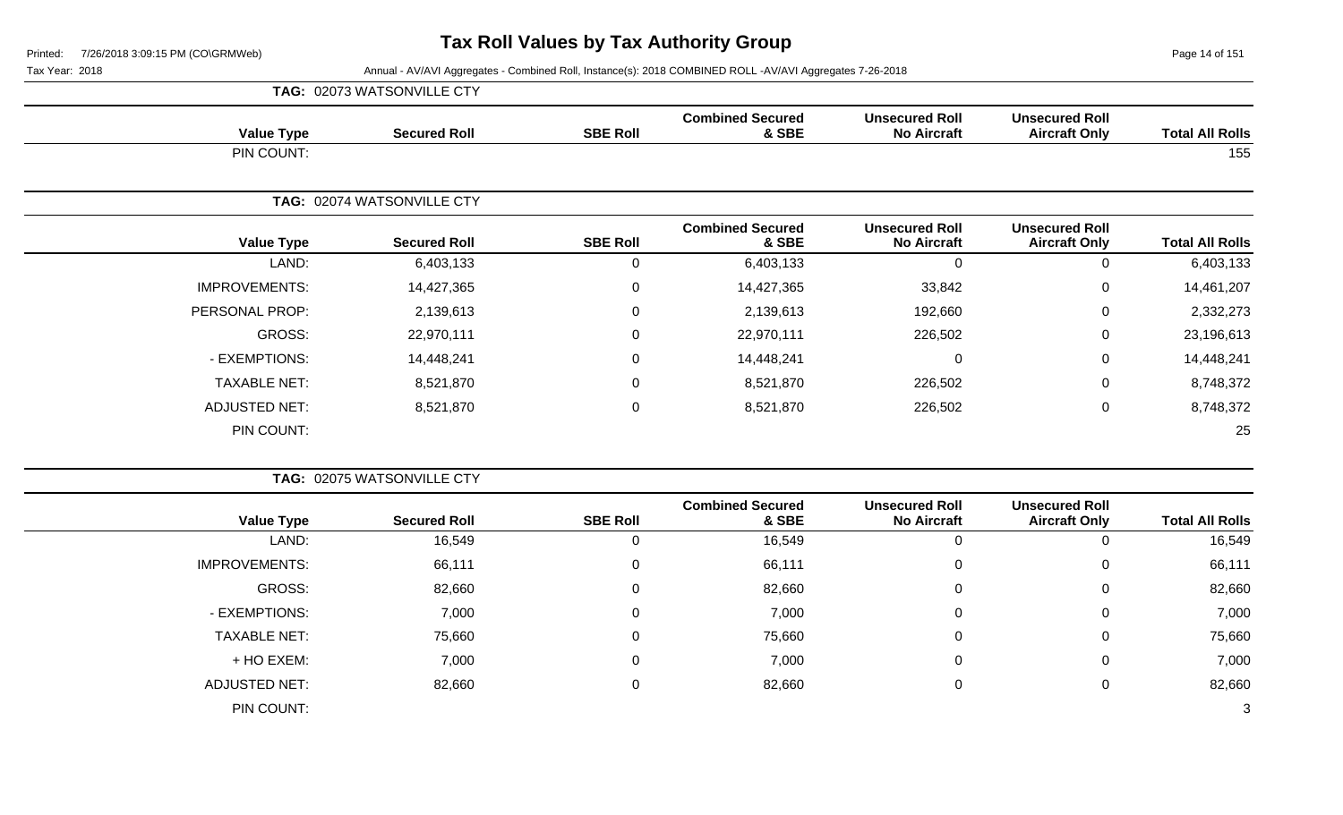# Tax Roll Values by Tax Authority Group

Tax Year: 2018

Annual - AV/AVI Aggregates - Combined Roll, Instance(s): 2018 COMBINED ROLL -AV/AVI Aggregates 7-26-2018

**TAG: 02073 WATSONVILLE CTY**

| Value Type | Secured Roll | SBE Roll | Combined Secured & SBE | Unsecured Roll No Aircraft | Unsecured Roll Aircraft Only | Total All Rolls |
|---|---|---|---|---|---|---|
| PIN COUNT: | | | | | | 155 |

**TAG: 02074 WATSONVILLE CTY**

| Value Type | Secured Roll | SBE Roll | Combined Secured & SBE | Unsecured Roll No Aircraft | Unsecured Roll Aircraft Only | Total All Rolls |
|---|---|---|---|---|---|---|
| LAND: | 6,403,133 | 0 | 6,403,133 | 0 | 0 | 6,403,133 |
| IMPROVEMENTS: | 14,427,365 | 0 | 14,427,365 | 33,842 | 0 | 14,461,207 |
| PERSONAL PROP: | 2,139,613 | 0 | 2,139,613 | 192,660 | 0 | 2,332,273 |
| GROSS: | 22,970,111 | 0 | 22,970,111 | 226,502 | 0 | 23,196,613 |
| - EXEMPTIONS: | 14,448,241 | 0 | 14,448,241 | 0 | 0 | 14,448,241 |
| TAXABLE NET: | 8,521,870 | 0 | 8,521,870 | 226,502 | 0 | 8,748,372 |
| ADJUSTED NET: | 8,521,870 | 0 | 8,521,870 | 226,502 | 0 | 8,748,372 |
| PIN COUNT: | | | | | | 25 |

**TAG: 02075 WATSONVILLE CTY**

| Value Type | Secured Roll | SBE Roll | Combined Secured & SBE | Unsecured Roll No Aircraft | Unsecured Roll Aircraft Only | Total All Rolls |
|---|---|---|---|---|---|---|
| LAND: | 16,549 | 0 | 16,549 | 0 | 0 | 16,549 |
| IMPROVEMENTS: | 66,111 | 0 | 66,111 | 0 | 0 | 66,111 |
| GROSS: | 82,660 | 0 | 82,660 | 0 | 0 | 82,660 |
| - EXEMPTIONS: | 7,000 | 0 | 7,000 | 0 | 0 | 7,000 |
| TAXABLE NET: | 75,660 | 0 | 75,660 | 0 | 0 | 75,660 |
| + HO EXEM: | 7,000 | 0 | 7,000 | 0 | 0 | 7,000 |
| ADJUSTED NET: | 82,660 | 0 | 82,660 | 0 | 0 | 82,660 |
| PIN COUNT: | | | | | | 3 |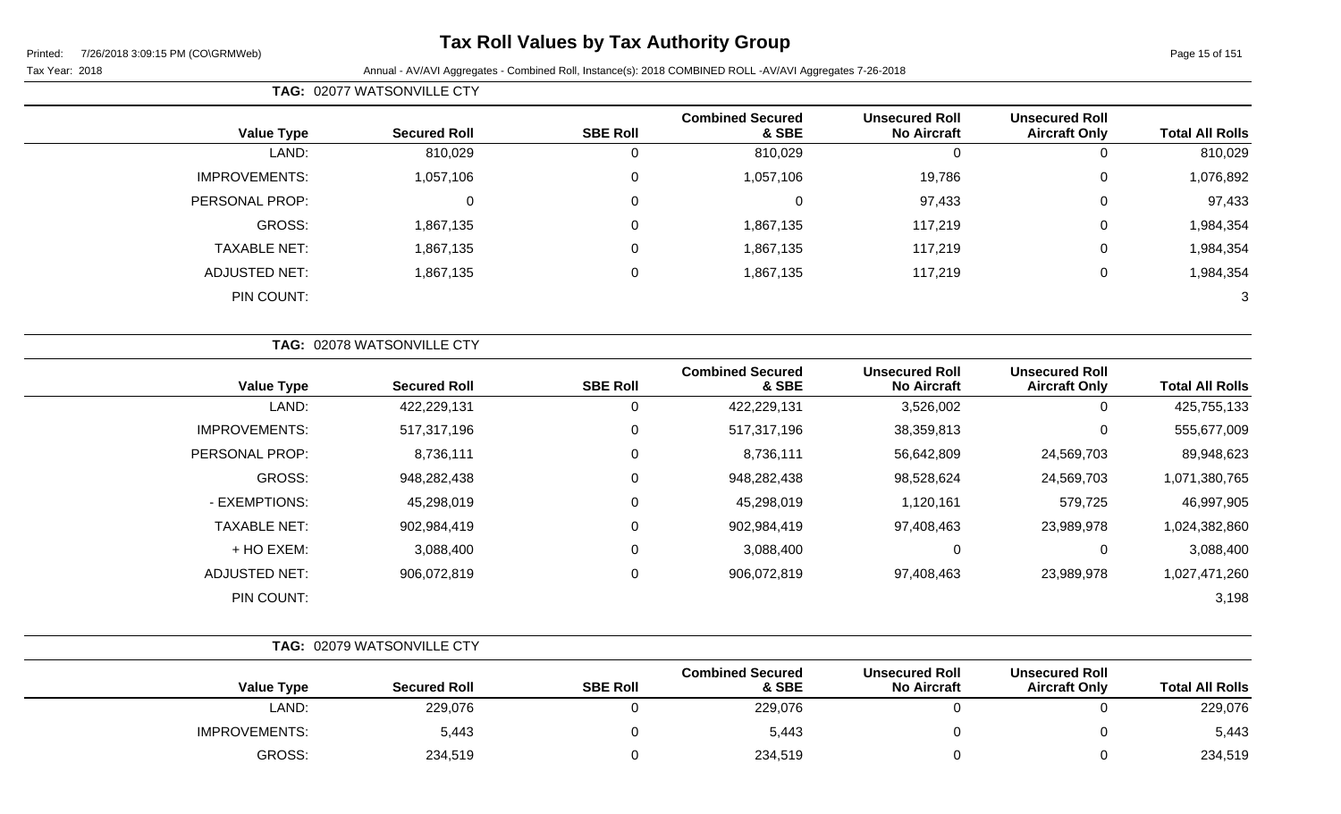# Tax Roll Values by Tax Authority Group

Printed: 7/26/2018 3:09:15 PM (CO\GRMWeb)

Tax Year: 2018

Annual - AV/AVI Aggregates - Combined Roll, Instance(s): 2018 COMBINED ROLL -AV/AVI Aggregates 7-26-2018

**TAG: 02077 WATSONVILLE CTY**

| Value Type | Secured Roll | SBE Roll | Combined Secured & SBE | Unsecured Roll No Aircraft | Unsecured Roll Aircraft Only | Total All Rolls |
|---|---|---|---|---|---|---|
| LAND: | 810,029 | 0 | 810,029 | 0 | 0 | 810,029 |
| IMPROVEMENTS: | 1,057,106 | 0 | 1,057,106 | 19,786 | 0 | 1,076,892 |
| PERSONAL PROP: | 0 | 0 | 0 | 97,433 | 0 | 97,433 |
| GROSS: | 1,867,135 | 0 | 1,867,135 | 117,219 | 0 | 1,984,354 |
| TAXABLE NET: | 1,867,135 | 0 | 1,867,135 | 117,219 | 0 | 1,984,354 |
| ADJUSTED NET: | 1,867,135 | 0 | 1,867,135 | 117,219 | 0 | 1,984,354 |
| PIN COUNT: | | | | | | 3 |

**TAG: 02078 WATSONVILLE CTY**

| Value Type | Secured Roll | SBE Roll | Combined Secured & SBE | Unsecured Roll No Aircraft | Unsecured Roll Aircraft Only | Total All Rolls |
|---|---|---|---|---|---|---|
| LAND: | 422,229,131 | 0 | 422,229,131 | 3,526,002 | 0 | 425,755,133 |
| IMPROVEMENTS: | 517,317,196 | 0 | 517,317,196 | 38,359,813 | 0 | 555,677,009 |
| PERSONAL PROP: | 8,736,111 | 0 | 8,736,111 | 56,642,809 | 24,569,703 | 89,948,623 |
| GROSS: | 948,282,438 | 0 | 948,282,438 | 98,528,624 | 24,569,703 | 1,071,380,765 |
| - EXEMPTIONS: | 45,298,019 | 0 | 45,298,019 | 1,120,161 | 579,725 | 46,997,905 |
| TAXABLE NET: | 902,984,419 | 0 | 902,984,419 | 97,408,463 | 23,989,978 | 1,024,382,860 |
| + HO EXEM: | 3,088,400 | 0 | 3,088,400 | 0 | 0 | 3,088,400 |
| ADJUSTED NET: | 906,072,819 | 0 | 906,072,819 | 97,408,463 | 23,989,978 | 1,027,471,260 |
| PIN COUNT: | | | | | | 3,198 |

**TAG: 02079 WATSONVILLE CTY**

| Value Type | Secured Roll | SBE Roll | Combined Secured & SBE | Unsecured Roll No Aircraft | Unsecured Roll Aircraft Only | Total All Rolls |
|---|---|---|---|---|---|---|
| LAND: | 229,076 | 0 | 229,076 | 0 | 0 | 229,076 |
| IMPROVEMENTS: | 5,443 | 0 | 5,443 | 0 | 0 | 5,443 |
| GROSS: | 234,519 | 0 | 234,519 | 0 | 0 | 234,519 |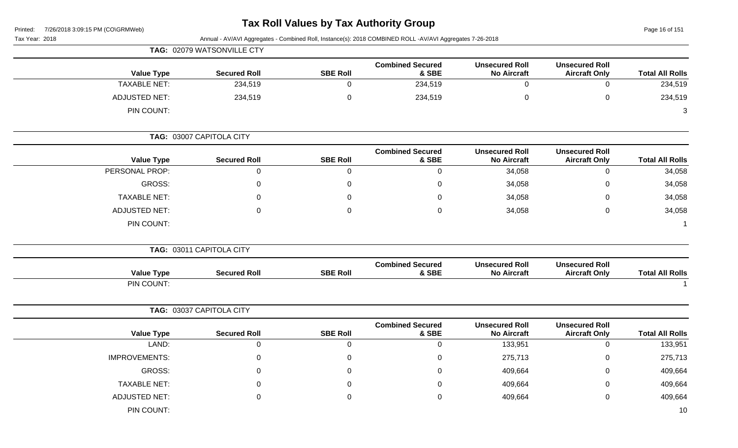# Tax Roll Values by Tax Authority Group

Tax Year: 2018

Annual - AV/AVI Aggregates - Combined Roll, Instance(s): 2018 COMBINED ROLL -AV/AVI Aggregates 7-26-2018

**TAG: 02079 WATSONVILLE CTY**

| Value Type | Secured Roll | SBE Roll | Combined Secured & SBE | Unsecured Roll No Aircraft | Unsecured Roll Aircraft Only | Total All Rolls |
|---|---|---|---|---|---|---|
| TAXABLE NET: | 234,519 | 0 | 234,519 | 0 | 0 | 234,519 |
| ADJUSTED NET: | 234,519 | 0 | 234,519 | 0 | 0 | 234,519 |
| PIN COUNT: | | | | | | 3 |

**TAG: 03007 CAPITOLA CITY**

| Value Type | Secured Roll | SBE Roll | Combined Secured & SBE | Unsecured Roll No Aircraft | Unsecured Roll Aircraft Only | Total All Rolls |
|---|---|---|---|---|---|---|
| PERSONAL PROP: | 0 | 0 | 0 | 34,058 | 0 | 34,058 |
| GROSS: | 0 | 0 | 0 | 34,058 | 0 | 34,058 |
| TAXABLE NET: | 0 | 0 | 0 | 34,058 | 0 | 34,058 |
| ADJUSTED NET: | 0 | 0 | 0 | 34,058 | 0 | 34,058 |
| PIN COUNT: | | | | | | 1 |

**TAG: 03011 CAPITOLA CITY**

| Value Type | Secured Roll | SBE Roll | Combined Secured & SBE | Unsecured Roll No Aircraft | Unsecured Roll Aircraft Only | Total All Rolls |
|---|---|---|---|---|---|---|
| PIN COUNT: | | | | | | 1 |

**TAG: 03037 CAPITOLA CITY**

| Value Type | Secured Roll | SBE Roll | Combined Secured & SBE | Unsecured Roll No Aircraft | Unsecured Roll Aircraft Only | Total All Rolls |
|---|---|---|---|---|---|---|
| LAND: | 0 | 0 | 0 | 133,951 | 0 | 133,951 |
| IMPROVEMENTS: | 0 | 0 | 0 | 275,713 | 0 | 275,713 |
| GROSS: | 0 | 0 | 0 | 409,664 | 0 | 409,664 |
| TAXABLE NET: | 0 | 0 | 0 | 409,664 | 0 | 409,664 |
| ADJUSTED NET: | 0 | 0 | 0 | 409,664 | 0 | 409,664 |
| PIN COUNT: | | | | | | 10 |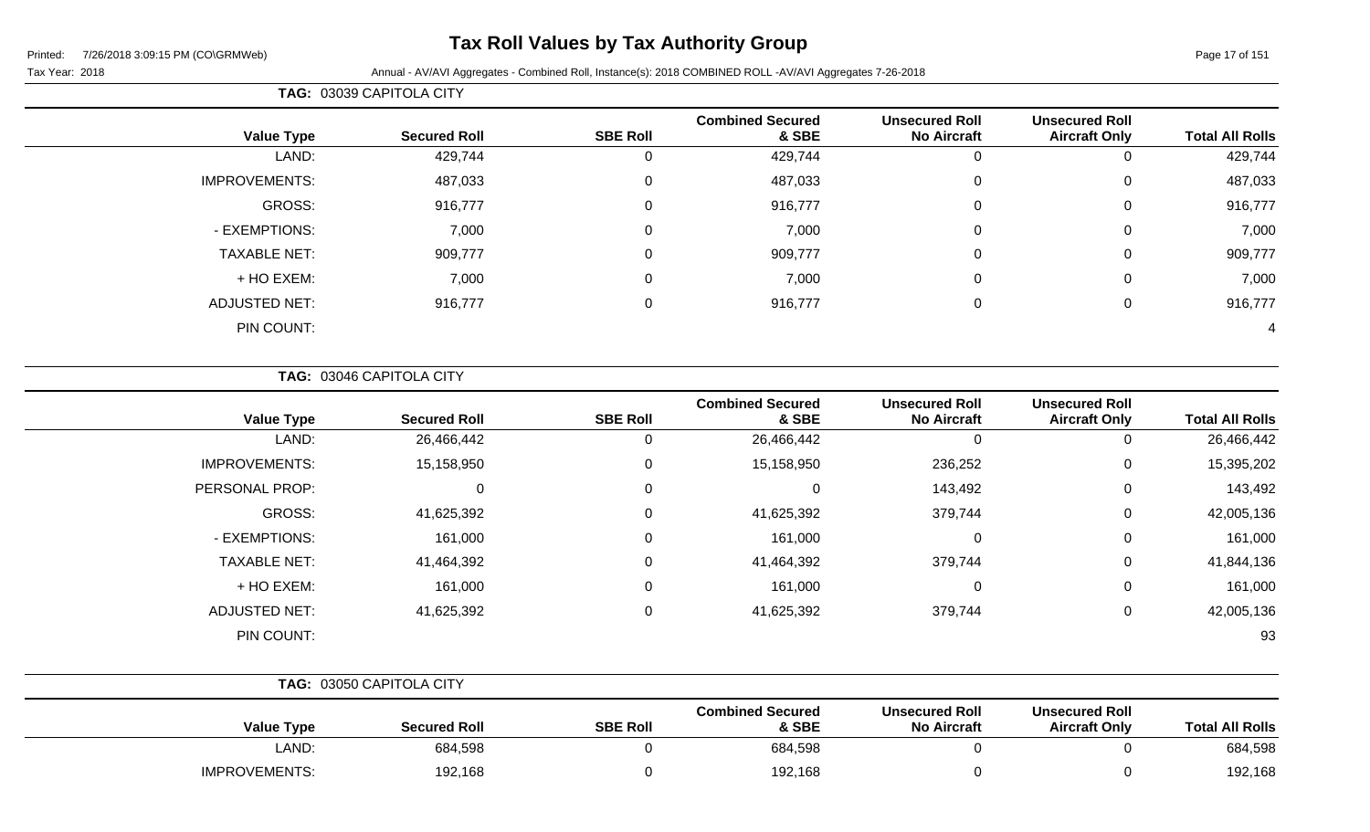# Tax Roll Values by Tax Authority Group

Printed: 7/26/2018 3:09:15 PM (CO\GRMWeb)

Tax Year: 2018 Annual - AV/AVI Aggregates - Combined Roll, Instance(s): 2018 COMBINED ROLL -AV/AVI Aggregates 7-26-2018

**TAG: 03039 CAPITOLA CITY**

| Value Type | Secured Roll | SBE Roll | Combined Secured & SBE | Unsecured Roll No Aircraft | Unsecured Roll Aircraft Only | Total All Rolls |
|---|---|---|---|---|---|---|
| LAND: | 429,744 | 0 | 429,744 | 0 | 0 | 429,744 |
| IMPROVEMENTS: | 487,033 | 0 | 487,033 | 0 | 0 | 487,033 |
| GROSS: | 916,777 | 0 | 916,777 | 0 | 0 | 916,777 |
| - EXEMPTIONS: | 7,000 | 0 | 7,000 | 0 | 0 | 7,000 |
| TAXABLE NET: | 909,777 | 0 | 909,777 | 0 | 0 | 909,777 |
| + HO EXEM: | 7,000 | 0 | 7,000 | 0 | 0 | 7,000 |
| ADJUSTED NET: | 916,777 | 0 | 916,777 | 0 | 0 | 916,777 |
| PIN COUNT: | | | | | | 4 |

**TAG: 03046 CAPITOLA CITY**

| Value Type | Secured Roll | SBE Roll | Combined Secured & SBE | Unsecured Roll No Aircraft | Unsecured Roll Aircraft Only | Total All Rolls |
|---|---|---|---|---|---|---|
| LAND: | 26,466,442 | 0 | 26,466,442 | 0 | 0 | 26,466,442 |
| IMPROVEMENTS: | 15,158,950 | 0 | 15,158,950 | 236,252 | 0 | 15,395,202 |
| PERSONAL PROP: | 0 | 0 | 0 | 143,492 | 0 | 143,492 |
| GROSS: | 41,625,392 | 0 | 41,625,392 | 379,744 | 0 | 42,005,136 |
| - EXEMPTIONS: | 161,000 | 0 | 161,000 | 0 | 0 | 161,000 |
| TAXABLE NET: | 41,464,392 | 0 | 41,464,392 | 379,744 | 0 | 41,844,136 |
| + HO EXEM: | 161,000 | 0 | 161,000 | 0 | 0 | 161,000 |
| ADJUSTED NET: | 41,625,392 | 0 | 41,625,392 | 379,744 | 0 | 42,005,136 |
| PIN COUNT: | | | | | | 93 |

**TAG: 03050 CAPITOLA CITY**

| Value Type | Secured Roll | SBE Roll | Combined Secured & SBE | Unsecured Roll No Aircraft | Unsecured Roll Aircraft Only | Total All Rolls |
|---|---|---|---|---|---|---|
| LAND: | 684,598 | 0 | 684,598 | 0 | 0 | 684,598 |
| IMPROVEMENTS: | 192,168 | 0 | 192,168 | 0 | 0 | 192,168 |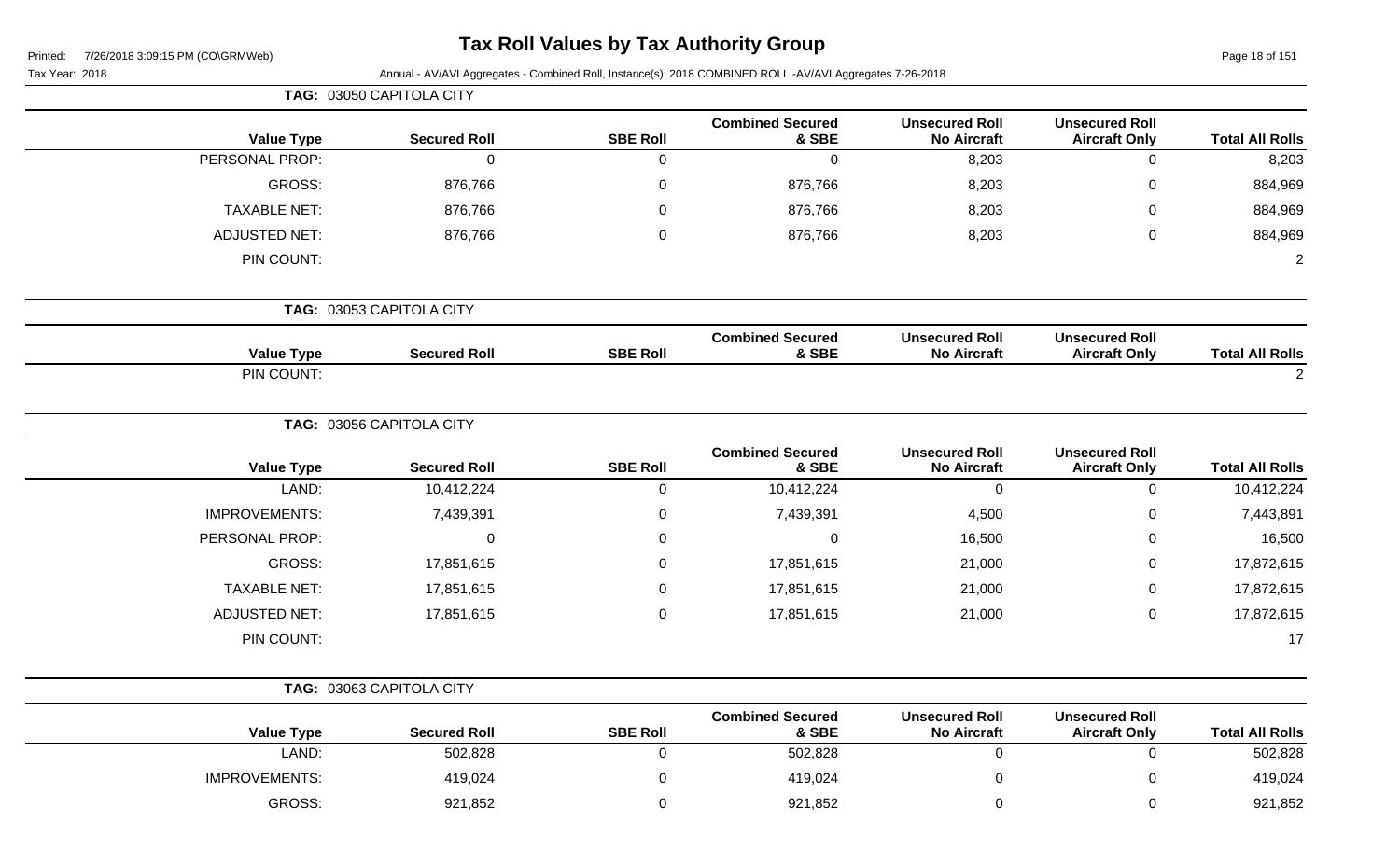# Tax Roll Values by Tax Authority Group

Printed: 7/26/2018 3:09:15 PM (CO\GRMWeb)

Tax Year: 2018

Annual - AV/AVI Aggregates - Combined Roll, Instance(s): 2018 COMBINED ROLL -AV/AVI Aggregates 7-26-2018

**TAG: 03050 CAPITOLA CITY**

| Value Type | Secured Roll | SBE Roll | Combined Secured & SBE | Unsecured Roll No Aircraft | Unsecured Roll Aircraft Only | Total All Rolls |
|---|---|---|---|---|---|---|
| PERSONAL PROP: | 0 | 0 | 0 | 8,203 | 0 | 8,203 |
| GROSS: | 876,766 | 0 | 876,766 | 8,203 | 0 | 884,969 |
| TAXABLE NET: | 876,766 | 0 | 876,766 | 8,203 | 0 | 884,969 |
| ADJUSTED NET: | 876,766 | 0 | 876,766 | 8,203 | 0 | 884,969 |
| PIN COUNT: | | | | | | 2 |

**TAG: 03053 CAPITOLA CITY**

| Value Type | Secured Roll | SBE Roll | Combined Secured & SBE | Unsecured Roll No Aircraft | Unsecured Roll Aircraft Only | Total All Rolls |
|---|---|---|---|---|---|---|
| PIN COUNT: | | | | | | 2 |

**TAG: 03056 CAPITOLA CITY**

| Value Type | Secured Roll | SBE Roll | Combined Secured & SBE | Unsecured Roll No Aircraft | Unsecured Roll Aircraft Only | Total All Rolls |
|---|---|---|---|---|---|---|
| LAND: | 10,412,224 | 0 | 10,412,224 | 0 | 0 | 10,412,224 |
| IMPROVEMENTS: | 7,439,391 | 0 | 7,439,391 | 4,500 | 0 | 7,443,891 |
| PERSONAL PROP: | 0 | 0 | 0 | 16,500 | 0 | 16,500 |
| GROSS: | 17,851,615 | 0 | 17,851,615 | 21,000 | 0 | 17,872,615 |
| TAXABLE NET: | 17,851,615 | 0 | 17,851,615 | 21,000 | 0 | 17,872,615 |
| ADJUSTED NET: | 17,851,615 | 0 | 17,851,615 | 21,000 | 0 | 17,872,615 |
| PIN COUNT: | | | | | | 17 |

**TAG: 03063 CAPITOLA CITY**

| Value Type | Secured Roll | SBE Roll | Combined Secured & SBE | Unsecured Roll No Aircraft | Unsecured Roll Aircraft Only | Total All Rolls |
|---|---|---|---|---|---|---|
| LAND: | 502,828 | 0 | 502,828 | 0 | 0 | 502,828 |
| IMPROVEMENTS: | 419,024 | 0 | 419,024 | 0 | 0 | 419,024 |
| GROSS: | 921,852 | 0 | 921,852 | 0 | 0 | 921,852 |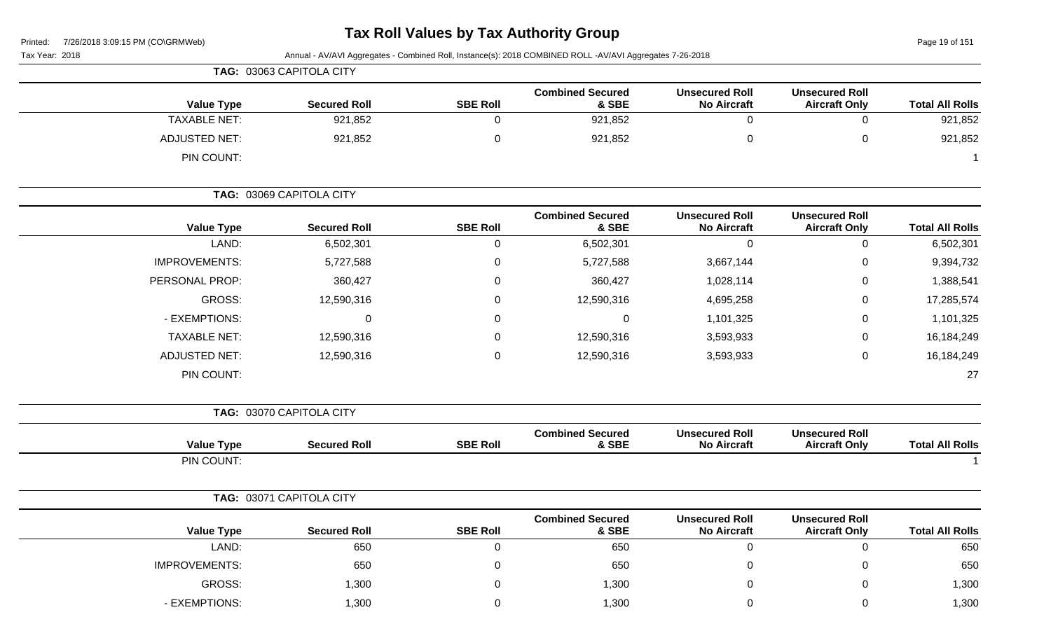# Tax Roll Values by Tax Authority Group

Printed: 7/26/2018 3:09:15 PM (CO\GRMWeb)

Tax Year: 2018

Annual - AV/AVI Aggregates - Combined Roll, Instance(s): 2018 COMBINED ROLL -AV/AVI Aggregates 7-26-2018

**TAG: 03063 CAPITOLA CITY**

| Value Type | Secured Roll | SBE Roll | Combined Secured & SBE | Unsecured Roll No Aircraft | Unsecured Roll Aircraft Only | Total All Rolls |
|---|---|---|---|---|---|---|
| TAXABLE NET: | 921,852 | 0 | 921,852 | 0 | 0 | 921,852 |
| ADJUSTED NET: | 921,852 | 0 | 921,852 | 0 | 0 | 921,852 |
| PIN COUNT: | | | | | | 1 |

**TAG: 03069 CAPITOLA CITY**

| Value Type | Secured Roll | SBE Roll | Combined Secured & SBE | Unsecured Roll No Aircraft | Unsecured Roll Aircraft Only | Total All Rolls |
|---|---|---|---|---|---|---|
| LAND: | 6,502,301 | 0 | 6,502,301 | 0 | 0 | 6,502,301 |
| IMPROVEMENTS: | 5,727,588 | 0 | 5,727,588 | 3,667,144 | 0 | 9,394,732 |
| PERSONAL PROP: | 360,427 | 0 | 360,427 | 1,028,114 | 0 | 1,388,541 |
| GROSS: | 12,590,316 | 0 | 12,590,316 | 4,695,258 | 0 | 17,285,574 |
| - EXEMPTIONS: | 0 | 0 | 0 | 1,101,325 | 0 | 1,101,325 |
| TAXABLE NET: | 12,590,316 | 0 | 12,590,316 | 3,593,933 | 0 | 16,184,249 |
| ADJUSTED NET: | 12,590,316 | 0 | 12,590,316 | 3,593,933 | 0 | 16,184,249 |
| PIN COUNT: | | | | | | 27 |

**TAG: 03070 CAPITOLA CITY**

| Value Type | Secured Roll | SBE Roll | Combined Secured & SBE | Unsecured Roll No Aircraft | Unsecured Roll Aircraft Only | Total All Rolls |
|---|---|---|---|---|---|---|
| PIN COUNT: | | | | | | 1 |

**TAG: 03071 CAPITOLA CITY**

| Value Type | Secured Roll | SBE Roll | Combined Secured & SBE | Unsecured Roll No Aircraft | Unsecured Roll Aircraft Only | Total All Rolls |
|---|---|---|---|---|---|---|
| LAND: | 650 | 0 | 650 | 0 | 0 | 650 |
| IMPROVEMENTS: | 650 | 0 | 650 | 0 | 0 | 650 |
| GROSS: | 1,300 | 0 | 1,300 | 0 | 0 | 1,300 |
| - EXEMPTIONS: | 1,300 | 0 | 1,300 | 0 | 0 | 1,300 |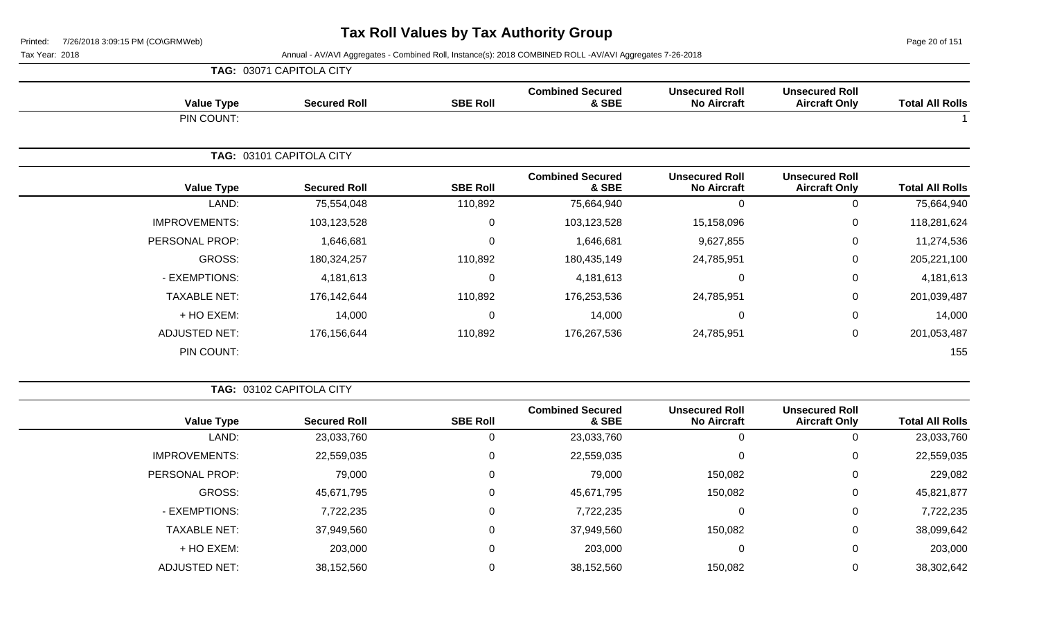# Tax Roll Values by Tax Authority Group

Tax Year: 2018

Annual - AV/AVI Aggregates - Combined Roll, Instance(s): 2018 COMBINED ROLL -AV/AVI Aggregates 7-26-2018

**TAG: 03071 CAPITOLA CITY**

| Value Type | Secured Roll | SBE Roll | Combined Secured & SBE | Unsecured Roll No Aircraft | Unsecured Roll Aircraft Only | Total All Rolls |
|---|---|---|---|---|---|---|
| PIN COUNT: | | | | | | 1 |

**TAG: 03101 CAPITOLA CITY**

| Value Type | Secured Roll | SBE Roll | Combined Secured & SBE | Unsecured Roll No Aircraft | Unsecured Roll Aircraft Only | Total All Rolls |
|---|---|---|---|---|---|---|
| LAND: | 75,554,048 | 110,892 | 75,664,940 | 0 | 0 | 75,664,940 |
| IMPROVEMENTS: | 103,123,528 | 0 | 103,123,528 | 15,158,096 | 0 | 118,281,624 |
| PERSONAL PROP: | 1,646,681 | 0 | 1,646,681 | 9,627,855 | 0 | 11,274,536 |
| GROSS: | 180,324,257 | 110,892 | 180,435,149 | 24,785,951 | 0 | 205,221,100 |
| - EXEMPTIONS: | 4,181,613 | 0 | 4,181,613 | 0 | 0 | 4,181,613 |
| TAXABLE NET: | 176,142,644 | 110,892 | 176,253,536 | 24,785,951 | 0 | 201,039,487 |
| + HO EXEM: | 14,000 | 0 | 14,000 | 0 | 0 | 14,000 |
| ADJUSTED NET: | 176,156,644 | 110,892 | 176,267,536 | 24,785,951 | 0 | 201,053,487 |
| PIN COUNT: | | | | | | 155 |

**TAG: 03102 CAPITOLA CITY**

| Value Type | Secured Roll | SBE Roll | Combined Secured & SBE | Unsecured Roll No Aircraft | Unsecured Roll Aircraft Only | Total All Rolls |
|---|---|---|---|---|---|---|
| LAND: | 23,033,760 | 0 | 23,033,760 | 0 | 0 | 23,033,760 |
| IMPROVEMENTS: | 22,559,035 | 0 | 22,559,035 | 0 | 0 | 22,559,035 |
| PERSONAL PROP: | 79,000 | 0 | 79,000 | 150,082 | 0 | 229,082 |
| GROSS: | 45,671,795 | 0 | 45,671,795 | 150,082 | 0 | 45,821,877 |
| - EXEMPTIONS: | 7,722,235 | 0 | 7,722,235 | 0 | 0 | 7,722,235 |
| TAXABLE NET: | 37,949,560 | 0 | 37,949,560 | 150,082 | 0 | 38,099,642 |
| + HO EXEM: | 203,000 | 0 | 203,000 | 0 | 0 | 203,000 |
| ADJUSTED NET: | 38,152,560 | 0 | 38,152,560 | 150,082 | 0 | 38,302,642 |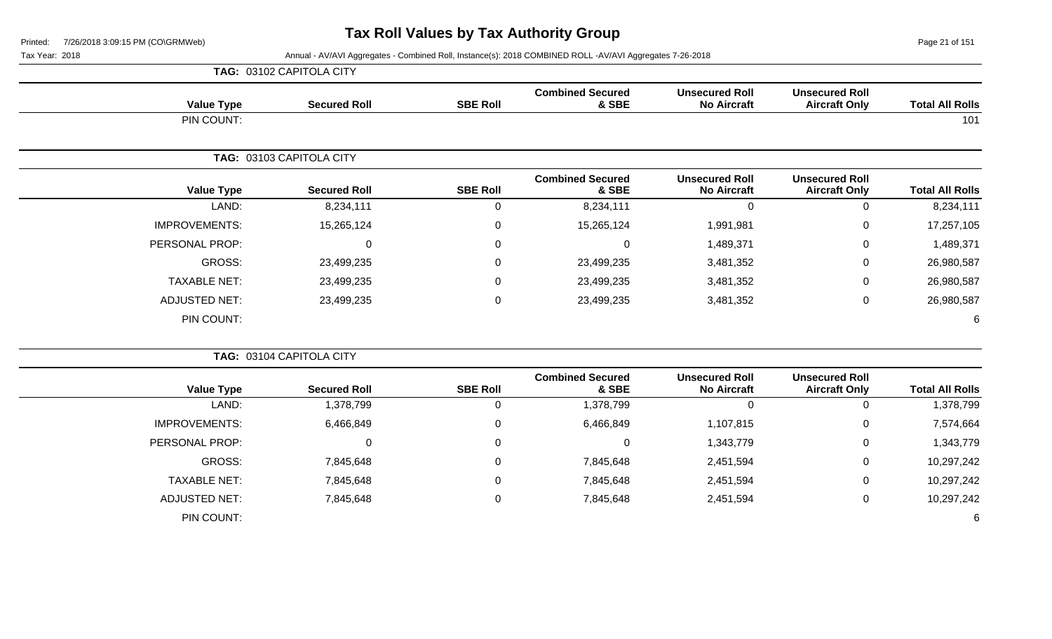# Tax Roll Values by Tax Authority Group

Printed: 7/26/2018 3:09:15 PM (CO\GRMWeb)

Tax Year: 2018

Annual - AV/AVI Aggregates - Combined Roll, Instance(s): 2018 COMBINED ROLL -AV/AVI Aggregates 7-26-2018

## TAG: 03102 CAPITOLA CITY

| Value Type | Secured Roll | SBE Roll | Combined Secured & SBE | Unsecured Roll No Aircraft | Unsecured Roll Aircraft Only | Total All Rolls |
|---|---|---|---|---|---|---|
| PIN COUNT: | | | | | | 101 |

## TAG: 03103 CAPITOLA CITY

| Value Type | Secured Roll | SBE Roll | Combined Secured & SBE | Unsecured Roll No Aircraft | Unsecured Roll Aircraft Only | Total All Rolls |
|---|---|---|---|---|---|---|
| LAND: | 8,234,111 | 0 | 8,234,111 | 0 | 0 | 8,234,111 |
| IMPROVEMENTS: | 15,265,124 | 0 | 15,265,124 | 1,991,981 | 0 | 17,257,105 |
| PERSONAL PROP: | 0 | 0 | 0 | 1,489,371 | 0 | 1,489,371 |
| GROSS: | 23,499,235 | 0 | 23,499,235 | 3,481,352 | 0 | 26,980,587 |
| TAXABLE NET: | 23,499,235 | 0 | 23,499,235 | 3,481,352 | 0 | 26,980,587 |
| ADJUSTED NET: | 23,499,235 | 0 | 23,499,235 | 3,481,352 | 0 | 26,980,587 |
| PIN COUNT: | | | | | | 6 |

## TAG: 03104 CAPITOLA CITY

| Value Type | Secured Roll | SBE Roll | Combined Secured & SBE | Unsecured Roll No Aircraft | Unsecured Roll Aircraft Only | Total All Rolls |
|---|---|---|---|---|---|---|
| LAND: | 1,378,799 | 0 | 1,378,799 | 0 | 0 | 1,378,799 |
| IMPROVEMENTS: | 6,466,849 | 0 | 6,466,849 | 1,107,815 | 0 | 7,574,664 |
| PERSONAL PROP: | 0 | 0 | 0 | 1,343,779 | 0 | 1,343,779 |
| GROSS: | 7,845,648 | 0 | 7,845,648 | 2,451,594 | 0 | 10,297,242 |
| TAXABLE NET: | 7,845,648 | 0 | 7,845,648 | 2,451,594 | 0 | 10,297,242 |
| ADJUSTED NET: | 7,845,648 | 0 | 7,845,648 | 2,451,594 | 0 | 10,297,242 |
| PIN COUNT: | | | | | | 6 |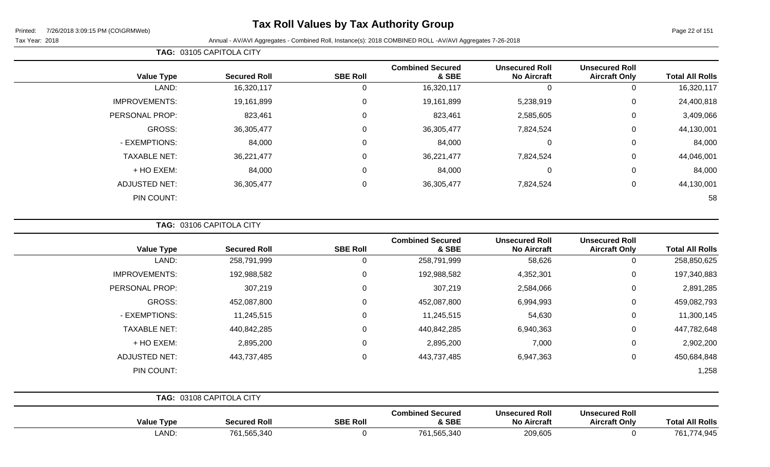# Tax Roll Values by Tax Authority Group

Printed: 7/26/2018 3:09:15 PM (CO\GRMWeb)

Tax Year: 2018 — Annual - AV/AVI Aggregates - Combined Roll, Instance(s): 2018 COMBINED ROLL -AV/AVI Aggregates 7-26-2018

**TAG: 03105 CAPITOLA CITY**

| Value Type | Secured Roll | SBE Roll | Combined Secured & SBE | Unsecured Roll No Aircraft | Unsecured Roll Aircraft Only | Total All Rolls |
|---|---|---|---|---|---|---|
| LAND: | 16,320,117 | 0 | 16,320,117 | 0 | 0 | 16,320,117 |
| IMPROVEMENTS: | 19,161,899 | 0 | 19,161,899 | 5,238,919 | 0 | 24,400,818 |
| PERSONAL PROP: | 823,461 | 0 | 823,461 | 2,585,605 | 0 | 3,409,066 |
| GROSS: | 36,305,477 | 0 | 36,305,477 | 7,824,524 | 0 | 44,130,001 |
| - EXEMPTIONS: | 84,000 | 0 | 84,000 | 0 | 0 | 84,000 |
| TAXABLE NET: | 36,221,477 | 0 | 36,221,477 | 7,824,524 | 0 | 44,046,001 |
| + HO EXEM: | 84,000 | 0 | 84,000 | 0 | 0 | 84,000 |
| ADJUSTED NET: | 36,305,477 | 0 | 36,305,477 | 7,824,524 | 0 | 44,130,001 |
| PIN COUNT: | | | | | | 58 |

**TAG: 03106 CAPITOLA CITY**

| Value Type | Secured Roll | SBE Roll | Combined Secured & SBE | Unsecured Roll No Aircraft | Unsecured Roll Aircraft Only | Total All Rolls |
|---|---|---|---|---|---|---|
| LAND: | 258,791,999 | 0 | 258,791,999 | 58,626 | 0 | 258,850,625 |
| IMPROVEMENTS: | 192,988,582 | 0 | 192,988,582 | 4,352,301 | 0 | 197,340,883 |
| PERSONAL PROP: | 307,219 | 0 | 307,219 | 2,584,066 | 0 | 2,891,285 |
| GROSS: | 452,087,800 | 0 | 452,087,800 | 6,994,993 | 0 | 459,082,793 |
| - EXEMPTIONS: | 11,245,515 | 0 | 11,245,515 | 54,630 | 0 | 11,300,145 |
| TAXABLE NET: | 440,842,285 | 0 | 440,842,285 | 6,940,363 | 0 | 447,782,648 |
| + HO EXEM: | 2,895,200 | 0 | 2,895,200 | 7,000 | 0 | 2,902,200 |
| ADJUSTED NET: | 443,737,485 | 0 | 443,737,485 | 6,947,363 | 0 | 450,684,848 |
| PIN COUNT: | | | | | | 1,258 |

**TAG: 03108 CAPITOLA CITY**

| Value Type | Secured Roll | SBE Roll | Combined Secured & SBE | Unsecured Roll No Aircraft | Unsecured Roll Aircraft Only | Total All Rolls |
|---|---|---|---|---|---|---|
| LAND: | 761,565,340 | 0 | 761,565,340 | 209,605 | 0 | 761,774,945 |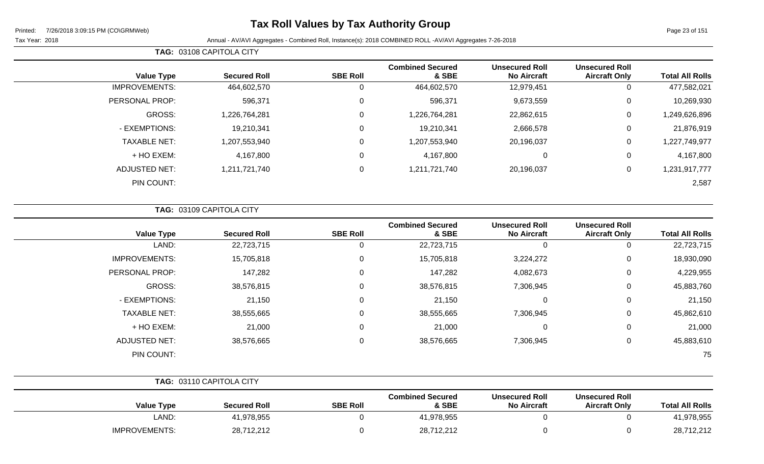# Tax Roll Values by Tax Authority Group

Printed: 7/26/2018 3:09:15 PM (CO\GRMWeb)

Tax Year: 2018

Annual - AV/AVI Aggregates - Combined Roll, Instance(s): 2018 COMBINED ROLL -AV/AVI Aggregates 7-26-2018

**TAG: 03108 CAPITOLA CITY**

| Value Type | Secured Roll | SBE Roll | Combined Secured & SBE | Unsecured Roll No Aircraft | Unsecured Roll Aircraft Only | Total All Rolls |
|---|---|---|---|---|---|---|
| IMPROVEMENTS: | 464,602,570 | 0 | 464,602,570 | 12,979,451 | 0 | 477,582,021 |
| PERSONAL PROP: | 596,371 | 0 | 596,371 | 9,673,559 | 0 | 10,269,930 |
| GROSS: | 1,226,764,281 | 0 | 1,226,764,281 | 22,862,615 | 0 | 1,249,626,896 |
| - EXEMPTIONS: | 19,210,341 | 0 | 19,210,341 | 2,666,578 | 0 | 21,876,919 |
| TAXABLE NET: | 1,207,553,940 | 0 | 1,207,553,940 | 20,196,037 | 0 | 1,227,749,977 |
| + HO EXEM: | 4,167,800 | 0 | 4,167,800 | 0 | 0 | 4,167,800 |
| ADJUSTED NET: | 1,211,721,740 | 0 | 1,211,721,740 | 20,196,037 | 0 | 1,231,917,777 |
| PIN COUNT: | | | | | | 2,587 |

**TAG: 03109 CAPITOLA CITY**

| Value Type | Secured Roll | SBE Roll | Combined Secured & SBE | Unsecured Roll No Aircraft | Unsecured Roll Aircraft Only | Total All Rolls |
|---|---|---|---|---|---|---|
| LAND: | 22,723,715 | 0 | 22,723,715 | 0 | 0 | 22,723,715 |
| IMPROVEMENTS: | 15,705,818 | 0 | 15,705,818 | 3,224,272 | 0 | 18,930,090 |
| PERSONAL PROP: | 147,282 | 0 | 147,282 | 4,082,673 | 0 | 4,229,955 |
| GROSS: | 38,576,815 | 0 | 38,576,815 | 7,306,945 | 0 | 45,883,760 |
| - EXEMPTIONS: | 21,150 | 0 | 21,150 | 0 | 0 | 21,150 |
| TAXABLE NET: | 38,555,665 | 0 | 38,555,665 | 7,306,945 | 0 | 45,862,610 |
| + HO EXEM: | 21,000 | 0 | 21,000 | 0 | 0 | 21,000 |
| ADJUSTED NET: | 38,576,665 | 0 | 38,576,665 | 7,306,945 | 0 | 45,883,610 |
| PIN COUNT: | | | | | | 75 |

**TAG: 03110 CAPITOLA CITY**

| Value Type | Secured Roll | SBE Roll | Combined Secured & SBE | Unsecured Roll No Aircraft | Unsecured Roll Aircraft Only | Total All Rolls |
|---|---|---|---|---|---|---|
| LAND: | 41,978,955 | 0 | 41,978,955 | 0 | 0 | 41,978,955 |
| IMPROVEMENTS: | 28,712,212 | 0 | 28,712,212 | 0 | 0 | 28,712,212 |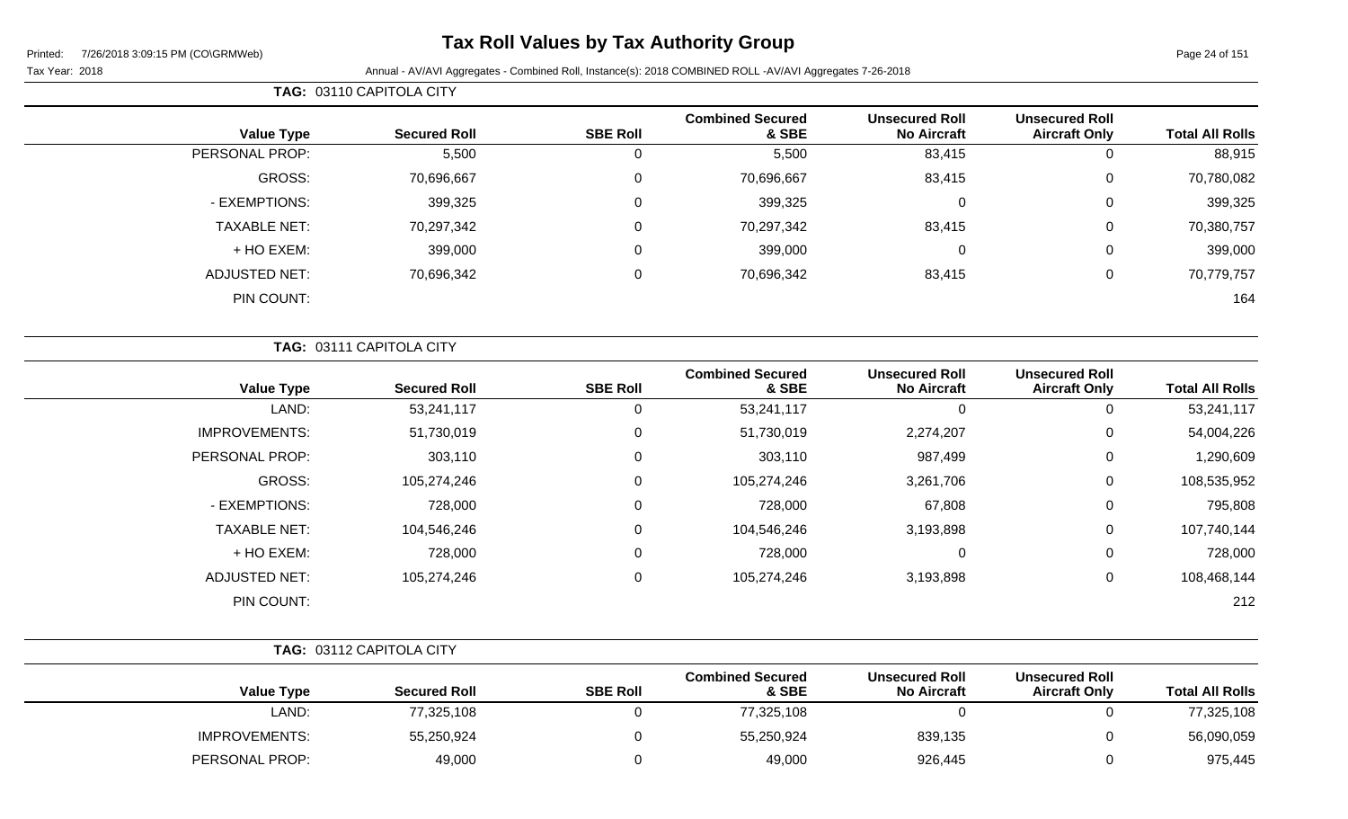# Tax Roll Values by Tax Authority Group

Printed: 7/26/2018 3:09:15 PM (CO\GRMWeb)

Tax Year: 2018

Annual - AV/AVI Aggregates - Combined Roll, Instance(s): 2018 COMBINED ROLL -AV/AVI Aggregates 7-26-2018

**TAG: 03110 CAPITOLA CITY**

| Value Type | Secured Roll | SBE Roll | Combined Secured & SBE | Unsecured Roll No Aircraft | Unsecured Roll Aircraft Only | Total All Rolls |
|---|---|---|---|---|---|---|
| PERSONAL PROP: | 5,500 | 0 | 5,500 | 83,415 | 0 | 88,915 |
| GROSS: | 70,696,667 | 0 | 70,696,667 | 83,415 | 0 | 70,780,082 |
| - EXEMPTIONS: | 399,325 | 0 | 399,325 | 0 | 0 | 399,325 |
| TAXABLE NET: | 70,297,342 | 0 | 70,297,342 | 83,415 | 0 | 70,380,757 |
| + HO EXEM: | 399,000 | 0 | 399,000 | 0 | 0 | 399,000 |
| ADJUSTED NET: | 70,696,342 | 0 | 70,696,342 | 83,415 | 0 | 70,779,757 |
| PIN COUNT: | | | | | | 164 |

**TAG: 03111 CAPITOLA CITY**

| Value Type | Secured Roll | SBE Roll | Combined Secured & SBE | Unsecured Roll No Aircraft | Unsecured Roll Aircraft Only | Total All Rolls |
|---|---|---|---|---|---|---|
| LAND: | 53,241,117 | 0 | 53,241,117 | 0 | 0 | 53,241,117 |
| IMPROVEMENTS: | 51,730,019 | 0 | 51,730,019 | 2,274,207 | 0 | 54,004,226 |
| PERSONAL PROP: | 303,110 | 0 | 303,110 | 987,499 | 0 | 1,290,609 |
| GROSS: | 105,274,246 | 0 | 105,274,246 | 3,261,706 | 0 | 108,535,952 |
| - EXEMPTIONS: | 728,000 | 0 | 728,000 | 67,808 | 0 | 795,808 |
| TAXABLE NET: | 104,546,246 | 0 | 104,546,246 | 3,193,898 | 0 | 107,740,144 |
| + HO EXEM: | 728,000 | 0 | 728,000 | 0 | 0 | 728,000 |
| ADJUSTED NET: | 105,274,246 | 0 | 105,274,246 | 3,193,898 | 0 | 108,468,144 |
| PIN COUNT: | | | | | | 212 |

**TAG: 03112 CAPITOLA CITY**

| Value Type | Secured Roll | SBE Roll | Combined Secured & SBE | Unsecured Roll No Aircraft | Unsecured Roll Aircraft Only | Total All Rolls |
|---|---|---|---|---|---|---|
| LAND: | 77,325,108 | 0 | 77,325,108 | 0 | 0 | 77,325,108 |
| IMPROVEMENTS: | 55,250,924 | 0 | 55,250,924 | 839,135 | 0 | 56,090,059 |
| PERSONAL PROP: | 49,000 | 0 | 49,000 | 926,445 | 0 | 975,445 |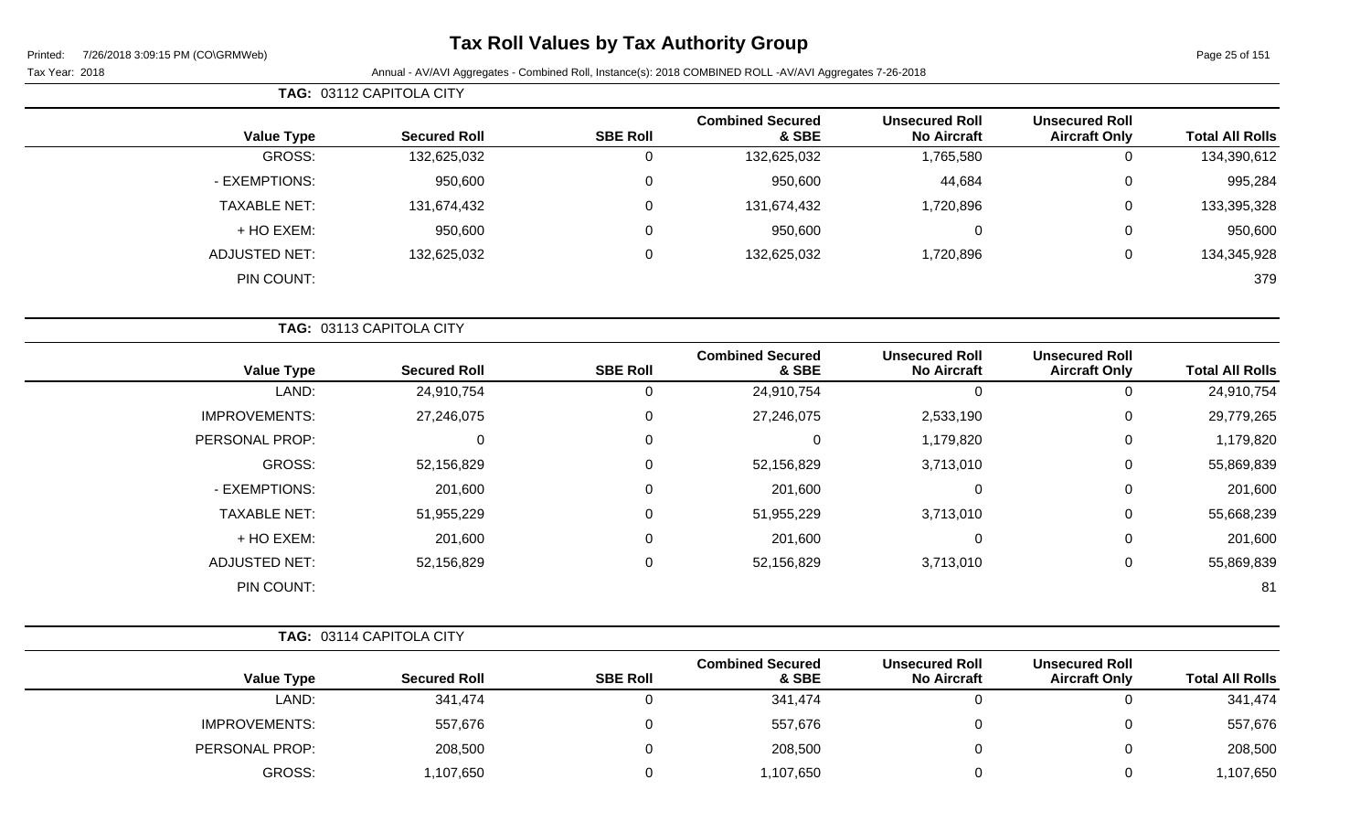# Tax Roll Values by Tax Authority Group

Tax Year: 2018

Annual - AV/AVI Aggregates - Combined Roll, Instance(s): 2018 COMBINED ROLL -AV/AVI Aggregates 7-26-2018

**TAG: 03112 CAPITOLA CITY**

| Value Type | Secured Roll | SBE Roll | Combined Secured & SBE | Unsecured Roll No Aircraft | Unsecured Roll Aircraft Only | Total All Rolls |
|---|---|---|---|---|---|---|
| GROSS: | 132,625,032 | 0 | 132,625,032 | 1,765,580 | 0 | 134,390,612 |
| - EXEMPTIONS: | 950,600 | 0 | 950,600 | 44,684 | 0 | 995,284 |
| TAXABLE NET: | 131,674,432 | 0 | 131,674,432 | 1,720,896 | 0 | 133,395,328 |
| + HO EXEM: | 950,600 | 0 | 950,600 | 0 | 0 | 950,600 |
| ADJUSTED NET: | 132,625,032 | 0 | 132,625,032 | 1,720,896 | 0 | 134,345,928 |
| PIN COUNT: | | | | | | 379 |

**TAG: 03113 CAPITOLA CITY**

| Value Type | Secured Roll | SBE Roll | Combined Secured & SBE | Unsecured Roll No Aircraft | Unsecured Roll Aircraft Only | Total All Rolls |
|---|---|---|---|---|---|---|
| LAND: | 24,910,754 | 0 | 24,910,754 | 0 | 0 | 24,910,754 |
| IMPROVEMENTS: | 27,246,075 | 0 | 27,246,075 | 2,533,190 | 0 | 29,779,265 |
| PERSONAL PROP: | 0 | 0 | 0 | 1,179,820 | 0 | 1,179,820 |
| GROSS: | 52,156,829 | 0 | 52,156,829 | 3,713,010 | 0 | 55,869,839 |
| - EXEMPTIONS: | 201,600 | 0 | 201,600 | 0 | 0 | 201,600 |
| TAXABLE NET: | 51,955,229 | 0 | 51,955,229 | 3,713,010 | 0 | 55,668,239 |
| + HO EXEM: | 201,600 | 0 | 201,600 | 0 | 0 | 201,600 |
| ADJUSTED NET: | 52,156,829 | 0 | 52,156,829 | 3,713,010 | 0 | 55,869,839 |
| PIN COUNT: | | | | | | 81 |

**TAG: 03114 CAPITOLA CITY**

| Value Type | Secured Roll | SBE Roll | Combined Secured & SBE | Unsecured Roll No Aircraft | Unsecured Roll Aircraft Only | Total All Rolls |
|---|---|---|---|---|---|---|
| LAND: | 341,474 | 0 | 341,474 | 0 | 0 | 341,474 |
| IMPROVEMENTS: | 557,676 | 0 | 557,676 | 0 | 0 | 557,676 |
| PERSONAL PROP: | 208,500 | 0 | 208,500 | 0 | 0 | 208,500 |
| GROSS: | 1,107,650 | 0 | 1,107,650 | 0 | 0 | 1,107,650 |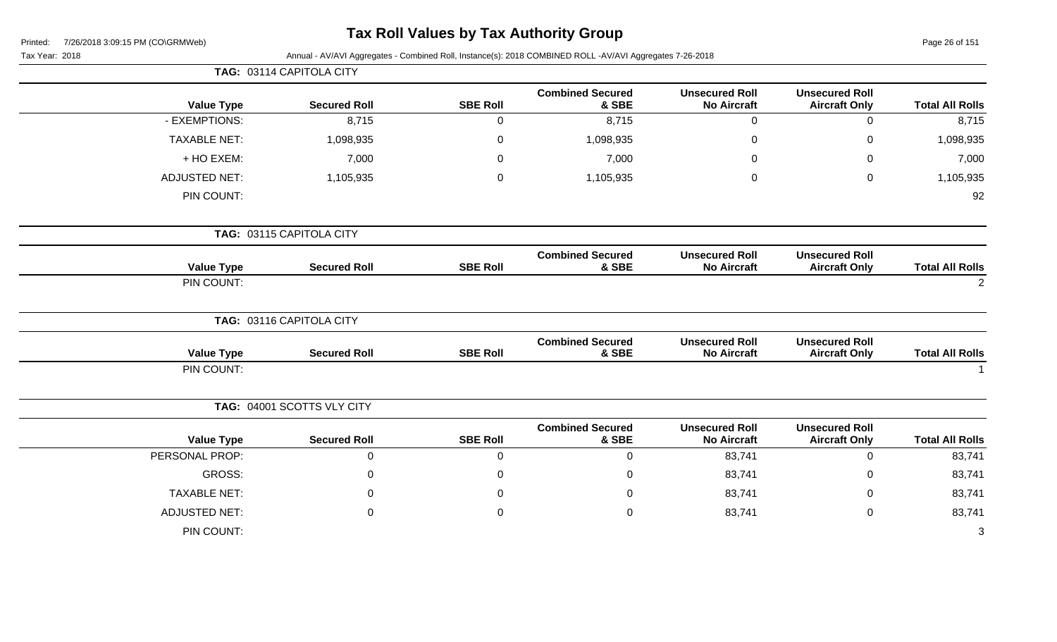# Tax Roll Values by Tax Authority Group

Printed: 7/26/2018 3:09:15 PM (CO\GRMWeb)

Tax Year: 2018

Annual - AV/AVI Aggregates - Combined Roll, Instance(s): 2018 COMBINED ROLL -AV/AVI Aggregates 7-26-2018

**TAG: 03114 CAPITOLA CITY**

| Value Type | Secured Roll | SBE Roll | Combined Secured & SBE | Unsecured Roll No Aircraft | Unsecured Roll Aircraft Only | Total All Rolls |
|---|---|---|---|---|---|---|
| - EXEMPTIONS: | 8,715 | 0 | 8,715 | 0 | 0 | 8,715 |
| TAXABLE NET: | 1,098,935 | 0 | 1,098,935 | 0 | 0 | 1,098,935 |
| + HO EXEM: | 7,000 | 0 | 7,000 | 0 | 0 | 7,000 |
| ADJUSTED NET: | 1,105,935 | 0 | 1,105,935 | 0 | 0 | 1,105,935 |
| PIN COUNT: | | | | | | 92 |

**TAG: 03115 CAPITOLA CITY**

| Value Type | Secured Roll | SBE Roll | Combined Secured & SBE | Unsecured Roll No Aircraft | Unsecured Roll Aircraft Only | Total All Rolls |
|---|---|---|---|---|---|---|
| PIN COUNT: | | | | | | 2 |

**TAG: 03116 CAPITOLA CITY**

| Value Type | Secured Roll | SBE Roll | Combined Secured & SBE | Unsecured Roll No Aircraft | Unsecured Roll Aircraft Only | Total All Rolls |
|---|---|---|---|---|---|---|
| PIN COUNT: | | | | | | 1 |

**TAG: 04001 SCOTTS VLY CITY**

| Value Type | Secured Roll | SBE Roll | Combined Secured & SBE | Unsecured Roll No Aircraft | Unsecured Roll Aircraft Only | Total All Rolls |
|---|---|---|---|---|---|---|
| PERSONAL PROP: | 0 | 0 | 0 | 83,741 | 0 | 83,741 |
| GROSS: | 0 | 0 | 0 | 83,741 | 0 | 83,741 |
| TAXABLE NET: | 0 | 0 | 0 | 83,741 | 0 | 83,741 |
| ADJUSTED NET: | 0 | 0 | 0 | 83,741 | 0 | 83,741 |
| PIN COUNT: | | | | | | 3 |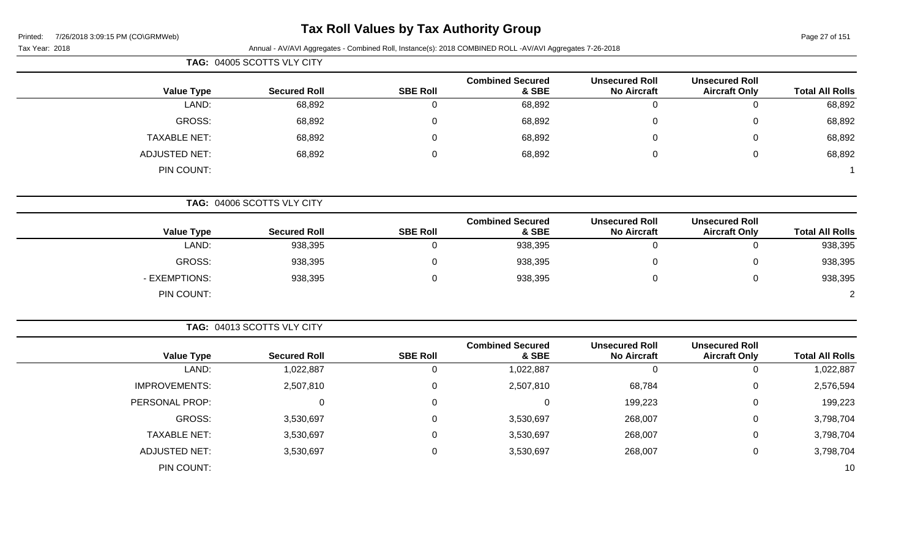# Tax Roll Values by Tax Authority Group

Printed: 7/26/2018 3:09:15 PM (CO\GRMWeb)

Tax Year: 2018

Annual - AV/AVI Aggregates - Combined Roll, Instance(s): 2018 COMBINED ROLL -AV/AVI Aggregates 7-26-2018

**TAG: 04005 SCOTTS VLY CITY**

| Value Type | Secured Roll | SBE Roll | Combined Secured & SBE | Unsecured Roll No Aircraft | Unsecured Roll Aircraft Only | Total All Rolls |
|---|---|---|---|---|---|---|
| LAND: | 68,892 | 0 | 68,892 | 0 | 0 | 68,892 |
| GROSS: | 68,892 | 0 | 68,892 | 0 | 0 | 68,892 |
| TAXABLE NET: | 68,892 | 0 | 68,892 | 0 | 0 | 68,892 |
| ADJUSTED NET: | 68,892 | 0 | 68,892 | 0 | 0 | 68,892 |
| PIN COUNT: | | | | | | 1 |

**TAG: 04006 SCOTTS VLY CITY**

| Value Type | Secured Roll | SBE Roll | Combined Secured & SBE | Unsecured Roll No Aircraft | Unsecured Roll Aircraft Only | Total All Rolls |
|---|---|---|---|---|---|---|
| LAND: | 938,395 | 0 | 938,395 | 0 | 0 | 938,395 |
| GROSS: | 938,395 | 0 | 938,395 | 0 | 0 | 938,395 |
| - EXEMPTIONS: | 938,395 | 0 | 938,395 | 0 | 0 | 938,395 |
| PIN COUNT: | | | | | | 2 |

**TAG: 04013 SCOTTS VLY CITY**

| Value Type | Secured Roll | SBE Roll | Combined Secured & SBE | Unsecured Roll No Aircraft | Unsecured Roll Aircraft Only | Total All Rolls |
|---|---|---|---|---|---|---|
| LAND: | 1,022,887 | 0 | 1,022,887 | 0 | 0 | 1,022,887 |
| IMPROVEMENTS: | 2,507,810 | 0 | 2,507,810 | 68,784 | 0 | 2,576,594 |
| PERSONAL PROP: | 0 | 0 | 0 | 199,223 | 0 | 199,223 |
| GROSS: | 3,530,697 | 0 | 3,530,697 | 268,007 | 0 | 3,798,704 |
| TAXABLE NET: | 3,530,697 | 0 | 3,530,697 | 268,007 | 0 | 3,798,704 |
| ADJUSTED NET: | 3,530,697 | 0 | 3,530,697 | 268,007 | 0 | 3,798,704 |
| PIN COUNT: | | | | | | 10 |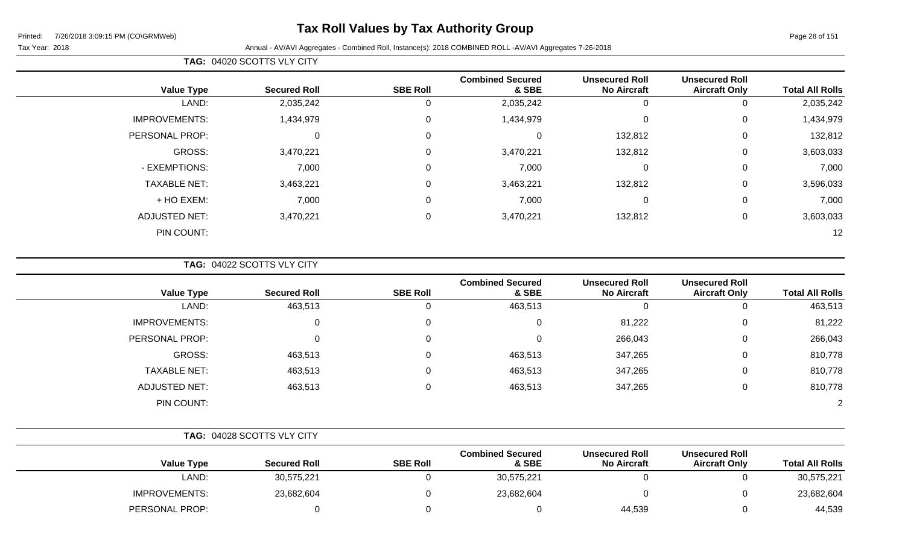# Tax Roll Values by Tax Authority Group

Tax Year: 2018

Annual - AV/AVI Aggregates - Combined Roll, Instance(s): 2018 COMBINED ROLL -AV/AVI Aggregates 7-26-2018

**TAG: 04020 SCOTTS VLY CITY**

| Value Type | Secured Roll | SBE Roll | Combined Secured & SBE | Unsecured Roll No Aircraft | Unsecured Roll Aircraft Only | Total All Rolls |
|---|---|---|---|---|---|---|
| LAND: | 2,035,242 | 0 | 2,035,242 | 0 | 0 | 2,035,242 |
| IMPROVEMENTS: | 1,434,979 | 0 | 1,434,979 | 0 | 0 | 1,434,979 |
| PERSONAL PROP: | 0 | 0 | 0 | 132,812 | 0 | 132,812 |
| GROSS: | 3,470,221 | 0 | 3,470,221 | 132,812 | 0 | 3,603,033 |
| - EXEMPTIONS: | 7,000 | 0 | 7,000 | 0 | 0 | 7,000 |
| TAXABLE NET: | 3,463,221 | 0 | 3,463,221 | 132,812 | 0 | 3,596,033 |
| + HO EXEM: | 7,000 | 0 | 7,000 | 0 | 0 | 7,000 |
| ADJUSTED NET: | 3,470,221 | 0 | 3,470,221 | 132,812 | 0 | 3,603,033 |
| PIN COUNT: | | | | | | 12 |

**TAG: 04022 SCOTTS VLY CITY**

| Value Type | Secured Roll | SBE Roll | Combined Secured & SBE | Unsecured Roll No Aircraft | Unsecured Roll Aircraft Only | Total All Rolls |
|---|---|---|---|---|---|---|
| LAND: | 463,513 | 0 | 463,513 | 0 | 0 | 463,513 |
| IMPROVEMENTS: | 0 | 0 | 0 | 81,222 | 0 | 81,222 |
| PERSONAL PROP: | 0 | 0 | 0 | 266,043 | 0 | 266,043 |
| GROSS: | 463,513 | 0 | 463,513 | 347,265 | 0 | 810,778 |
| TAXABLE NET: | 463,513 | 0 | 463,513 | 347,265 | 0 | 810,778 |
| ADJUSTED NET: | 463,513 | 0 | 463,513 | 347,265 | 0 | 810,778 |
| PIN COUNT: | | | | | | 2 |

**TAG: 04028 SCOTTS VLY CITY**

| Value Type | Secured Roll | SBE Roll | Combined Secured & SBE | Unsecured Roll No Aircraft | Unsecured Roll Aircraft Only | Total All Rolls |
|---|---|---|---|---|---|---|
| LAND: | 30,575,221 | 0 | 30,575,221 | 0 | 0 | 30,575,221 |
| IMPROVEMENTS: | 23,682,604 | 0 | 23,682,604 | 0 | 0 | 23,682,604 |
| PERSONAL PROP: | 0 | 0 | 0 | 44,539 | 0 | 44,539 |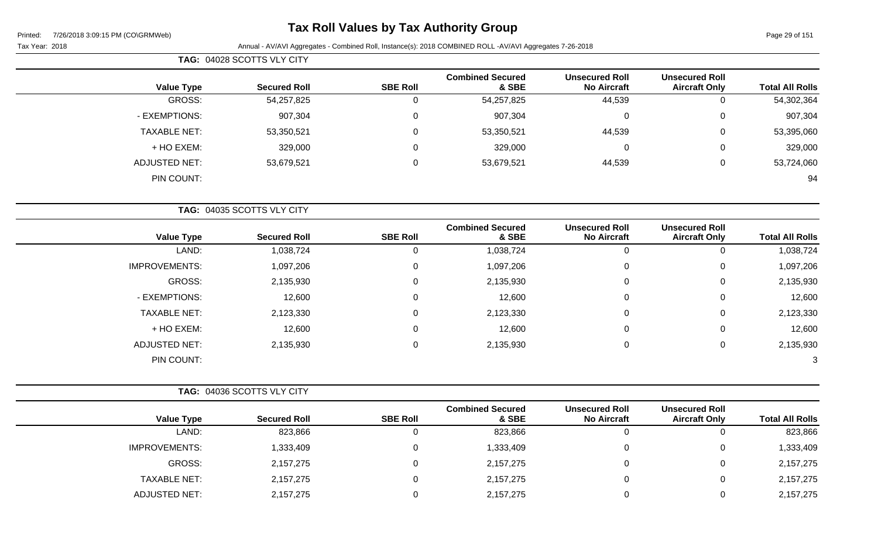# Tax Roll Values by Tax Authority Group

Tax Year: 2018

Annual - AV/AVI Aggregates - Combined Roll, Instance(s): 2018 COMBINED ROLL -AV/AVI Aggregates 7-26-2018

**TAG: 04028 SCOTTS VLY CITY**

| Value Type | Secured Roll | SBE Roll | Combined Secured & SBE | Unsecured Roll No Aircraft | Unsecured Roll Aircraft Only | Total All Rolls |
|---|---|---|---|---|---|---|
| GROSS: | 54,257,825 | 0 | 54,257,825 | 44,539 | 0 | 54,302,364 |
| - EXEMPTIONS: | 907,304 | 0 | 907,304 | 0 | 0 | 907,304 |
| TAXABLE NET: | 53,350,521 | 0 | 53,350,521 | 44,539 | 0 | 53,395,060 |
| + HO EXEM: | 329,000 | 0 | 329,000 | 0 | 0 | 329,000 |
| ADJUSTED NET: | 53,679,521 | 0 | 53,679,521 | 44,539 | 0 | 53,724,060 |
| PIN COUNT: | | | | | | 94 |

**TAG: 04035 SCOTTS VLY CITY**

| Value Type | Secured Roll | SBE Roll | Combined Secured & SBE | Unsecured Roll No Aircraft | Unsecured Roll Aircraft Only | Total All Rolls |
|---|---|---|---|---|---|---|
| LAND: | 1,038,724 | 0 | 1,038,724 | 0 | 0 | 1,038,724 |
| IMPROVEMENTS: | 1,097,206 | 0 | 1,097,206 | 0 | 0 | 1,097,206 |
| GROSS: | 2,135,930 | 0 | 2,135,930 | 0 | 0 | 2,135,930 |
| - EXEMPTIONS: | 12,600 | 0 | 12,600 | 0 | 0 | 12,600 |
| TAXABLE NET: | 2,123,330 | 0 | 2,123,330 | 0 | 0 | 2,123,330 |
| + HO EXEM: | 12,600 | 0 | 12,600 | 0 | 0 | 12,600 |
| ADJUSTED NET: | 2,135,930 | 0 | 2,135,930 | 0 | 0 | 2,135,930 |
| PIN COUNT: | | | | | | 3 |

**TAG: 04036 SCOTTS VLY CITY**

| Value Type | Secured Roll | SBE Roll | Combined Secured & SBE | Unsecured Roll No Aircraft | Unsecured Roll Aircraft Only | Total All Rolls |
|---|---|---|---|---|---|---|
| LAND: | 823,866 | 0 | 823,866 | 0 | 0 | 823,866 |
| IMPROVEMENTS: | 1,333,409 | 0 | 1,333,409 | 0 | 0 | 1,333,409 |
| GROSS: | 2,157,275 | 0 | 2,157,275 | 0 | 0 | 2,157,275 |
| TAXABLE NET: | 2,157,275 | 0 | 2,157,275 | 0 | 0 | 2,157,275 |
| ADJUSTED NET: | 2,157,275 | 0 | 2,157,275 | 0 | 0 | 2,157,275 |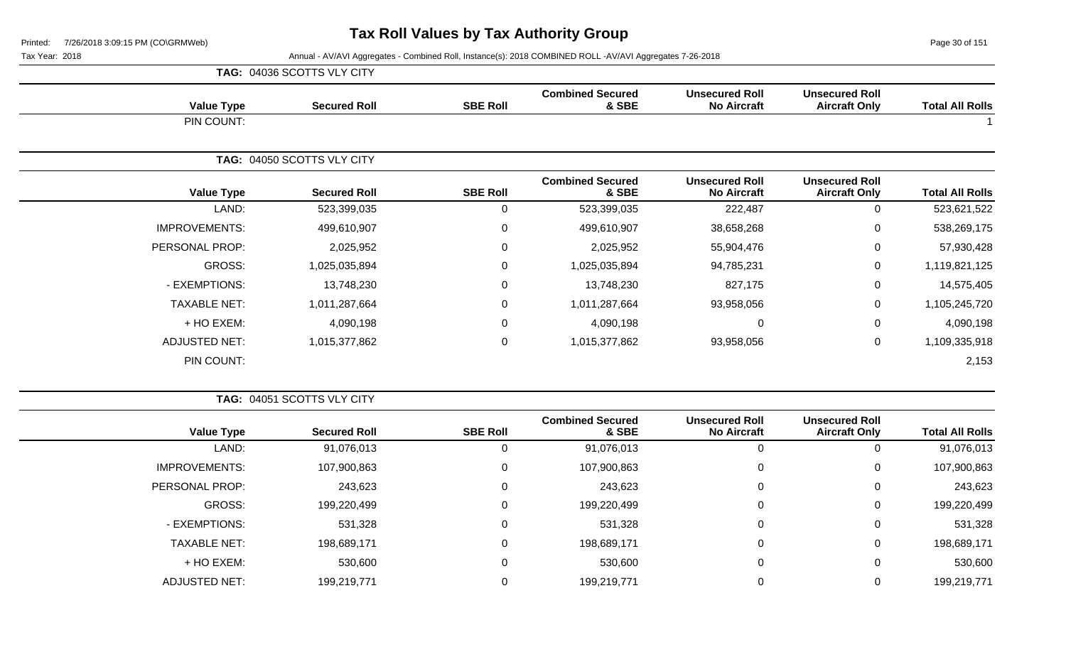# Tax Roll Values by Tax Authority Group

Tax Year: 2018

Annual - AV/AVI Aggregates - Combined Roll, Instance(s): 2018 COMBINED ROLL -AV/AVI Aggregates 7-26-2018

**TAG: 04036 SCOTTS VLY CITY**

| Value Type | Secured Roll | SBE Roll | Combined Secured & SBE | Unsecured Roll No Aircraft | Unsecured Roll Aircraft Only | Total All Rolls |
|---|---|---|---|---|---|---|
| PIN COUNT: | | | | | | 1 |

**TAG: 04050 SCOTTS VLY CITY**

| Value Type | Secured Roll | SBE Roll | Combined Secured & SBE | Unsecured Roll No Aircraft | Unsecured Roll Aircraft Only | Total All Rolls |
|---|---|---|---|---|---|---|
| LAND: | 523,399,035 | 0 | 523,399,035 | 222,487 | 0 | 523,621,522 |
| IMPROVEMENTS: | 499,610,907 | 0 | 499,610,907 | 38,658,268 | 0 | 538,269,175 |
| PERSONAL PROP: | 2,025,952 | 0 | 2,025,952 | 55,904,476 | 0 | 57,930,428 |
| GROSS: | 1,025,035,894 | 0 | 1,025,035,894 | 94,785,231 | 0 | 1,119,821,125 |
| - EXEMPTIONS: | 13,748,230 | 0 | 13,748,230 | 827,175 | 0 | 14,575,405 |
| TAXABLE NET: | 1,011,287,664 | 0 | 1,011,287,664 | 93,958,056 | 0 | 1,105,245,720 |
| + HO EXEM: | 4,090,198 | 0 | 4,090,198 | 0 | 0 | 4,090,198 |
| ADJUSTED NET: | 1,015,377,862 | 0 | 1,015,377,862 | 93,958,056 | 0 | 1,109,335,918 |
| PIN COUNT: | | | | | | 2,153 |

**TAG: 04051 SCOTTS VLY CITY**

| Value Type | Secured Roll | SBE Roll | Combined Secured & SBE | Unsecured Roll No Aircraft | Unsecured Roll Aircraft Only | Total All Rolls |
|---|---|---|---|---|---|---|
| LAND: | 91,076,013 | 0 | 91,076,013 | 0 | 0 | 91,076,013 |
| IMPROVEMENTS: | 107,900,863 | 0 | 107,900,863 | 0 | 0 | 107,900,863 |
| PERSONAL PROP: | 243,623 | 0 | 243,623 | 0 | 0 | 243,623 |
| GROSS: | 199,220,499 | 0 | 199,220,499 | 0 | 0 | 199,220,499 |
| - EXEMPTIONS: | 531,328 | 0 | 531,328 | 0 | 0 | 531,328 |
| TAXABLE NET: | 198,689,171 | 0 | 198,689,171 | 0 | 0 | 198,689,171 |
| + HO EXEM: | 530,600 | 0 | 530,600 | 0 | 0 | 530,600 |
| ADJUSTED NET: | 199,219,771 | 0 | 199,219,771 | 0 | 0 | 199,219,771 |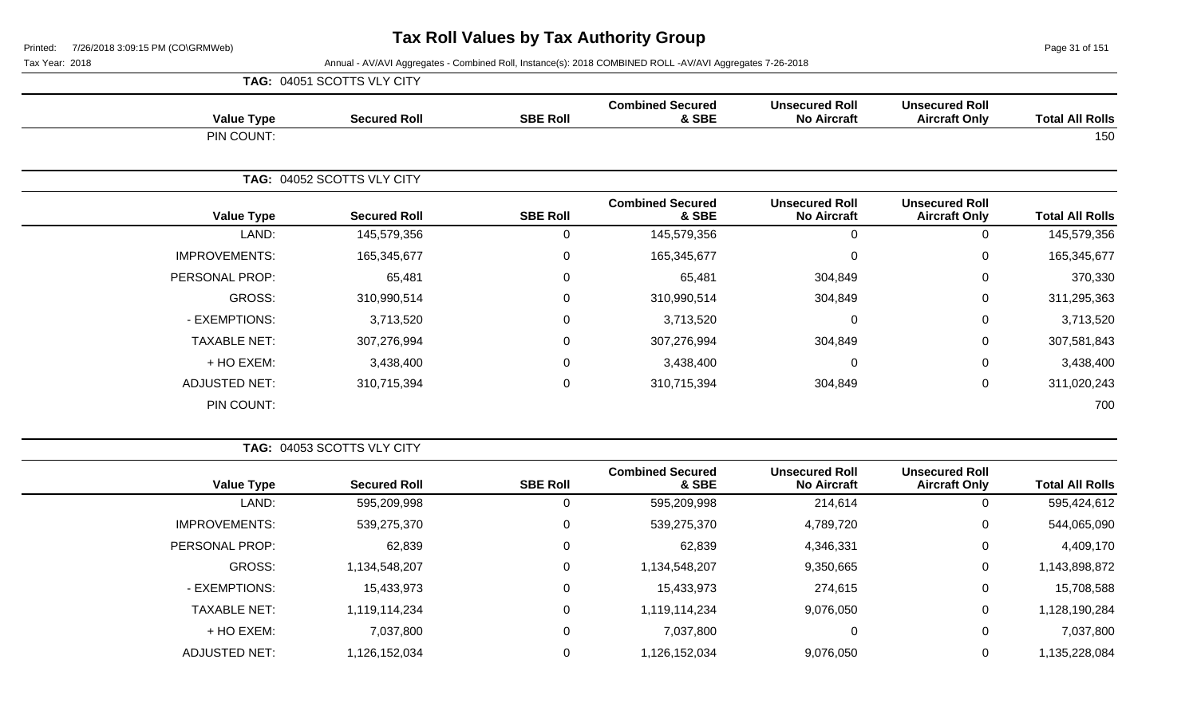# Tax Roll Values by Tax Authority Group

Printed: 7/26/2018 3:09:15 PM (CO\GRMWeb)

Tax Year: 2018

Annual - AV/AVI Aggregates - Combined Roll, Instance(s): 2018 COMBINED ROLL -AV/AVI Aggregates 7-26-2018

**TAG: 04051 SCOTTS VLY CITY**

| Value Type | Secured Roll | SBE Roll | Combined Secured & SBE | Unsecured Roll No Aircraft | Unsecured Roll Aircraft Only | Total All Rolls |
|---|---|---|---|---|---|---|
| PIN COUNT: | | | | | | 150 |

**TAG: 04052 SCOTTS VLY CITY**

| Value Type | Secured Roll | SBE Roll | Combined Secured & SBE | Unsecured Roll No Aircraft | Unsecured Roll Aircraft Only | Total All Rolls |
|---|---|---|---|---|---|---|
| LAND: | 145,579,356 | 0 | 145,579,356 | 0 | 0 | 145,579,356 |
| IMPROVEMENTS: | 165,345,677 | 0 | 165,345,677 | 0 | 0 | 165,345,677 |
| PERSONAL PROP: | 65,481 | 0 | 65,481 | 304,849 | 0 | 370,330 |
| GROSS: | 310,990,514 | 0 | 310,990,514 | 304,849 | 0 | 311,295,363 |
| - EXEMPTIONS: | 3,713,520 | 0 | 3,713,520 | 0 | 0 | 3,713,520 |
| TAXABLE NET: | 307,276,994 | 0 | 307,276,994 | 304,849 | 0 | 307,581,843 |
| + HO EXEM: | 3,438,400 | 0 | 3,438,400 | 0 | 0 | 3,438,400 |
| ADJUSTED NET: | 310,715,394 | 0 | 310,715,394 | 304,849 | 0 | 311,020,243 |
| PIN COUNT: | | | | | | 700 |

**TAG: 04053 SCOTTS VLY CITY**

| Value Type | Secured Roll | SBE Roll | Combined Secured & SBE | Unsecured Roll No Aircraft | Unsecured Roll Aircraft Only | Total All Rolls |
|---|---|---|---|---|---|---|
| LAND: | 595,209,998 | 0 | 595,209,998 | 214,614 | 0 | 595,424,612 |
| IMPROVEMENTS: | 539,275,370 | 0 | 539,275,370 | 4,789,720 | 0 | 544,065,090 |
| PERSONAL PROP: | 62,839 | 0 | 62,839 | 4,346,331 | 0 | 4,409,170 |
| GROSS: | 1,134,548,207 | 0 | 1,134,548,207 | 9,350,665 | 0 | 1,143,898,872 |
| - EXEMPTIONS: | 15,433,973 | 0 | 15,433,973 | 274,615 | 0 | 15,708,588 |
| TAXABLE NET: | 1,119,114,234 | 0 | 1,119,114,234 | 9,076,050 | 0 | 1,128,190,284 |
| + HO EXEM: | 7,037,800 | 0 | 7,037,800 | 0 | 0 | 7,037,800 |
| ADJUSTED NET: | 1,126,152,034 | 0 | 1,126,152,034 | 9,076,050 | 0 | 1,135,228,084 |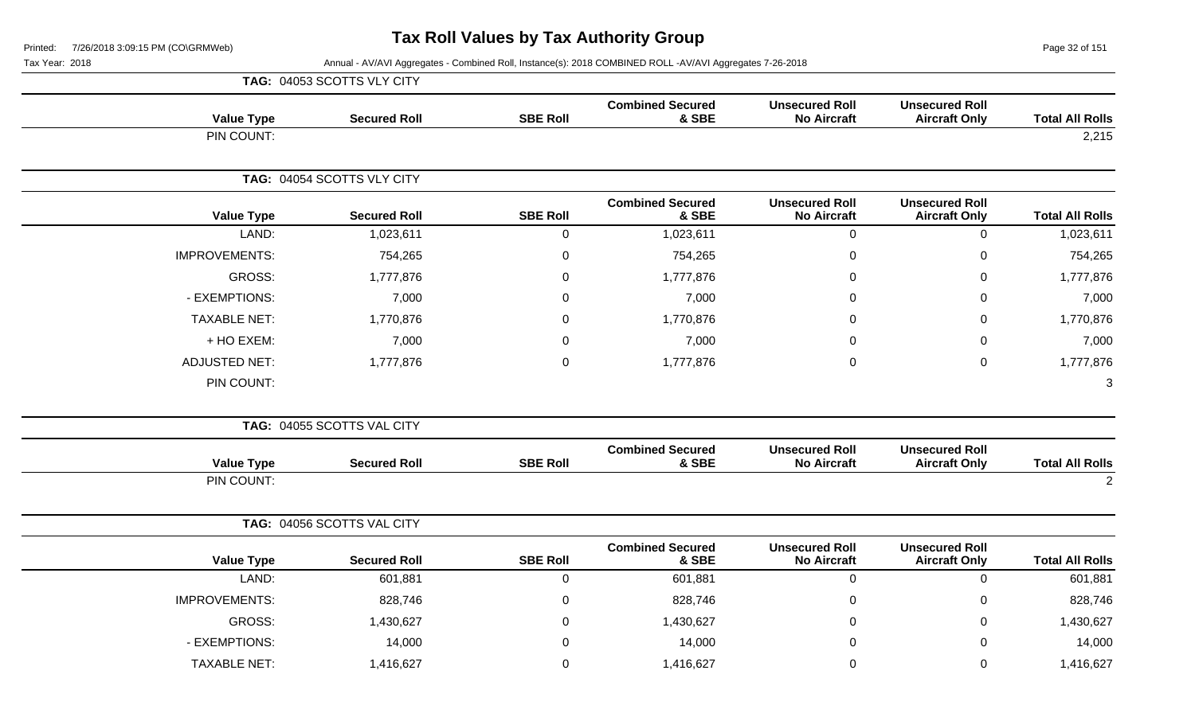# Tax Roll Values by Tax Authority Group

Tax Year: 2018

Annual - AV/AVI Aggregates - Combined Roll, Instance(s): 2018 COMBINED ROLL -AV/AVI Aggregates 7-26-2018

**TAG: 04053 SCOTTS VLY CITY**

| Value Type | Secured Roll | SBE Roll | Combined Secured & SBE | Unsecured Roll No Aircraft | Unsecured Roll Aircraft Only | Total All Rolls |
|---|---|---|---|---|---|---|
| PIN COUNT: | | | | | | 2,215 |

**TAG: 04054 SCOTTS VLY CITY**

| Value Type | Secured Roll | SBE Roll | Combined Secured & SBE | Unsecured Roll No Aircraft | Unsecured Roll Aircraft Only | Total All Rolls |
|---|---|---|---|---|---|---|
| LAND: | 1,023,611 | 0 | 1,023,611 | 0 | 0 | 1,023,611 |
| IMPROVEMENTS: | 754,265 | 0 | 754,265 | 0 | 0 | 754,265 |
| GROSS: | 1,777,876 | 0 | 1,777,876 | 0 | 0 | 1,777,876 |
| - EXEMPTIONS: | 7,000 | 0 | 7,000 | 0 | 0 | 7,000 |
| TAXABLE NET: | 1,770,876 | 0 | 1,770,876 | 0 | 0 | 1,770,876 |
| + HO EXEM: | 7,000 | 0 | 7,000 | 0 | 0 | 7,000 |
| ADJUSTED NET: | 1,777,876 | 0 | 1,777,876 | 0 | 0 | 1,777,876 |
| PIN COUNT: | | | | | | 3 |

**TAG: 04055 SCOTTS VAL CITY**

| Value Type | Secured Roll | SBE Roll | Combined Secured & SBE | Unsecured Roll No Aircraft | Unsecured Roll Aircraft Only | Total All Rolls |
|---|---|---|---|---|---|---|
| PIN COUNT: | | | | | | 2 |

**TAG: 04056 SCOTTS VAL CITY**

| Value Type | Secured Roll | SBE Roll | Combined Secured & SBE | Unsecured Roll No Aircraft | Unsecured Roll Aircraft Only | Total All Rolls |
|---|---|---|---|---|---|---|
| LAND: | 601,881 | 0 | 601,881 | 0 | 0 | 601,881 |
| IMPROVEMENTS: | 828,746 | 0 | 828,746 | 0 | 0 | 828,746 |
| GROSS: | 1,430,627 | 0 | 1,430,627 | 0 | 0 | 1,430,627 |
| - EXEMPTIONS: | 14,000 | 0 | 14,000 | 0 | 0 | 14,000 |
| TAXABLE NET: | 1,416,627 | 0 | 1,416,627 | 0 | 0 | 1,416,627 |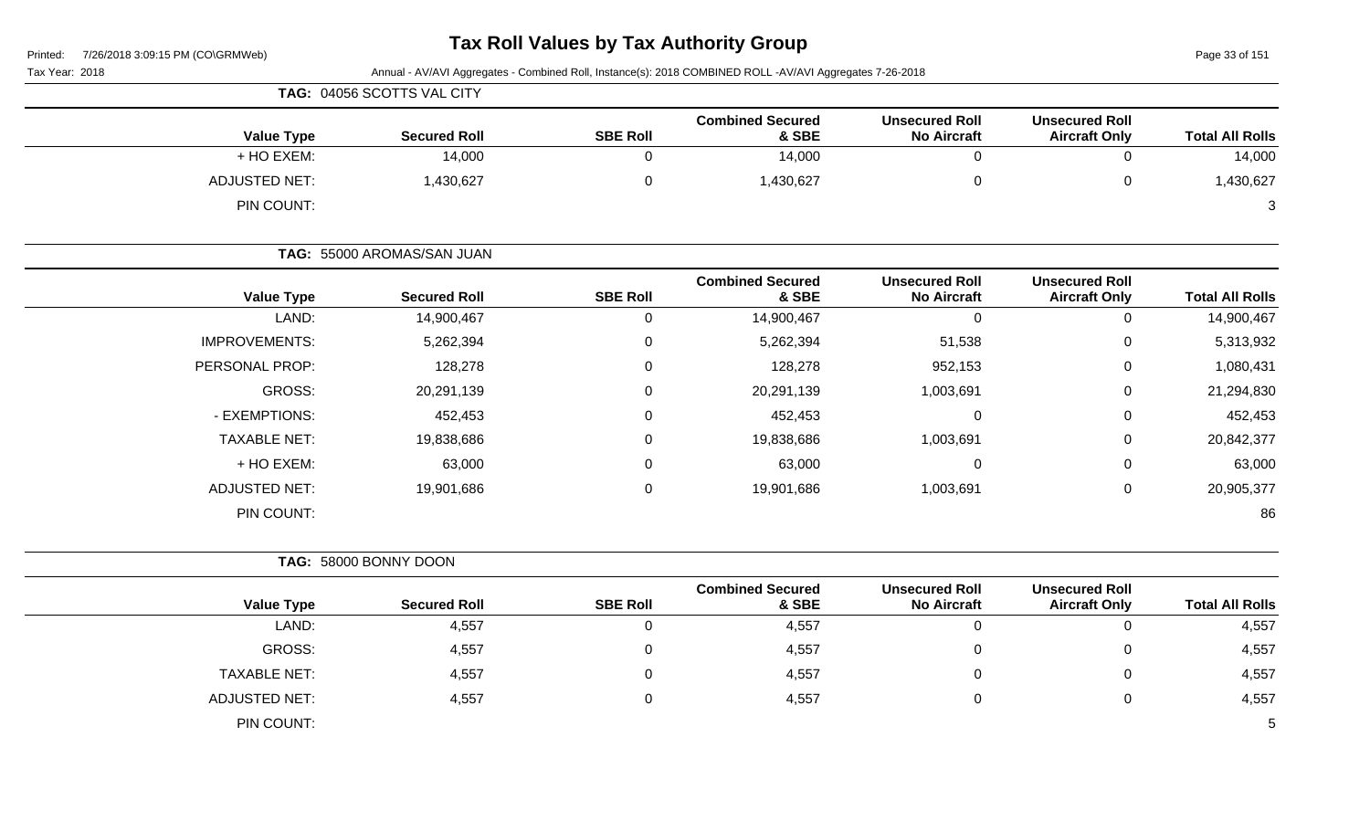# Tax Roll Values by Tax Authority Group

Printed: 7/26/2018 3:09:15 PM (CO\GRMWeb)

Tax Year: 2018 — Annual - AV/AVI Aggregates - Combined Roll, Instance(s): 2018 COMBINED ROLL -AV/AVI Aggregates 7-26-2018

**TAG: 04056 SCOTTS VAL CITY**

| Value Type | Secured Roll | SBE Roll | Combined Secured & SBE | Unsecured Roll No Aircraft | Unsecured Roll Aircraft Only | Total All Rolls |
|---|---|---|---|---|---|---|
| + HO EXEM: | 14,000 | 0 | 14,000 | 0 | 0 | 14,000 |
| ADJUSTED NET: | 1,430,627 | 0 | 1,430,627 | 0 | 0 | 1,430,627 |
| PIN COUNT: | | | | | | 3 |

**TAG: 55000 AROMAS/SAN JUAN**

| Value Type | Secured Roll | SBE Roll | Combined Secured & SBE | Unsecured Roll No Aircraft | Unsecured Roll Aircraft Only | Total All Rolls |
|---|---|---|---|---|---|---|
| LAND: | 14,900,467 | 0 | 14,900,467 | 0 | 0 | 14,900,467 |
| IMPROVEMENTS: | 5,262,394 | 0 | 5,262,394 | 51,538 | 0 | 5,313,932 |
| PERSONAL PROP: | 128,278 | 0 | 128,278 | 952,153 | 0 | 1,080,431 |
| GROSS: | 20,291,139 | 0 | 20,291,139 | 1,003,691 | 0 | 21,294,830 |
| - EXEMPTIONS: | 452,453 | 0 | 452,453 | 0 | 0 | 452,453 |
| TAXABLE NET: | 19,838,686 | 0 | 19,838,686 | 1,003,691 | 0 | 20,842,377 |
| + HO EXEM: | 63,000 | 0 | 63,000 | 0 | 0 | 63,000 |
| ADJUSTED NET: | 19,901,686 | 0 | 19,901,686 | 1,003,691 | 0 | 20,905,377 |
| PIN COUNT: | | | | | | 86 |

**TAG: 58000 BONNY DOON**

| Value Type | Secured Roll | SBE Roll | Combined Secured & SBE | Unsecured Roll No Aircraft | Unsecured Roll Aircraft Only | Total All Rolls |
|---|---|---|---|---|---|---|
| LAND: | 4,557 | 0 | 4,557 | 0 | 0 | 4,557 |
| GROSS: | 4,557 | 0 | 4,557 | 0 | 0 | 4,557 |
| TAXABLE NET: | 4,557 | 0 | 4,557 | 0 | 0 | 4,557 |
| ADJUSTED NET: | 4,557 | 0 | 4,557 | 0 | 0 | 4,557 |
| PIN COUNT: | | | | | | 5 |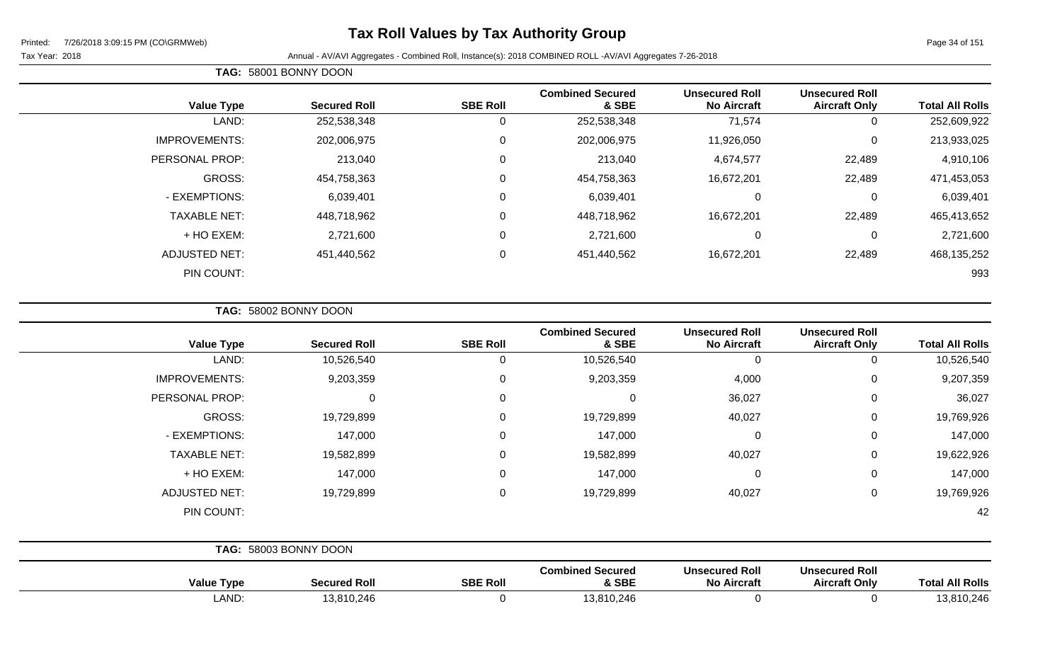# Tax Roll Values by Tax Authority Group

Printed: 7/26/2018 3:09:15 PM (CO\GRMWeb)

Tax Year: 2018

Annual - AV/AVI Aggregates - Combined Roll, Instance(s): 2018 COMBINED ROLL -AV/AVI Aggregates 7-26-2018

**TAG: 58001 BONNY DOON**

| Value Type | Secured Roll | SBE Roll | Combined Secured & SBE | Unsecured Roll No Aircraft | Unsecured Roll Aircraft Only | Total All Rolls |
|---|---|---|---|---|---|---|
| LAND: | 252,538,348 | 0 | 252,538,348 | 71,574 | 0 | 252,609,922 |
| IMPROVEMENTS: | 202,006,975 | 0 | 202,006,975 | 11,926,050 | 0 | 213,933,025 |
| PERSONAL PROP: | 213,040 | 0 | 213,040 | 4,674,577 | 22,489 | 4,910,106 |
| GROSS: | 454,758,363 | 0 | 454,758,363 | 16,672,201 | 22,489 | 471,453,053 |
| - EXEMPTIONS: | 6,039,401 | 0 | 6,039,401 | 0 | 0 | 6,039,401 |
| TAXABLE NET: | 448,718,962 | 0 | 448,718,962 | 16,672,201 | 22,489 | 465,413,652 |
| + HO EXEM: | 2,721,600 | 0 | 2,721,600 | 0 | 0 | 2,721,600 |
| ADJUSTED NET: | 451,440,562 | 0 | 451,440,562 | 16,672,201 | 22,489 | 468,135,252 |
| PIN COUNT: | | | | | | 993 |

**TAG: 58002 BONNY DOON**

| Value Type | Secured Roll | SBE Roll | Combined Secured & SBE | Unsecured Roll No Aircraft | Unsecured Roll Aircraft Only | Total All Rolls |
|---|---|---|---|---|---|---|
| LAND: | 10,526,540 | 0 | 10,526,540 | 0 | 0 | 10,526,540 |
| IMPROVEMENTS: | 9,203,359 | 0 | 9,203,359 | 4,000 | 0 | 9,207,359 |
| PERSONAL PROP: | 0 | 0 | 0 | 36,027 | 0 | 36,027 |
| GROSS: | 19,729,899 | 0 | 19,729,899 | 40,027 | 0 | 19,769,926 |
| - EXEMPTIONS: | 147,000 | 0 | 147,000 | 0 | 0 | 147,000 |
| TAXABLE NET: | 19,582,899 | 0 | 19,582,899 | 40,027 | 0 | 19,622,926 |
| + HO EXEM: | 147,000 | 0 | 147,000 | 0 | 0 | 147,000 |
| ADJUSTED NET: | 19,729,899 | 0 | 19,729,899 | 40,027 | 0 | 19,769,926 |
| PIN COUNT: | | | | | | 42 |

**TAG: 58003 BONNY DOON**

| Value Type | Secured Roll | SBE Roll | Combined Secured & SBE | Unsecured Roll No Aircraft | Unsecured Roll Aircraft Only | Total All Rolls |
|---|---|---|---|---|---|---|
| LAND: | 13,810,246 | 0 | 13,810,246 | 0 | 0 | 13,810,246 |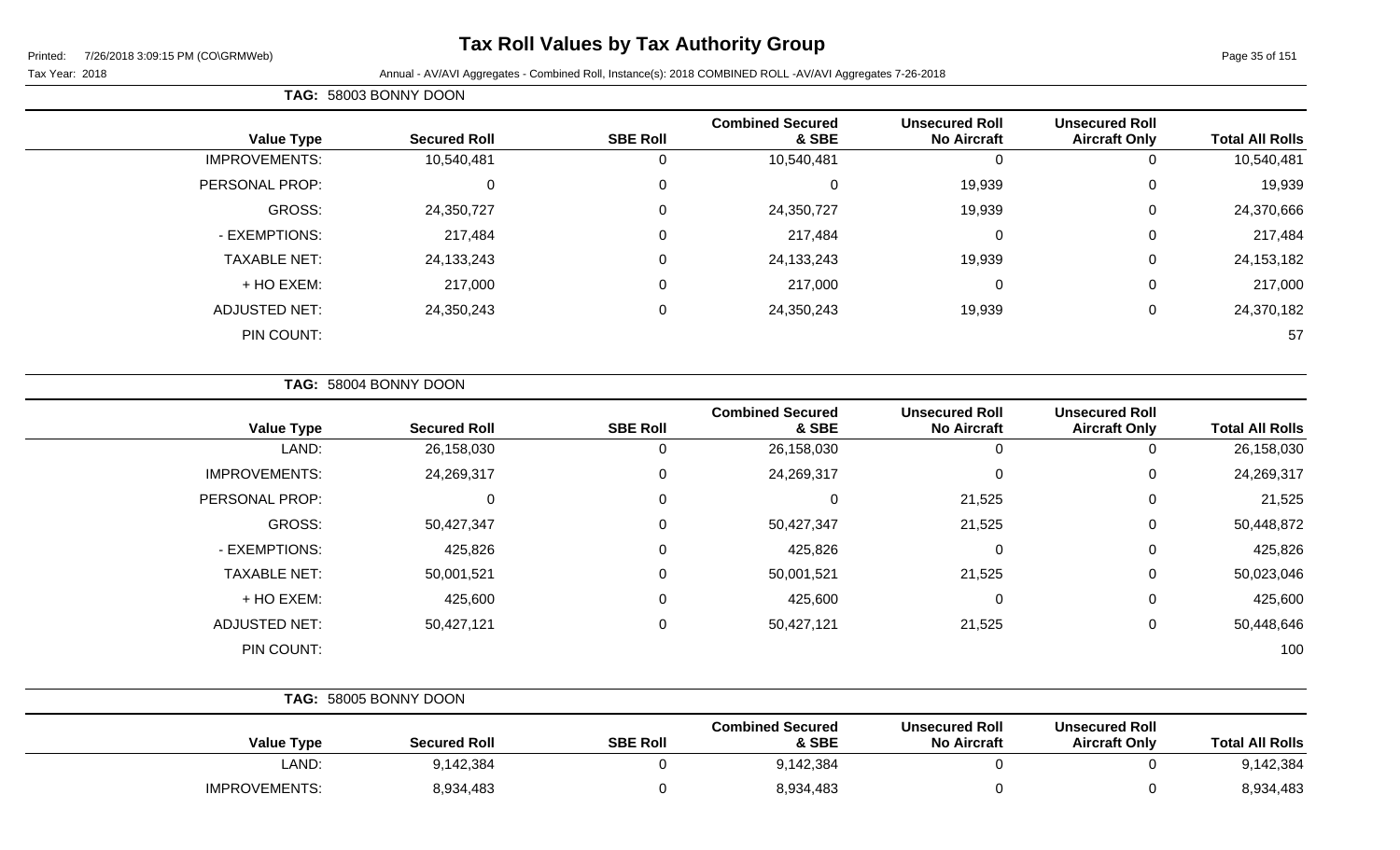# Tax Roll Values by Tax Authority Group

Printed: 7/26/2018 3:09:15 PM (CO\GRMWeb)

Tax Year: 2018 — Annual - AV/AVI Aggregates - Combined Roll, Instance(s): 2018 COMBINED ROLL -AV/AVI Aggregates 7-26-2018

## TAG: 58003 BONNY DOON

| Value Type | Secured Roll | SBE Roll | Combined Secured & SBE | Unsecured Roll No Aircraft | Unsecured Roll Aircraft Only | Total All Rolls |
|---|---|---|---|---|---|---|
| IMPROVEMENTS: | 10,540,481 | 0 | 10,540,481 | 0 | 0 | 10,540,481 |
| PERSONAL PROP: | 0 | 0 | 0 | 19,939 | 0 | 19,939 |
| GROSS: | 24,350,727 | 0 | 24,350,727 | 19,939 | 0 | 24,370,666 |
| - EXEMPTIONS: | 217,484 | 0 | 217,484 | 0 | 0 | 217,484 |
| TAXABLE NET: | 24,133,243 | 0 | 24,133,243 | 19,939 | 0 | 24,153,182 |
| + HO EXEM: | 217,000 | 0 | 217,000 | 0 | 0 | 217,000 |
| ADJUSTED NET: | 24,350,243 | 0 | 24,350,243 | 19,939 | 0 | 24,370,182 |
| PIN COUNT: | | | | | | 57 |

## TAG: 58004 BONNY DOON

| Value Type | Secured Roll | SBE Roll | Combined Secured & SBE | Unsecured Roll No Aircraft | Unsecured Roll Aircraft Only | Total All Rolls |
|---|---|---|---|---|---|---|
| LAND: | 26,158,030 | 0 | 26,158,030 | 0 | 0 | 26,158,030 |
| IMPROVEMENTS: | 24,269,317 | 0 | 24,269,317 | 0 | 0 | 24,269,317 |
| PERSONAL PROP: | 0 | 0 | 0 | 21,525 | 0 | 21,525 |
| GROSS: | 50,427,347 | 0 | 50,427,347 | 21,525 | 0 | 50,448,872 |
| - EXEMPTIONS: | 425,826 | 0 | 425,826 | 0 | 0 | 425,826 |
| TAXABLE NET: | 50,001,521 | 0 | 50,001,521 | 21,525 | 0 | 50,023,046 |
| + HO EXEM: | 425,600 | 0 | 425,600 | 0 | 0 | 425,600 |
| ADJUSTED NET: | 50,427,121 | 0 | 50,427,121 | 21,525 | 0 | 50,448,646 |
| PIN COUNT: | | | | | | 100 |

## TAG: 58005 BONNY DOON

| Value Type | Secured Roll | SBE Roll | Combined Secured & SBE | Unsecured Roll No Aircraft | Unsecured Roll Aircraft Only | Total All Rolls |
|---|---|---|---|---|---|---|
| LAND: | 9,142,384 | 0 | 9,142,384 | 0 | 0 | 9,142,384 |
| IMPROVEMENTS: | 8,934,483 | 0 | 8,934,483 | 0 | 0 | 8,934,483 |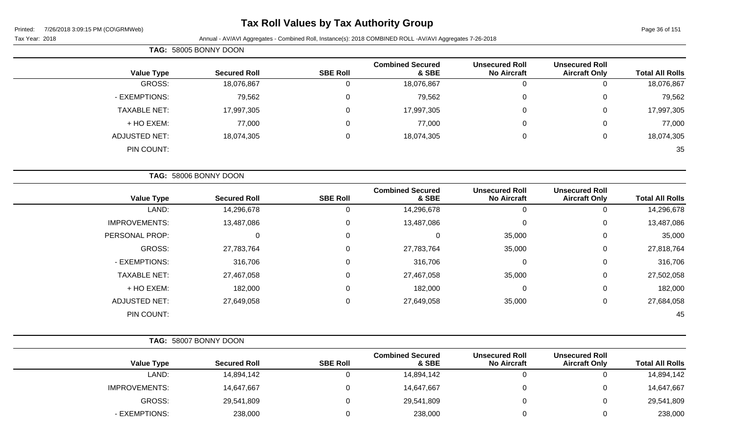# Tax Roll Values by Tax Authority Group

Tax Year: 2018

Annual - AV/AVI Aggregates - Combined Roll, Instance(s): 2018 COMBINED ROLL -AV/AVI Aggregates 7-26-2018

**TAG: 58005 BONNY DOON**

| Value Type | Secured Roll | SBE Roll | Combined Secured & SBE | Unsecured Roll No Aircraft | Unsecured Roll Aircraft Only | Total All Rolls |
|---|---|---|---|---|---|---|
| GROSS: | 18,076,867 | 0 | 18,076,867 | 0 | 0 | 18,076,867 |
| - EXEMPTIONS: | 79,562 | 0 | 79,562 | 0 | 0 | 79,562 |
| TAXABLE NET: | 17,997,305 | 0 | 17,997,305 | 0 | 0 | 17,997,305 |
| + HO EXEM: | 77,000 | 0 | 77,000 | 0 | 0 | 77,000 |
| ADJUSTED NET: | 18,074,305 | 0 | 18,074,305 | 0 | 0 | 18,074,305 |
| PIN COUNT: | | | | | | 35 |

**TAG: 58006 BONNY DOON**

| Value Type | Secured Roll | SBE Roll | Combined Secured & SBE | Unsecured Roll No Aircraft | Unsecured Roll Aircraft Only | Total All Rolls |
|---|---|---|---|---|---|---|
| LAND: | 14,296,678 | 0 | 14,296,678 | 0 | 0 | 14,296,678 |
| IMPROVEMENTS: | 13,487,086 | 0 | 13,487,086 | 0 | 0 | 13,487,086 |
| PERSONAL PROP: | 0 | 0 | 0 | 35,000 | 0 | 35,000 |
| GROSS: | 27,783,764 | 0 | 27,783,764 | 35,000 | 0 | 27,818,764 |
| - EXEMPTIONS: | 316,706 | 0 | 316,706 | 0 | 0 | 316,706 |
| TAXABLE NET: | 27,467,058 | 0 | 27,467,058 | 35,000 | 0 | 27,502,058 |
| + HO EXEM: | 182,000 | 0 | 182,000 | 0 | 0 | 182,000 |
| ADJUSTED NET: | 27,649,058 | 0 | 27,649,058 | 35,000 | 0 | 27,684,058 |
| PIN COUNT: | | | | | | 45 |

**TAG: 58007 BONNY DOON**

| Value Type | Secured Roll | SBE Roll | Combined Secured & SBE | Unsecured Roll No Aircraft | Unsecured Roll Aircraft Only | Total All Rolls |
|---|---|---|---|---|---|---|
| LAND: | 14,894,142 | 0 | 14,894,142 | 0 | 0 | 14,894,142 |
| IMPROVEMENTS: | 14,647,667 | 0 | 14,647,667 | 0 | 0 | 14,647,667 |
| GROSS: | 29,541,809 | 0 | 29,541,809 | 0 | 0 | 29,541,809 |
| - EXEMPTIONS: | 238,000 | 0 | 238,000 | 0 | 0 | 238,000 |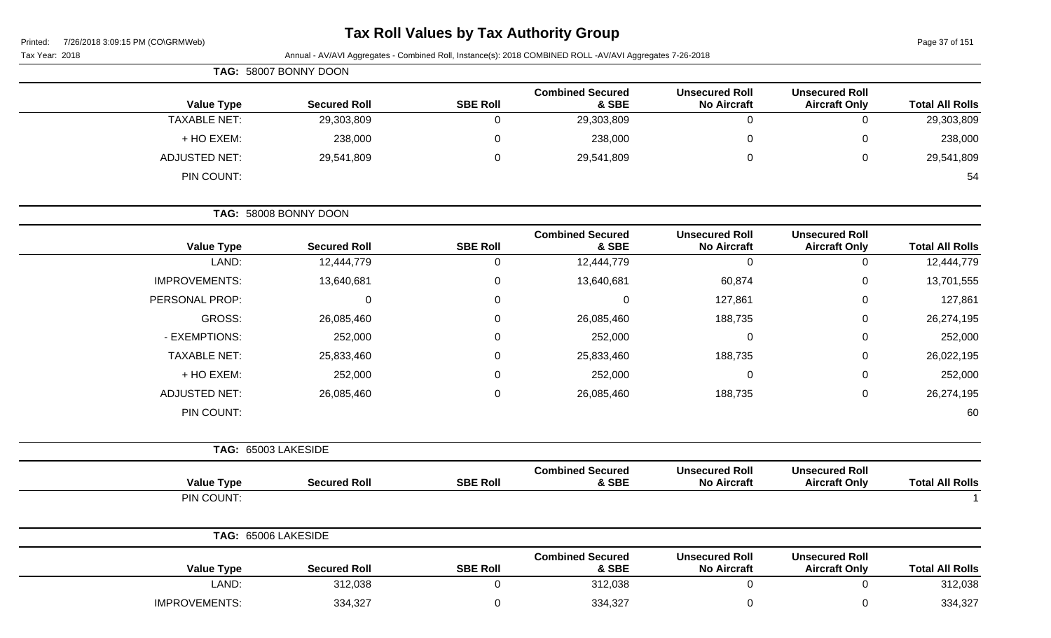## TAG: 58007 BONNY DOON

| Value Type | Secured Roll | SBE Roll | Combined Secured & SBE | Unsecured Roll No Aircraft | Unsecured Roll Aircraft Only | Total All Rolls |
|---|---|---|---|---|---|---|
| TAXABLE NET: | 29,303,809 | 0 | 29,303,809 | 0 | 0 | 29,303,809 |
| + HO EXEM: | 238,000 | 0 | 238,000 | 0 | 0 | 238,000 |
| ADJUSTED NET: | 29,541,809 | 0 | 29,541,809 | 0 | 0 | 29,541,809 |
| PIN COUNT: | | | | | | 54 |

## TAG: 58008 BONNY DOON

| Value Type | Secured Roll | SBE Roll | Combined Secured & SBE | Unsecured Roll No Aircraft | Unsecured Roll Aircraft Only | Total All Rolls |
|---|---|---|---|---|---|---|
| LAND: | 12,444,779 | 0 | 12,444,779 | 0 | 0 | 12,444,779 |
| IMPROVEMENTS: | 13,640,681 | 0 | 13,640,681 | 60,874 | 0 | 13,701,555 |
| PERSONAL PROP: | 0 | 0 | 0 | 127,861 | 0 | 127,861 |
| GROSS: | 26,085,460 | 0 | 26,085,460 | 188,735 | 0 | 26,274,195 |
| - EXEMPTIONS: | 252,000 | 0 | 252,000 | 0 | 0 | 252,000 |
| TAXABLE NET: | 25,833,460 | 0 | 25,833,460 | 188,735 | 0 | 26,022,195 |
| + HO EXEM: | 252,000 | 0 | 252,000 | 0 | 0 | 252,000 |
| ADJUSTED NET: | 26,085,460 | 0 | 26,085,460 | 188,735 | 0 | 26,274,195 |
| PIN COUNT: | | | | | | 60 |

## TAG: 65003 LAKESIDE

| Value Type | Secured Roll | SBE Roll | Combined Secured & SBE | Unsecured Roll No Aircraft | Unsecured Roll Aircraft Only | Total All Rolls |
|---|---|---|---|---|---|---|
| PIN COUNT: | | | | | | 1 |

## TAG: 65006 LAKESIDE

| Value Type | Secured Roll | SBE Roll | Combined Secured & SBE | Unsecured Roll No Aircraft | Unsecured Roll Aircraft Only | Total All Rolls |
|---|---|---|---|---|---|---|
| LAND: | 312,038 | 0 | 312,038 | 0 | 0 | 312,038 |
| IMPROVEMENTS: | 334,327 | 0 | 334,327 | 0 | 0 | 334,327 |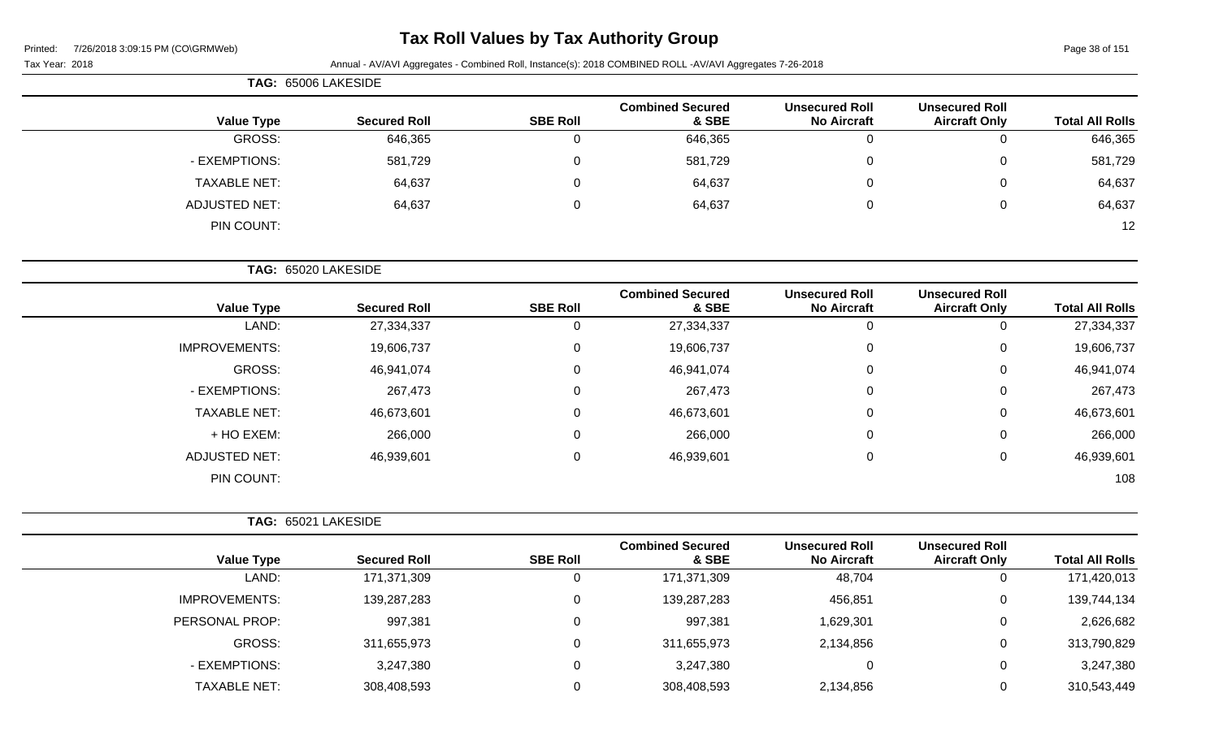# Tax Roll Values by Tax Authority Group

Printed: 7/26/2018 3:09:15 PM (CO\GRMWeb)

Tax Year: 2018

Annual - AV/AVI Aggregates - Combined Roll, Instance(s): 2018 COMBINED ROLL -AV/AVI Aggregates 7-26-2018

**TAG: 65006 LAKESIDE**

| Value Type | Secured Roll | SBE Roll | Combined Secured & SBE | Unsecured Roll No Aircraft | Unsecured Roll Aircraft Only | Total All Rolls |
|---|---|---|---|---|---|---|
| GROSS: | 646,365 | 0 | 646,365 | 0 | 0 | 646,365 |
| - EXEMPTIONS: | 581,729 | 0 | 581,729 | 0 | 0 | 581,729 |
| TAXABLE NET: | 64,637 | 0 | 64,637 | 0 | 0 | 64,637 |
| ADJUSTED NET: | 64,637 | 0 | 64,637 | 0 | 0 | 64,637 |
| PIN COUNT: | | | | | | 12 |

**TAG: 65020 LAKESIDE**

| Value Type | Secured Roll | SBE Roll | Combined Secured & SBE | Unsecured Roll No Aircraft | Unsecured Roll Aircraft Only | Total All Rolls |
|---|---|---|---|---|---|---|
| LAND: | 27,334,337 | 0 | 27,334,337 | 0 | 0 | 27,334,337 |
| IMPROVEMENTS: | 19,606,737 | 0 | 19,606,737 | 0 | 0 | 19,606,737 |
| GROSS: | 46,941,074 | 0 | 46,941,074 | 0 | 0 | 46,941,074 |
| - EXEMPTIONS: | 267,473 | 0 | 267,473 | 0 | 0 | 267,473 |
| TAXABLE NET: | 46,673,601 | 0 | 46,673,601 | 0 | 0 | 46,673,601 |
| + HO EXEM: | 266,000 | 0 | 266,000 | 0 | 0 | 266,000 |
| ADJUSTED NET: | 46,939,601 | 0 | 46,939,601 | 0 | 0 | 46,939,601 |
| PIN COUNT: | | | | | | 108 |

**TAG: 65021 LAKESIDE**

| Value Type | Secured Roll | SBE Roll | Combined Secured & SBE | Unsecured Roll No Aircraft | Unsecured Roll Aircraft Only | Total All Rolls |
|---|---|---|---|---|---|---|
| LAND: | 171,371,309 | 0 | 171,371,309 | 48,704 | 0 | 171,420,013 |
| IMPROVEMENTS: | 139,287,283 | 0 | 139,287,283 | 456,851 | 0 | 139,744,134 |
| PERSONAL PROP: | 997,381 | 0 | 997,381 | 1,629,301 | 0 | 2,626,682 |
| GROSS: | 311,655,973 | 0 | 311,655,973 | 2,134,856 | 0 | 313,790,829 |
| - EXEMPTIONS: | 3,247,380 | 0 | 3,247,380 | 0 | 0 | 3,247,380 |
| TAXABLE NET: | 308,408,593 | 0 | 308,408,593 | 2,134,856 | 0 | 310,543,449 |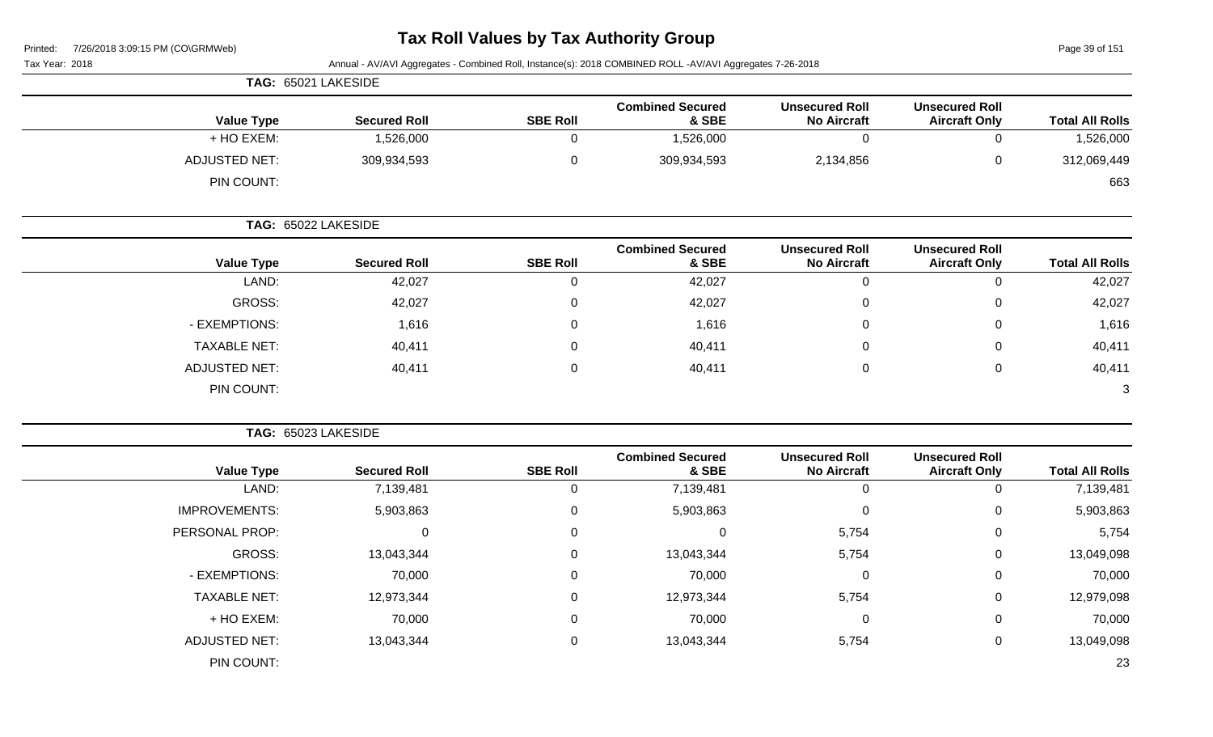# Tax Roll Values by Tax Authority Group

Printed: 7/26/2018 3:09:15 PM (CO\GRMWeb)

Tax Year: 2018

Annual - AV/AVI Aggregates - Combined Roll, Instance(s): 2018 COMBINED ROLL -AV/AVI Aggregates 7-26-2018

**TAG: 65021 LAKESIDE**

| Value Type | Secured Roll | SBE Roll | Combined Secured & SBE | Unsecured Roll No Aircraft | Unsecured Roll Aircraft Only | Total All Rolls |
|---|---|---|---|---|---|---|
| + HO EXEM: | 1,526,000 | 0 | 1,526,000 | 0 | 0 | 1,526,000 |
| ADJUSTED NET: | 309,934,593 | 0 | 309,934,593 | 2,134,856 | 0 | 312,069,449 |
| PIN COUNT: | | | | | | 663 |

**TAG: 65022 LAKESIDE**

| Value Type | Secured Roll | SBE Roll | Combined Secured & SBE | Unsecured Roll No Aircraft | Unsecured Roll Aircraft Only | Total All Rolls |
|---|---|---|---|---|---|---|
| LAND: | 42,027 | 0 | 42,027 | 0 | 0 | 42,027 |
| GROSS: | 42,027 | 0 | 42,027 | 0 | 0 | 42,027 |
| - EXEMPTIONS: | 1,616 | 0 | 1,616 | 0 | 0 | 1,616 |
| TAXABLE NET: | 40,411 | 0 | 40,411 | 0 | 0 | 40,411 |
| ADJUSTED NET: | 40,411 | 0 | 40,411 | 0 | 0 | 40,411 |
| PIN COUNT: | | | | | | 3 |

**TAG: 65023 LAKESIDE**

| Value Type | Secured Roll | SBE Roll | Combined Secured & SBE | Unsecured Roll No Aircraft | Unsecured Roll Aircraft Only | Total All Rolls |
|---|---|---|---|---|---|---|
| LAND: | 7,139,481 | 0 | 7,139,481 | 0 | 0 | 7,139,481 |
| IMPROVEMENTS: | 5,903,863 | 0 | 5,903,863 | 0 | 0 | 5,903,863 |
| PERSONAL PROP: | 0 | 0 | 0 | 5,754 | 0 | 5,754 |
| GROSS: | 13,043,344 | 0 | 13,043,344 | 5,754 | 0 | 13,049,098 |
| - EXEMPTIONS: | 70,000 | 0 | 70,000 | 0 | 0 | 70,000 |
| TAXABLE NET: | 12,973,344 | 0 | 12,973,344 | 5,754 | 0 | 12,979,098 |
| + HO EXEM: | 70,000 | 0 | 70,000 | 0 | 0 | 70,000 |
| ADJUSTED NET: | 13,043,344 | 0 | 13,043,344 | 5,754 | 0 | 13,049,098 |
| PIN COUNT: | | | | | | 23 |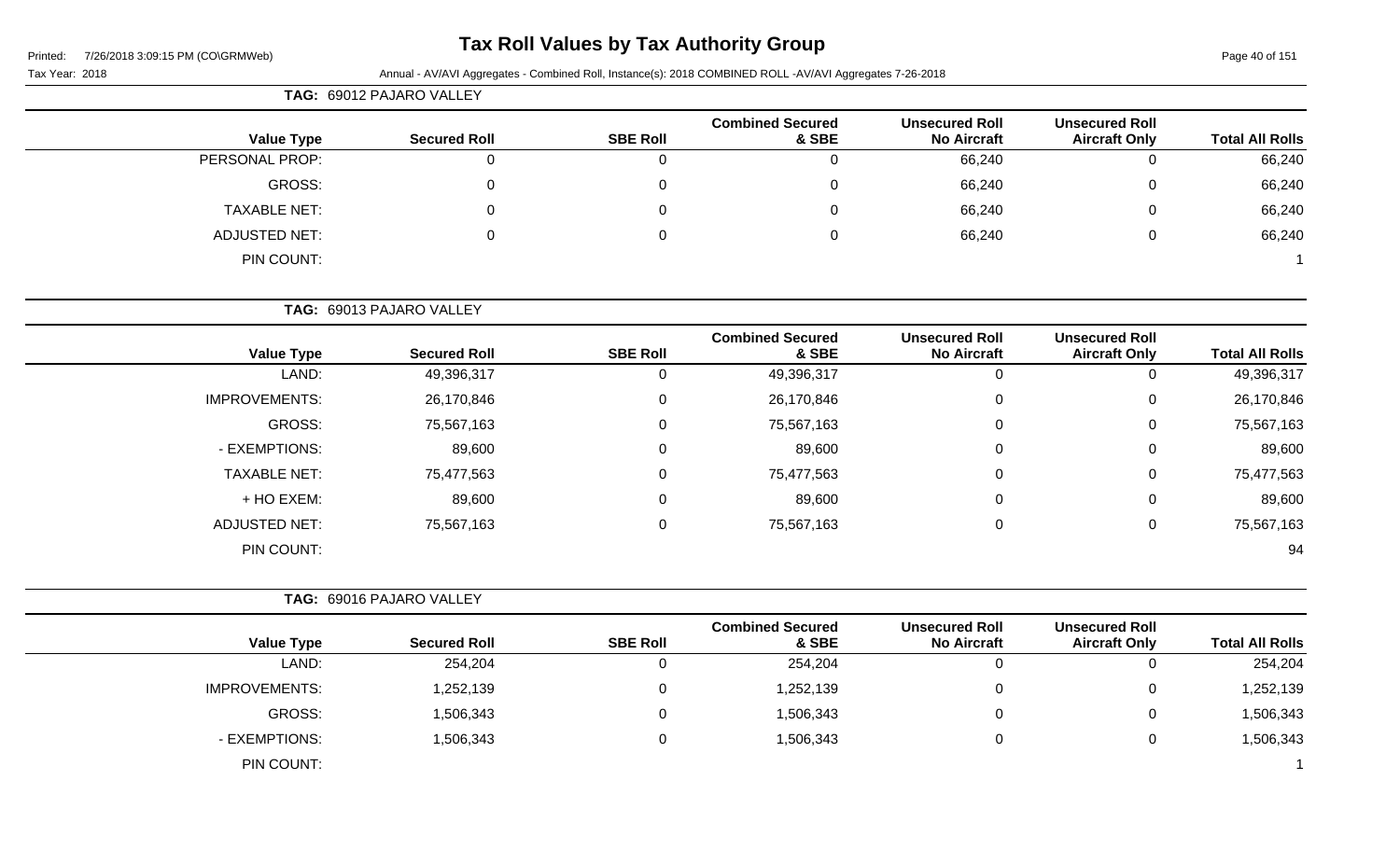# Tax Roll Values by Tax Authority Group

Printed: 7/26/2018 3:09:15 PM (CO\GRMWeb)

Tax Year: 2018

Annual - AV/AVI Aggregates - Combined Roll, Instance(s): 2018 COMBINED ROLL -AV/AVI Aggregates 7-26-2018

**TAG: 69012 PAJARO VALLEY**

| Value Type | Secured Roll | SBE Roll | Combined Secured & SBE | Unsecured Roll No Aircraft | Unsecured Roll Aircraft Only | Total All Rolls |
|---|---|---|---|---|---|---|
| PERSONAL PROP: | 0 | 0 | 0 | 66,240 | 0 | 66,240 |
| GROSS: | 0 | 0 | 0 | 66,240 | 0 | 66,240 |
| TAXABLE NET: | 0 | 0 | 0 | 66,240 | 0 | 66,240 |
| ADJUSTED NET: | 0 | 0 | 0 | 66,240 | 0 | 66,240 |
| PIN COUNT: | | | | | | 1 |

**TAG: 69013 PAJARO VALLEY**

| Value Type | Secured Roll | SBE Roll | Combined Secured & SBE | Unsecured Roll No Aircraft | Unsecured Roll Aircraft Only | Total All Rolls |
|---|---|---|---|---|---|---|
| LAND: | 49,396,317 | 0 | 49,396,317 | 0 | 0 | 49,396,317 |
| IMPROVEMENTS: | 26,170,846 | 0 | 26,170,846 | 0 | 0 | 26,170,846 |
| GROSS: | 75,567,163 | 0 | 75,567,163 | 0 | 0 | 75,567,163 |
| - EXEMPTIONS: | 89,600 | 0 | 89,600 | 0 | 0 | 89,600 |
| TAXABLE NET: | 75,477,563 | 0 | 75,477,563 | 0 | 0 | 75,477,563 |
| + HO EXEM: | 89,600 | 0 | 89,600 | 0 | 0 | 89,600 |
| ADJUSTED NET: | 75,567,163 | 0 | 75,567,163 | 0 | 0 | 75,567,163 |
| PIN COUNT: | | | | | | 94 |

**TAG: 69016 PAJARO VALLEY**

| Value Type | Secured Roll | SBE Roll | Combined Secured & SBE | Unsecured Roll No Aircraft | Unsecured Roll Aircraft Only | Total All Rolls |
|---|---|---|---|---|---|---|
| LAND: | 254,204 | 0 | 254,204 | 0 | 0 | 254,204 |
| IMPROVEMENTS: | 1,252,139 | 0 | 1,252,139 | 0 | 0 | 1,252,139 |
| GROSS: | 1,506,343 | 0 | 1,506,343 | 0 | 0 | 1,506,343 |
| - EXEMPTIONS: | 1,506,343 | 0 | 1,506,343 | 0 | 0 | 1,506,343 |
| PIN COUNT: | | | | | | 1 |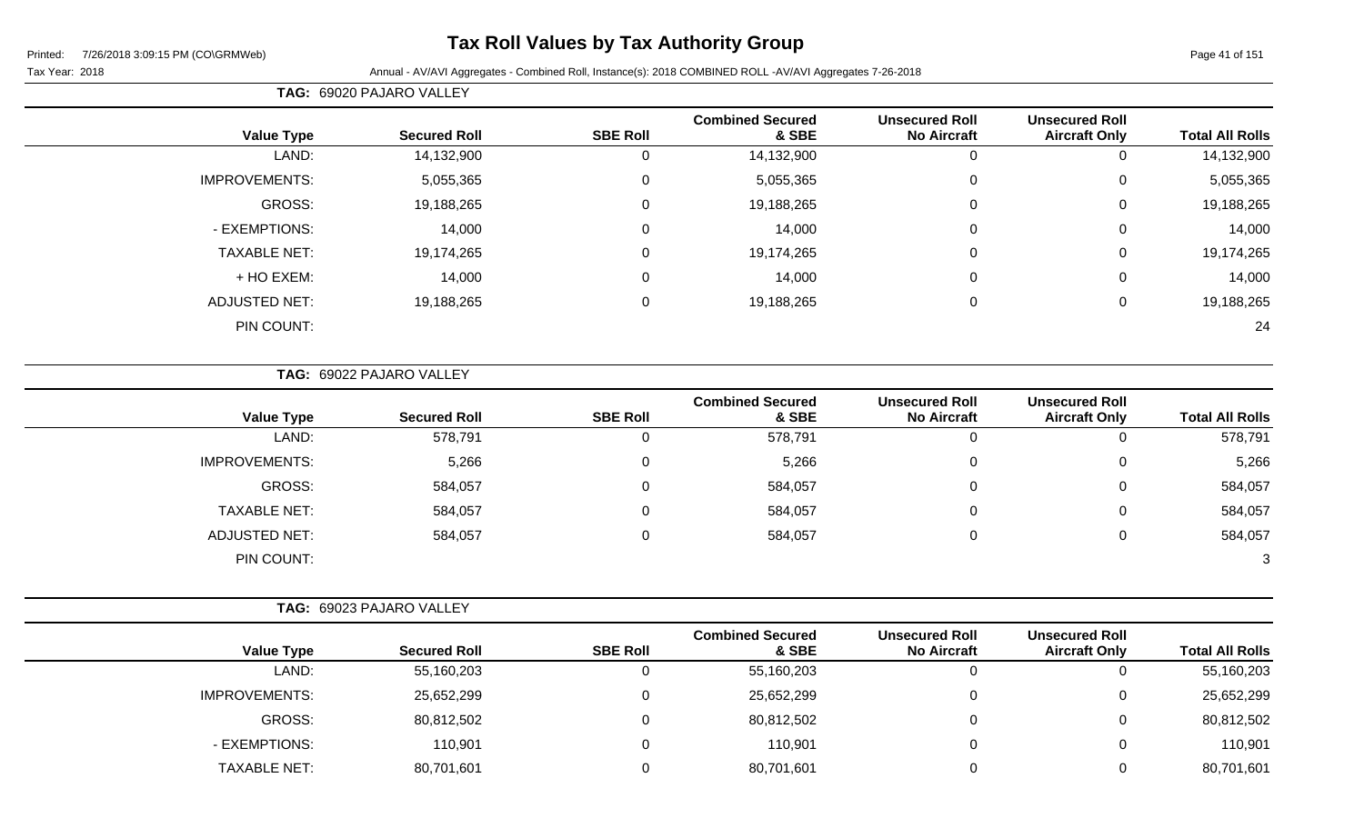# Tax Roll Values by Tax Authority Group

Printed: 7/26/2018 3:09:15 PM (CO\GRMWeb)

Tax Year: 2018

Annual - AV/AVI Aggregates - Combined Roll, Instance(s): 2018 COMBINED ROLL -AV/AVI Aggregates 7-26-2018

**TAG:** 69020 PAJARO VALLEY

| Value Type | Secured Roll | SBE Roll | Combined Secured & SBE | Unsecured Roll No Aircraft | Unsecured Roll Aircraft Only | Total All Rolls |
|---|---|---|---|---|---|---|
| LAND: | 14,132,900 | 0 | 14,132,900 | 0 | 0 | 14,132,900 |
| IMPROVEMENTS: | 5,055,365 | 0 | 5,055,365 | 0 | 0 | 5,055,365 |
| GROSS: | 19,188,265 | 0 | 19,188,265 | 0 | 0 | 19,188,265 |
| - EXEMPTIONS: | 14,000 | 0 | 14,000 | 0 | 0 | 14,000 |
| TAXABLE NET: | 19,174,265 | 0 | 19,174,265 | 0 | 0 | 19,174,265 |
| + HO EXEM: | 14,000 | 0 | 14,000 | 0 | 0 | 14,000 |
| ADJUSTED NET: | 19,188,265 | 0 | 19,188,265 | 0 | 0 | 19,188,265 |
| PIN COUNT: | | | | | | 24 |

**TAG:** 69022 PAJARO VALLEY

| Value Type | Secured Roll | SBE Roll | Combined Secured & SBE | Unsecured Roll No Aircraft | Unsecured Roll Aircraft Only | Total All Rolls |
|---|---|---|---|---|---|---|
| LAND: | 578,791 | 0 | 578,791 | 0 | 0 | 578,791 |
| IMPROVEMENTS: | 5,266 | 0 | 5,266 | 0 | 0 | 5,266 |
| GROSS: | 584,057 | 0 | 584,057 | 0 | 0 | 584,057 |
| TAXABLE NET: | 584,057 | 0 | 584,057 | 0 | 0 | 584,057 |
| ADJUSTED NET: | 584,057 | 0 | 584,057 | 0 | 0 | 584,057 |
| PIN COUNT: | | | | | | 3 |

**TAG:** 69023 PAJARO VALLEY

| Value Type | Secured Roll | SBE Roll | Combined Secured & SBE | Unsecured Roll No Aircraft | Unsecured Roll Aircraft Only | Total All Rolls |
|---|---|---|---|---|---|---|
| LAND: | 55,160,203 | 0 | 55,160,203 | 0 | 0 | 55,160,203 |
| IMPROVEMENTS: | 25,652,299 | 0 | 25,652,299 | 0 | 0 | 25,652,299 |
| GROSS: | 80,812,502 | 0 | 80,812,502 | 0 | 0 | 80,812,502 |
| - EXEMPTIONS: | 110,901 | 0 | 110,901 | 0 | 0 | 110,901 |
| TAXABLE NET: | 80,701,601 | 0 | 80,701,601 | 0 | 0 | 80,701,601 |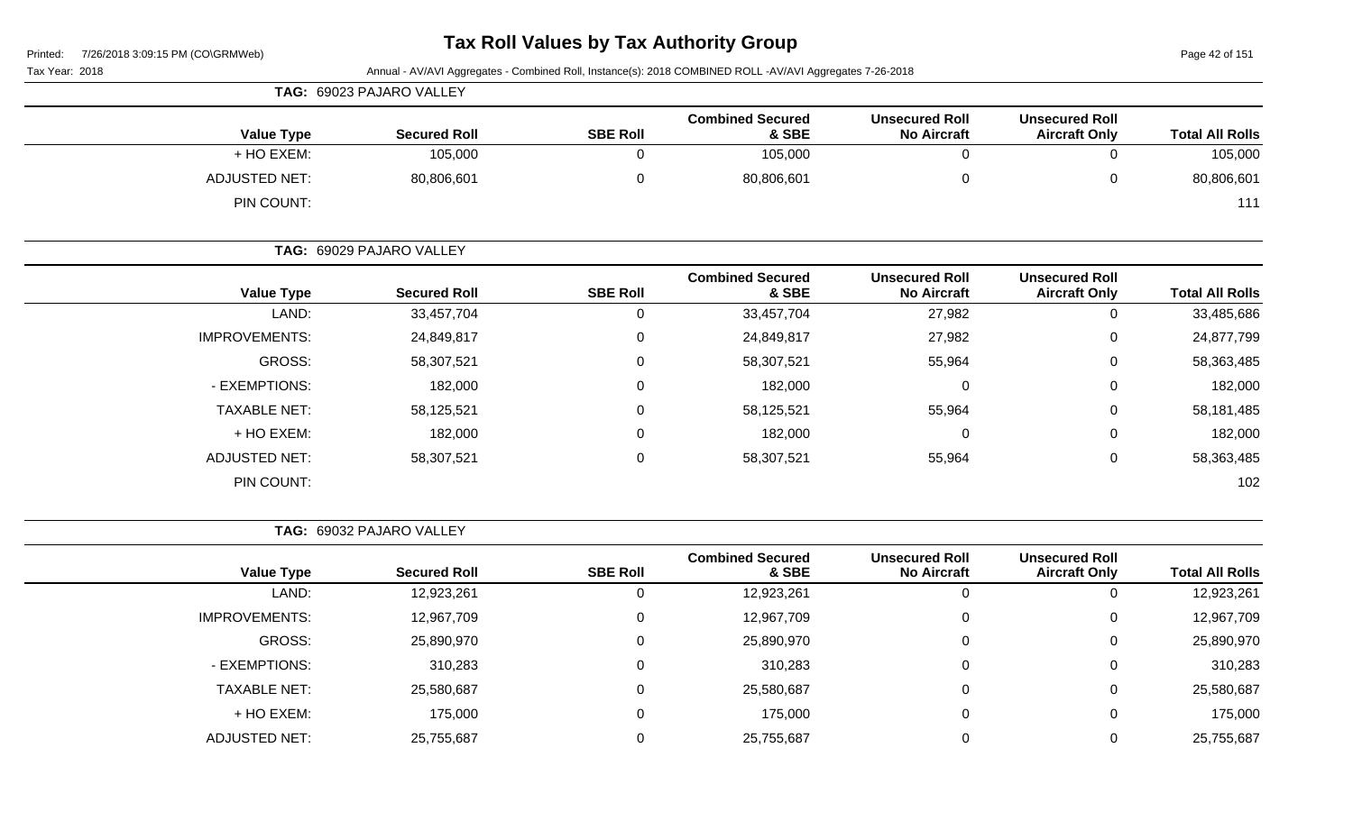# Tax Roll Values by Tax Authority Group

Printed: 7/26/2018 3:09:15 PM (CO\GRMWeb)

Tax Year: 2018 — Annual - AV/AVI Aggregates - Combined Roll, Instance(s): 2018 COMBINED ROLL -AV/AVI Aggregates 7-26-2018

**TAG: 69023 PAJARO VALLEY**

| Value Type | Secured Roll | SBE Roll | Combined Secured & SBE | Unsecured Roll No Aircraft | Unsecured Roll Aircraft Only | Total All Rolls |
|---|---|---|---|---|---|---|
| + HO EXEM: | 105,000 | 0 | 105,000 | 0 | 0 | 105,000 |
| ADJUSTED NET: | 80,806,601 | 0 | 80,806,601 | 0 | 0 | 80,806,601 |
| PIN COUNT: | | | | | | 111 |

**TAG: 69029 PAJARO VALLEY**

| Value Type | Secured Roll | SBE Roll | Combined Secured & SBE | Unsecured Roll No Aircraft | Unsecured Roll Aircraft Only | Total All Rolls |
|---|---|---|---|---|---|---|
| LAND: | 33,457,704 | 0 | 33,457,704 | 27,982 | 0 | 33,485,686 |
| IMPROVEMENTS: | 24,849,817 | 0 | 24,849,817 | 27,982 | 0 | 24,877,799 |
| GROSS: | 58,307,521 | 0 | 58,307,521 | 55,964 | 0 | 58,363,485 |
| - EXEMPTIONS: | 182,000 | 0 | 182,000 | 0 | 0 | 182,000 |
| TAXABLE NET: | 58,125,521 | 0 | 58,125,521 | 55,964 | 0 | 58,181,485 |
| + HO EXEM: | 182,000 | 0 | 182,000 | 0 | 0 | 182,000 |
| ADJUSTED NET: | 58,307,521 | 0 | 58,307,521 | 55,964 | 0 | 58,363,485 |
| PIN COUNT: | | | | | | 102 |

**TAG: 69032 PAJARO VALLEY**

| Value Type | Secured Roll | SBE Roll | Combined Secured & SBE | Unsecured Roll No Aircraft | Unsecured Roll Aircraft Only | Total All Rolls |
|---|---|---|---|---|---|---|
| LAND: | 12,923,261 | 0 | 12,923,261 | 0 | 0 | 12,923,261 |
| IMPROVEMENTS: | 12,967,709 | 0 | 12,967,709 | 0 | 0 | 12,967,709 |
| GROSS: | 25,890,970 | 0 | 25,890,970 | 0 | 0 | 25,890,970 |
| - EXEMPTIONS: | 310,283 | 0 | 310,283 | 0 | 0 | 310,283 |
| TAXABLE NET: | 25,580,687 | 0 | 25,580,687 | 0 | 0 | 25,580,687 |
| + HO EXEM: | 175,000 | 0 | 175,000 | 0 | 0 | 175,000 |
| ADJUSTED NET: | 25,755,687 | 0 | 25,755,687 | 0 | 0 | 25,755,687 |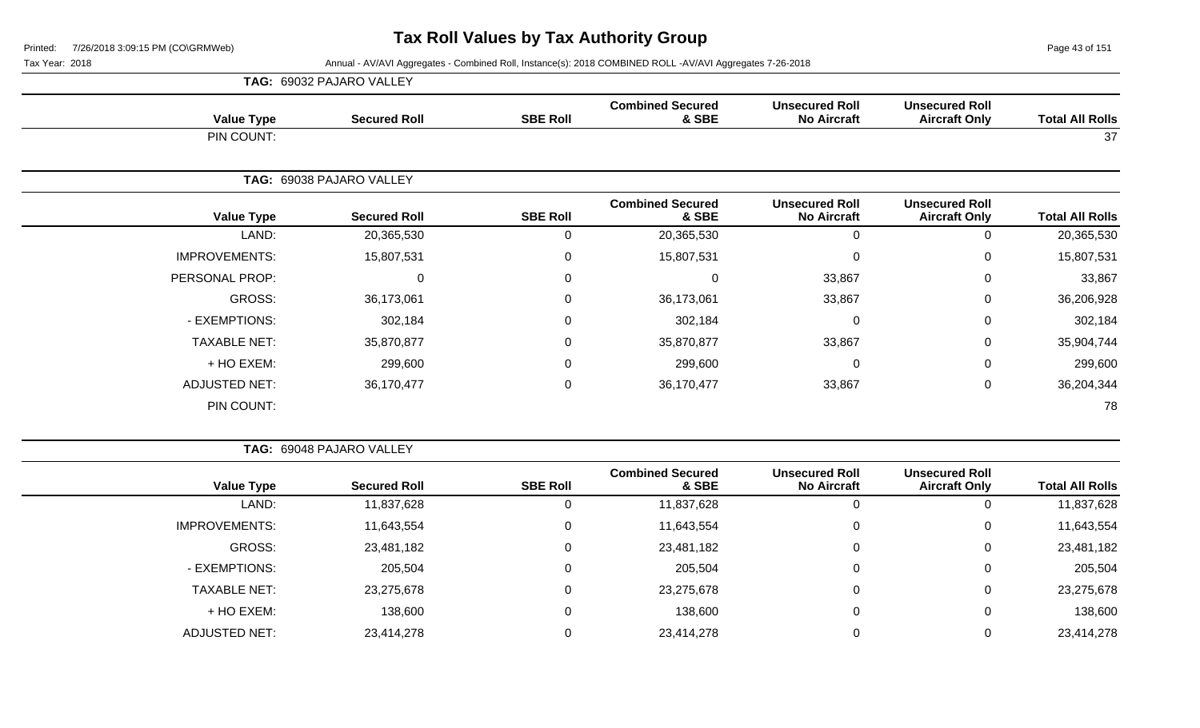# Tax Roll Values by Tax Authority Group

Printed: 7/26/2018 3:09:15 PM (CO\GRMWeb)

Tax Year: 2018

Annual - AV/AVI Aggregates - Combined Roll, Instance(s): 2018 COMBINED ROLL -AV/AVI Aggregates 7-26-2018

**TAG: 69032 PAJARO VALLEY**

| Value Type | Secured Roll | SBE Roll | Combined Secured & SBE | Unsecured Roll No Aircraft | Unsecured Roll Aircraft Only | Total All Rolls |
|---|---|---|---|---|---|---|
| PIN COUNT: | | | | | | 37 |

**TAG: 69038 PAJARO VALLEY**

| Value Type | Secured Roll | SBE Roll | Combined Secured & SBE | Unsecured Roll No Aircraft | Unsecured Roll Aircraft Only | Total All Rolls |
|---|---|---|---|---|---|---|
| LAND: | 20,365,530 | 0 | 20,365,530 | 0 | 0 | 20,365,530 |
| IMPROVEMENTS: | 15,807,531 | 0 | 15,807,531 | 0 | 0 | 15,807,531 |
| PERSONAL PROP: | 0 | 0 | 0 | 33,867 | 0 | 33,867 |
| GROSS: | 36,173,061 | 0 | 36,173,061 | 33,867 | 0 | 36,206,928 |
| - EXEMPTIONS: | 302,184 | 0 | 302,184 | 0 | 0 | 302,184 |
| TAXABLE NET: | 35,870,877 | 0 | 35,870,877 | 33,867 | 0 | 35,904,744 |
| + HO EXEM: | 299,600 | 0 | 299,600 | 0 | 0 | 299,600 |
| ADJUSTED NET: | 36,170,477 | 0 | 36,170,477 | 33,867 | 0 | 36,204,344 |
| PIN COUNT: | | | | | | 78 |

**TAG: 69048 PAJARO VALLEY**

| Value Type | Secured Roll | SBE Roll | Combined Secured & SBE | Unsecured Roll No Aircraft | Unsecured Roll Aircraft Only | Total All Rolls |
|---|---|---|---|---|---|---|
| LAND: | 11,837,628 | 0 | 11,837,628 | 0 | 0 | 11,837,628 |
| IMPROVEMENTS: | 11,643,554 | 0 | 11,643,554 | 0 | 0 | 11,643,554 |
| GROSS: | 23,481,182 | 0 | 23,481,182 | 0 | 0 | 23,481,182 |
| - EXEMPTIONS: | 205,504 | 0 | 205,504 | 0 | 0 | 205,504 |
| TAXABLE NET: | 23,275,678 | 0 | 23,275,678 | 0 | 0 | 23,275,678 |
| + HO EXEM: | 138,600 | 0 | 138,600 | 0 | 0 | 138,600 |
| ADJUSTED NET: | 23,414,278 | 0 | 23,414,278 | 0 | 0 | 23,414,278 |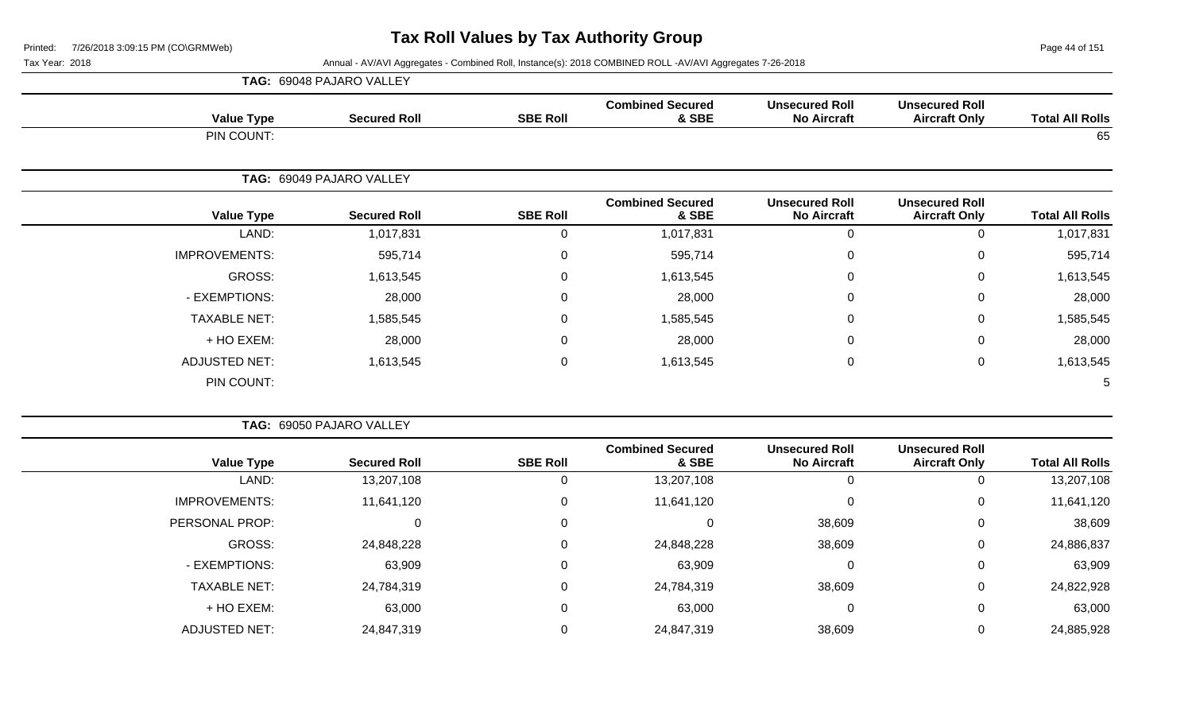# Tax Roll Values by Tax Authority Group

Tax Year: 2018

Annual - AV/AVI Aggregates - Combined Roll, Instance(s): 2018 COMBINED ROLL -AV/AVI Aggregates 7-26-2018

**TAG: 69048 PAJARO VALLEY**

| Value Type | Secured Roll | SBE Roll | Combined Secured & SBE | Unsecured Roll No Aircraft | Unsecured Roll Aircraft Only | Total All Rolls |
|---|---|---|---|---|---|---|
| PIN COUNT: | | | | | | 65 |

**TAG: 69049 PAJARO VALLEY**

| Value Type | Secured Roll | SBE Roll | Combined Secured & SBE | Unsecured Roll No Aircraft | Unsecured Roll Aircraft Only | Total All Rolls |
|---|---|---|---|---|---|---|
| LAND: | 1,017,831 | 0 | 1,017,831 | 0 | 0 | 1,017,831 |
| IMPROVEMENTS: | 595,714 | 0 | 595,714 | 0 | 0 | 595,714 |
| GROSS: | 1,613,545 | 0 | 1,613,545 | 0 | 0 | 1,613,545 |
| - EXEMPTIONS: | 28,000 | 0 | 28,000 | 0 | 0 | 28,000 |
| TAXABLE NET: | 1,585,545 | 0 | 1,585,545 | 0 | 0 | 1,585,545 |
| + HO EXEM: | 28,000 | 0 | 28,000 | 0 | 0 | 28,000 |
| ADJUSTED NET: | 1,613,545 | 0 | 1,613,545 | 0 | 0 | 1,613,545 |
| PIN COUNT: | | | | | | 5 |

**TAG: 69050 PAJARO VALLEY**

| Value Type | Secured Roll | SBE Roll | Combined Secured & SBE | Unsecured Roll No Aircraft | Unsecured Roll Aircraft Only | Total All Rolls |
|---|---|---|---|---|---|---|
| LAND: | 13,207,108 | 0 | 13,207,108 | 0 | 0 | 13,207,108 |
| IMPROVEMENTS: | 11,641,120 | 0 | 11,641,120 | 0 | 0 | 11,641,120 |
| PERSONAL PROP: | 0 | 0 | 0 | 38,609 | 0 | 38,609 |
| GROSS: | 24,848,228 | 0 | 24,848,228 | 38,609 | 0 | 24,886,837 |
| - EXEMPTIONS: | 63,909 | 0 | 63,909 | 0 | 0 | 63,909 |
| TAXABLE NET: | 24,784,319 | 0 | 24,784,319 | 38,609 | 0 | 24,822,928 |
| + HO EXEM: | 63,000 | 0 | 63,000 | 0 | 0 | 63,000 |
| ADJUSTED NET: | 24,847,319 | 0 | 24,847,319 | 38,609 | 0 | 24,885,928 |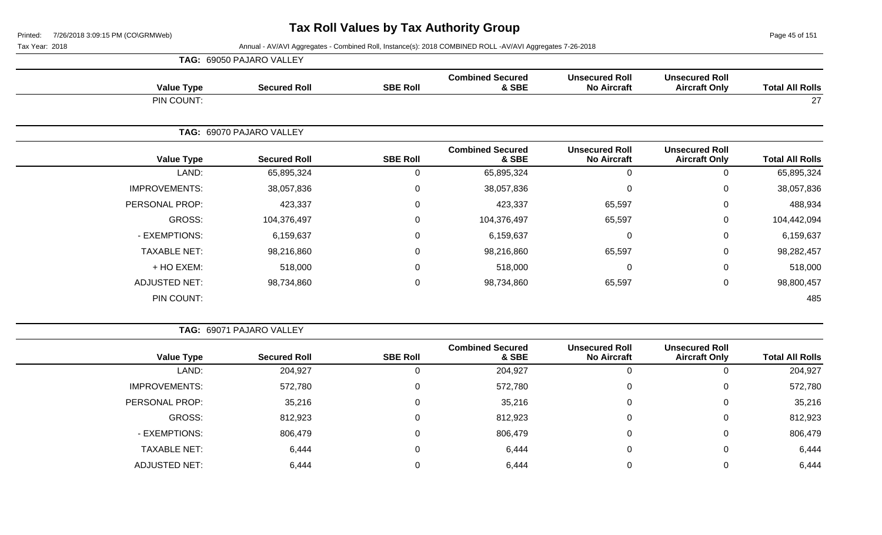# Tax Roll Values by Tax Authority Group

Printed: 7/26/2018 3:09:15 PM (CO\GRMWeb)

Tax Year: 2018

Annual - AV/AVI Aggregates - Combined Roll, Instance(s): 2018 COMBINED ROLL -AV/AVI Aggregates 7-26-2018

**TAG: 69050 PAJARO VALLEY**

| Value Type | Secured Roll | SBE Roll | Combined Secured & SBE | Unsecured Roll No Aircraft | Unsecured Roll Aircraft Only | Total All Rolls |
|---|---|---|---|---|---|---|
| PIN COUNT: | | | | | | 27 |

**TAG: 69070 PAJARO VALLEY**

| Value Type | Secured Roll | SBE Roll | Combined Secured & SBE | Unsecured Roll No Aircraft | Unsecured Roll Aircraft Only | Total All Rolls |
|---|---|---|---|---|---|---|
| LAND: | 65,895,324 | 0 | 65,895,324 | 0 | 0 | 65,895,324 |
| IMPROVEMENTS: | 38,057,836 | 0 | 38,057,836 | 0 | 0 | 38,057,836 |
| PERSONAL PROP: | 423,337 | 0 | 423,337 | 65,597 | 0 | 488,934 |
| GROSS: | 104,376,497 | 0 | 104,376,497 | 65,597 | 0 | 104,442,094 |
| - EXEMPTIONS: | 6,159,637 | 0 | 6,159,637 | 0 | 0 | 6,159,637 |
| TAXABLE NET: | 98,216,860 | 0 | 98,216,860 | 65,597 | 0 | 98,282,457 |
| + HO EXEM: | 518,000 | 0 | 518,000 | 0 | 0 | 518,000 |
| ADJUSTED NET: | 98,734,860 | 0 | 98,734,860 | 65,597 | 0 | 98,800,457 |
| PIN COUNT: | | | | | | 485 |

**TAG: 69071 PAJARO VALLEY**

| Value Type | Secured Roll | SBE Roll | Combined Secured & SBE | Unsecured Roll No Aircraft | Unsecured Roll Aircraft Only | Total All Rolls |
|---|---|---|---|---|---|---|
| LAND: | 204,927 | 0 | 204,927 | 0 | 0 | 204,927 |
| IMPROVEMENTS: | 572,780 | 0 | 572,780 | 0 | 0 | 572,780 |
| PERSONAL PROP: | 35,216 | 0 | 35,216 | 0 | 0 | 35,216 |
| GROSS: | 812,923 | 0 | 812,923 | 0 | 0 | 812,923 |
| - EXEMPTIONS: | 806,479 | 0 | 806,479 | 0 | 0 | 806,479 |
| TAXABLE NET: | 6,444 | 0 | 6,444 | 0 | 0 | 6,444 |
| ADJUSTED NET: | 6,444 | 0 | 6,444 | 0 | 0 | 6,444 |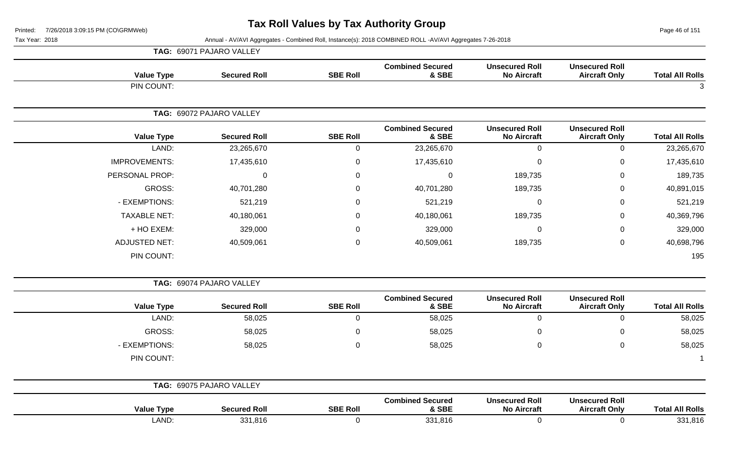# Tax Roll Values by Tax Authority Group

Printed: 7/26/2018 3:09:15 PM (CO\GRMWeb)

Tax Year: 2018

Annual - AV/AVI Aggregates - Combined Roll, Instance(s): 2018 COMBINED ROLL -AV/AVI Aggregates 7-26-2018

**TAG: 69071 PAJARO VALLEY**

| Value Type | Secured Roll | SBE Roll | Combined Secured & SBE | Unsecured Roll No Aircraft | Unsecured Roll Aircraft Only | Total All Rolls |
|---|---|---|---|---|---|---|
| PIN COUNT: | | | | | | 3 |

**TAG: 69072 PAJARO VALLEY**

| Value Type | Secured Roll | SBE Roll | Combined Secured & SBE | Unsecured Roll No Aircraft | Unsecured Roll Aircraft Only | Total All Rolls |
|---|---|---|---|---|---|---|
| LAND: | 23,265,670 | 0 | 23,265,670 | 0 | 0 | 23,265,670 |
| IMPROVEMENTS: | 17,435,610 | 0 | 17,435,610 | 0 | 0 | 17,435,610 |
| PERSONAL PROP: | 0 | 0 | 0 | 189,735 | 0 | 189,735 |
| GROSS: | 40,701,280 | 0 | 40,701,280 | 189,735 | 0 | 40,891,015 |
| - EXEMPTIONS: | 521,219 | 0 | 521,219 | 0 | 0 | 521,219 |
| TAXABLE NET: | 40,180,061 | 0 | 40,180,061 | 189,735 | 0 | 40,369,796 |
| + HO EXEM: | 329,000 | 0 | 329,000 | 0 | 0 | 329,000 |
| ADJUSTED NET: | 40,509,061 | 0 | 40,509,061 | 189,735 | 0 | 40,698,796 |
| PIN COUNT: | | | | | | 195 |

**TAG: 69074 PAJARO VALLEY**

| Value Type | Secured Roll | SBE Roll | Combined Secured & SBE | Unsecured Roll No Aircraft | Unsecured Roll Aircraft Only | Total All Rolls |
|---|---|---|---|---|---|---|
| LAND: | 58,025 | 0 | 58,025 | 0 | 0 | 58,025 |
| GROSS: | 58,025 | 0 | 58,025 | 0 | 0 | 58,025 |
| - EXEMPTIONS: | 58,025 | 0 | 58,025 | 0 | 0 | 58,025 |
| PIN COUNT: | | | | | | 1 |

**TAG: 69075 PAJARO VALLEY**

| Value Type | Secured Roll | SBE Roll | Combined Secured & SBE | Unsecured Roll No Aircraft | Unsecured Roll Aircraft Only | Total All Rolls |
|---|---|---|---|---|---|---|
| LAND: | 331,816 | 0 | 331,816 | 0 | 0 | 331,816 |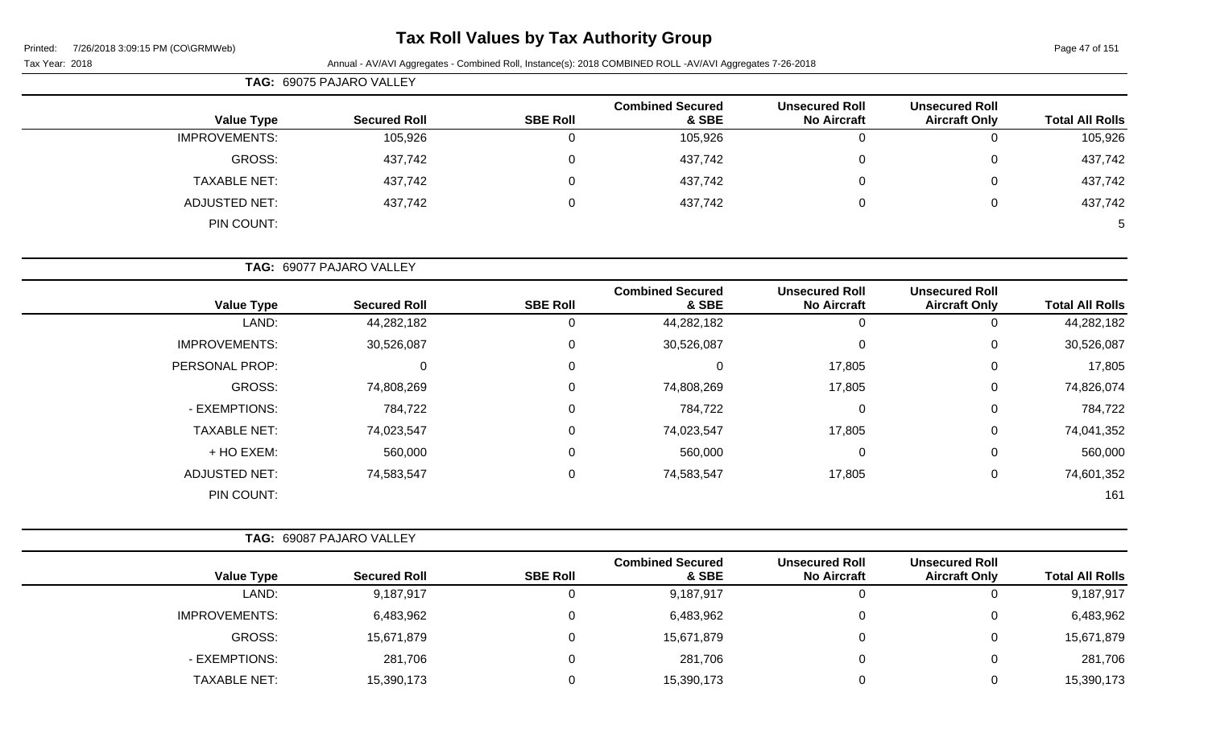# Tax Roll Values by Tax Authority Group

Printed: 7/26/2018 3:09:15 PM (CO\GRMWeb)

Tax Year: 2018

Annual - AV/AVI Aggregates - Combined Roll, Instance(s): 2018 COMBINED ROLL -AV/AVI Aggregates 7-26-2018

**TAG: 69075 PAJARO VALLEY**

| Value Type | Secured Roll | SBE Roll | Combined Secured & SBE | Unsecured Roll No Aircraft | Unsecured Roll Aircraft Only | Total All Rolls |
|---|---|---|---|---|---|---|
| IMPROVEMENTS: | 105,926 | 0 | 105,926 | 0 | 0 | 105,926 |
| GROSS: | 437,742 | 0 | 437,742 | 0 | 0 | 437,742 |
| TAXABLE NET: | 437,742 | 0 | 437,742 | 0 | 0 | 437,742 |
| ADJUSTED NET: | 437,742 | 0 | 437,742 | 0 | 0 | 437,742 |
| PIN COUNT: | | | | | | 5 |

**TAG: 69077 PAJARO VALLEY**

| Value Type | Secured Roll | SBE Roll | Combined Secured & SBE | Unsecured Roll No Aircraft | Unsecured Roll Aircraft Only | Total All Rolls |
|---|---|---|---|---|---|---|
| LAND: | 44,282,182 | 0 | 44,282,182 | 0 | 0 | 44,282,182 |
| IMPROVEMENTS: | 30,526,087 | 0 | 30,526,087 | 0 | 0 | 30,526,087 |
| PERSONAL PROP: | 0 | 0 | 0 | 17,805 | 0 | 17,805 |
| GROSS: | 74,808,269 | 0 | 74,808,269 | 17,805 | 0 | 74,826,074 |
| - EXEMPTIONS: | 784,722 | 0 | 784,722 | 0 | 0 | 784,722 |
| TAXABLE NET: | 74,023,547 | 0 | 74,023,547 | 17,805 | 0 | 74,041,352 |
| + HO EXEM: | 560,000 | 0 | 560,000 | 0 | 0 | 560,000 |
| ADJUSTED NET: | 74,583,547 | 0 | 74,583,547 | 17,805 | 0 | 74,601,352 |
| PIN COUNT: | | | | | | 161 |

**TAG: 69087 PAJARO VALLEY**

| Value Type | Secured Roll | SBE Roll | Combined Secured & SBE | Unsecured Roll No Aircraft | Unsecured Roll Aircraft Only | Total All Rolls |
|---|---|---|---|---|---|---|
| LAND: | 9,187,917 | 0 | 9,187,917 | 0 | 0 | 9,187,917 |
| IMPROVEMENTS: | 6,483,962 | 0 | 6,483,962 | 0 | 0 | 6,483,962 |
| GROSS: | 15,671,879 | 0 | 15,671,879 | 0 | 0 | 15,671,879 |
| - EXEMPTIONS: | 281,706 | 0 | 281,706 | 0 | 0 | 281,706 |
| TAXABLE NET: | 15,390,173 | 0 | 15,390,173 | 0 | 0 | 15,390,173 |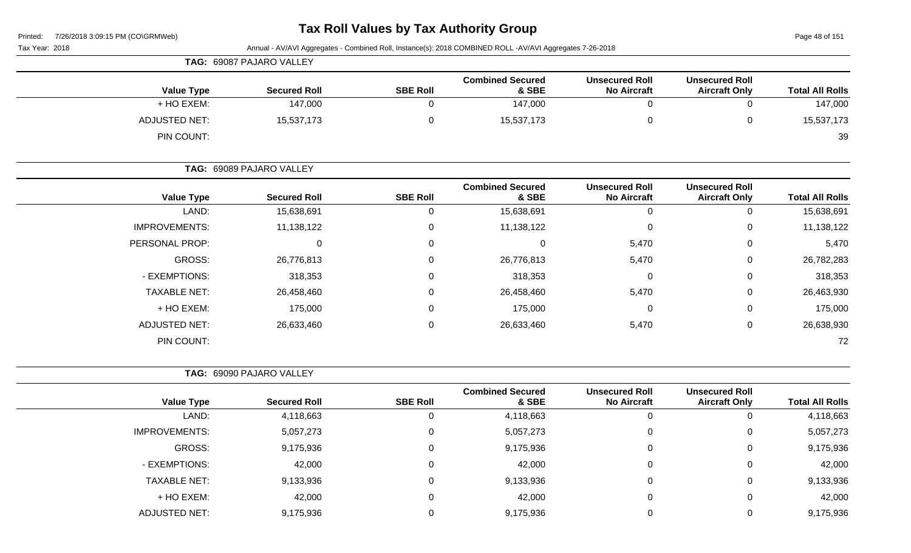# Tax Roll Values by Tax Authority Group

Printed: 7/26/2018 3:09:15 PM (CO\GRMWeb)

Tax Year: 2018

Annual - AV/AVI Aggregates - Combined Roll, Instance(s): 2018 COMBINED ROLL -AV/AVI Aggregates 7-26-2018

**TAG: 69087 PAJARO VALLEY**

| Value Type | Secured Roll | SBE Roll | Combined Secured & SBE | Unsecured Roll No Aircraft | Unsecured Roll Aircraft Only | Total All Rolls |
|---|---|---|---|---|---|---|
| + HO EXEM: | 147,000 | 0 | 147,000 | 0 | 0 | 147,000 |
| ADJUSTED NET: | 15,537,173 | 0 | 15,537,173 | 0 | 0 | 15,537,173 |
| PIN COUNT: | | | | | | 39 |

**TAG: 69089 PAJARO VALLEY**

| Value Type | Secured Roll | SBE Roll | Combined Secured & SBE | Unsecured Roll No Aircraft | Unsecured Roll Aircraft Only | Total All Rolls |
|---|---|---|---|---|---|---|
| LAND: | 15,638,691 | 0 | 15,638,691 | 0 | 0 | 15,638,691 |
| IMPROVEMENTS: | 11,138,122 | 0 | 11,138,122 | 0 | 0 | 11,138,122 |
| PERSONAL PROP: | 0 | 0 | 0 | 5,470 | 0 | 5,470 |
| GROSS: | 26,776,813 | 0 | 26,776,813 | 5,470 | 0 | 26,782,283 |
| - EXEMPTIONS: | 318,353 | 0 | 318,353 | 0 | 0 | 318,353 |
| TAXABLE NET: | 26,458,460 | 0 | 26,458,460 | 5,470 | 0 | 26,463,930 |
| + HO EXEM: | 175,000 | 0 | 175,000 | 0 | 0 | 175,000 |
| ADJUSTED NET: | 26,633,460 | 0 | 26,633,460 | 5,470 | 0 | 26,638,930 |
| PIN COUNT: | | | | | | 72 |

**TAG: 69090 PAJARO VALLEY**

| Value Type | Secured Roll | SBE Roll | Combined Secured & SBE | Unsecured Roll No Aircraft | Unsecured Roll Aircraft Only | Total All Rolls |
|---|---|---|---|---|---|---|
| LAND: | 4,118,663 | 0 | 4,118,663 | 0 | 0 | 4,118,663 |
| IMPROVEMENTS: | 5,057,273 | 0 | 5,057,273 | 0 | 0 | 5,057,273 |
| GROSS: | 9,175,936 | 0 | 9,175,936 | 0 | 0 | 9,175,936 |
| - EXEMPTIONS: | 42,000 | 0 | 42,000 | 0 | 0 | 42,000 |
| TAXABLE NET: | 9,133,936 | 0 | 9,133,936 | 0 | 0 | 9,133,936 |
| + HO EXEM: | 42,000 | 0 | 42,000 | 0 | 0 | 42,000 |
| ADJUSTED NET: | 9,175,936 | 0 | 9,175,936 | 0 | 0 | 9,175,936 |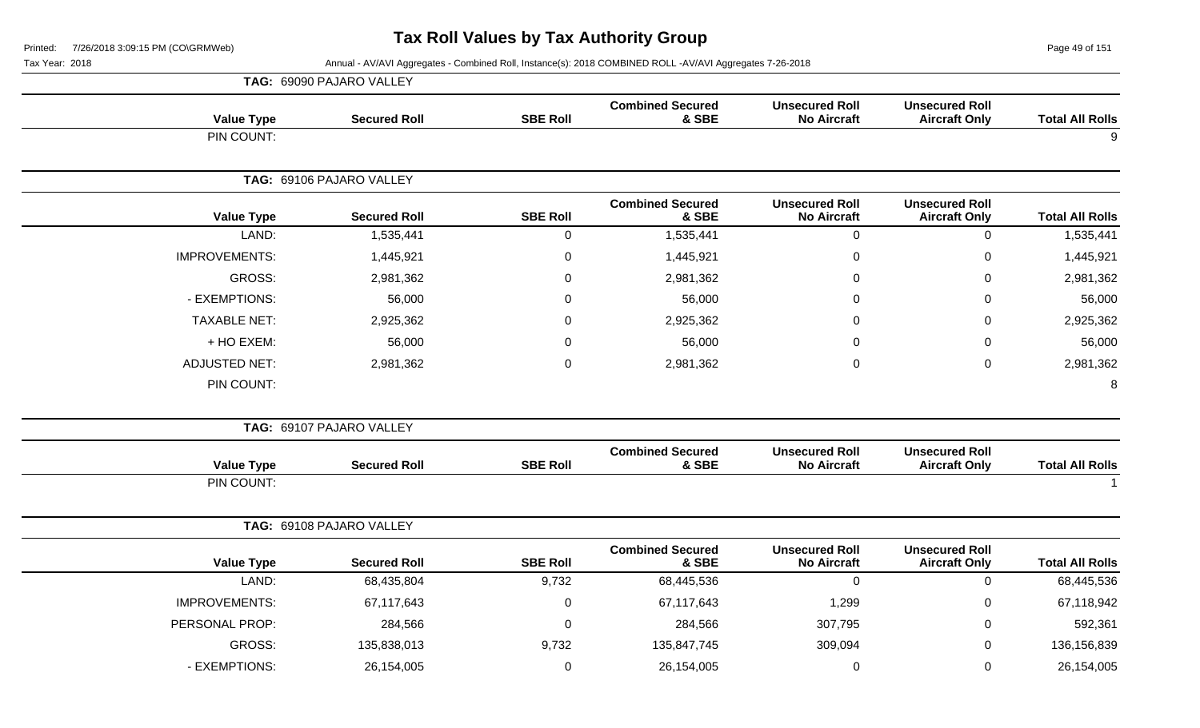# Tax Roll Values by Tax Authority Group

Tax Year: 2018

Annual - AV/AVI Aggregates - Combined Roll, Instance(s): 2018 COMBINED ROLL -AV/AVI Aggregates 7-26-2018

Printed: 7/26/2018 3:09:15 PM (CO\GRMWeb)

## TAG: 69090 PAJARO VALLEY

| Value Type | Secured Roll | SBE Roll | Combined Secured & SBE | Unsecured Roll No Aircraft | Unsecured Roll Aircraft Only | Total All Rolls |
|---|---|---|---|---|---|---|
| PIN COUNT: | | | | | | 9 |

## TAG: 69106 PAJARO VALLEY

| Value Type | Secured Roll | SBE Roll | Combined Secured & SBE | Unsecured Roll No Aircraft | Unsecured Roll Aircraft Only | Total All Rolls |
|---|---|---|---|---|---|---|
| LAND: | 1,535,441 | 0 | 1,535,441 | 0 | 0 | 1,535,441 |
| IMPROVEMENTS: | 1,445,921 | 0 | 1,445,921 | 0 | 0 | 1,445,921 |
| GROSS: | 2,981,362 | 0 | 2,981,362 | 0 | 0 | 2,981,362 |
| - EXEMPTIONS: | 56,000 | 0 | 56,000 | 0 | 0 | 56,000 |
| TAXABLE NET: | 2,925,362 | 0 | 2,925,362 | 0 | 0 | 2,925,362 |
| + HO EXEM: | 56,000 | 0 | 56,000 | 0 | 0 | 56,000 |
| ADJUSTED NET: | 2,981,362 | 0 | 2,981,362 | 0 | 0 | 2,981,362 |
| PIN COUNT: | | | | | | 8 |

## TAG: 69107 PAJARO VALLEY

| Value Type | Secured Roll | SBE Roll | Combined Secured & SBE | Unsecured Roll No Aircraft | Unsecured Roll Aircraft Only | Total All Rolls |
|---|---|---|---|---|---|---|
| PIN COUNT: | | | | | | 1 |

## TAG: 69108 PAJARO VALLEY

| Value Type | Secured Roll | SBE Roll | Combined Secured & SBE | Unsecured Roll No Aircraft | Unsecured Roll Aircraft Only | Total All Rolls |
|---|---|---|---|---|---|---|
| LAND: | 68,435,804 | 9,732 | 68,445,536 | 0 | 0 | 68,445,536 |
| IMPROVEMENTS: | 67,117,643 | 0 | 67,117,643 | 1,299 | 0 | 67,118,942 |
| PERSONAL PROP: | 284,566 | 0 | 284,566 | 307,795 | 0 | 592,361 |
| GROSS: | 135,838,013 | 9,732 | 135,847,745 | 309,094 | 0 | 136,156,839 |
| - EXEMPTIONS: | 26,154,005 | 0 | 26,154,005 | 0 | 0 | 26,154,005 |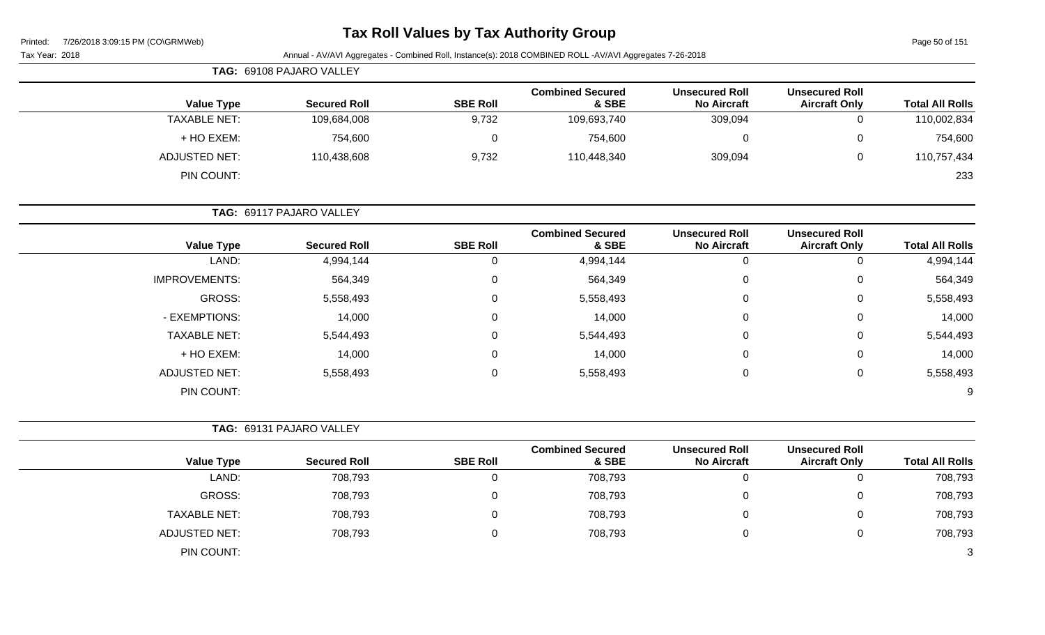# Tax Roll Values by Tax Authority Group

Tax Year: 2018

Annual - AV/AVI Aggregates - Combined Roll, Instance(s): 2018 COMBINED ROLL -AV/AVI Aggregates 7-26-2018

**TAG: 69108 PAJARO VALLEY**

| Value Type | Secured Roll | SBE Roll | Combined Secured & SBE | Unsecured Roll No Aircraft | Unsecured Roll Aircraft Only | Total All Rolls |
|---|---|---|---|---|---|---|
| TAXABLE NET: | 109,684,008 | 9,732 | 109,693,740 | 309,094 | 0 | 110,002,834 |
| + HO EXEM: | 754,600 | 0 | 754,600 | 0 | 0 | 754,600 |
| ADJUSTED NET: | 110,438,608 | 9,732 | 110,448,340 | 309,094 | 0 | 110,757,434 |
| PIN COUNT: | | | | | | 233 |

**TAG: 69117 PAJARO VALLEY**

| Value Type | Secured Roll | SBE Roll | Combined Secured & SBE | Unsecured Roll No Aircraft | Unsecured Roll Aircraft Only | Total All Rolls |
|---|---|---|---|---|---|---|
| LAND: | 4,994,144 | 0 | 4,994,144 | 0 | 0 | 4,994,144 |
| IMPROVEMENTS: | 564,349 | 0 | 564,349 | 0 | 0 | 564,349 |
| GROSS: | 5,558,493 | 0 | 5,558,493 | 0 | 0 | 5,558,493 |
| - EXEMPTIONS: | 14,000 | 0 | 14,000 | 0 | 0 | 14,000 |
| TAXABLE NET: | 5,544,493 | 0 | 5,544,493 | 0 | 0 | 5,544,493 |
| + HO EXEM: | 14,000 | 0 | 14,000 | 0 | 0 | 14,000 |
| ADJUSTED NET: | 5,558,493 | 0 | 5,558,493 | 0 | 0 | 5,558,493 |
| PIN COUNT: | | | | | | 9 |

**TAG: 69131 PAJARO VALLEY**

| Value Type | Secured Roll | SBE Roll | Combined Secured & SBE | Unsecured Roll No Aircraft | Unsecured Roll Aircraft Only | Total All Rolls |
|---|---|---|---|---|---|---|
| LAND: | 708,793 | 0 | 708,793 | 0 | 0 | 708,793 |
| GROSS: | 708,793 | 0 | 708,793 | 0 | 0 | 708,793 |
| TAXABLE NET: | 708,793 | 0 | 708,793 | 0 | 0 | 708,793 |
| ADJUSTED NET: | 708,793 | 0 | 708,793 | 0 | 0 | 708,793 |
| PIN COUNT: | | | | | | 3 |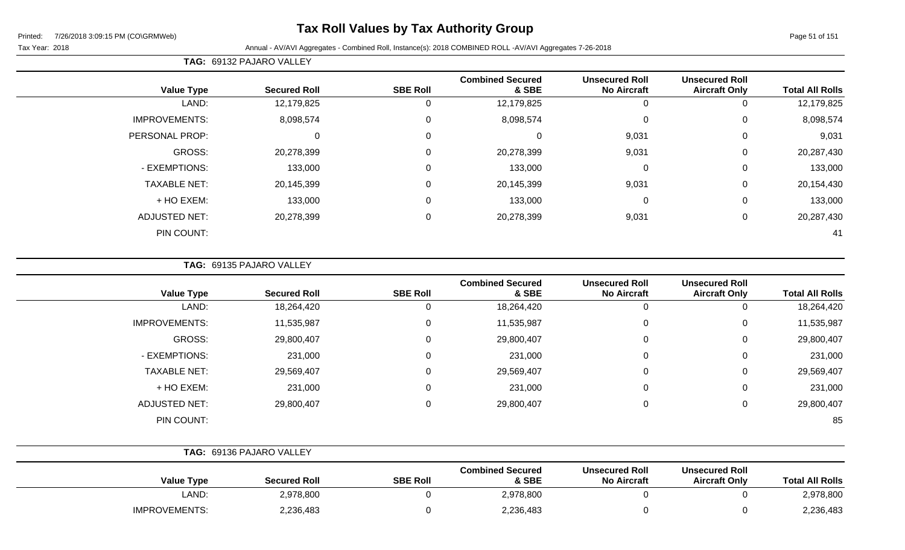# Tax Roll Values by Tax Authority Group

Printed: 7/26/2018 3:09:15 PM (CO\GRMWeb)

Tax Year: 2018

Annual - AV/AVI Aggregates - Combined Roll, Instance(s): 2018 COMBINED ROLL -AV/AVI Aggregates 7-26-2018

**TAG: 69132 PAJARO VALLEY**

| Value Type | Secured Roll | SBE Roll | Combined Secured & SBE | Unsecured Roll No Aircraft | Unsecured Roll Aircraft Only | Total All Rolls |
|---|---|---|---|---|---|---|
| LAND: | 12,179,825 | 0 | 12,179,825 | 0 | 0 | 12,179,825 |
| IMPROVEMENTS: | 8,098,574 | 0 | 8,098,574 | 0 | 0 | 8,098,574 |
| PERSONAL PROP: | 0 | 0 | 0 | 9,031 | 0 | 9,031 |
| GROSS: | 20,278,399 | 0 | 20,278,399 | 9,031 | 0 | 20,287,430 |
| - EXEMPTIONS: | 133,000 | 0 | 133,000 | 0 | 0 | 133,000 |
| TAXABLE NET: | 20,145,399 | 0 | 20,145,399 | 9,031 | 0 | 20,154,430 |
| + HO EXEM: | 133,000 | 0 | 133,000 | 0 | 0 | 133,000 |
| ADJUSTED NET: | 20,278,399 | 0 | 20,278,399 | 9,031 | 0 | 20,287,430 |
| PIN COUNT: | | | | | | 41 |

**TAG: 69135 PAJARO VALLEY**

| Value Type | Secured Roll | SBE Roll | Combined Secured & SBE | Unsecured Roll No Aircraft | Unsecured Roll Aircraft Only | Total All Rolls |
|---|---|---|---|---|---|---|
| LAND: | 18,264,420 | 0 | 18,264,420 | 0 | 0 | 18,264,420 |
| IMPROVEMENTS: | 11,535,987 | 0 | 11,535,987 | 0 | 0 | 11,535,987 |
| GROSS: | 29,800,407 | 0 | 29,800,407 | 0 | 0 | 29,800,407 |
| - EXEMPTIONS: | 231,000 | 0 | 231,000 | 0 | 0 | 231,000 |
| TAXABLE NET: | 29,569,407 | 0 | 29,569,407 | 0 | 0 | 29,569,407 |
| + HO EXEM: | 231,000 | 0 | 231,000 | 0 | 0 | 231,000 |
| ADJUSTED NET: | 29,800,407 | 0 | 29,800,407 | 0 | 0 | 29,800,407 |
| PIN COUNT: | | | | | | 85 |

**TAG: 69136 PAJARO VALLEY**

| Value Type | Secured Roll | SBE Roll | Combined Secured & SBE | Unsecured Roll No Aircraft | Unsecured Roll Aircraft Only | Total All Rolls |
|---|---|---|---|---|---|---|
| LAND: | 2,978,800 | 0 | 2,978,800 | 0 | 0 | 2,978,800 |
| IMPROVEMENTS: | 2,236,483 | 0 | 2,236,483 | 0 | 0 | 2,236,483 |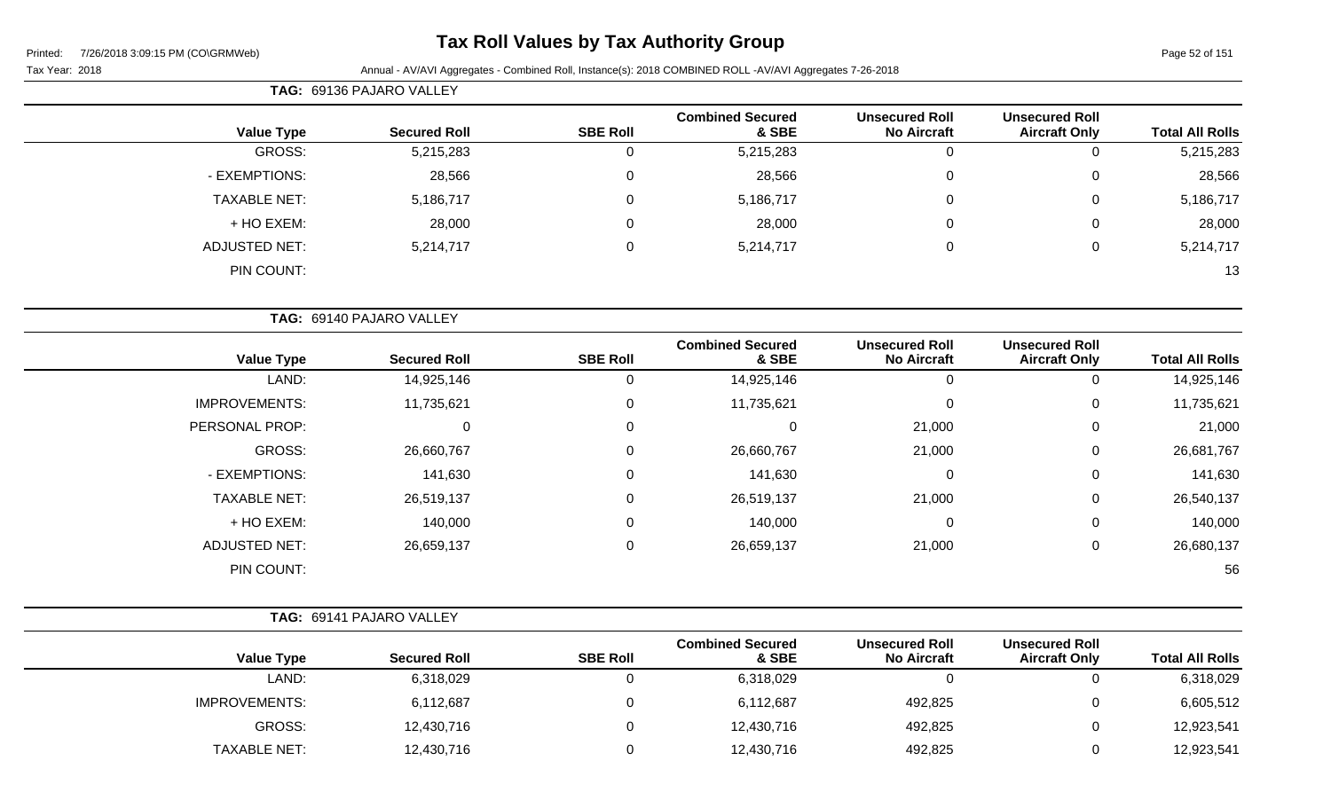# Tax Roll Values by Tax Authority Group

Tax Year: 2018

Annual - AV/AVI Aggregates - Combined Roll, Instance(s): 2018 COMBINED ROLL -AV/AVI Aggregates 7-26-2018

**TAG: 69136 PAJARO VALLEY**

| Value Type | Secured Roll | SBE Roll | Combined Secured & SBE | Unsecured Roll No Aircraft | Unsecured Roll Aircraft Only | Total All Rolls |
|---|---|---|---|---|---|---|
| GROSS: | 5,215,283 | 0 | 5,215,283 | 0 | 0 | 5,215,283 |
| - EXEMPTIONS: | 28,566 | 0 | 28,566 | 0 | 0 | 28,566 |
| TAXABLE NET: | 5,186,717 | 0 | 5,186,717 | 0 | 0 | 5,186,717 |
| + HO EXEM: | 28,000 | 0 | 28,000 | 0 | 0 | 28,000 |
| ADJUSTED NET: | 5,214,717 | 0 | 5,214,717 | 0 | 0 | 5,214,717 |
| PIN COUNT: | | | | | | 13 |

**TAG: 69140 PAJARO VALLEY**

| Value Type | Secured Roll | SBE Roll | Combined Secured & SBE | Unsecured Roll No Aircraft | Unsecured Roll Aircraft Only | Total All Rolls |
|---|---|---|---|---|---|---|
| LAND: | 14,925,146 | 0 | 14,925,146 | 0 | 0 | 14,925,146 |
| IMPROVEMENTS: | 11,735,621 | 0 | 11,735,621 | 0 | 0 | 11,735,621 |
| PERSONAL PROP: | 0 | 0 | 0 | 21,000 | 0 | 21,000 |
| GROSS: | 26,660,767 | 0 | 26,660,767 | 21,000 | 0 | 26,681,767 |
| - EXEMPTIONS: | 141,630 | 0 | 141,630 | 0 | 0 | 141,630 |
| TAXABLE NET: | 26,519,137 | 0 | 26,519,137 | 21,000 | 0 | 26,540,137 |
| + HO EXEM: | 140,000 | 0 | 140,000 | 0 | 0 | 140,000 |
| ADJUSTED NET: | 26,659,137 | 0 | 26,659,137 | 21,000 | 0 | 26,680,137 |
| PIN COUNT: | | | | | | 56 |

**TAG: 69141 PAJARO VALLEY**

| Value Type | Secured Roll | SBE Roll | Combined Secured & SBE | Unsecured Roll No Aircraft | Unsecured Roll Aircraft Only | Total All Rolls |
|---|---|---|---|---|---|---|
| LAND: | 6,318,029 | 0 | 6,318,029 | 0 | 0 | 6,318,029 |
| IMPROVEMENTS: | 6,112,687 | 0 | 6,112,687 | 492,825 | 0 | 6,605,512 |
| GROSS: | 12,430,716 | 0 | 12,430,716 | 492,825 | 0 | 12,923,541 |
| TAXABLE NET: | 12,430,716 | 0 | 12,430,716 | 492,825 | 0 | 12,923,541 |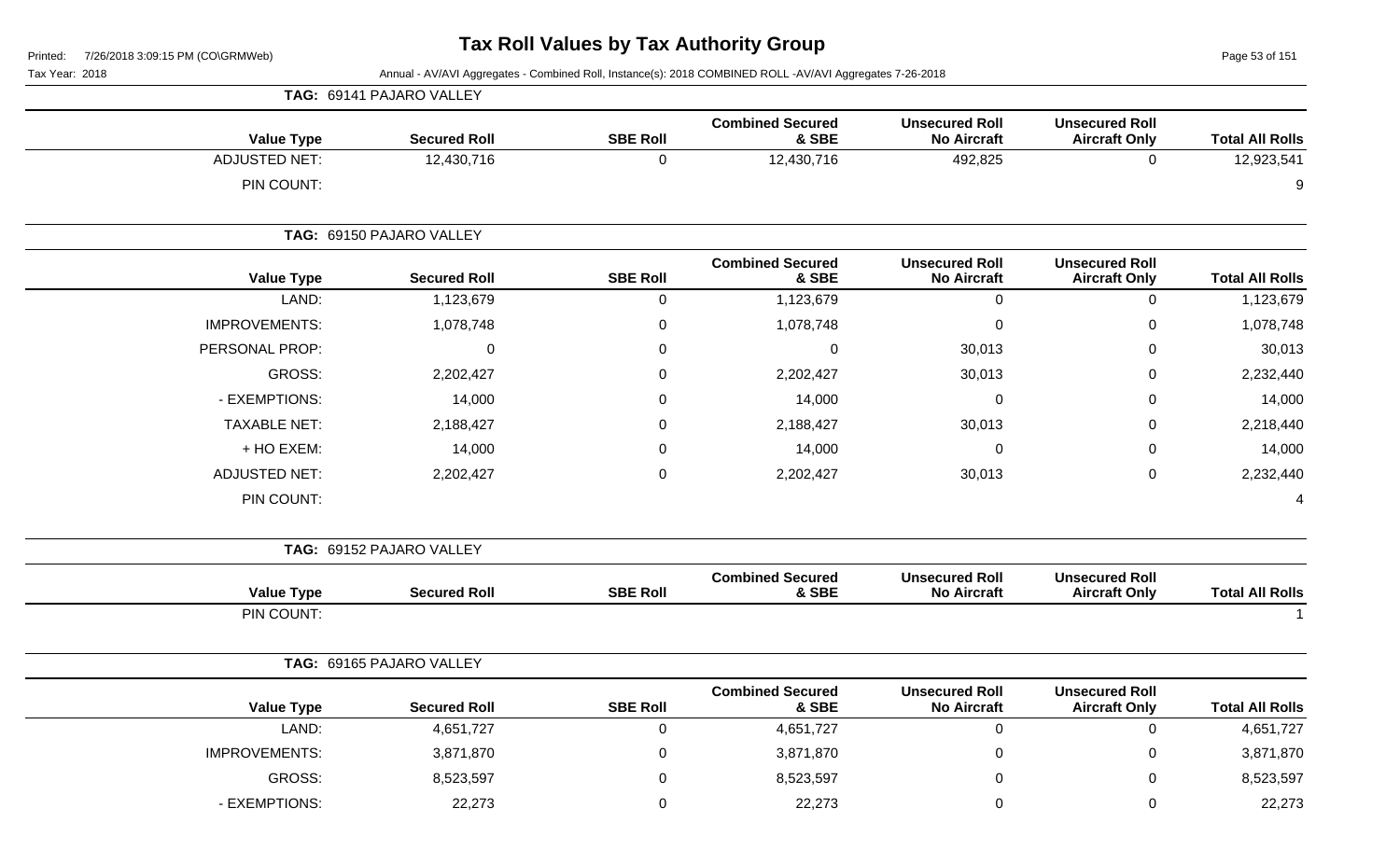# Tax Roll Values by Tax Authority Group

Tax Year: 2018

Annual - AV/AVI Aggregates - Combined Roll, Instance(s): 2018 COMBINED ROLL -AV/AVI Aggregates 7-26-2018

**TAG: 69141 PAJARO VALLEY**

| Value Type | Secured Roll | SBE Roll | Combined Secured & SBE | Unsecured Roll No Aircraft | Unsecured Roll Aircraft Only | Total All Rolls |
|---|---|---|---|---|---|---|
| ADJUSTED NET: | 12,430,716 | 0 | 12,430,716 | 492,825 | 0 | 12,923,541 |
| PIN COUNT: | | | | | | 9 |

**TAG: 69150 PAJARO VALLEY**

| Value Type | Secured Roll | SBE Roll | Combined Secured & SBE | Unsecured Roll No Aircraft | Unsecured Roll Aircraft Only | Total All Rolls |
|---|---|---|---|---|---|---|
| LAND: | 1,123,679 | 0 | 1,123,679 | 0 | 0 | 1,123,679 |
| IMPROVEMENTS: | 1,078,748 | 0 | 1,078,748 | 0 | 0 | 1,078,748 |
| PERSONAL PROP: | 0 | 0 | 0 | 30,013 | 0 | 30,013 |
| GROSS: | 2,202,427 | 0 | 2,202,427 | 30,013 | 0 | 2,232,440 |
| - EXEMPTIONS: | 14,000 | 0 | 14,000 | 0 | 0 | 14,000 |
| TAXABLE NET: | 2,188,427 | 0 | 2,188,427 | 30,013 | 0 | 2,218,440 |
| + HO EXEM: | 14,000 | 0 | 14,000 | 0 | 0 | 14,000 |
| ADJUSTED NET: | 2,202,427 | 0 | 2,202,427 | 30,013 | 0 | 2,232,440 |
| PIN COUNT: | | | | | | 4 |

**TAG: 69152 PAJARO VALLEY**

| Value Type | Secured Roll | SBE Roll | Combined Secured & SBE | Unsecured Roll No Aircraft | Unsecured Roll Aircraft Only | Total All Rolls |
|---|---|---|---|---|---|---|
| PIN COUNT: | | | | | | 1 |

**TAG: 69165 PAJARO VALLEY**

| Value Type | Secured Roll | SBE Roll | Combined Secured & SBE | Unsecured Roll No Aircraft | Unsecured Roll Aircraft Only | Total All Rolls |
|---|---|---|---|---|---|---|
| LAND: | 4,651,727 | 0 | 4,651,727 | 0 | 0 | 4,651,727 |
| IMPROVEMENTS: | 3,871,870 | 0 | 3,871,870 | 0 | 0 | 3,871,870 |
| GROSS: | 8,523,597 | 0 | 8,523,597 | 0 | 0 | 8,523,597 |
| - EXEMPTIONS: | 22,273 | 0 | 22,273 | 0 | 0 | 22,273 |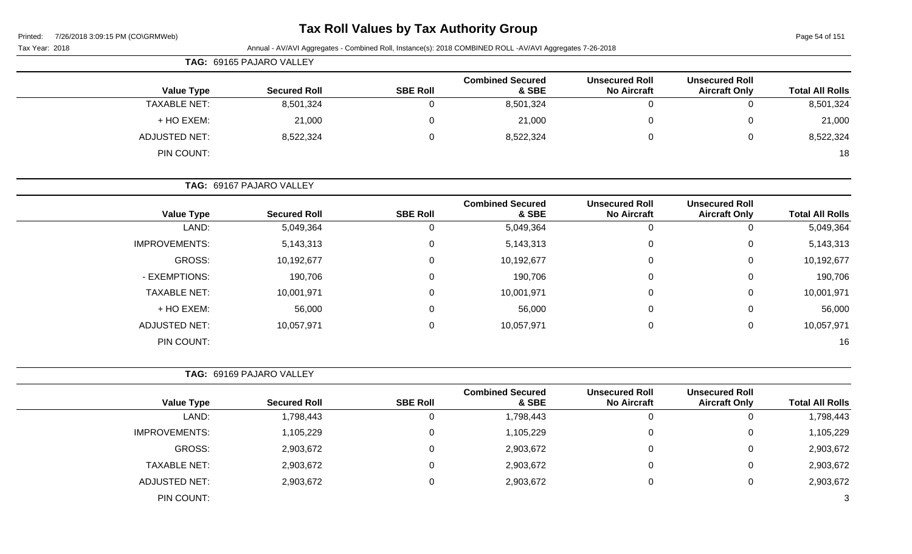# Tax Roll Values by Tax Authority Group

Tax Year: 2018

Annual - AV/AVI Aggregates - Combined Roll, Instance(s): 2018 COMBINED ROLL -AV/AVI Aggregates 7-26-2018

**TAG: 69165 PAJARO VALLEY**

| Value Type | Secured Roll | SBE Roll | Combined Secured & SBE | Unsecured Roll No Aircraft | Unsecured Roll Aircraft Only | Total All Rolls |
|---|---|---|---|---|---|---|
| TAXABLE NET: | 8,501,324 | 0 | 8,501,324 | 0 | 0 | 8,501,324 |
| + HO EXEM: | 21,000 | 0 | 21,000 | 0 | 0 | 21,000 |
| ADJUSTED NET: | 8,522,324 | 0 | 8,522,324 | 0 | 0 | 8,522,324 |
| PIN COUNT: | | | | | | 18 |

**TAG: 69167 PAJARO VALLEY**

| Value Type | Secured Roll | SBE Roll | Combined Secured & SBE | Unsecured Roll No Aircraft | Unsecured Roll Aircraft Only | Total All Rolls |
|---|---|---|---|---|---|---|
| LAND: | 5,049,364 | 0 | 5,049,364 | 0 | 0 | 5,049,364 |
| IMPROVEMENTS: | 5,143,313 | 0 | 5,143,313 | 0 | 0 | 5,143,313 |
| GROSS: | 10,192,677 | 0 | 10,192,677 | 0 | 0 | 10,192,677 |
| - EXEMPTIONS: | 190,706 | 0 | 190,706 | 0 | 0 | 190,706 |
| TAXABLE NET: | 10,001,971 | 0 | 10,001,971 | 0 | 0 | 10,001,971 |
| + HO EXEM: | 56,000 | 0 | 56,000 | 0 | 0 | 56,000 |
| ADJUSTED NET: | 10,057,971 | 0 | 10,057,971 | 0 | 0 | 10,057,971 |
| PIN COUNT: | | | | | | 16 |

**TAG: 69169 PAJARO VALLEY**

| Value Type | Secured Roll | SBE Roll | Combined Secured & SBE | Unsecured Roll No Aircraft | Unsecured Roll Aircraft Only | Total All Rolls |
|---|---|---|---|---|---|---|
| LAND: | 1,798,443 | 0 | 1,798,443 | 0 | 0 | 1,798,443 |
| IMPROVEMENTS: | 1,105,229 | 0 | 1,105,229 | 0 | 0 | 1,105,229 |
| GROSS: | 2,903,672 | 0 | 2,903,672 | 0 | 0 | 2,903,672 |
| TAXABLE NET: | 2,903,672 | 0 | 2,903,672 | 0 | 0 | 2,903,672 |
| ADJUSTED NET: | 2,903,672 | 0 | 2,903,672 | 0 | 0 | 2,903,672 |
| PIN COUNT: | | | | | | 3 |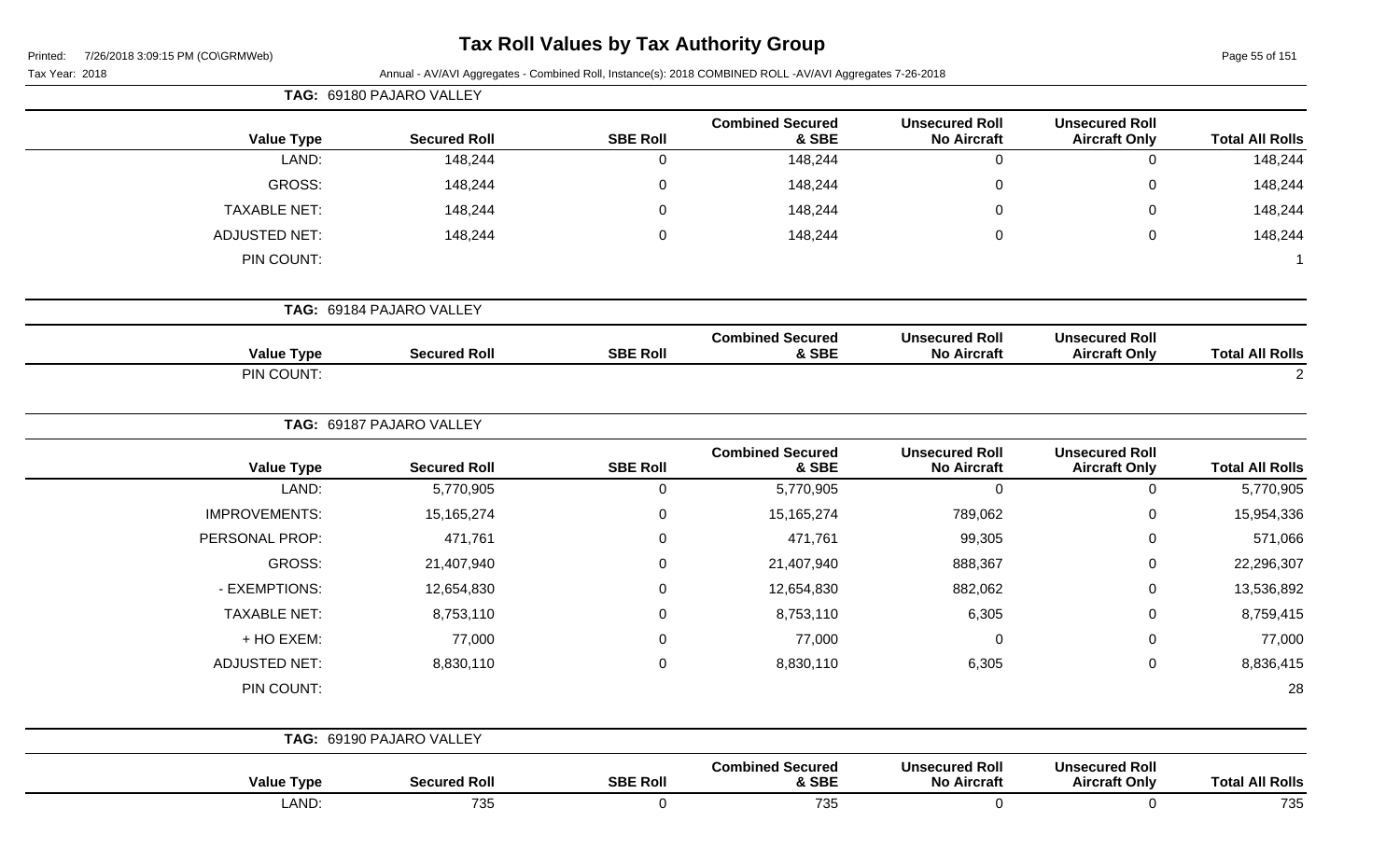# Tax Roll Values by Tax Authority Group

Printed: 7/26/2018 3:09:15 PM (CO\GRMWeb)

Tax Year: 2018

Annual - AV/AVI Aggregates - Combined Roll, Instance(s): 2018 COMBINED ROLL -AV/AVI Aggregates 7-26-2018

**TAG: 69180 PAJARO VALLEY**

| Value Type | Secured Roll | SBE Roll | Combined Secured & SBE | Unsecured Roll No Aircraft | Unsecured Roll Aircraft Only | Total All Rolls |
|---|---|---|---|---|---|---|
| LAND: | 148,244 | 0 | 148,244 | 0 | 0 | 148,244 |
| GROSS: | 148,244 | 0 | 148,244 | 0 | 0 | 148,244 |
| TAXABLE NET: | 148,244 | 0 | 148,244 | 0 | 0 | 148,244 |
| ADJUSTED NET: | 148,244 | 0 | 148,244 | 0 | 0 | 148,244 |
| PIN COUNT: | | | | | | 1 |

**TAG: 69184 PAJARO VALLEY**

| Value Type | Secured Roll | SBE Roll | Combined Secured & SBE | Unsecured Roll No Aircraft | Unsecured Roll Aircraft Only | Total All Rolls |
|---|---|---|---|---|---|---|
| PIN COUNT: | | | | | | 2 |

**TAG: 69187 PAJARO VALLEY**

| Value Type | Secured Roll | SBE Roll | Combined Secured & SBE | Unsecured Roll No Aircraft | Unsecured Roll Aircraft Only | Total All Rolls |
|---|---|---|---|---|---|---|
| LAND: | 5,770,905 | 0 | 5,770,905 | 0 | 0 | 5,770,905 |
| IMPROVEMENTS: | 15,165,274 | 0 | 15,165,274 | 789,062 | 0 | 15,954,336 |
| PERSONAL PROP: | 471,761 | 0 | 471,761 | 99,305 | 0 | 571,066 |
| GROSS: | 21,407,940 | 0 | 21,407,940 | 888,367 | 0 | 22,296,307 |
| - EXEMPTIONS: | 12,654,830 | 0 | 12,654,830 | 882,062 | 0 | 13,536,892 |
| TAXABLE NET: | 8,753,110 | 0 | 8,753,110 | 6,305 | 0 | 8,759,415 |
| + HO EXEM: | 77,000 | 0 | 77,000 | 0 | 0 | 77,000 |
| ADJUSTED NET: | 8,830,110 | 0 | 8,830,110 | 6,305 | 0 | 8,836,415 |
| PIN COUNT: | | | | | | 28 |

**TAG: 69190 PAJARO VALLEY**

| Value Type | Secured Roll | SBE Roll | Combined Secured & SBE | Unsecured Roll No Aircraft | Unsecured Roll Aircraft Only | Total All Rolls |
|---|---|---|---|---|---|---|
| LAND: | 735 | 0 | 735 | 0 | 0 | 735 |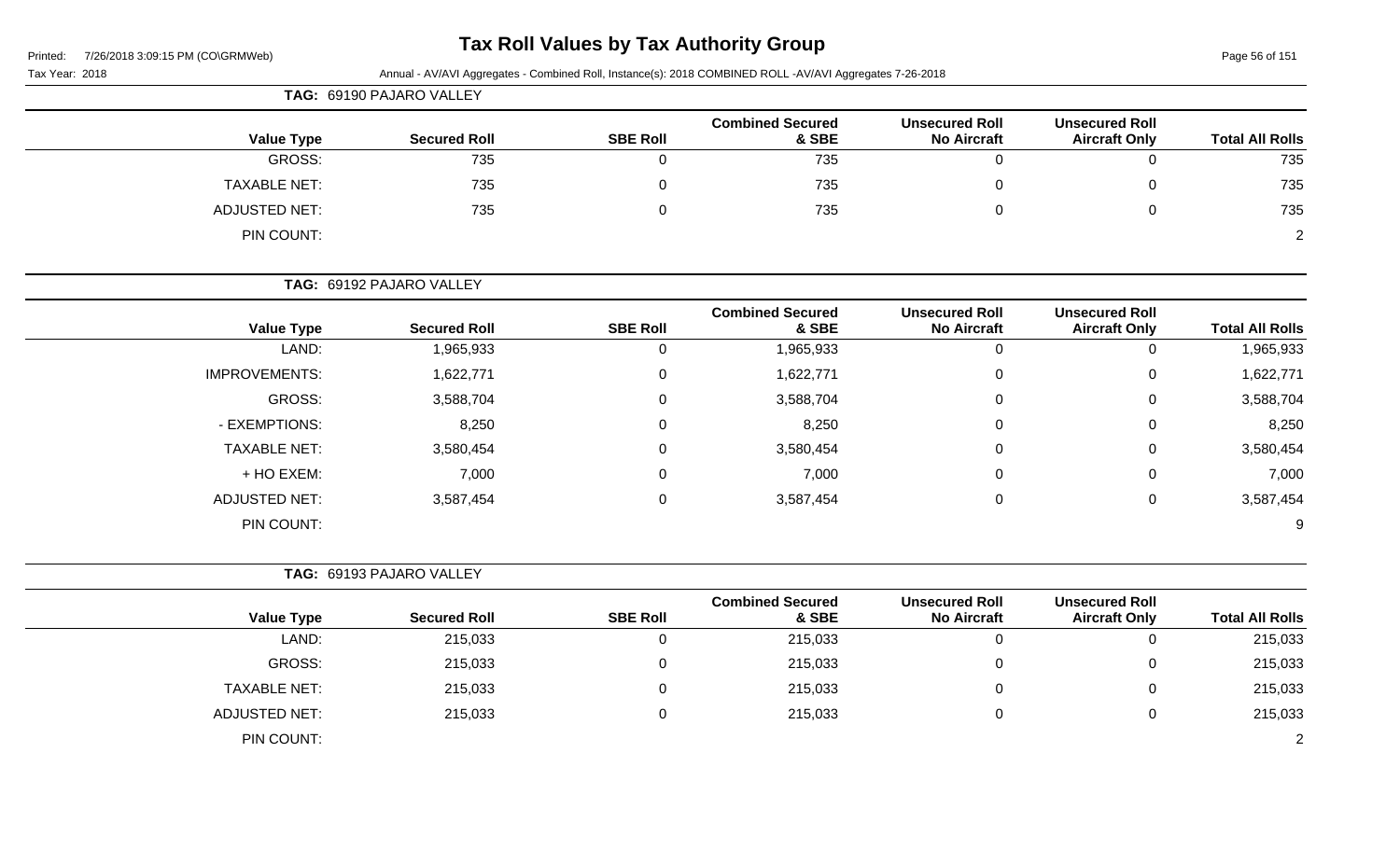# Tax Roll Values by Tax Authority Group

Printed: 7/26/2018 3:09:15 PM (CO\GRMWeb)

Tax Year: 2018 Annual - AV/AVI Aggregates - Combined Roll, Instance(s): 2018 COMBINED ROLL -AV/AVI Aggregates 7-26-2018

**TAG: 69190 PAJARO VALLEY**

| Value Type | Secured Roll | SBE Roll | Combined Secured & SBE | Unsecured Roll No Aircraft | Unsecured Roll Aircraft Only | Total All Rolls |
|---|---|---|---|---|---|---|
| GROSS: | 735 | 0 | 735 | 0 | 0 | 735 |
| TAXABLE NET: | 735 | 0 | 735 | 0 | 0 | 735 |
| ADJUSTED NET: | 735 | 0 | 735 | 0 | 0 | 735 |
| PIN COUNT: | | | | | | 2 |

**TAG: 69192 PAJARO VALLEY**

| Value Type | Secured Roll | SBE Roll | Combined Secured & SBE | Unsecured Roll No Aircraft | Unsecured Roll Aircraft Only | Total All Rolls |
|---|---|---|---|---|---|---|
| LAND: | 1,965,933 | 0 | 1,965,933 | 0 | 0 | 1,965,933 |
| IMPROVEMENTS: | 1,622,771 | 0 | 1,622,771 | 0 | 0 | 1,622,771 |
| GROSS: | 3,588,704 | 0 | 3,588,704 | 0 | 0 | 3,588,704 |
| - EXEMPTIONS: | 8,250 | 0 | 8,250 | 0 | 0 | 8,250 |
| TAXABLE NET: | 3,580,454 | 0 | 3,580,454 | 0 | 0 | 3,580,454 |
| + HO EXEM: | 7,000 | 0 | 7,000 | 0 | 0 | 7,000 |
| ADJUSTED NET: | 3,587,454 | 0 | 3,587,454 | 0 | 0 | 3,587,454 |
| PIN COUNT: | | | | | | 9 |

**TAG: 69193 PAJARO VALLEY**

| Value Type | Secured Roll | SBE Roll | Combined Secured & SBE | Unsecured Roll No Aircraft | Unsecured Roll Aircraft Only | Total All Rolls |
|---|---|---|---|---|---|---|
| LAND: | 215,033 | 0 | 215,033 | 0 | 0 | 215,033 |
| GROSS: | 215,033 | 0 | 215,033 | 0 | 0 | 215,033 |
| TAXABLE NET: | 215,033 | 0 | 215,033 | 0 | 0 | 215,033 |
| ADJUSTED NET: | 215,033 | 0 | 215,033 | 0 | 0 | 215,033 |
| PIN COUNT: | | | | | | 2 |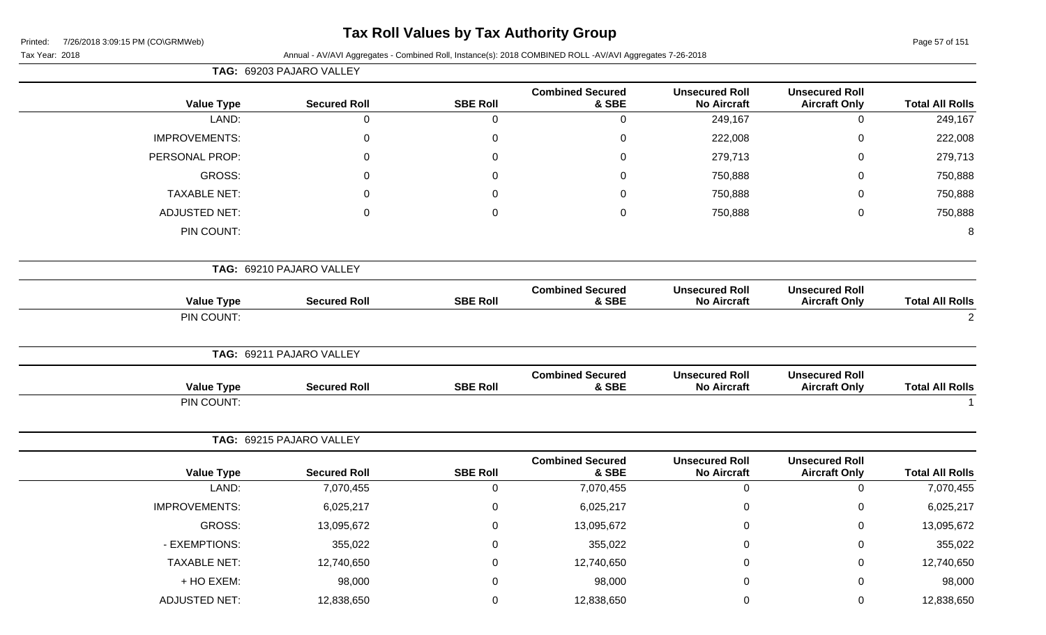# Tax Roll Values by Tax Authority Group

Printed: 7/26/2018 3:09:15 PM (CO\GRMWeb)

Tax Year: 2018

Annual - AV/AVI Aggregates - Combined Roll, Instance(s): 2018 COMBINED ROLL -AV/AVI Aggregates 7-26-2018

**TAG: 69203 PAJARO VALLEY**

| Value Type | Secured Roll | SBE Roll | Combined Secured & SBE | Unsecured Roll No Aircraft | Unsecured Roll Aircraft Only | Total All Rolls |
|---|---|---|---|---|---|---|
| LAND: | 0 | 0 | 0 | 249,167 | 0 | 249,167 |
| IMPROVEMENTS: | 0 | 0 | 0 | 222,008 | 0 | 222,008 |
| PERSONAL PROP: | 0 | 0 | 0 | 279,713 | 0 | 279,713 |
| GROSS: | 0 | 0 | 0 | 750,888 | 0 | 750,888 |
| TAXABLE NET: | 0 | 0 | 0 | 750,888 | 0 | 750,888 |
| ADJUSTED NET: | 0 | 0 | 0 | 750,888 | 0 | 750,888 |
| PIN COUNT: | | | | | | 8 |

**TAG: 69210 PAJARO VALLEY**

| Value Type | Secured Roll | SBE Roll | Combined Secured & SBE | Unsecured Roll No Aircraft | Unsecured Roll Aircraft Only | Total All Rolls |
|---|---|---|---|---|---|---|
| PIN COUNT: | | | | | | 2 |

**TAG: 69211 PAJARO VALLEY**

| Value Type | Secured Roll | SBE Roll | Combined Secured & SBE | Unsecured Roll No Aircraft | Unsecured Roll Aircraft Only | Total All Rolls |
|---|---|---|---|---|---|---|
| PIN COUNT: | | | | | | 1 |

**TAG: 69215 PAJARO VALLEY**

| Value Type | Secured Roll | SBE Roll | Combined Secured & SBE | Unsecured Roll No Aircraft | Unsecured Roll Aircraft Only | Total All Rolls |
|---|---|---|---|---|---|---|
| LAND: | 7,070,455 | 0 | 7,070,455 | 0 | 0 | 7,070,455 |
| IMPROVEMENTS: | 6,025,217 | 0 | 6,025,217 | 0 | 0 | 6,025,217 |
| GROSS: | 13,095,672 | 0 | 13,095,672 | 0 | 0 | 13,095,672 |
| - EXEMPTIONS: | 355,022 | 0 | 355,022 | 0 | 0 | 355,022 |
| TAXABLE NET: | 12,740,650 | 0 | 12,740,650 | 0 | 0 | 12,740,650 |
| + HO EXEM: | 98,000 | 0 | 98,000 | 0 | 0 | 98,000 |
| ADJUSTED NET: | 12,838,650 | 0 | 12,838,650 | 0 | 0 | 12,838,650 |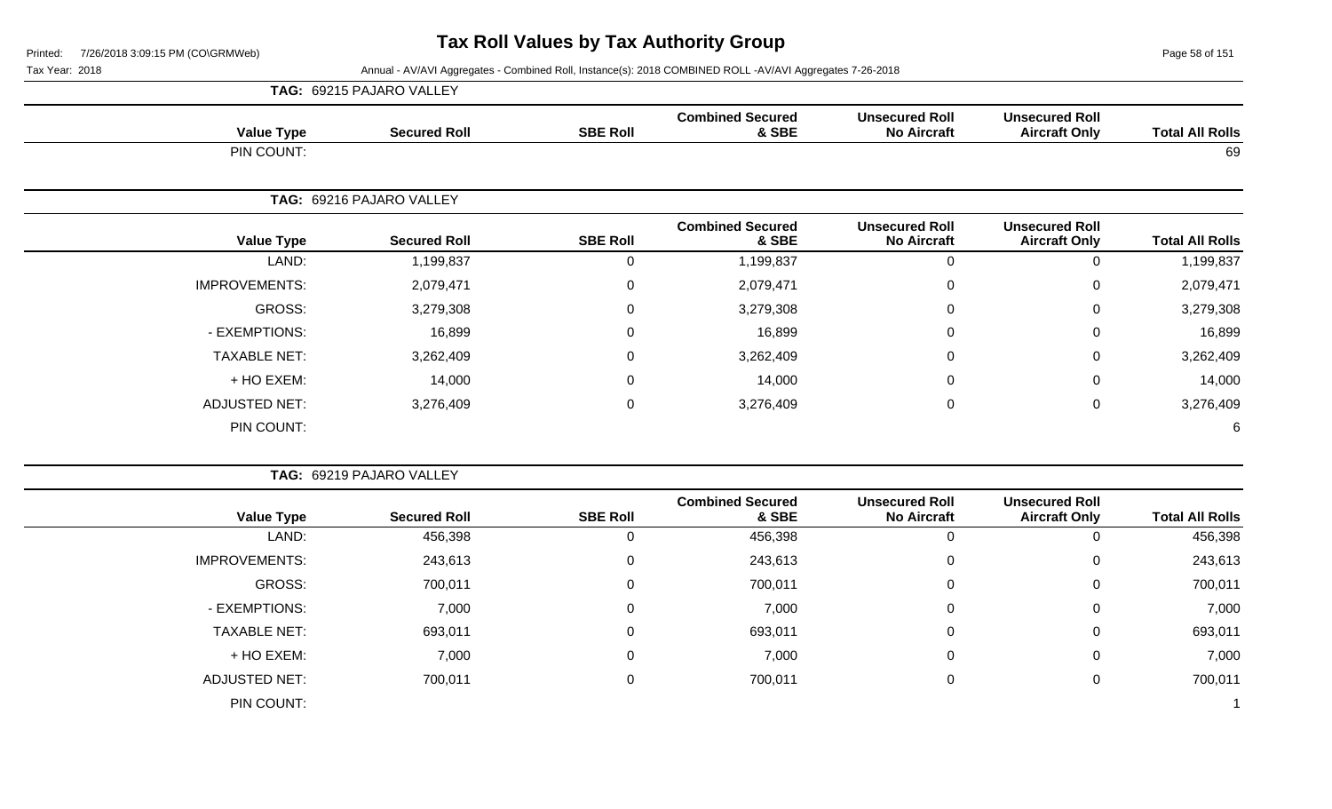# Tax Roll Values by Tax Authority Group

Tax Year: 2018

Annual - AV/AVI Aggregates - Combined Roll, Instance(s): 2018 COMBINED ROLL -AV/AVI Aggregates 7-26-2018

**TAG: 69215 PAJARO VALLEY**

| Value Type | Secured Roll | SBE Roll | Combined Secured & SBE | Unsecured Roll No Aircraft | Unsecured Roll Aircraft Only | Total All Rolls |
|---|---|---|---|---|---|---|
| PIN COUNT: | | | | | | 69 |

**TAG: 69216 PAJARO VALLEY**

| Value Type | Secured Roll | SBE Roll | Combined Secured & SBE | Unsecured Roll No Aircraft | Unsecured Roll Aircraft Only | Total All Rolls |
|---|---|---|---|---|---|---|
| LAND: | 1,199,837 | 0 | 1,199,837 | 0 | 0 | 1,199,837 |
| IMPROVEMENTS: | 2,079,471 | 0 | 2,079,471 | 0 | 0 | 2,079,471 |
| GROSS: | 3,279,308 | 0 | 3,279,308 | 0 | 0 | 3,279,308 |
| - EXEMPTIONS: | 16,899 | 0 | 16,899 | 0 | 0 | 16,899 |
| TAXABLE NET: | 3,262,409 | 0 | 3,262,409 | 0 | 0 | 3,262,409 |
| + HO EXEM: | 14,000 | 0 | 14,000 | 0 | 0 | 14,000 |
| ADJUSTED NET: | 3,276,409 | 0 | 3,276,409 | 0 | 0 | 3,276,409 |
| PIN COUNT: | | | | | | 6 |

**TAG: 69219 PAJARO VALLEY**

| Value Type | Secured Roll | SBE Roll | Combined Secured & SBE | Unsecured Roll No Aircraft | Unsecured Roll Aircraft Only | Total All Rolls |
|---|---|---|---|---|---|---|
| LAND: | 456,398 | 0 | 456,398 | 0 | 0 | 456,398 |
| IMPROVEMENTS: | 243,613 | 0 | 243,613 | 0 | 0 | 243,613 |
| GROSS: | 700,011 | 0 | 700,011 | 0 | 0 | 700,011 |
| - EXEMPTIONS: | 7,000 | 0 | 7,000 | 0 | 0 | 7,000 |
| TAXABLE NET: | 693,011 | 0 | 693,011 | 0 | 0 | 693,011 |
| + HO EXEM: | 7,000 | 0 | 7,000 | 0 | 0 | 7,000 |
| ADJUSTED NET: | 700,011 | 0 | 700,011 | 0 | 0 | 700,011 |
| PIN COUNT: | | | | | | 1 |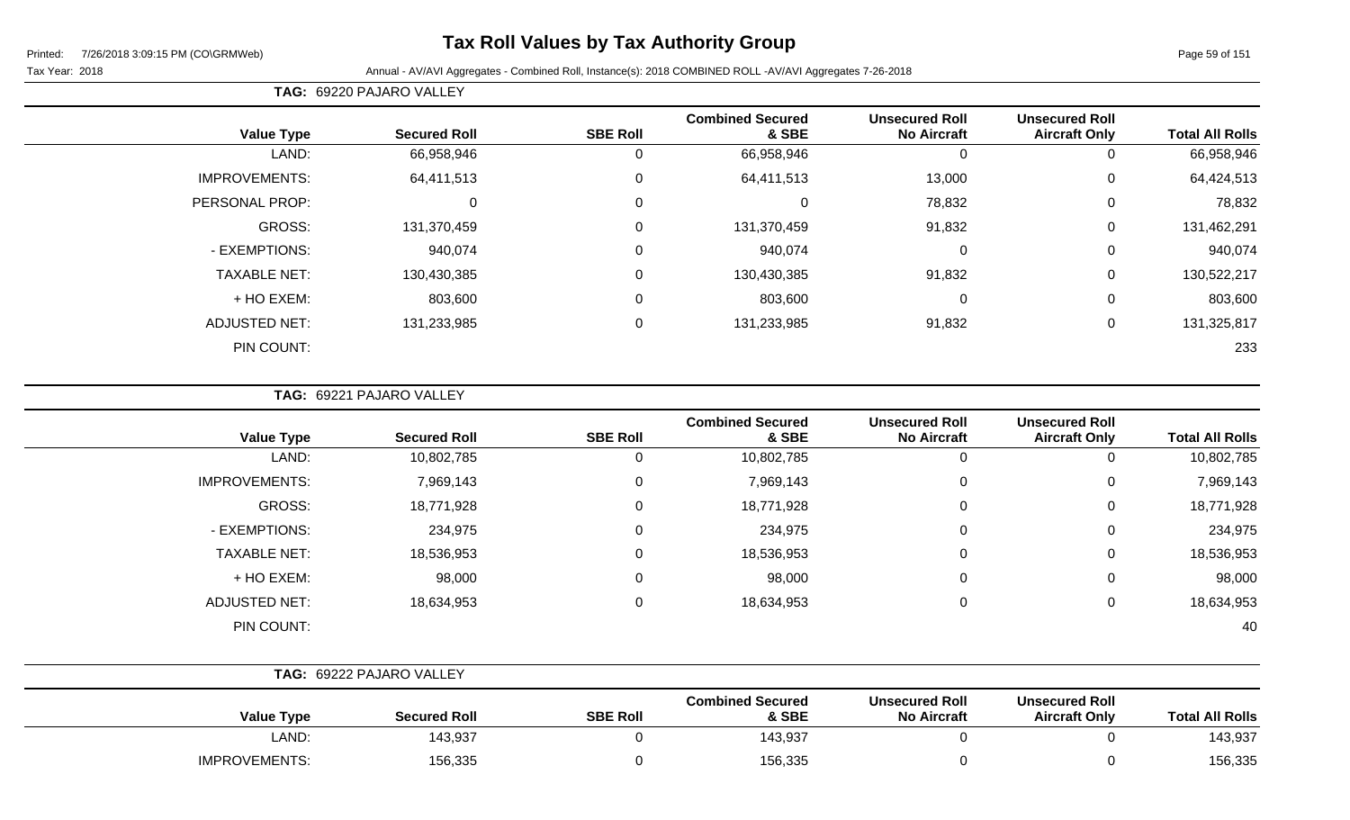# Tax Roll Values by Tax Authority Group

Printed: 7/26/2018 3:09:15 PM (CO\GRMWeb)

Tax Year: 2018

Annual - AV/AVI Aggregates - Combined Roll, Instance(s): 2018 COMBINED ROLL -AV/AVI Aggregates 7-26-2018

**TAG: 69220 PAJARO VALLEY**

| Value Type | Secured Roll | SBE Roll | Combined Secured & SBE | Unsecured Roll No Aircraft | Unsecured Roll Aircraft Only | Total All Rolls |
|---|---|---|---|---|---|---|
| LAND: | 66,958,946 | 0 | 66,958,946 | 0 | 0 | 66,958,946 |
| IMPROVEMENTS: | 64,411,513 | 0 | 64,411,513 | 13,000 | 0 | 64,424,513 |
| PERSONAL PROP: | 0 | 0 | 0 | 78,832 | 0 | 78,832 |
| GROSS: | 131,370,459 | 0 | 131,370,459 | 91,832 | 0 | 131,462,291 |
| - EXEMPTIONS: | 940,074 | 0 | 940,074 | 0 | 0 | 940,074 |
| TAXABLE NET: | 130,430,385 | 0 | 130,430,385 | 91,832 | 0 | 130,522,217 |
| + HO EXEM: | 803,600 | 0 | 803,600 | 0 | 0 | 803,600 |
| ADJUSTED NET: | 131,233,985 | 0 | 131,233,985 | 91,832 | 0 | 131,325,817 |
| PIN COUNT: | | | | | | 233 |

**TAG: 69221 PAJARO VALLEY**

| Value Type | Secured Roll | SBE Roll | Combined Secured & SBE | Unsecured Roll No Aircraft | Unsecured Roll Aircraft Only | Total All Rolls |
|---|---|---|---|---|---|---|
| LAND: | 10,802,785 | 0 | 10,802,785 | 0 | 0 | 10,802,785 |
| IMPROVEMENTS: | 7,969,143 | 0 | 7,969,143 | 0 | 0 | 7,969,143 |
| GROSS: | 18,771,928 | 0 | 18,771,928 | 0 | 0 | 18,771,928 |
| - EXEMPTIONS: | 234,975 | 0 | 234,975 | 0 | 0 | 234,975 |
| TAXABLE NET: | 18,536,953 | 0 | 18,536,953 | 0 | 0 | 18,536,953 |
| + HO EXEM: | 98,000 | 0 | 98,000 | 0 | 0 | 98,000 |
| ADJUSTED NET: | 18,634,953 | 0 | 18,634,953 | 0 | 0 | 18,634,953 |
| PIN COUNT: | | | | | | 40 |

**TAG: 69222 PAJARO VALLEY**

| Value Type | Secured Roll | SBE Roll | Combined Secured & SBE | Unsecured Roll No Aircraft | Unsecured Roll Aircraft Only | Total All Rolls |
|---|---|---|---|---|---|---|
| LAND: | 143,937 | 0 | 143,937 | 0 | 0 | 143,937 |
| IMPROVEMENTS: | 156,335 | 0 | 156,335 | 0 | 0 | 156,335 |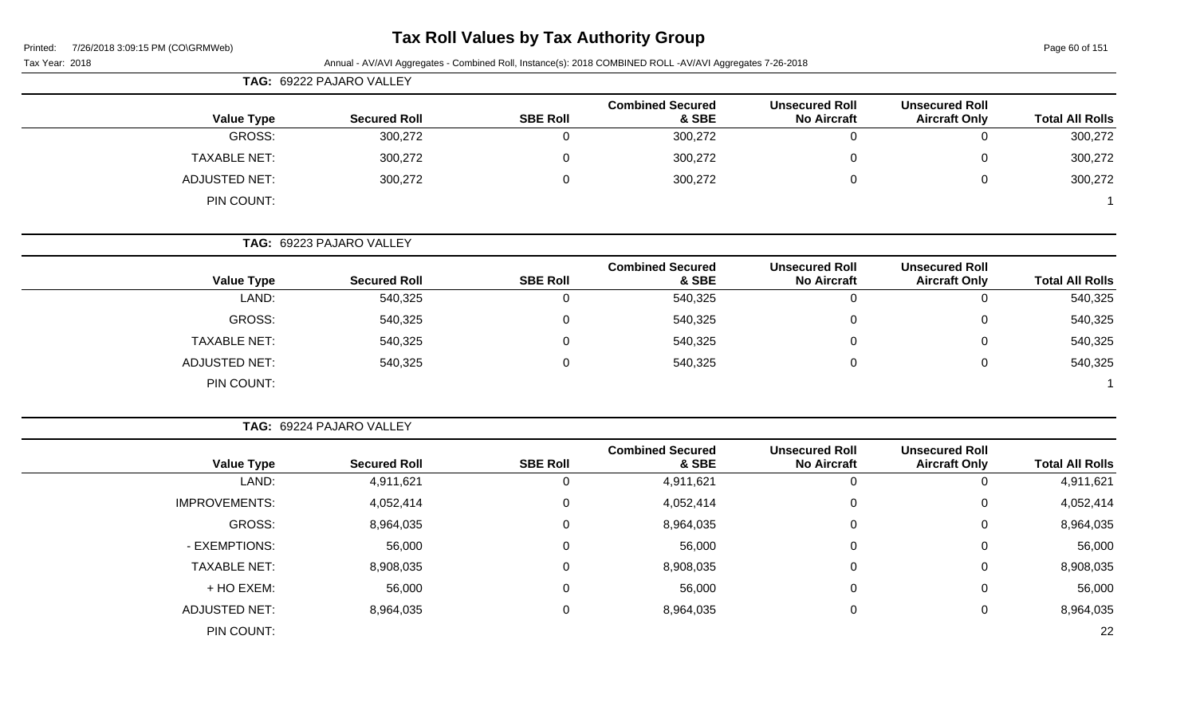# Tax Roll Values by Tax Authority Group

Printed: 7/26/2018 3:09:15 PM (CO\GRMWeb)

Tax Year: 2018

Annual - AV/AVI Aggregates - Combined Roll, Instance(s): 2018 COMBINED ROLL -AV/AVI Aggregates 7-26-2018

**TAG: 69222 PAJARO VALLEY**

| Value Type | Secured Roll | SBE Roll | Combined Secured & SBE | Unsecured Roll No Aircraft | Unsecured Roll Aircraft Only | Total All Rolls |
|---|---|---|---|---|---|---|
| GROSS: | 300,272 | 0 | 300,272 | 0 | 0 | 300,272 |
| TAXABLE NET: | 300,272 | 0 | 300,272 | 0 | 0 | 300,272 |
| ADJUSTED NET: | 300,272 | 0 | 300,272 | 0 | 0 | 300,272 |
| PIN COUNT: | | | | | | 1 |

**TAG: 69223 PAJARO VALLEY**

| Value Type | Secured Roll | SBE Roll | Combined Secured & SBE | Unsecured Roll No Aircraft | Unsecured Roll Aircraft Only | Total All Rolls |
|---|---|---|---|---|---|---|
| LAND: | 540,325 | 0 | 540,325 | 0 | 0 | 540,325 |
| GROSS: | 540,325 | 0 | 540,325 | 0 | 0 | 540,325 |
| TAXABLE NET: | 540,325 | 0 | 540,325 | 0 | 0 | 540,325 |
| ADJUSTED NET: | 540,325 | 0 | 540,325 | 0 | 0 | 540,325 |
| PIN COUNT: | | | | | | 1 |

**TAG: 69224 PAJARO VALLEY**

| Value Type | Secured Roll | SBE Roll | Combined Secured & SBE | Unsecured Roll No Aircraft | Unsecured Roll Aircraft Only | Total All Rolls |
|---|---|---|---|---|---|---|
| LAND: | 4,911,621 | 0 | 4,911,621 | 0 | 0 | 4,911,621 |
| IMPROVEMENTS: | 4,052,414 | 0 | 4,052,414 | 0 | 0 | 4,052,414 |
| GROSS: | 8,964,035 | 0 | 8,964,035 | 0 | 0 | 8,964,035 |
| - EXEMPTIONS: | 56,000 | 0 | 56,000 | 0 | 0 | 56,000 |
| TAXABLE NET: | 8,908,035 | 0 | 8,908,035 | 0 | 0 | 8,908,035 |
| + HO EXEM: | 56,000 | 0 | 56,000 | 0 | 0 | 56,000 |
| ADJUSTED NET: | 8,964,035 | 0 | 8,964,035 | 0 | 0 | 8,964,035 |
| PIN COUNT: | | | | | | 22 |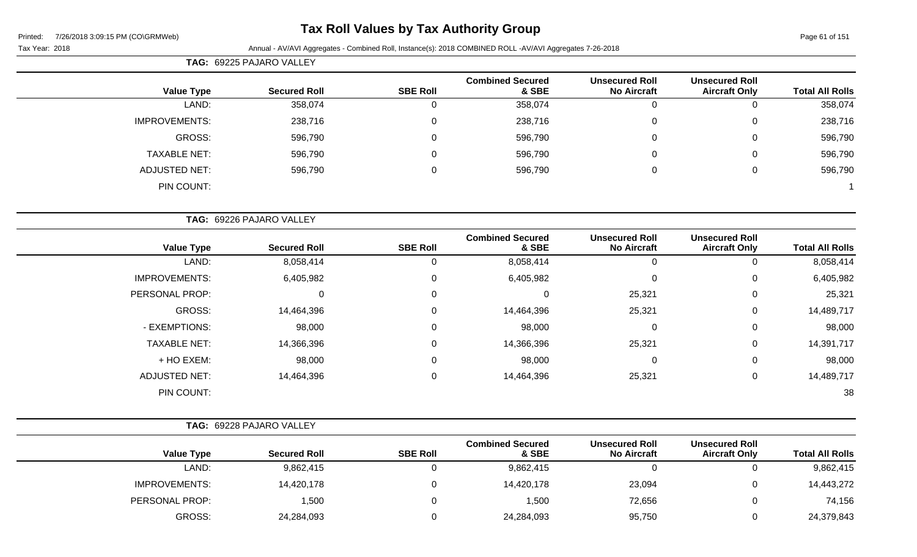# Tax Roll Values by Tax Authority Group

Tax Year: 2018

Annual - AV/AVI Aggregates - Combined Roll, Instance(s): 2018 COMBINED ROLL -AV/AVI Aggregates 7-26-2018

**TAG: 69225 PAJARO VALLEY**

| Value Type | Secured Roll | SBE Roll | Combined Secured & SBE | Unsecured Roll No Aircraft | Unsecured Roll Aircraft Only | Total All Rolls |
|---|---|---|---|---|---|---|
| LAND: | 358,074 | 0 | 358,074 | 0 | 0 | 358,074 |
| IMPROVEMENTS: | 238,716 | 0 | 238,716 | 0 | 0 | 238,716 |
| GROSS: | 596,790 | 0 | 596,790 | 0 | 0 | 596,790 |
| TAXABLE NET: | 596,790 | 0 | 596,790 | 0 | 0 | 596,790 |
| ADJUSTED NET: | 596,790 | 0 | 596,790 | 0 | 0 | 596,790 |
| PIN COUNT: | | | | | | 1 |

**TAG: 69226 PAJARO VALLEY**

| Value Type | Secured Roll | SBE Roll | Combined Secured & SBE | Unsecured Roll No Aircraft | Unsecured Roll Aircraft Only | Total All Rolls |
|---|---|---|---|---|---|---|
| LAND: | 8,058,414 | 0 | 8,058,414 | 0 | 0 | 8,058,414 |
| IMPROVEMENTS: | 6,405,982 | 0 | 6,405,982 | 0 | 0 | 6,405,982 |
| PERSONAL PROP: | 0 | 0 | 0 | 25,321 | 0 | 25,321 |
| GROSS: | 14,464,396 | 0 | 14,464,396 | 25,321 | 0 | 14,489,717 |
| - EXEMPTIONS: | 98,000 | 0 | 98,000 | 0 | 0 | 98,000 |
| TAXABLE NET: | 14,366,396 | 0 | 14,366,396 | 25,321 | 0 | 14,391,717 |
| + HO EXEM: | 98,000 | 0 | 98,000 | 0 | 0 | 98,000 |
| ADJUSTED NET: | 14,464,396 | 0 | 14,464,396 | 25,321 | 0 | 14,489,717 |
| PIN COUNT: | | | | | | 38 |

**TAG: 69228 PAJARO VALLEY**

| Value Type | Secured Roll | SBE Roll | Combined Secured & SBE | Unsecured Roll No Aircraft | Unsecured Roll Aircraft Only | Total All Rolls |
|---|---|---|---|---|---|---|
| LAND: | 9,862,415 | 0 | 9,862,415 | 0 | 0 | 9,862,415 |
| IMPROVEMENTS: | 14,420,178 | 0 | 14,420,178 | 23,094 | 0 | 14,443,272 |
| PERSONAL PROP: | 1,500 | 0 | 1,500 | 72,656 | 0 | 74,156 |
| GROSS: | 24,284,093 | 0 | 24,284,093 | 95,750 | 0 | 24,379,843 |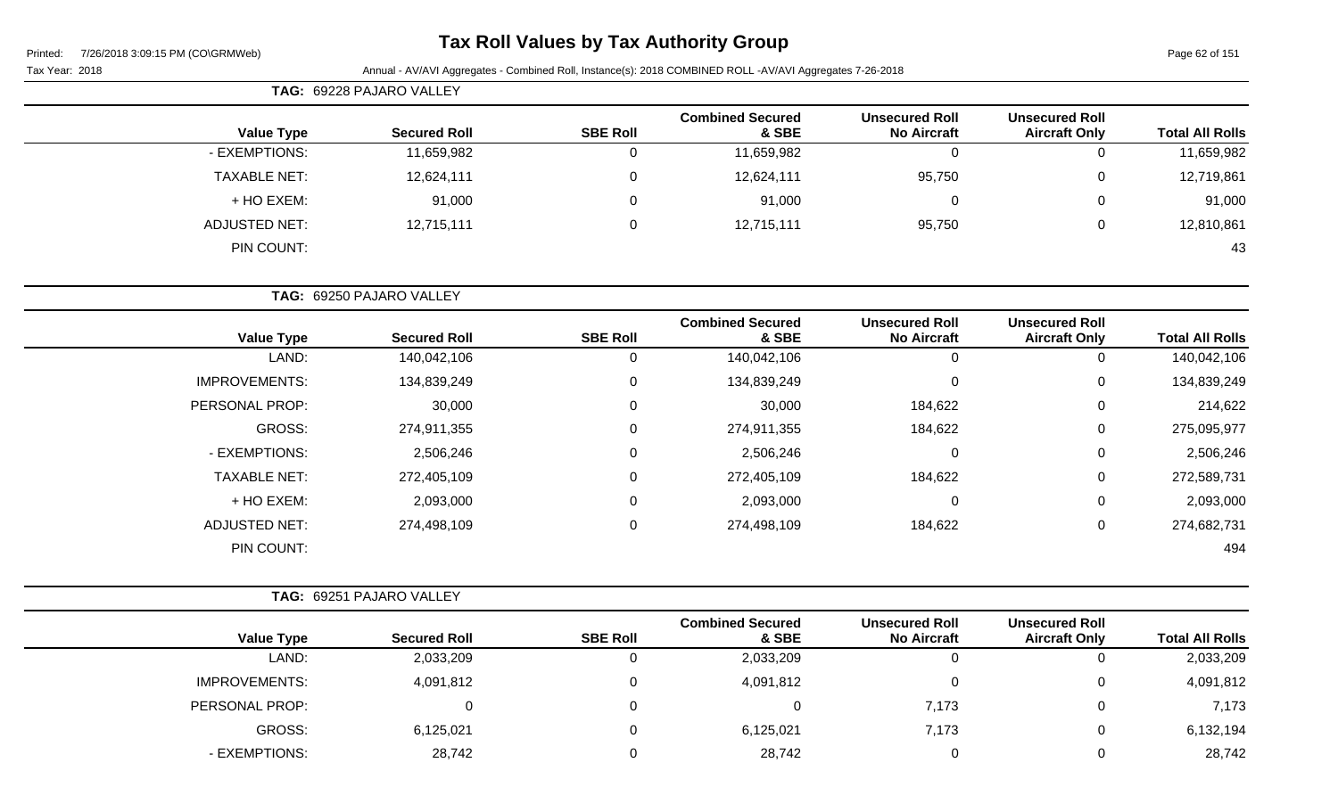# Tax Roll Values by Tax Authority Group

Tax Year: 2018

Annual - AV/AVI Aggregates - Combined Roll, Instance(s): 2018 COMBINED ROLL -AV/AVI Aggregates 7-26-2018

**TAG: 69228 PAJARO VALLEY**

| Value Type | Secured Roll | SBE Roll | Combined Secured & SBE | Unsecured Roll No Aircraft | Unsecured Roll Aircraft Only | Total All Rolls |
|---|---|---|---|---|---|---|
| - EXEMPTIONS: | 11,659,982 | 0 | 11,659,982 | 0 | 0 | 11,659,982 |
| TAXABLE NET: | 12,624,111 | 0 | 12,624,111 | 95,750 | 0 | 12,719,861 |
| + HO EXEM: | 91,000 | 0 | 91,000 | 0 | 0 | 91,000 |
| ADJUSTED NET: | 12,715,111 | 0 | 12,715,111 | 95,750 | 0 | 12,810,861 |
| PIN COUNT: | | | | | | 43 |

**TAG: 69250 PAJARO VALLEY**

| Value Type | Secured Roll | SBE Roll | Combined Secured & SBE | Unsecured Roll No Aircraft | Unsecured Roll Aircraft Only | Total All Rolls |
|---|---|---|---|---|---|---|
| LAND: | 140,042,106 | 0 | 140,042,106 | 0 | 0 | 140,042,106 |
| IMPROVEMENTS: | 134,839,249 | 0 | 134,839,249 | 0 | 0 | 134,839,249 |
| PERSONAL PROP: | 30,000 | 0 | 30,000 | 184,622 | 0 | 214,622 |
| GROSS: | 274,911,355 | 0 | 274,911,355 | 184,622 | 0 | 275,095,977 |
| - EXEMPTIONS: | 2,506,246 | 0 | 2,506,246 | 0 | 0 | 2,506,246 |
| TAXABLE NET: | 272,405,109 | 0 | 272,405,109 | 184,622 | 0 | 272,589,731 |
| + HO EXEM: | 2,093,000 | 0 | 2,093,000 | 0 | 0 | 2,093,000 |
| ADJUSTED NET: | 274,498,109 | 0 | 274,498,109 | 184,622 | 0 | 274,682,731 |
| PIN COUNT: | | | | | | 494 |

**TAG: 69251 PAJARO VALLEY**

| Value Type | Secured Roll | SBE Roll | Combined Secured & SBE | Unsecured Roll No Aircraft | Unsecured Roll Aircraft Only | Total All Rolls |
|---|---|---|---|---|---|---|
| LAND: | 2,033,209 | 0 | 2,033,209 | 0 | 0 | 2,033,209 |
| IMPROVEMENTS: | 4,091,812 | 0 | 4,091,812 | 0 | 0 | 4,091,812 |
| PERSONAL PROP: | 0 | 0 | 0 | 7,173 | 0 | 7,173 |
| GROSS: | 6,125,021 | 0 | 6,125,021 | 7,173 | 0 | 6,132,194 |
| - EXEMPTIONS: | 28,742 | 0 | 28,742 | 0 | 0 | 28,742 |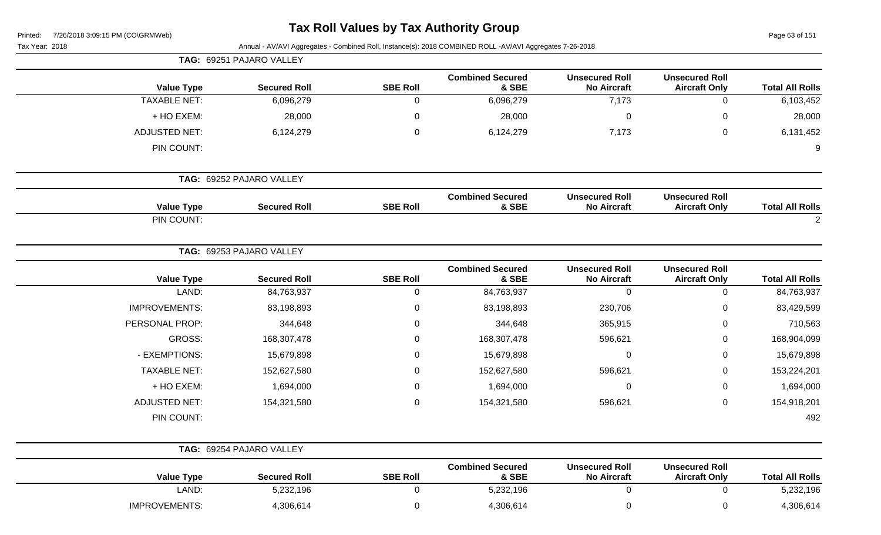# Tax Roll Values by Tax Authority Group

Tax Year: 2018

Annual - AV/AVI Aggregates - Combined Roll, Instance(s): 2018 COMBINED ROLL -AV/AVI Aggregates 7-26-2018

**TAG: 69251 PAJARO VALLEY**

| Value Type | Secured Roll | SBE Roll | Combined Secured & SBE | Unsecured Roll No Aircraft | Unsecured Roll Aircraft Only | Total All Rolls |
|---|---|---|---|---|---|---|
| TAXABLE NET: | 6,096,279 | 0 | 6,096,279 | 7,173 | 0 | 6,103,452 |
| + HO EXEM: | 28,000 | 0 | 28,000 | 0 | 0 | 28,000 |
| ADJUSTED NET: | 6,124,279 | 0 | 6,124,279 | 7,173 | 0 | 6,131,452 |
| PIN COUNT: | | | | | | 9 |

**TAG: 69252 PAJARO VALLEY**

| Value Type | Secured Roll | SBE Roll | Combined Secured & SBE | Unsecured Roll No Aircraft | Unsecured Roll Aircraft Only | Total All Rolls |
|---|---|---|---|---|---|---|
| PIN COUNT: | | | | | | 2 |

**TAG: 69253 PAJARO VALLEY**

| Value Type | Secured Roll | SBE Roll | Combined Secured & SBE | Unsecured Roll No Aircraft | Unsecured Roll Aircraft Only | Total All Rolls |
|---|---|---|---|---|---|---|
| LAND: | 84,763,937 | 0 | 84,763,937 | 0 | 0 | 84,763,937 |
| IMPROVEMENTS: | 83,198,893 | 0 | 83,198,893 | 230,706 | 0 | 83,429,599 |
| PERSONAL PROP: | 344,648 | 0 | 344,648 | 365,915 | 0 | 710,563 |
| GROSS: | 168,307,478 | 0 | 168,307,478 | 596,621 | 0 | 168,904,099 |
| - EXEMPTIONS: | 15,679,898 | 0 | 15,679,898 | 0 | 0 | 15,679,898 |
| TAXABLE NET: | 152,627,580 | 0 | 152,627,580 | 596,621 | 0 | 153,224,201 |
| + HO EXEM: | 1,694,000 | 0 | 1,694,000 | 0 | 0 | 1,694,000 |
| ADJUSTED NET: | 154,321,580 | 0 | 154,321,580 | 596,621 | 0 | 154,918,201 |
| PIN COUNT: | | | | | | 492 |

**TAG: 69254 PAJARO VALLEY**

| Value Type | Secured Roll | SBE Roll | Combined Secured & SBE | Unsecured Roll No Aircraft | Unsecured Roll Aircraft Only | Total All Rolls |
|---|---|---|---|---|---|---|
| LAND: | 5,232,196 | 0 | 5,232,196 | 0 | 0 | 5,232,196 |
| IMPROVEMENTS: | 4,306,614 | 0 | 4,306,614 | 0 | 0 | 4,306,614 |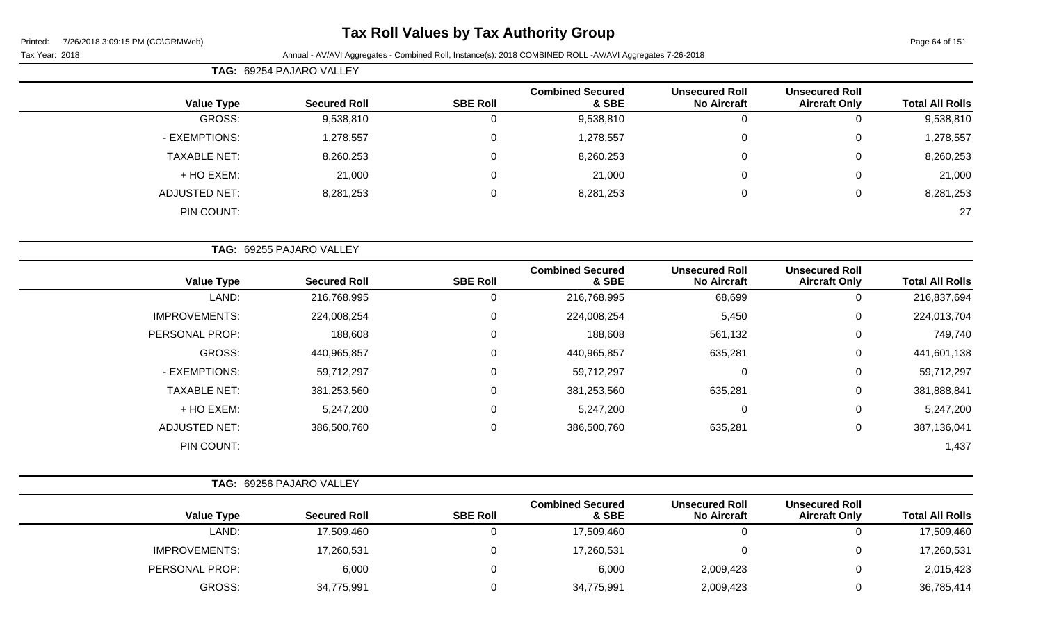# Tax Roll Values by Tax Authority Group

Tax Year: 2018

Annual - AV/AVI Aggregates - Combined Roll, Instance(s): 2018 COMBINED ROLL -AV/AVI Aggregates 7-26-2018

**TAG: 69254 PAJARO VALLEY**

| Value Type | Secured Roll | SBE Roll | Combined Secured & SBE | Unsecured Roll No Aircraft | Unsecured Roll Aircraft Only | Total All Rolls |
|---|---|---|---|---|---|---|
| GROSS: | 9,538,810 | 0 | 9,538,810 | 0 | 0 | 9,538,810 |
| - EXEMPTIONS: | 1,278,557 | 0 | 1,278,557 | 0 | 0 | 1,278,557 |
| TAXABLE NET: | 8,260,253 | 0 | 8,260,253 | 0 | 0 | 8,260,253 |
| + HO EXEM: | 21,000 | 0 | 21,000 | 0 | 0 | 21,000 |
| ADJUSTED NET: | 8,281,253 | 0 | 8,281,253 | 0 | 0 | 8,281,253 |
| PIN COUNT: | | | | | | 27 |

**TAG: 69255 PAJARO VALLEY**

| Value Type | Secured Roll | SBE Roll | Combined Secured & SBE | Unsecured Roll No Aircraft | Unsecured Roll Aircraft Only | Total All Rolls |
|---|---|---|---|---|---|---|
| LAND: | 216,768,995 | 0 | 216,768,995 | 68,699 | 0 | 216,837,694 |
| IMPROVEMENTS: | 224,008,254 | 0 | 224,008,254 | 5,450 | 0 | 224,013,704 |
| PERSONAL PROP: | 188,608 | 0 | 188,608 | 561,132 | 0 | 749,740 |
| GROSS: | 440,965,857 | 0 | 440,965,857 | 635,281 | 0 | 441,601,138 |
| - EXEMPTIONS: | 59,712,297 | 0 | 59,712,297 | 0 | 0 | 59,712,297 |
| TAXABLE NET: | 381,253,560 | 0 | 381,253,560 | 635,281 | 0 | 381,888,841 |
| + HO EXEM: | 5,247,200 | 0 | 5,247,200 | 0 | 0 | 5,247,200 |
| ADJUSTED NET: | 386,500,760 | 0 | 386,500,760 | 635,281 | 0 | 387,136,041 |
| PIN COUNT: | | | | | | 1,437 |

**TAG: 69256 PAJARO VALLEY**

| Value Type | Secured Roll | SBE Roll | Combined Secured & SBE | Unsecured Roll No Aircraft | Unsecured Roll Aircraft Only | Total All Rolls |
|---|---|---|---|---|---|---|
| LAND: | 17,509,460 | 0 | 17,509,460 | 0 | 0 | 17,509,460 |
| IMPROVEMENTS: | 17,260,531 | 0 | 17,260,531 | 0 | 0 | 17,260,531 |
| PERSONAL PROP: | 6,000 | 0 | 6,000 | 2,009,423 | 0 | 2,015,423 |
| GROSS: | 34,775,991 | 0 | 34,775,991 | 2,009,423 | 0 | 36,785,414 |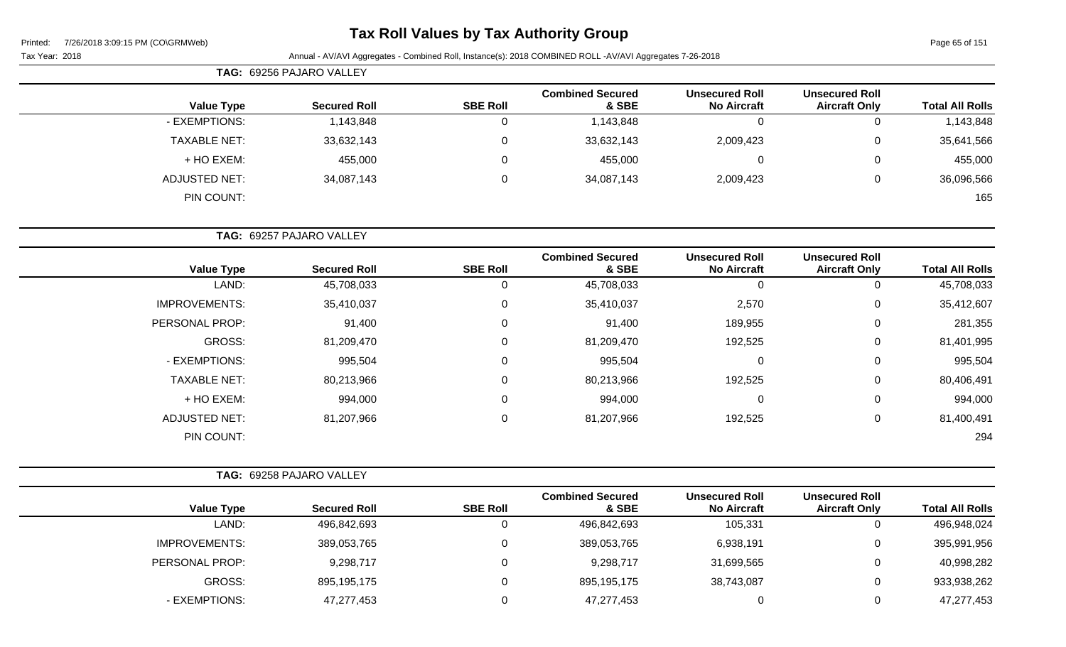# Tax Roll Values by Tax Authority Group

Printed: 7/26/2018 3:09:15 PM (CO\GRMWeb)

Tax Year: 2018

Annual - AV/AVI Aggregates - Combined Roll, Instance(s): 2018 COMBINED ROLL -AV/AVI Aggregates 7-26-2018

**TAG: 69256 PAJARO VALLEY**

| Value Type | Secured Roll | SBE Roll | Combined Secured & SBE | Unsecured Roll No Aircraft | Unsecured Roll Aircraft Only | Total All Rolls |
|---|---|---|---|---|---|---|
| - EXEMPTIONS: | 1,143,848 | 0 | 1,143,848 | 0 | 0 | 1,143,848 |
| TAXABLE NET: | 33,632,143 | 0 | 33,632,143 | 2,009,423 | 0 | 35,641,566 |
| + HO EXEM: | 455,000 | 0 | 455,000 | 0 | 0 | 455,000 |
| ADJUSTED NET: | 34,087,143 | 0 | 34,087,143 | 2,009,423 | 0 | 36,096,566 |
| PIN COUNT: | | | | | | 165 |

**TAG: 69257 PAJARO VALLEY**

| Value Type | Secured Roll | SBE Roll | Combined Secured & SBE | Unsecured Roll No Aircraft | Unsecured Roll Aircraft Only | Total All Rolls |
|---|---|---|---|---|---|---|
| LAND: | 45,708,033 | 0 | 45,708,033 | 0 | 0 | 45,708,033 |
| IMPROVEMENTS: | 35,410,037 | 0 | 35,410,037 | 2,570 | 0 | 35,412,607 |
| PERSONAL PROP: | 91,400 | 0 | 91,400 | 189,955 | 0 | 281,355 |
| GROSS: | 81,209,470 | 0 | 81,209,470 | 192,525 | 0 | 81,401,995 |
| - EXEMPTIONS: | 995,504 | 0 | 995,504 | 0 | 0 | 995,504 |
| TAXABLE NET: | 80,213,966 | 0 | 80,213,966 | 192,525 | 0 | 80,406,491 |
| + HO EXEM: | 994,000 | 0 | 994,000 | 0 | 0 | 994,000 |
| ADJUSTED NET: | 81,207,966 | 0 | 81,207,966 | 192,525 | 0 | 81,400,491 |
| PIN COUNT: | | | | | | 294 |

**TAG: 69258 PAJARO VALLEY**

| Value Type | Secured Roll | SBE Roll | Combined Secured & SBE | Unsecured Roll No Aircraft | Unsecured Roll Aircraft Only | Total All Rolls |
|---|---|---|---|---|---|---|
| LAND: | 496,842,693 | 0 | 496,842,693 | 105,331 | 0 | 496,948,024 |
| IMPROVEMENTS: | 389,053,765 | 0 | 389,053,765 | 6,938,191 | 0 | 395,991,956 |
| PERSONAL PROP: | 9,298,717 | 0 | 9,298,717 | 31,699,565 | 0 | 40,998,282 |
| GROSS: | 895,195,175 | 0 | 895,195,175 | 38,743,087 | 0 | 933,938,262 |
| - EXEMPTIONS: | 47,277,453 | 0 | 47,277,453 | 0 | 0 | 47,277,453 |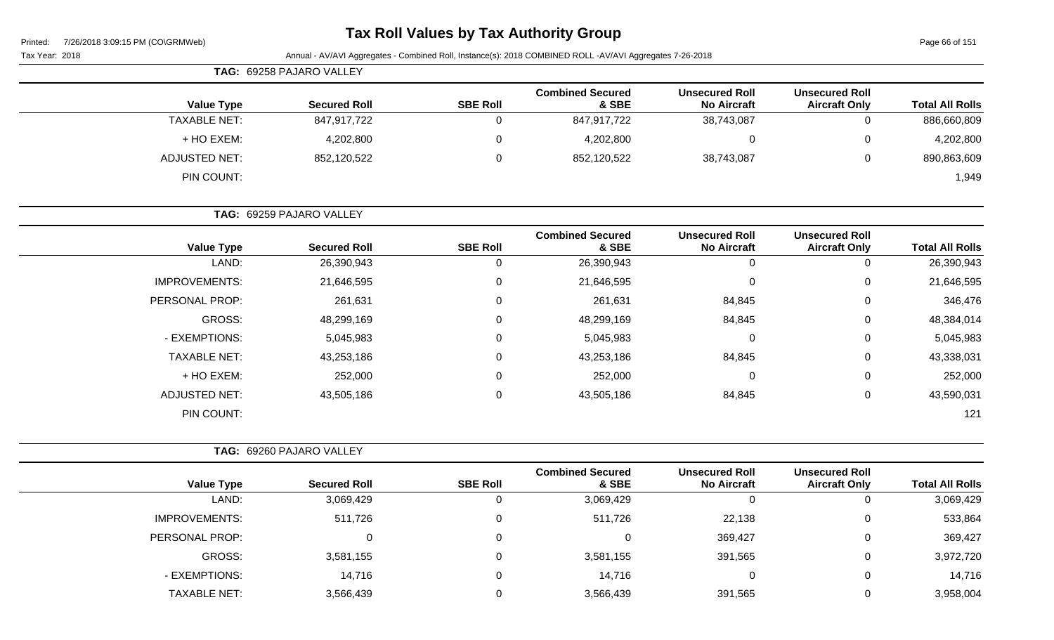# Tax Roll Values by Tax Authority Group

Tax Year: 2018

Annual - AV/AVI Aggregates - Combined Roll, Instance(s): 2018 COMBINED ROLL -AV/AVI Aggregates 7-26-2018

**TAG: 69258 PAJARO VALLEY**

| Value Type | Secured Roll | SBE Roll | Combined Secured & SBE | Unsecured Roll No Aircraft | Unsecured Roll Aircraft Only | Total All Rolls |
|---|---|---|---|---|---|---|
| TAXABLE NET: | 847,917,722 | 0 | 847,917,722 | 38,743,087 | 0 | 886,660,809 |
| + HO EXEM: | 4,202,800 | 0 | 4,202,800 | 0 | 0 | 4,202,800 |
| ADJUSTED NET: | 852,120,522 | 0 | 852,120,522 | 38,743,087 | 0 | 890,863,609 |
| PIN COUNT: | | | | | | 1,949 |

**TAG: 69259 PAJARO VALLEY**

| Value Type | Secured Roll | SBE Roll | Combined Secured & SBE | Unsecured Roll No Aircraft | Unsecured Roll Aircraft Only | Total All Rolls |
|---|---|---|---|---|---|---|
| LAND: | 26,390,943 | 0 | 26,390,943 | 0 | 0 | 26,390,943 |
| IMPROVEMENTS: | 21,646,595 | 0 | 21,646,595 | 0 | 0 | 21,646,595 |
| PERSONAL PROP: | 261,631 | 0 | 261,631 | 84,845 | 0 | 346,476 |
| GROSS: | 48,299,169 | 0 | 48,299,169 | 84,845 | 0 | 48,384,014 |
| - EXEMPTIONS: | 5,045,983 | 0 | 5,045,983 | 0 | 0 | 5,045,983 |
| TAXABLE NET: | 43,253,186 | 0 | 43,253,186 | 84,845 | 0 | 43,338,031 |
| + HO EXEM: | 252,000 | 0 | 252,000 | 0 | 0 | 252,000 |
| ADJUSTED NET: | 43,505,186 | 0 | 43,505,186 | 84,845 | 0 | 43,590,031 |
| PIN COUNT: | | | | | | 121 |

**TAG: 69260 PAJARO VALLEY**

| Value Type | Secured Roll | SBE Roll | Combined Secured & SBE | Unsecured Roll No Aircraft | Unsecured Roll Aircraft Only | Total All Rolls |
|---|---|---|---|---|---|---|
| LAND: | 3,069,429 | 0 | 3,069,429 | 0 | 0 | 3,069,429 |
| IMPROVEMENTS: | 511,726 | 0 | 511,726 | 22,138 | 0 | 533,864 |
| PERSONAL PROP: | 0 | 0 | 0 | 369,427 | 0 | 369,427 |
| GROSS: | 3,581,155 | 0 | 3,581,155 | 391,565 | 0 | 3,972,720 |
| - EXEMPTIONS: | 14,716 | 0 | 14,716 | 0 | 0 | 14,716 |
| TAXABLE NET: | 3,566,439 | 0 | 3,566,439 | 391,565 | 0 | 3,958,004 |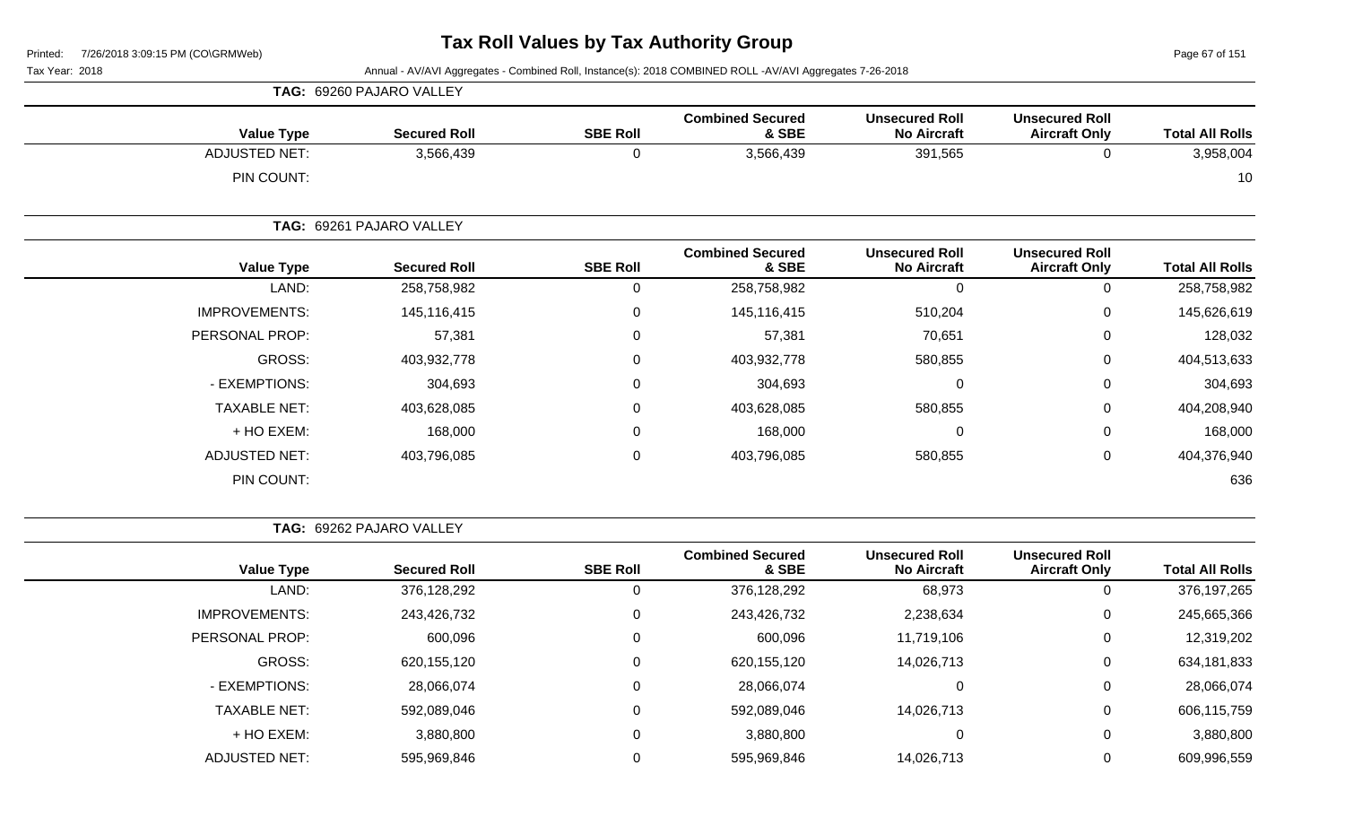# Tax Roll Values by Tax Authority Group

Printed: 7/26/2018 3:09:15 PM (CO\GRMWeb)

Tax Year: 2018

Annual - AV/AVI Aggregates - Combined Roll, Instance(s): 2018 COMBINED ROLL -AV/AVI Aggregates 7-26-2018

**TAG: 69260 PAJARO VALLEY**

| Value Type | Secured Roll | SBE Roll | Combined Secured & SBE | Unsecured Roll No Aircraft | Unsecured Roll Aircraft Only | Total All Rolls |
|---|---|---|---|---|---|---|
| ADJUSTED NET: | 3,566,439 | 0 | 3,566,439 | 391,565 | 0 | 3,958,004 |
| PIN COUNT: | | | | | | 10 |

**TAG: 69261 PAJARO VALLEY**

| Value Type | Secured Roll | SBE Roll | Combined Secured & SBE | Unsecured Roll No Aircraft | Unsecured Roll Aircraft Only | Total All Rolls |
|---|---|---|---|---|---|---|
| LAND: | 258,758,982 | 0 | 258,758,982 | 0 | 0 | 258,758,982 |
| IMPROVEMENTS: | 145,116,415 | 0 | 145,116,415 | 510,204 | 0 | 145,626,619 |
| PERSONAL PROP: | 57,381 | 0 | 57,381 | 70,651 | 0 | 128,032 |
| GROSS: | 403,932,778 | 0 | 403,932,778 | 580,855 | 0 | 404,513,633 |
| - EXEMPTIONS: | 304,693 | 0 | 304,693 | 0 | 0 | 304,693 |
| TAXABLE NET: | 403,628,085 | 0 | 403,628,085 | 580,855 | 0 | 404,208,940 |
| + HO EXEM: | 168,000 | 0 | 168,000 | 0 | 0 | 168,000 |
| ADJUSTED NET: | 403,796,085 | 0 | 403,796,085 | 580,855 | 0 | 404,376,940 |
| PIN COUNT: | | | | | | 636 |

**TAG: 69262 PAJARO VALLEY**

| Value Type | Secured Roll | SBE Roll | Combined Secured & SBE | Unsecured Roll No Aircraft | Unsecured Roll Aircraft Only | Total All Rolls |
|---|---|---|---|---|---|---|
| LAND: | 376,128,292 | 0 | 376,128,292 | 68,973 | 0 | 376,197,265 |
| IMPROVEMENTS: | 243,426,732 | 0 | 243,426,732 | 2,238,634 | 0 | 245,665,366 |
| PERSONAL PROP: | 600,096 | 0 | 600,096 | 11,719,106 | 0 | 12,319,202 |
| GROSS: | 620,155,120 | 0 | 620,155,120 | 14,026,713 | 0 | 634,181,833 |
| - EXEMPTIONS: | 28,066,074 | 0 | 28,066,074 | 0 | 0 | 28,066,074 |
| TAXABLE NET: | 592,089,046 | 0 | 592,089,046 | 14,026,713 | 0 | 606,115,759 |
| + HO EXEM: | 3,880,800 | 0 | 3,880,800 | 0 | 0 | 3,880,800 |
| ADJUSTED NET: | 595,969,846 | 0 | 595,969,846 | 14,026,713 | 0 | 609,996,559 |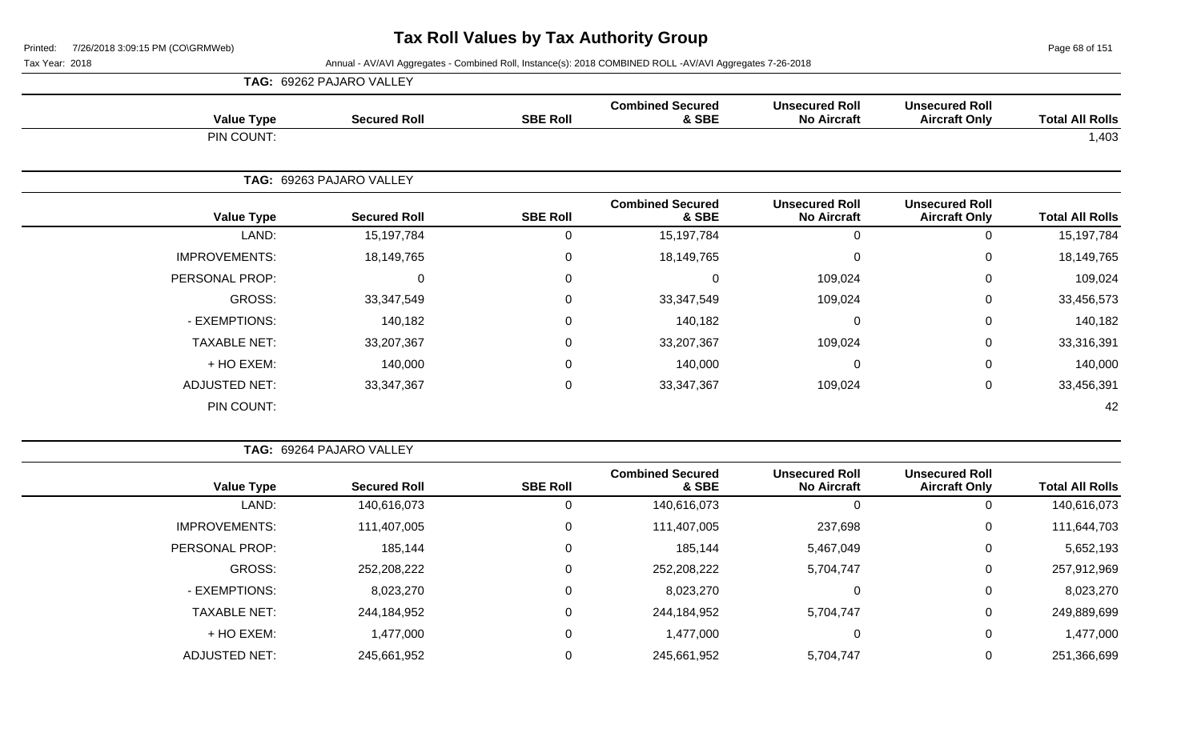# Tax Roll Values by Tax Authority Group

Printed: 7/26/2018 3:09:15 PM (CO\GRMWeb)

Tax Year: 2018

Annual - AV/AVI Aggregates - Combined Roll, Instance(s): 2018 COMBINED ROLL -AV/AVI Aggregates 7-26-2018

**TAG: 69262 PAJARO VALLEY**

| Value Type | Secured Roll | SBE Roll | Combined Secured & SBE | Unsecured Roll No Aircraft | Unsecured Roll Aircraft Only | Total All Rolls |
|---|---|---|---|---|---|---|
| PIN COUNT: | | | | | | 1,403 |

**TAG: 69263 PAJARO VALLEY**

| Value Type | Secured Roll | SBE Roll | Combined Secured & SBE | Unsecured Roll No Aircraft | Unsecured Roll Aircraft Only | Total All Rolls |
|---|---|---|---|---|---|---|
| LAND: | 15,197,784 | 0 | 15,197,784 | 0 | 0 | 15,197,784 |
| IMPROVEMENTS: | 18,149,765 | 0 | 18,149,765 | 0 | 0 | 18,149,765 |
| PERSONAL PROP: | 0 | 0 | 0 | 109,024 | 0 | 109,024 |
| GROSS: | 33,347,549 | 0 | 33,347,549 | 109,024 | 0 | 33,456,573 |
| - EXEMPTIONS: | 140,182 | 0 | 140,182 | 0 | 0 | 140,182 |
| TAXABLE NET: | 33,207,367 | 0 | 33,207,367 | 109,024 | 0 | 33,316,391 |
| + HO EXEM: | 140,000 | 0 | 140,000 | 0 | 0 | 140,000 |
| ADJUSTED NET: | 33,347,367 | 0 | 33,347,367 | 109,024 | 0 | 33,456,391 |
| PIN COUNT: | | | | | | 42 |

**TAG: 69264 PAJARO VALLEY**

| Value Type | Secured Roll | SBE Roll | Combined Secured & SBE | Unsecured Roll No Aircraft | Unsecured Roll Aircraft Only | Total All Rolls |
|---|---|---|---|---|---|---|
| LAND: | 140,616,073 | 0 | 140,616,073 | 0 | 0 | 140,616,073 |
| IMPROVEMENTS: | 111,407,005 | 0 | 111,407,005 | 237,698 | 0 | 111,644,703 |
| PERSONAL PROP: | 185,144 | 0 | 185,144 | 5,467,049 | 0 | 5,652,193 |
| GROSS: | 252,208,222 | 0 | 252,208,222 | 5,704,747 | 0 | 257,912,969 |
| - EXEMPTIONS: | 8,023,270 | 0 | 8,023,270 | 0 | 0 | 8,023,270 |
| TAXABLE NET: | 244,184,952 | 0 | 244,184,952 | 5,704,747 | 0 | 249,889,699 |
| + HO EXEM: | 1,477,000 | 0 | 1,477,000 | 0 | 0 | 1,477,000 |
| ADJUSTED NET: | 245,661,952 | 0 | 245,661,952 | 5,704,747 | 0 | 251,366,699 |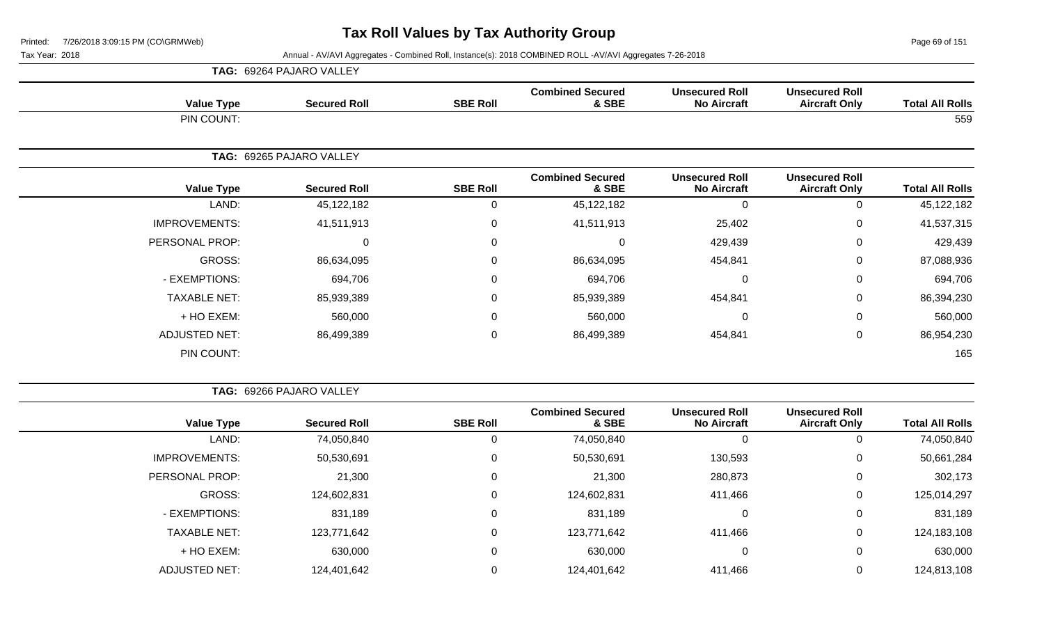# Tax Roll Values by Tax Authority Group

Printed: 7/26/2018 3:09:15 PM (CO\GRMWeb)

Tax Year: 2018

Annual - AV/AVI Aggregates - Combined Roll, Instance(s): 2018 COMBINED ROLL -AV/AVI Aggregates 7-26-2018

**TAG: 69264 PAJARO VALLEY**

| Value Type | Secured Roll | SBE Roll | Combined Secured & SBE | Unsecured Roll No Aircraft | Unsecured Roll Aircraft Only | Total All Rolls |
|---|---|---|---|---|---|---|
| PIN COUNT: | | | | | | 559 |

**TAG: 69265 PAJARO VALLEY**

| Value Type | Secured Roll | SBE Roll | Combined Secured & SBE | Unsecured Roll No Aircraft | Unsecured Roll Aircraft Only | Total All Rolls |
|---|---|---|---|---|---|---|
| LAND: | 45,122,182 | 0 | 45,122,182 | 0 | 0 | 45,122,182 |
| IMPROVEMENTS: | 41,511,913 | 0 | 41,511,913 | 25,402 | 0 | 41,537,315 |
| PERSONAL PROP: | 0 | 0 | 0 | 429,439 | 0 | 429,439 |
| GROSS: | 86,634,095 | 0 | 86,634,095 | 454,841 | 0 | 87,088,936 |
| - EXEMPTIONS: | 694,706 | 0 | 694,706 | 0 | 0 | 694,706 |
| TAXABLE NET: | 85,939,389 | 0 | 85,939,389 | 454,841 | 0 | 86,394,230 |
| + HO EXEM: | 560,000 | 0 | 560,000 | 0 | 0 | 560,000 |
| ADJUSTED NET: | 86,499,389 | 0 | 86,499,389 | 454,841 | 0 | 86,954,230 |
| PIN COUNT: | | | | | | 165 |

**TAG: 69266 PAJARO VALLEY**

| Value Type | Secured Roll | SBE Roll | Combined Secured & SBE | Unsecured Roll No Aircraft | Unsecured Roll Aircraft Only | Total All Rolls |
|---|---|---|---|---|---|---|
| LAND: | 74,050,840 | 0 | 74,050,840 | 0 | 0 | 74,050,840 |
| IMPROVEMENTS: | 50,530,691 | 0 | 50,530,691 | 130,593 | 0 | 50,661,284 |
| PERSONAL PROP: | 21,300 | 0 | 21,300 | 280,873 | 0 | 302,173 |
| GROSS: | 124,602,831 | 0 | 124,602,831 | 411,466 | 0 | 125,014,297 |
| - EXEMPTIONS: | 831,189 | 0 | 831,189 | 0 | 0 | 831,189 |
| TAXABLE NET: | 123,771,642 | 0 | 123,771,642 | 411,466 | 0 | 124,183,108 |
| + HO EXEM: | 630,000 | 0 | 630,000 | 0 | 0 | 630,000 |
| ADJUSTED NET: | 124,401,642 | 0 | 124,401,642 | 411,466 | 0 | 124,813,108 |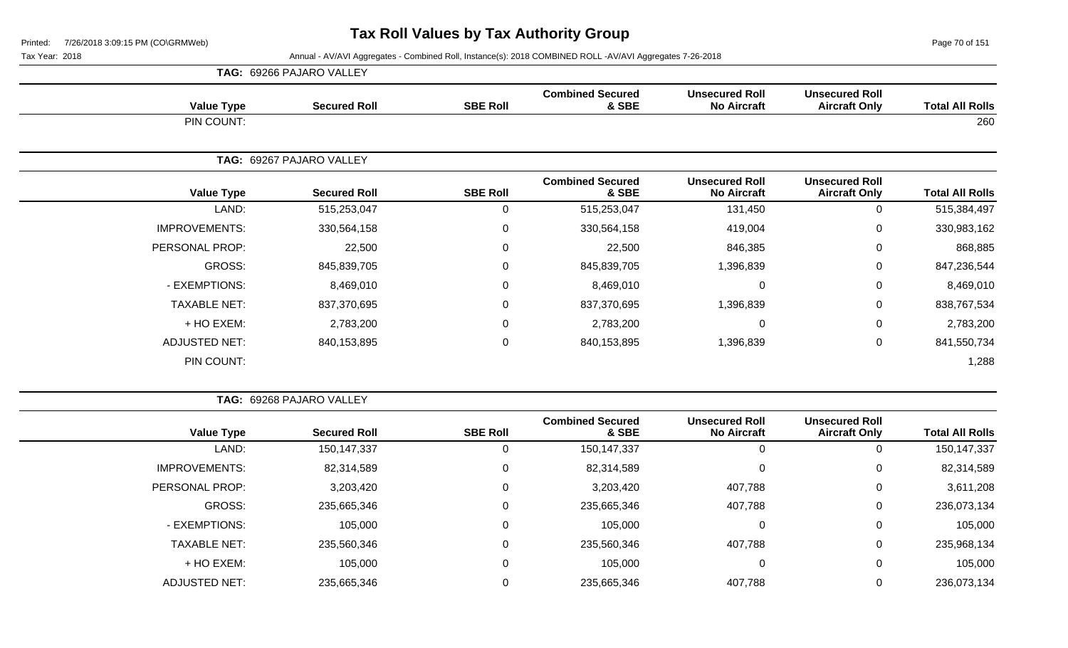# Tax Roll Values by Tax Authority Group

Tax Year: 2018

Annual - AV/AVI Aggregates - Combined Roll, Instance(s): 2018 COMBINED ROLL -AV/AVI Aggregates 7-26-2018

**TAG: 69266 PAJARO VALLEY**

| Value Type | Secured Roll | SBE Roll | Combined Secured & SBE | Unsecured Roll No Aircraft | Unsecured Roll Aircraft Only | Total All Rolls |
|---|---|---|---|---|---|---|
| PIN COUNT: | | | | | | 260 |

**TAG: 69267 PAJARO VALLEY**

| Value Type | Secured Roll | SBE Roll | Combined Secured & SBE | Unsecured Roll No Aircraft | Unsecured Roll Aircraft Only | Total All Rolls |
|---|---|---|---|---|---|---|
| LAND: | 515,253,047 | 0 | 515,253,047 | 131,450 | 0 | 515,384,497 |
| IMPROVEMENTS: | 330,564,158 | 0 | 330,564,158 | 419,004 | 0 | 330,983,162 |
| PERSONAL PROP: | 22,500 | 0 | 22,500 | 846,385 | 0 | 868,885 |
| GROSS: | 845,839,705 | 0 | 845,839,705 | 1,396,839 | 0 | 847,236,544 |
| - EXEMPTIONS: | 8,469,010 | 0 | 8,469,010 | 0 | 0 | 8,469,010 |
| TAXABLE NET: | 837,370,695 | 0 | 837,370,695 | 1,396,839 | 0 | 838,767,534 |
| + HO EXEM: | 2,783,200 | 0 | 2,783,200 | 0 | 0 | 2,783,200 |
| ADJUSTED NET: | 840,153,895 | 0 | 840,153,895 | 1,396,839 | 0 | 841,550,734 |
| PIN COUNT: | | | | | | 1,288 |

**TAG: 69268 PAJARO VALLEY**

| Value Type | Secured Roll | SBE Roll | Combined Secured & SBE | Unsecured Roll No Aircraft | Unsecured Roll Aircraft Only | Total All Rolls |
|---|---|---|---|---|---|---|
| LAND: | 150,147,337 | 0 | 150,147,337 | 0 | 0 | 150,147,337 |
| IMPROVEMENTS: | 82,314,589 | 0 | 82,314,589 | 0 | 0 | 82,314,589 |
| PERSONAL PROP: | 3,203,420 | 0 | 3,203,420 | 407,788 | 0 | 3,611,208 |
| GROSS: | 235,665,346 | 0 | 235,665,346 | 407,788 | 0 | 236,073,134 |
| - EXEMPTIONS: | 105,000 | 0 | 105,000 | 0 | 0 | 105,000 |
| TAXABLE NET: | 235,560,346 | 0 | 235,560,346 | 407,788 | 0 | 235,968,134 |
| + HO EXEM: | 105,000 | 0 | 105,000 | 0 | 0 | 105,000 |
| ADJUSTED NET: | 235,665,346 | 0 | 235,665,346 | 407,788 | 0 | 236,073,134 |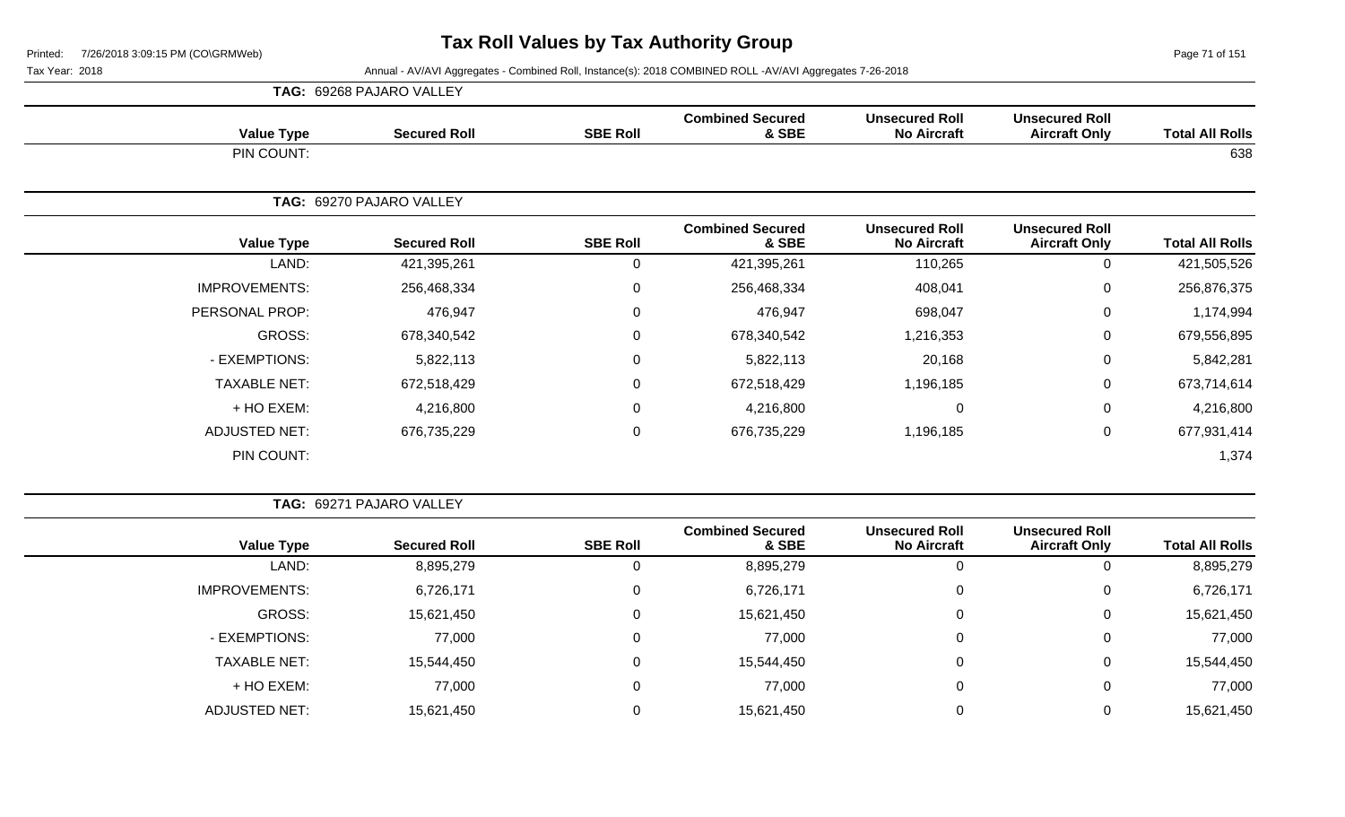# Tax Roll Values by Tax Authority Group

Tax Year: 2018

Annual - AV/AVI Aggregates - Combined Roll, Instance(s): 2018 COMBINED ROLL -AV/AVI Aggregates 7-26-2018

**TAG: 69268 PAJARO VALLEY**

| Value Type | Secured Roll | SBE Roll | Combined Secured & SBE | Unsecured Roll No Aircraft | Unsecured Roll Aircraft Only | Total All Rolls |
|---|---|---|---|---|---|---|
| PIN COUNT: | | | | | | 638 |

**TAG: 69270 PAJARO VALLEY**

| Value Type | Secured Roll | SBE Roll | Combined Secured & SBE | Unsecured Roll No Aircraft | Unsecured Roll Aircraft Only | Total All Rolls |
|---|---|---|---|---|---|---|
| LAND: | 421,395,261 | 0 | 421,395,261 | 110,265 | 0 | 421,505,526 |
| IMPROVEMENTS: | 256,468,334 | 0 | 256,468,334 | 408,041 | 0 | 256,876,375 |
| PERSONAL PROP: | 476,947 | 0 | 476,947 | 698,047 | 0 | 1,174,994 |
| GROSS: | 678,340,542 | 0 | 678,340,542 | 1,216,353 | 0 | 679,556,895 |
| - EXEMPTIONS: | 5,822,113 | 0 | 5,822,113 | 20,168 | 0 | 5,842,281 |
| TAXABLE NET: | 672,518,429 | 0 | 672,518,429 | 1,196,185 | 0 | 673,714,614 |
| + HO EXEM: | 4,216,800 | 0 | 4,216,800 | 0 | 0 | 4,216,800 |
| ADJUSTED NET: | 676,735,229 | 0 | 676,735,229 | 1,196,185 | 0 | 677,931,414 |
| PIN COUNT: | | | | | | 1,374 |

**TAG: 69271 PAJARO VALLEY**

| Value Type | Secured Roll | SBE Roll | Combined Secured & SBE | Unsecured Roll No Aircraft | Unsecured Roll Aircraft Only | Total All Rolls |
|---|---|---|---|---|---|---|
| LAND: | 8,895,279 | 0 | 8,895,279 | 0 | 0 | 8,895,279 |
| IMPROVEMENTS: | 6,726,171 | 0 | 6,726,171 | 0 | 0 | 6,726,171 |
| GROSS: | 15,621,450 | 0 | 15,621,450 | 0 | 0 | 15,621,450 |
| - EXEMPTIONS: | 77,000 | 0 | 77,000 | 0 | 0 | 77,000 |
| TAXABLE NET: | 15,544,450 | 0 | 15,544,450 | 0 | 0 | 15,544,450 |
| + HO EXEM: | 77,000 | 0 | 77,000 | 0 | 0 | 77,000 |
| ADJUSTED NET: | 15,621,450 | 0 | 15,621,450 | 0 | 0 | 15,621,450 |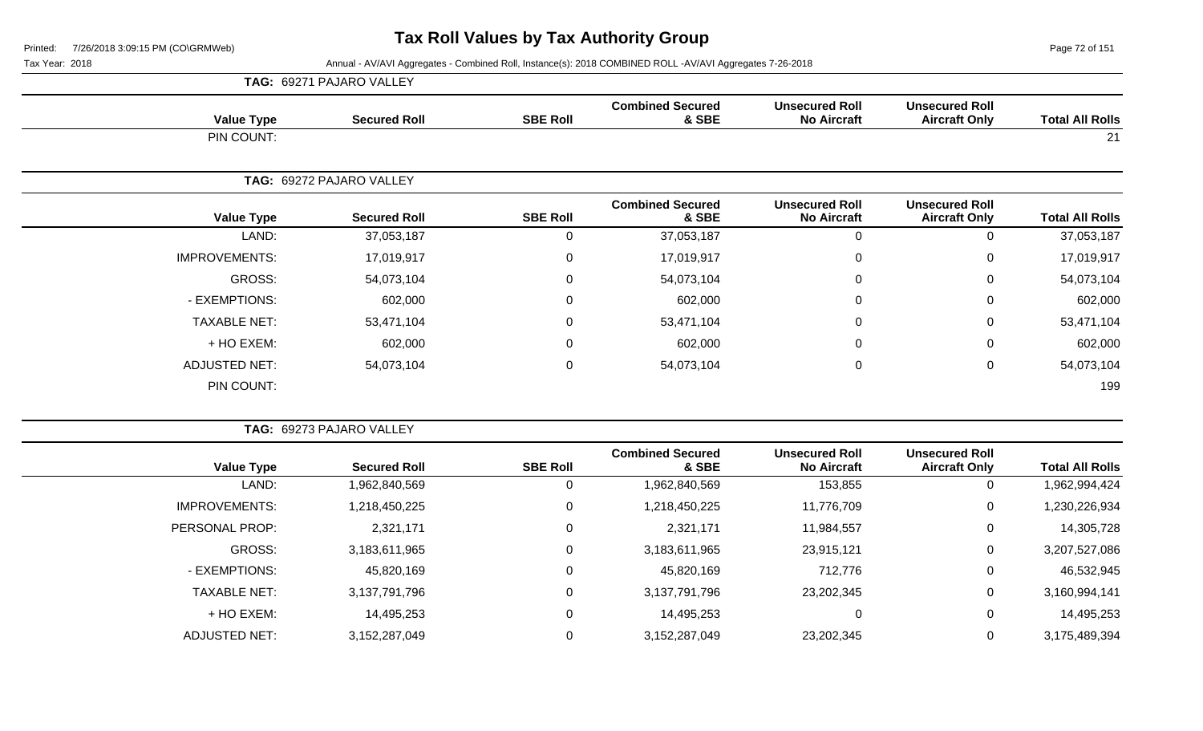# Tax Roll Values by Tax Authority Group

Tax Year: 2018

Annual - AV/AVI Aggregates - Combined Roll, Instance(s): 2018 COMBINED ROLL -AV/AVI Aggregates 7-26-2018

**TAG: 69271 PAJARO VALLEY**

| Value Type | Secured Roll | SBE Roll | Combined Secured & SBE | Unsecured Roll No Aircraft | Unsecured Roll Aircraft Only | Total All Rolls |
|---|---|---|---|---|---|---|
| PIN COUNT: | | | | | | 21 |

**TAG: 69272 PAJARO VALLEY**

| Value Type | Secured Roll | SBE Roll | Combined Secured & SBE | Unsecured Roll No Aircraft | Unsecured Roll Aircraft Only | Total All Rolls |
|---|---|---|---|---|---|---|
| LAND: | 37,053,187 | 0 | 37,053,187 | 0 | 0 | 37,053,187 |
| IMPROVEMENTS: | 17,019,917 | 0 | 17,019,917 | 0 | 0 | 17,019,917 |
| GROSS: | 54,073,104 | 0 | 54,073,104 | 0 | 0 | 54,073,104 |
| - EXEMPTIONS: | 602,000 | 0 | 602,000 | 0 | 0 | 602,000 |
| TAXABLE NET: | 53,471,104 | 0 | 53,471,104 | 0 | 0 | 53,471,104 |
| + HO EXEM: | 602,000 | 0 | 602,000 | 0 | 0 | 602,000 |
| ADJUSTED NET: | 54,073,104 | 0 | 54,073,104 | 0 | 0 | 54,073,104 |
| PIN COUNT: | | | | | | 199 |

**TAG: 69273 PAJARO VALLEY**

| Value Type | Secured Roll | SBE Roll | Combined Secured & SBE | Unsecured Roll No Aircraft | Unsecured Roll Aircraft Only | Total All Rolls |
|---|---|---|---|---|---|---|
| LAND: | 1,962,840,569 | 0 | 1,962,840,569 | 153,855 | 0 | 1,962,994,424 |
| IMPROVEMENTS: | 1,218,450,225 | 0 | 1,218,450,225 | 11,776,709 | 0 | 1,230,226,934 |
| PERSONAL PROP: | 2,321,171 | 0 | 2,321,171 | 11,984,557 | 0 | 14,305,728 |
| GROSS: | 3,183,611,965 | 0 | 3,183,611,965 | 23,915,121 | 0 | 3,207,527,086 |
| - EXEMPTIONS: | 45,820,169 | 0 | 45,820,169 | 712,776 | 0 | 46,532,945 |
| TAXABLE NET: | 3,137,791,796 | 0 | 3,137,791,796 | 23,202,345 | 0 | 3,160,994,141 |
| + HO EXEM: | 14,495,253 | 0 | 14,495,253 | 0 | 0 | 14,495,253 |
| ADJUSTED NET: | 3,152,287,049 | 0 | 3,152,287,049 | 23,202,345 | 0 | 3,175,489,394 |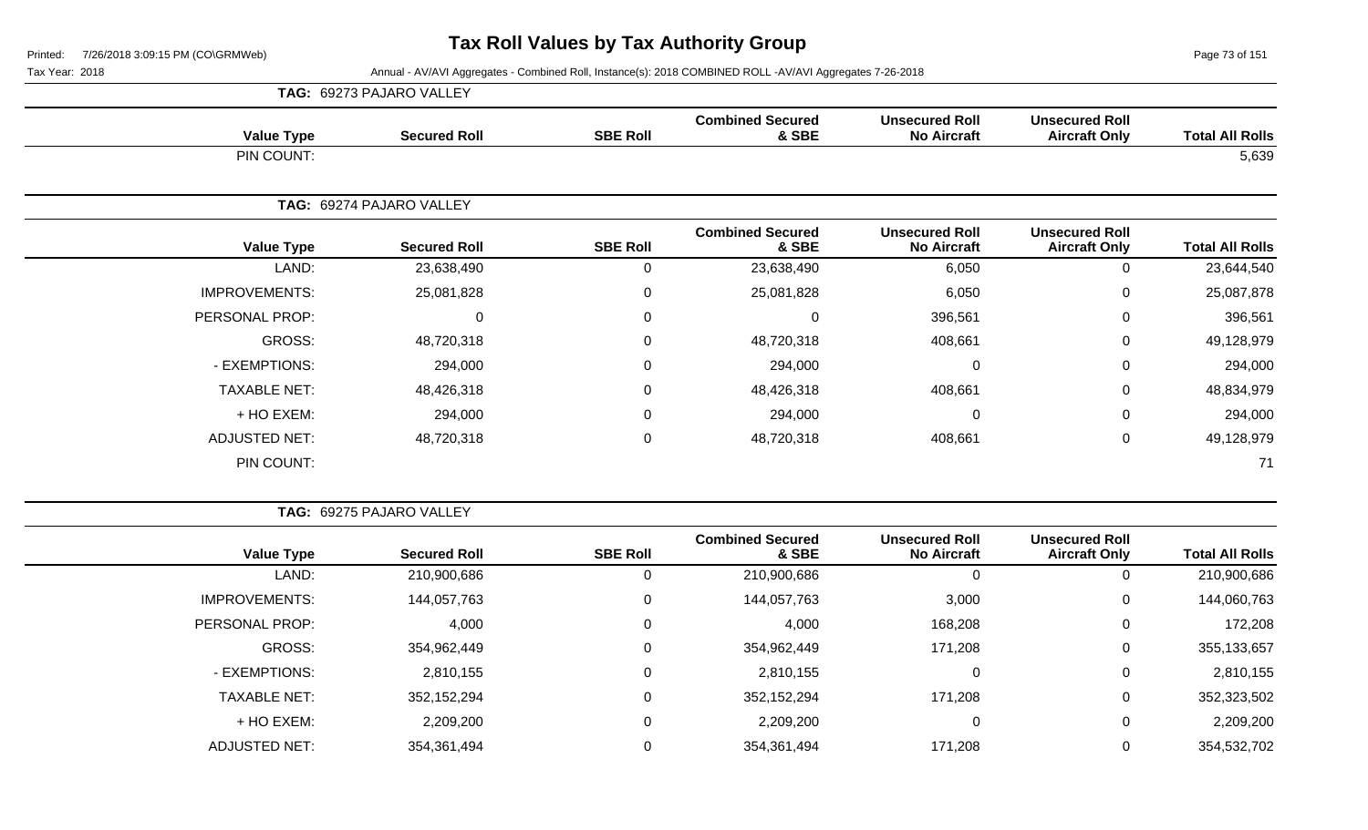# Tax Roll Values by Tax Authority Group

Tax Year: 2018

Annual - AV/AVI Aggregates - Combined Roll, Instance(s): 2018 COMBINED ROLL -AV/AVI Aggregates 7-26-2018

**TAG: 69273 PAJARO VALLEY**

| Value Type | Secured Roll | SBE Roll | Combined Secured & SBE | Unsecured Roll No Aircraft | Unsecured Roll Aircraft Only | Total All Rolls |
|---|---|---|---|---|---|---|
| PIN COUNT: | | | | | | 5,639 |

**TAG: 69274 PAJARO VALLEY**

| Value Type | Secured Roll | SBE Roll | Combined Secured & SBE | Unsecured Roll No Aircraft | Unsecured Roll Aircraft Only | Total All Rolls |
|---|---|---|---|---|---|---|
| LAND: | 23,638,490 | 0 | 23,638,490 | 6,050 | 0 | 23,644,540 |
| IMPROVEMENTS: | 25,081,828 | 0 | 25,081,828 | 6,050 | 0 | 25,087,878 |
| PERSONAL PROP: | 0 | 0 | 0 | 396,561 | 0 | 396,561 |
| GROSS: | 48,720,318 | 0 | 48,720,318 | 408,661 | 0 | 49,128,979 |
| - EXEMPTIONS: | 294,000 | 0 | 294,000 | 0 | 0 | 294,000 |
| TAXABLE NET: | 48,426,318 | 0 | 48,426,318 | 408,661 | 0 | 48,834,979 |
| + HO EXEM: | 294,000 | 0 | 294,000 | 0 | 0 | 294,000 |
| ADJUSTED NET: | 48,720,318 | 0 | 48,720,318 | 408,661 | 0 | 49,128,979 |
| PIN COUNT: | | | | | | 71 |

**TAG: 69275 PAJARO VALLEY**

| Value Type | Secured Roll | SBE Roll | Combined Secured & SBE | Unsecured Roll No Aircraft | Unsecured Roll Aircraft Only | Total All Rolls |
|---|---|---|---|---|---|---|
| LAND: | 210,900,686 | 0 | 210,900,686 | 0 | 0 | 210,900,686 |
| IMPROVEMENTS: | 144,057,763 | 0 | 144,057,763 | 3,000 | 0 | 144,060,763 |
| PERSONAL PROP: | 4,000 | 0 | 4,000 | 168,208 | 0 | 172,208 |
| GROSS: | 354,962,449 | 0 | 354,962,449 | 171,208 | 0 | 355,133,657 |
| - EXEMPTIONS: | 2,810,155 | 0 | 2,810,155 | 0 | 0 | 2,810,155 |
| TAXABLE NET: | 352,152,294 | 0 | 352,152,294 | 171,208 | 0 | 352,323,502 |
| + HO EXEM: | 2,209,200 | 0 | 2,209,200 | 0 | 0 | 2,209,200 |
| ADJUSTED NET: | 354,361,494 | 0 | 354,361,494 | 171,208 | 0 | 354,532,702 |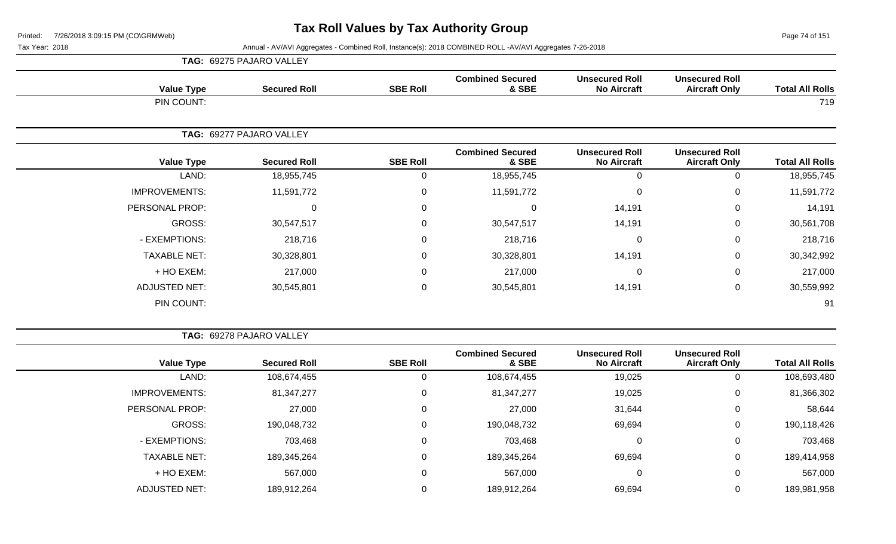# Tax Roll Values by Tax Authority Group

Printed: 7/26/2018 3:09:15 PM (CO\GRMWeb)

Tax Year: 2018

Annual - AV/AVI Aggregates - Combined Roll, Instance(s): 2018 COMBINED ROLL -AV/AVI Aggregates 7-26-2018

**TAG: 69275 PAJARO VALLEY**

| Value Type | Secured Roll | SBE Roll | Combined Secured & SBE | Unsecured Roll No Aircraft | Unsecured Roll Aircraft Only | Total All Rolls |
|---|---|---|---|---|---|---|
| PIN COUNT: | | | | | | 719 |

**TAG: 69277 PAJARO VALLEY**

| Value Type | Secured Roll | SBE Roll | Combined Secured & SBE | Unsecured Roll No Aircraft | Unsecured Roll Aircraft Only | Total All Rolls |
|---|---|---|---|---|---|---|
| LAND: | 18,955,745 | 0 | 18,955,745 | 0 | 0 | 18,955,745 |
| IMPROVEMENTS: | 11,591,772 | 0 | 11,591,772 | 0 | 0 | 11,591,772 |
| PERSONAL PROP: | 0 | 0 | 0 | 14,191 | 0 | 14,191 |
| GROSS: | 30,547,517 | 0 | 30,547,517 | 14,191 | 0 | 30,561,708 |
| - EXEMPTIONS: | 218,716 | 0 | 218,716 | 0 | 0 | 218,716 |
| TAXABLE NET: | 30,328,801 | 0 | 30,328,801 | 14,191 | 0 | 30,342,992 |
| + HO EXEM: | 217,000 | 0 | 217,000 | 0 | 0 | 217,000 |
| ADJUSTED NET: | 30,545,801 | 0 | 30,545,801 | 14,191 | 0 | 30,559,992 |
| PIN COUNT: | | | | | | 91 |

**TAG: 69278 PAJARO VALLEY**

| Value Type | Secured Roll | SBE Roll | Combined Secured & SBE | Unsecured Roll No Aircraft | Unsecured Roll Aircraft Only | Total All Rolls |
|---|---|---|---|---|---|---|
| LAND: | 108,674,455 | 0 | 108,674,455 | 19,025 | 0 | 108,693,480 |
| IMPROVEMENTS: | 81,347,277 | 0 | 81,347,277 | 19,025 | 0 | 81,366,302 |
| PERSONAL PROP: | 27,000 | 0 | 27,000 | 31,644 | 0 | 58,644 |
| GROSS: | 190,048,732 | 0 | 190,048,732 | 69,694 | 0 | 190,118,426 |
| - EXEMPTIONS: | 703,468 | 0 | 703,468 | 0 | 0 | 703,468 |
| TAXABLE NET: | 189,345,264 | 0 | 189,345,264 | 69,694 | 0 | 189,414,958 |
| + HO EXEM: | 567,000 | 0 | 567,000 | 0 | 0 | 567,000 |
| ADJUSTED NET: | 189,912,264 | 0 | 189,912,264 | 69,694 | 0 | 189,981,958 |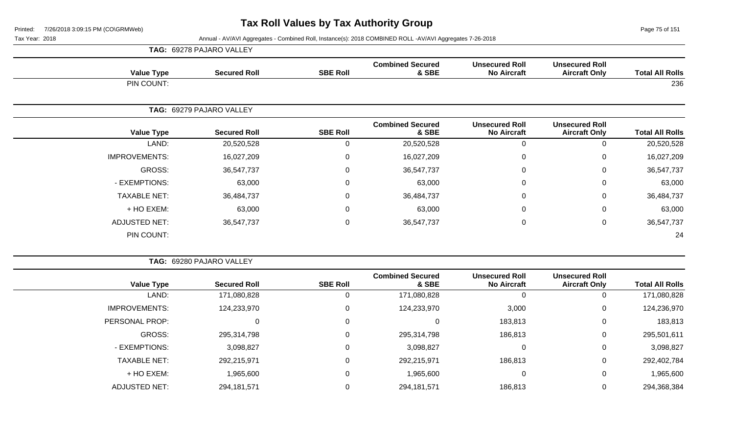# Tax Roll Values by Tax Authority Group

Printed: 7/26/2018 3:09:15 PM (CO\GRMWeb)

Tax Year: 2018

Annual - AV/AVI Aggregates - Combined Roll, Instance(s): 2018 COMBINED ROLL -AV/AVI Aggregates 7-26-2018

**TAG: 69278 PAJARO VALLEY**

| Value Type | Secured Roll | SBE Roll | Combined Secured & SBE | Unsecured Roll No Aircraft | Unsecured Roll Aircraft Only | Total All Rolls |
|---|---|---|---|---|---|---|
| PIN COUNT: | | | | | | 236 |

**TAG: 69279 PAJARO VALLEY**

| Value Type | Secured Roll | SBE Roll | Combined Secured & SBE | Unsecured Roll No Aircraft | Unsecured Roll Aircraft Only | Total All Rolls |
|---|---|---|---|---|---|---|
| LAND: | 20,520,528 | 0 | 20,520,528 | 0 | 0 | 20,520,528 |
| IMPROVEMENTS: | 16,027,209 | 0 | 16,027,209 | 0 | 0 | 16,027,209 |
| GROSS: | 36,547,737 | 0 | 36,547,737 | 0 | 0 | 36,547,737 |
| - EXEMPTIONS: | 63,000 | 0 | 63,000 | 0 | 0 | 63,000 |
| TAXABLE NET: | 36,484,737 | 0 | 36,484,737 | 0 | 0 | 36,484,737 |
| + HO EXEM: | 63,000 | 0 | 63,000 | 0 | 0 | 63,000 |
| ADJUSTED NET: | 36,547,737 | 0 | 36,547,737 | 0 | 0 | 36,547,737 |
| PIN COUNT: | | | | | | 24 |

**TAG: 69280 PAJARO VALLEY**

| Value Type | Secured Roll | SBE Roll | Combined Secured & SBE | Unsecured Roll No Aircraft | Unsecured Roll Aircraft Only | Total All Rolls |
|---|---|---|---|---|---|---|
| LAND: | 171,080,828 | 0 | 171,080,828 | 0 | 0 | 171,080,828 |
| IMPROVEMENTS: | 124,233,970 | 0 | 124,233,970 | 3,000 | 0 | 124,236,970 |
| PERSONAL PROP: | 0 | 0 | 0 | 183,813 | 0 | 183,813 |
| GROSS: | 295,314,798 | 0 | 295,314,798 | 186,813 | 0 | 295,501,611 |
| - EXEMPTIONS: | 3,098,827 | 0 | 3,098,827 | 0 | 0 | 3,098,827 |
| TAXABLE NET: | 292,215,971 | 0 | 292,215,971 | 186,813 | 0 | 292,402,784 |
| + HO EXEM: | 1,965,600 | 0 | 1,965,600 | 0 | 0 | 1,965,600 |
| ADJUSTED NET: | 294,181,571 | 0 | 294,181,571 | 186,813 | 0 | 294,368,384 |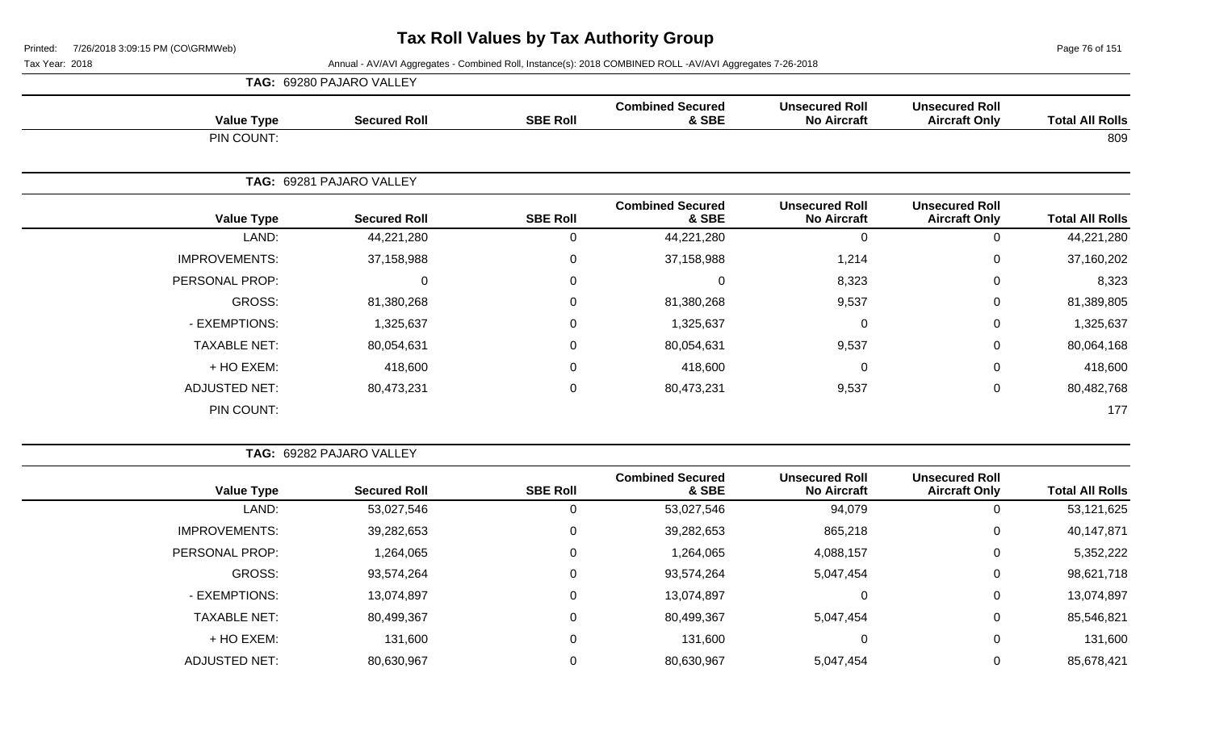# Tax Roll Values by Tax Authority Group

Printed: 7/26/2018 3:09:15 PM (CO\GRMWeb)

Tax Year: 2018

Annual - AV/AVI Aggregates - Combined Roll, Instance(s): 2018 COMBINED ROLL -AV/AVI Aggregates 7-26-2018

**TAG: 69280 PAJARO VALLEY**

| Value Type | Secured Roll | SBE Roll | Combined Secured & SBE | Unsecured Roll No Aircraft | Unsecured Roll Aircraft Only | Total All Rolls |
|---|---|---|---|---|---|---|
| PIN COUNT: | | | | | | 809 |

**TAG: 69281 PAJARO VALLEY**

| Value Type | Secured Roll | SBE Roll | Combined Secured & SBE | Unsecured Roll No Aircraft | Unsecured Roll Aircraft Only | Total All Rolls |
|---|---|---|---|---|---|---|
| LAND: | 44,221,280 | 0 | 44,221,280 | 0 | 0 | 44,221,280 |
| IMPROVEMENTS: | 37,158,988 | 0 | 37,158,988 | 1,214 | 0 | 37,160,202 |
| PERSONAL PROP: | 0 | 0 | 0 | 8,323 | 0 | 8,323 |
| GROSS: | 81,380,268 | 0 | 81,380,268 | 9,537 | 0 | 81,389,805 |
| - EXEMPTIONS: | 1,325,637 | 0 | 1,325,637 | 0 | 0 | 1,325,637 |
| TAXABLE NET: | 80,054,631 | 0 | 80,054,631 | 9,537 | 0 | 80,064,168 |
| + HO EXEM: | 418,600 | 0 | 418,600 | 0 | 0 | 418,600 |
| ADJUSTED NET: | 80,473,231 | 0 | 80,473,231 | 9,537 | 0 | 80,482,768 |
| PIN COUNT: | | | | | | 177 |

**TAG: 69282 PAJARO VALLEY**

| Value Type | Secured Roll | SBE Roll | Combined Secured & SBE | Unsecured Roll No Aircraft | Unsecured Roll Aircraft Only | Total All Rolls |
|---|---|---|---|---|---|---|
| LAND: | 53,027,546 | 0 | 53,027,546 | 94,079 | 0 | 53,121,625 |
| IMPROVEMENTS: | 39,282,653 | 0 | 39,282,653 | 865,218 | 0 | 40,147,871 |
| PERSONAL PROP: | 1,264,065 | 0 | 1,264,065 | 4,088,157 | 0 | 5,352,222 |
| GROSS: | 93,574,264 | 0 | 93,574,264 | 5,047,454 | 0 | 98,621,718 |
| - EXEMPTIONS: | 13,074,897 | 0 | 13,074,897 | 0 | 0 | 13,074,897 |
| TAXABLE NET: | 80,499,367 | 0 | 80,499,367 | 5,047,454 | 0 | 85,546,821 |
| + HO EXEM: | 131,600 | 0 | 131,600 | 0 | 0 | 131,600 |
| ADJUSTED NET: | 80,630,967 | 0 | 80,630,967 | 5,047,454 | 0 | 85,678,421 |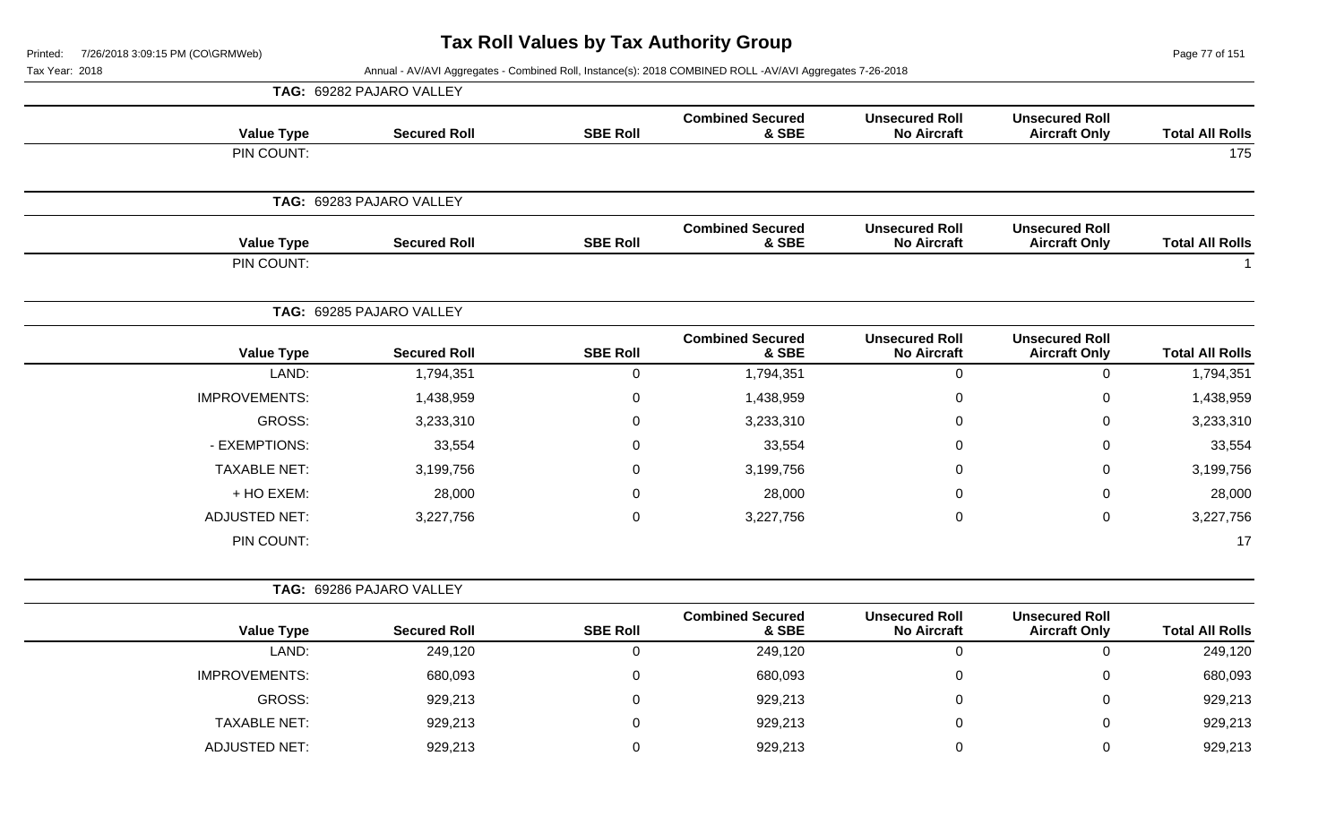# Tax Roll Values by Tax Authority Group

Tax Year: 2018

Annual - AV/AVI Aggregates - Combined Roll, Instance(s): 2018 COMBINED ROLL -AV/AVI Aggregates 7-26-2018

**TAG: 69282 PAJARO VALLEY**

| Value Type | Secured Roll | SBE Roll | Combined Secured & SBE | Unsecured Roll No Aircraft | Unsecured Roll Aircraft Only | Total All Rolls |
|---|---|---|---|---|---|---|
| PIN COUNT: | | | | | | 175 |

**TAG: 69283 PAJARO VALLEY**

| Value Type | Secured Roll | SBE Roll | Combined Secured & SBE | Unsecured Roll No Aircraft | Unsecured Roll Aircraft Only | Total All Rolls |
|---|---|---|---|---|---|---|
| PIN COUNT: | | | | | | 1 |

**TAG: 69285 PAJARO VALLEY**

| Value Type | Secured Roll | SBE Roll | Combined Secured & SBE | Unsecured Roll No Aircraft | Unsecured Roll Aircraft Only | Total All Rolls |
|---|---|---|---|---|---|---|
| LAND: | 1,794,351 | 0 | 1,794,351 | 0 | 0 | 1,794,351 |
| IMPROVEMENTS: | 1,438,959 | 0 | 1,438,959 | 0 | 0 | 1,438,959 |
| GROSS: | 3,233,310 | 0 | 3,233,310 | 0 | 0 | 3,233,310 |
| - EXEMPTIONS: | 33,554 | 0 | 33,554 | 0 | 0 | 33,554 |
| TAXABLE NET: | 3,199,756 | 0 | 3,199,756 | 0 | 0 | 3,199,756 |
| + HO EXEM: | 28,000 | 0 | 28,000 | 0 | 0 | 28,000 |
| ADJUSTED NET: | 3,227,756 | 0 | 3,227,756 | 0 | 0 | 3,227,756 |
| PIN COUNT: | | | | | | 17 |

**TAG: 69286 PAJARO VALLEY**

| Value Type | Secured Roll | SBE Roll | Combined Secured & SBE | Unsecured Roll No Aircraft | Unsecured Roll Aircraft Only | Total All Rolls |
|---|---|---|---|---|---|---|
| LAND: | 249,120 | 0 | 249,120 | 0 | 0 | 249,120 |
| IMPROVEMENTS: | 680,093 | 0 | 680,093 | 0 | 0 | 680,093 |
| GROSS: | 929,213 | 0 | 929,213 | 0 | 0 | 929,213 |
| TAXABLE NET: | 929,213 | 0 | 929,213 | 0 | 0 | 929,213 |
| ADJUSTED NET: | 929,213 | 0 | 929,213 | 0 | 0 | 929,213 |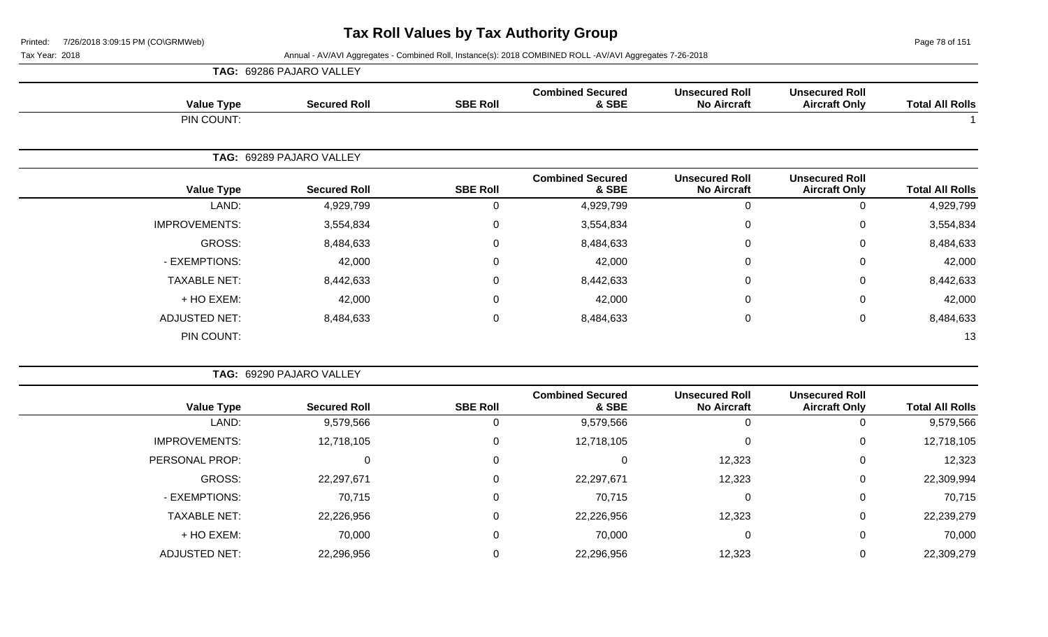# Tax Roll Values by Tax Authority Group

Printed: 7/26/2018 3:09:15 PM (CO\GRMWeb)

Tax Year: 2018

Annual - AV/AVI Aggregates - Combined Roll, Instance(s): 2018 COMBINED ROLL -AV/AVI Aggregates 7-26-2018

**TAG: 69286 PAJARO VALLEY**

| Value Type | Secured Roll | SBE Roll | Combined Secured & SBE | Unsecured Roll No Aircraft | Unsecured Roll Aircraft Only | Total All Rolls |
|---|---|---|---|---|---|---|
| PIN COUNT: | | | | | | 1 |

**TAG: 69289 PAJARO VALLEY**

| Value Type | Secured Roll | SBE Roll | Combined Secured & SBE | Unsecured Roll No Aircraft | Unsecured Roll Aircraft Only | Total All Rolls |
|---|---|---|---|---|---|---|
| LAND: | 4,929,799 | 0 | 4,929,799 | 0 | 0 | 4,929,799 |
| IMPROVEMENTS: | 3,554,834 | 0 | 3,554,834 | 0 | 0 | 3,554,834 |
| GROSS: | 8,484,633 | 0 | 8,484,633 | 0 | 0 | 8,484,633 |
| - EXEMPTIONS: | 42,000 | 0 | 42,000 | 0 | 0 | 42,000 |
| TAXABLE NET: | 8,442,633 | 0 | 8,442,633 | 0 | 0 | 8,442,633 |
| + HO EXEM: | 42,000 | 0 | 42,000 | 0 | 0 | 42,000 |
| ADJUSTED NET: | 8,484,633 | 0 | 8,484,633 | 0 | 0 | 8,484,633 |
| PIN COUNT: | | | | | | 13 |

**TAG: 69290 PAJARO VALLEY**

| Value Type | Secured Roll | SBE Roll | Combined Secured & SBE | Unsecured Roll No Aircraft | Unsecured Roll Aircraft Only | Total All Rolls |
|---|---|---|---|---|---|---|
| LAND: | 9,579,566 | 0 | 9,579,566 | 0 | 0 | 9,579,566 |
| IMPROVEMENTS: | 12,718,105 | 0 | 12,718,105 | 0 | 0 | 12,718,105 |
| PERSONAL PROP: | 0 | 0 | 0 | 12,323 | 0 | 12,323 |
| GROSS: | 22,297,671 | 0 | 22,297,671 | 12,323 | 0 | 22,309,994 |
| - EXEMPTIONS: | 70,715 | 0 | 70,715 | 0 | 0 | 70,715 |
| TAXABLE NET: | 22,226,956 | 0 | 22,226,956 | 12,323 | 0 | 22,239,279 |
| + HO EXEM: | 70,000 | 0 | 70,000 | 0 | 0 | 70,000 |
| ADJUSTED NET: | 22,296,956 | 0 | 22,296,956 | 12,323 | 0 | 22,309,279 |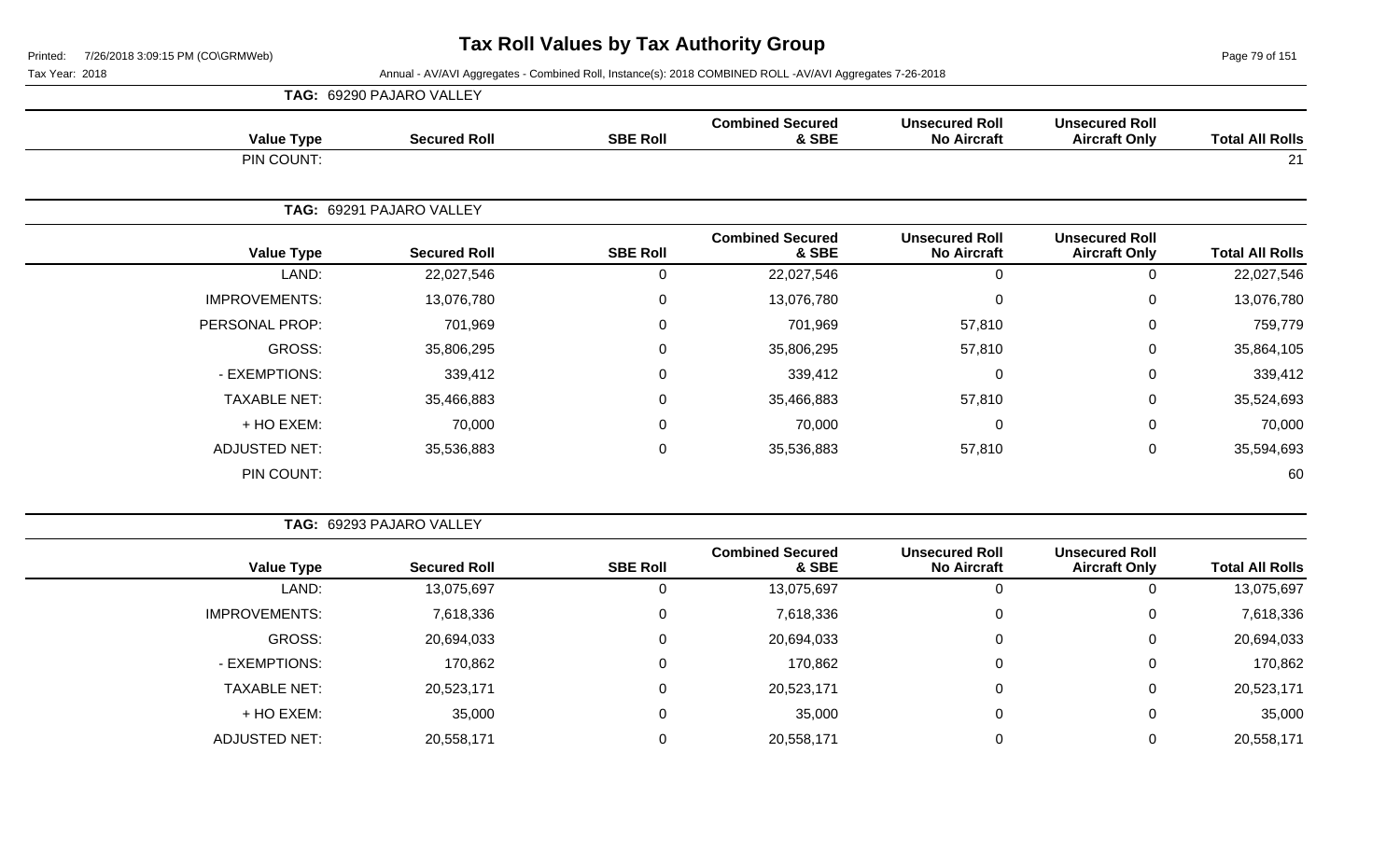# Tax Roll Values by Tax Authority Group

Printed: 7/26/2018 3:09:15 PM (CO\GRMWeb)

Tax Year: 2018

Annual - AV/AVI Aggregates - Combined Roll, Instance(s): 2018 COMBINED ROLL -AV/AVI Aggregates 7-26-2018

**TAG: 69290 PAJARO VALLEY**

| Value Type | Secured Roll | SBE Roll | Combined Secured & SBE | Unsecured Roll No Aircraft | Unsecured Roll Aircraft Only | Total All Rolls |
|---|---|---|---|---|---|---|
| PIN COUNT: | | | | | | 21 |

**TAG: 69291 PAJARO VALLEY**

| Value Type | Secured Roll | SBE Roll | Combined Secured & SBE | Unsecured Roll No Aircraft | Unsecured Roll Aircraft Only | Total All Rolls |
|---|---|---|---|---|---|---|
| LAND: | 22,027,546 | 0 | 22,027,546 | 0 | 0 | 22,027,546 |
| IMPROVEMENTS: | 13,076,780 | 0 | 13,076,780 | 0 | 0 | 13,076,780 |
| PERSONAL PROP: | 701,969 | 0 | 701,969 | 57,810 | 0 | 759,779 |
| GROSS: | 35,806,295 | 0 | 35,806,295 | 57,810 | 0 | 35,864,105 |
| - EXEMPTIONS: | 339,412 | 0 | 339,412 | 0 | 0 | 339,412 |
| TAXABLE NET: | 35,466,883 | 0 | 35,466,883 | 57,810 | 0 | 35,524,693 |
| + HO EXEM: | 70,000 | 0 | 70,000 | 0 | 0 | 70,000 |
| ADJUSTED NET: | 35,536,883 | 0 | 35,536,883 | 57,810 | 0 | 35,594,693 |
| PIN COUNT: | | | | | | 60 |

**TAG: 69293 PAJARO VALLEY**

| Value Type | Secured Roll | SBE Roll | Combined Secured & SBE | Unsecured Roll No Aircraft | Unsecured Roll Aircraft Only | Total All Rolls |
|---|---|---|---|---|---|---|
| LAND: | 13,075,697 | 0 | 13,075,697 | 0 | 0 | 13,075,697 |
| IMPROVEMENTS: | 7,618,336 | 0 | 7,618,336 | 0 | 0 | 7,618,336 |
| GROSS: | 20,694,033 | 0 | 20,694,033 | 0 | 0 | 20,694,033 |
| - EXEMPTIONS: | 170,862 | 0 | 170,862 | 0 | 0 | 170,862 |
| TAXABLE NET: | 20,523,171 | 0 | 20,523,171 | 0 | 0 | 20,523,171 |
| + HO EXEM: | 35,000 | 0 | 35,000 | 0 | 0 | 35,000 |
| ADJUSTED NET: | 20,558,171 | 0 | 20,558,171 | 0 | 0 | 20,558,171 |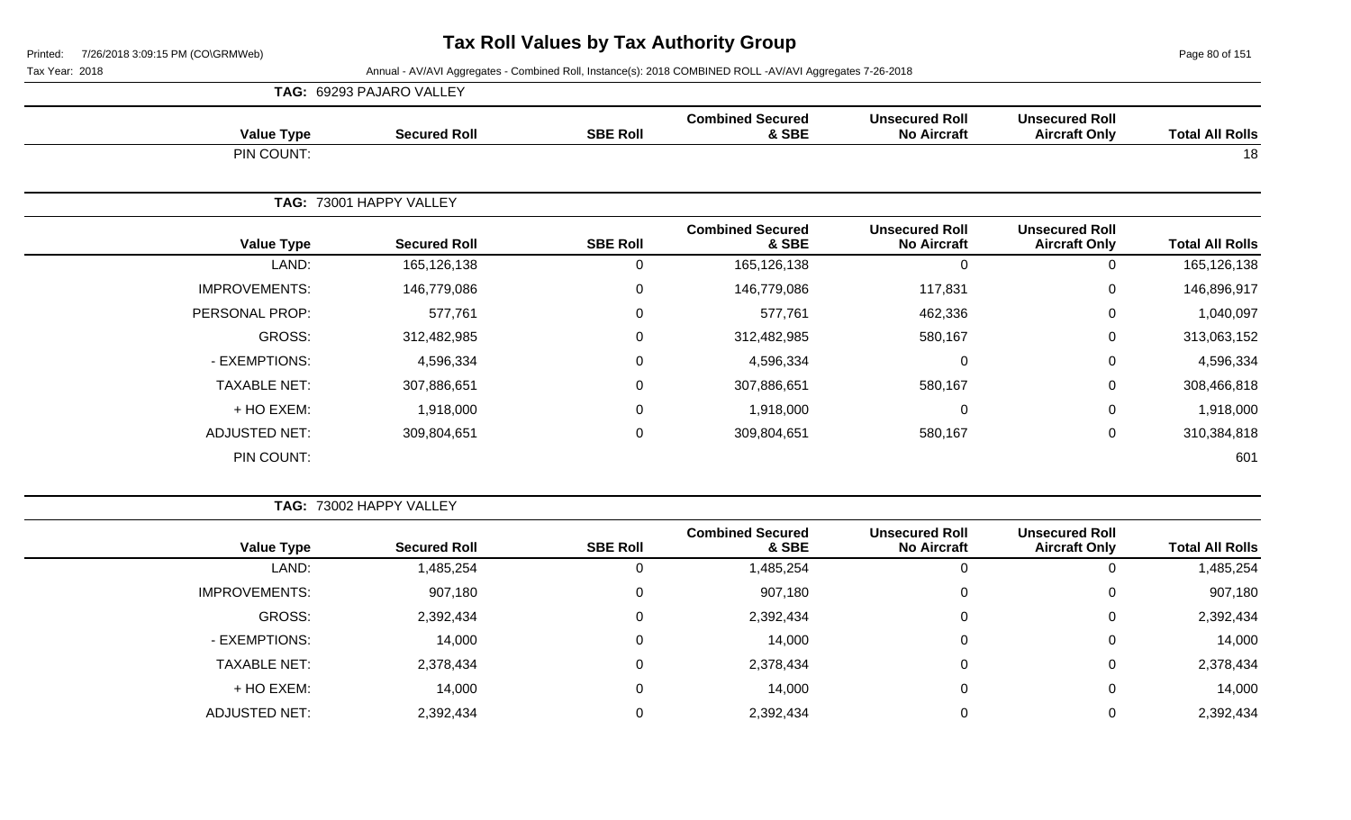# Tax Roll Values by Tax Authority Group

Printed: 7/26/2018 3:09:15 PM (CO\GRMWeb)

Tax Year: 2018

Annual - AV/AVI Aggregates - Combined Roll, Instance(s): 2018 COMBINED ROLL -AV/AVI Aggregates 7-26-2018

**TAG: 69293 PAJARO VALLEY**

| Value Type | Secured Roll | SBE Roll | Combined Secured & SBE | Unsecured Roll No Aircraft | Unsecured Roll Aircraft Only | Total All Rolls |
|---|---|---|---|---|---|---|
| PIN COUNT: | | | | | | 18 |

**TAG: 73001 HAPPY VALLEY**

| Value Type | Secured Roll | SBE Roll | Combined Secured & SBE | Unsecured Roll No Aircraft | Unsecured Roll Aircraft Only | Total All Rolls |
|---|---|---|---|---|---|---|
| LAND: | 165,126,138 | 0 | 165,126,138 | 0 | 0 | 165,126,138 |
| IMPROVEMENTS: | 146,779,086 | 0 | 146,779,086 | 117,831 | 0 | 146,896,917 |
| PERSONAL PROP: | 577,761 | 0 | 577,761 | 462,336 | 0 | 1,040,097 |
| GROSS: | 312,482,985 | 0 | 312,482,985 | 580,167 | 0 | 313,063,152 |
| - EXEMPTIONS: | 4,596,334 | 0 | 4,596,334 | 0 | 0 | 4,596,334 |
| TAXABLE NET: | 307,886,651 | 0 | 307,886,651 | 580,167 | 0 | 308,466,818 |
| + HO EXEM: | 1,918,000 | 0 | 1,918,000 | 0 | 0 | 1,918,000 |
| ADJUSTED NET: | 309,804,651 | 0 | 309,804,651 | 580,167 | 0 | 310,384,818 |
| PIN COUNT: | | | | | | 601 |

**TAG: 73002 HAPPY VALLEY**

| Value Type | Secured Roll | SBE Roll | Combined Secured & SBE | Unsecured Roll No Aircraft | Unsecured Roll Aircraft Only | Total All Rolls |
|---|---|---|---|---|---|---|
| LAND: | 1,485,254 | 0 | 1,485,254 | 0 | 0 | 1,485,254 |
| IMPROVEMENTS: | 907,180 | 0 | 907,180 | 0 | 0 | 907,180 |
| GROSS: | 2,392,434 | 0 | 2,392,434 | 0 | 0 | 2,392,434 |
| - EXEMPTIONS: | 14,000 | 0 | 14,000 | 0 | 0 | 14,000 |
| TAXABLE NET: | 2,378,434 | 0 | 2,378,434 | 0 | 0 | 2,378,434 |
| + HO EXEM: | 14,000 | 0 | 14,000 | 0 | 0 | 14,000 |
| ADJUSTED NET: | 2,392,434 | 0 | 2,392,434 | 0 | 0 | 2,392,434 |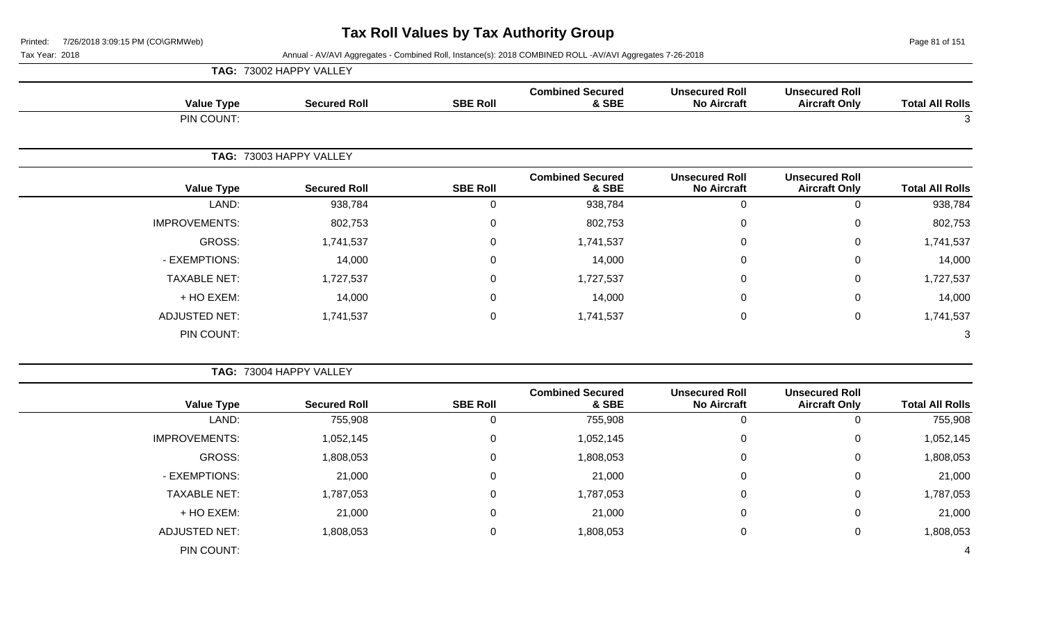# Tax Roll Values by Tax Authority Group

Printed: 7/26/2018 3:09:15 PM (CO\GRMWeb)

Tax Year: 2018 Annual - AV/AVI Aggregates - Combined Roll, Instance(s): 2018 COMBINED ROLL -AV/AVI Aggregates 7-26-2018

**TAG: 73002 HAPPY VALLEY**

| Value Type | Secured Roll | SBE Roll | Combined Secured & SBE | Unsecured Roll No Aircraft | Unsecured Roll Aircraft Only | Total All Rolls |
|---|---|---|---|---|---|---|
| PIN COUNT: | | | | | | 3 |

**TAG: 73003 HAPPY VALLEY**

| Value Type | Secured Roll | SBE Roll | Combined Secured & SBE | Unsecured Roll No Aircraft | Unsecured Roll Aircraft Only | Total All Rolls |
|---|---|---|---|---|---|---|
| LAND: | 938,784 | 0 | 938,784 | 0 | 0 | 938,784 |
| IMPROVEMENTS: | 802,753 | 0 | 802,753 | 0 | 0 | 802,753 |
| GROSS: | 1,741,537 | 0 | 1,741,537 | 0 | 0 | 1,741,537 |
| - EXEMPTIONS: | 14,000 | 0 | 14,000 | 0 | 0 | 14,000 |
| TAXABLE NET: | 1,727,537 | 0 | 1,727,537 | 0 | 0 | 1,727,537 |
| + HO EXEM: | 14,000 | 0 | 14,000 | 0 | 0 | 14,000 |
| ADJUSTED NET: | 1,741,537 | 0 | 1,741,537 | 0 | 0 | 1,741,537 |
| PIN COUNT: | | | | | | 3 |

**TAG: 73004 HAPPY VALLEY**

| Value Type | Secured Roll | SBE Roll | Combined Secured & SBE | Unsecured Roll No Aircraft | Unsecured Roll Aircraft Only | Total All Rolls |
|---|---|---|---|---|---|---|
| LAND: | 755,908 | 0 | 755,908 | 0 | 0 | 755,908 |
| IMPROVEMENTS: | 1,052,145 | 0 | 1,052,145 | 0 | 0 | 1,052,145 |
| GROSS: | 1,808,053 | 0 | 1,808,053 | 0 | 0 | 1,808,053 |
| - EXEMPTIONS: | 21,000 | 0 | 21,000 | 0 | 0 | 21,000 |
| TAXABLE NET: | 1,787,053 | 0 | 1,787,053 | 0 | 0 | 1,787,053 |
| + HO EXEM: | 21,000 | 0 | 21,000 | 0 | 0 | 21,000 |
| ADJUSTED NET: | 1,808,053 | 0 | 1,808,053 | 0 | 0 | 1,808,053 |
| PIN COUNT: | | | | | | 4 |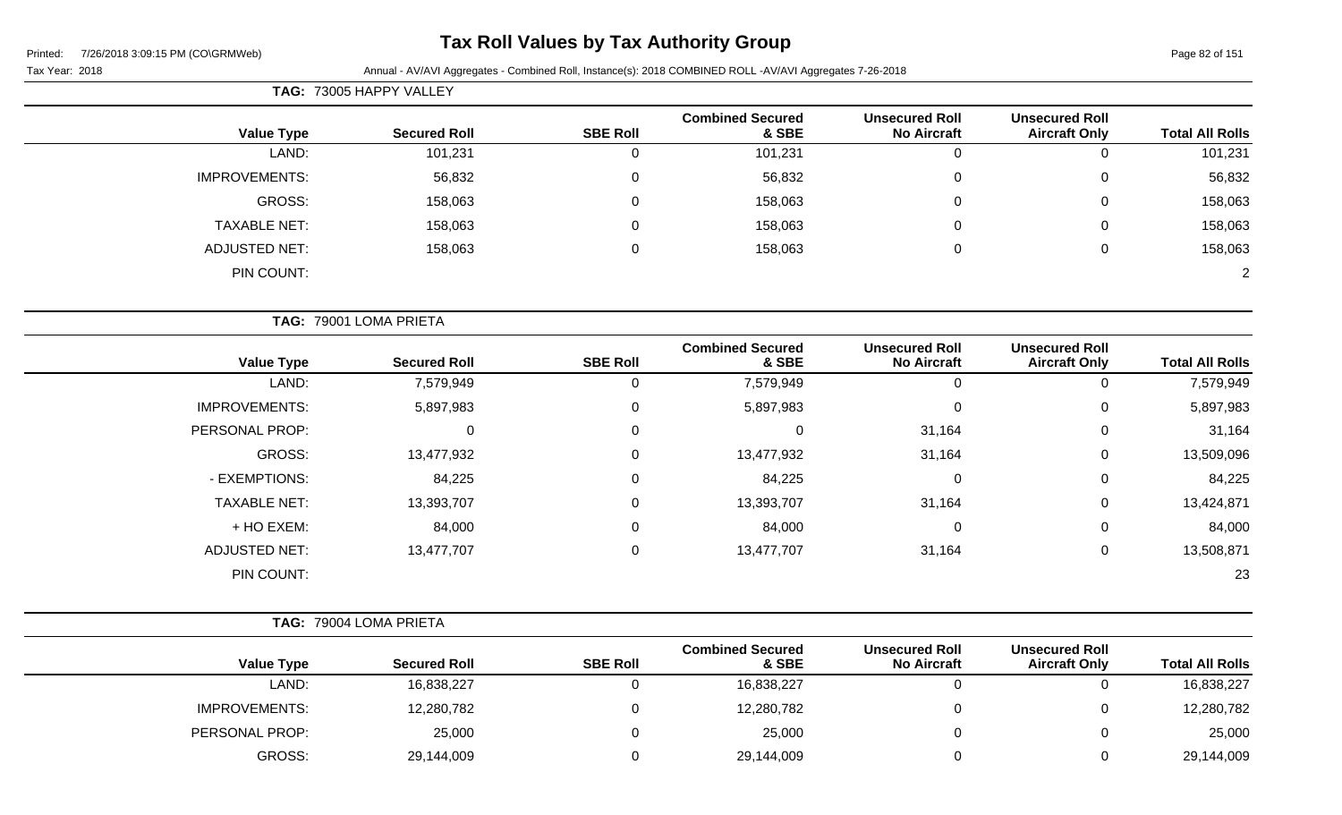# Tax Roll Values by Tax Authority Group

Printed: 7/26/2018 3:09:15 PM (CO\GRMWeb)

Tax Year: 2018 — Annual - AV/AVI Aggregates - Combined Roll, Instance(s): 2018 COMBINED ROLL -AV/AVI Aggregates 7-26-2018

**TAG: 73005 HAPPY VALLEY**

| Value Type | Secured Roll | SBE Roll | Combined Secured & SBE | Unsecured Roll No Aircraft | Unsecured Roll Aircraft Only | Total All Rolls |
|---|---|---|---|---|---|---|
| LAND: | 101,231 | 0 | 101,231 | 0 | 0 | 101,231 |
| IMPROVEMENTS: | 56,832 | 0 | 56,832 | 0 | 0 | 56,832 |
| GROSS: | 158,063 | 0 | 158,063 | 0 | 0 | 158,063 |
| TAXABLE NET: | 158,063 | 0 | 158,063 | 0 | 0 | 158,063 |
| ADJUSTED NET: | 158,063 | 0 | 158,063 | 0 | 0 | 158,063 |
| PIN COUNT: | | | | | | 2 |

**TAG: 79001 LOMA PRIETA**

| Value Type | Secured Roll | SBE Roll | Combined Secured & SBE | Unsecured Roll No Aircraft | Unsecured Roll Aircraft Only | Total All Rolls |
|---|---|---|---|---|---|---|
| LAND: | 7,579,949 | 0 | 7,579,949 | 0 | 0 | 7,579,949 |
| IMPROVEMENTS: | 5,897,983 | 0 | 5,897,983 | 0 | 0 | 5,897,983 |
| PERSONAL PROP: | 0 | 0 | 0 | 31,164 | 0 | 31,164 |
| GROSS: | 13,477,932 | 0 | 13,477,932 | 31,164 | 0 | 13,509,096 |
| - EXEMPTIONS: | 84,225 | 0 | 84,225 | 0 | 0 | 84,225 |
| TAXABLE NET: | 13,393,707 | 0 | 13,393,707 | 31,164 | 0 | 13,424,871 |
| + HO EXEM: | 84,000 | 0 | 84,000 | 0 | 0 | 84,000 |
| ADJUSTED NET: | 13,477,707 | 0 | 13,477,707 | 31,164 | 0 | 13,508,871 |
| PIN COUNT: | | | | | | 23 |

**TAG: 79004 LOMA PRIETA**

| Value Type | Secured Roll | SBE Roll | Combined Secured & SBE | Unsecured Roll No Aircraft | Unsecured Roll Aircraft Only | Total All Rolls |
|---|---|---|---|---|---|---|
| LAND: | 16,838,227 | 0 | 16,838,227 | 0 | 0 | 16,838,227 |
| IMPROVEMENTS: | 12,280,782 | 0 | 12,280,782 | 0 | 0 | 12,280,782 |
| PERSONAL PROP: | 25,000 | 0 | 25,000 | 0 | 0 | 25,000 |
| GROSS: | 29,144,009 | 0 | 29,144,009 | 0 | 0 | 29,144,009 |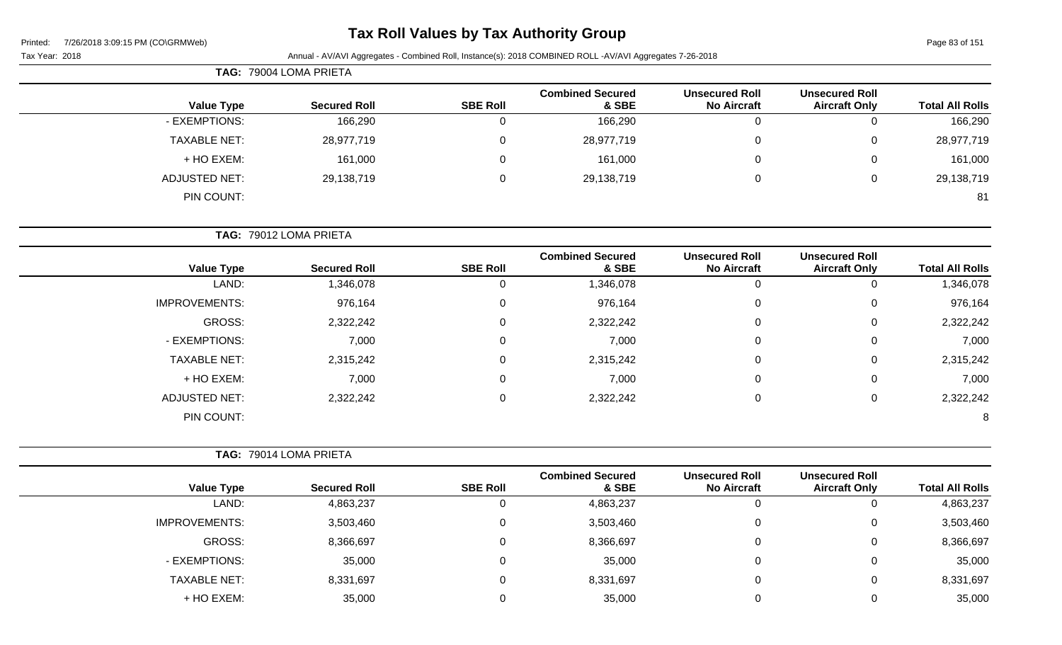# Tax Roll Values by Tax Authority Group

Printed: 7/26/2018 3:09:15 PM (CO\GRMWeb)

Tax Year: 2018

Annual - AV/AVI Aggregates - Combined Roll, Instance(s): 2018 COMBINED ROLL -AV/AVI Aggregates 7-26-2018

**TAG: 79004 LOMA PRIETA**

| Value Type | Secured Roll | SBE Roll | Combined Secured & SBE | Unsecured Roll No Aircraft | Unsecured Roll Aircraft Only | Total All Rolls |
|---|---|---|---|---|---|---|
| - EXEMPTIONS: | 166,290 | 0 | 166,290 | 0 | 0 | 166,290 |
| TAXABLE NET: | 28,977,719 | 0 | 28,977,719 | 0 | 0 | 28,977,719 |
| + HO EXEM: | 161,000 | 0 | 161,000 | 0 | 0 | 161,000 |
| ADJUSTED NET: | 29,138,719 | 0 | 29,138,719 | 0 | 0 | 29,138,719 |
| PIN COUNT: | | | | | | 81 |

**TAG: 79012 LOMA PRIETA**

| Value Type | Secured Roll | SBE Roll | Combined Secured & SBE | Unsecured Roll No Aircraft | Unsecured Roll Aircraft Only | Total All Rolls |
|---|---|---|---|---|---|---|
| LAND: | 1,346,078 | 0 | 1,346,078 | 0 | 0 | 1,346,078 |
| IMPROVEMENTS: | 976,164 | 0 | 976,164 | 0 | 0 | 976,164 |
| GROSS: | 2,322,242 | 0 | 2,322,242 | 0 | 0 | 2,322,242 |
| - EXEMPTIONS: | 7,000 | 0 | 7,000 | 0 | 0 | 7,000 |
| TAXABLE NET: | 2,315,242 | 0 | 2,315,242 | 0 | 0 | 2,315,242 |
| + HO EXEM: | 7,000 | 0 | 7,000 | 0 | 0 | 7,000 |
| ADJUSTED NET: | 2,322,242 | 0 | 2,322,242 | 0 | 0 | 2,322,242 |
| PIN COUNT: | | | | | | 8 |

**TAG: 79014 LOMA PRIETA**

| Value Type | Secured Roll | SBE Roll | Combined Secured & SBE | Unsecured Roll No Aircraft | Unsecured Roll Aircraft Only | Total All Rolls |
|---|---|---|---|---|---|---|
| LAND: | 4,863,237 | 0 | 4,863,237 | 0 | 0 | 4,863,237 |
| IMPROVEMENTS: | 3,503,460 | 0 | 3,503,460 | 0 | 0 | 3,503,460 |
| GROSS: | 8,366,697 | 0 | 8,366,697 | 0 | 0 | 8,366,697 |
| - EXEMPTIONS: | 35,000 | 0 | 35,000 | 0 | 0 | 35,000 |
| TAXABLE NET: | 8,331,697 | 0 | 8,331,697 | 0 | 0 | 8,331,697 |
| + HO EXEM: | 35,000 | 0 | 35,000 | 0 | 0 | 35,000 |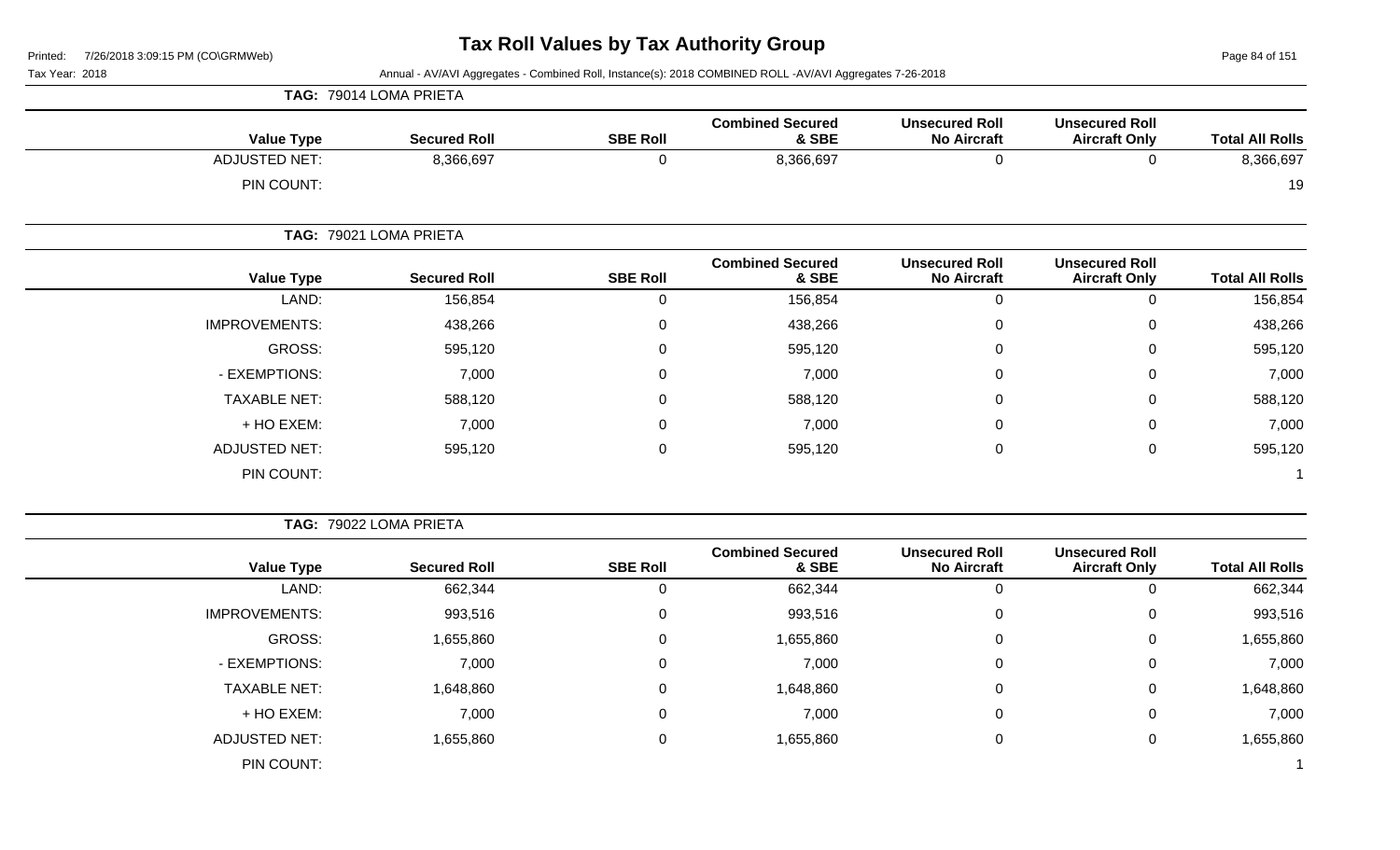# Tax Roll Values by Tax Authority Group

Tax Year: 2018

Annual - AV/AVI Aggregates - Combined Roll, Instance(s): 2018 COMBINED ROLL -AV/AVI Aggregates 7-26-2018

**TAG: 79014 LOMA PRIETA**

| Value Type | Secured Roll | SBE Roll | Combined Secured & SBE | Unsecured Roll No Aircraft | Unsecured Roll Aircraft Only | Total All Rolls |
|---|---|---|---|---|---|---|
| ADJUSTED NET: | 8,366,697 | 0 | 8,366,697 | 0 | 0 | 8,366,697 |
| PIN COUNT: | | | | | | 19 |

**TAG: 79021 LOMA PRIETA**

| Value Type | Secured Roll | SBE Roll | Combined Secured & SBE | Unsecured Roll No Aircraft | Unsecured Roll Aircraft Only | Total All Rolls |
|---|---|---|---|---|---|---|
| LAND: | 156,854 | 0 | 156,854 | 0 | 0 | 156,854 |
| IMPROVEMENTS: | 438,266 | 0 | 438,266 | 0 | 0 | 438,266 |
| GROSS: | 595,120 | 0 | 595,120 | 0 | 0 | 595,120 |
| - EXEMPTIONS: | 7,000 | 0 | 7,000 | 0 | 0 | 7,000 |
| TAXABLE NET: | 588,120 | 0 | 588,120 | 0 | 0 | 588,120 |
| + HO EXEM: | 7,000 | 0 | 7,000 | 0 | 0 | 7,000 |
| ADJUSTED NET: | 595,120 | 0 | 595,120 | 0 | 0 | 595,120 |
| PIN COUNT: | | | | | | 1 |

**TAG: 79022 LOMA PRIETA**

| Value Type | Secured Roll | SBE Roll | Combined Secured & SBE | Unsecured Roll No Aircraft | Unsecured Roll Aircraft Only | Total All Rolls |
|---|---|---|---|---|---|---|
| LAND: | 662,344 | 0 | 662,344 | 0 | 0 | 662,344 |
| IMPROVEMENTS: | 993,516 | 0 | 993,516 | 0 | 0 | 993,516 |
| GROSS: | 1,655,860 | 0 | 1,655,860 | 0 | 0 | 1,655,860 |
| - EXEMPTIONS: | 7,000 | 0 | 7,000 | 0 | 0 | 7,000 |
| TAXABLE NET: | 1,648,860 | 0 | 1,648,860 | 0 | 0 | 1,648,860 |
| + HO EXEM: | 7,000 | 0 | 7,000 | 0 | 0 | 7,000 |
| ADJUSTED NET: | 1,655,860 | 0 | 1,655,860 | 0 | 0 | 1,655,860 |
| PIN COUNT: | | | | | | 1 |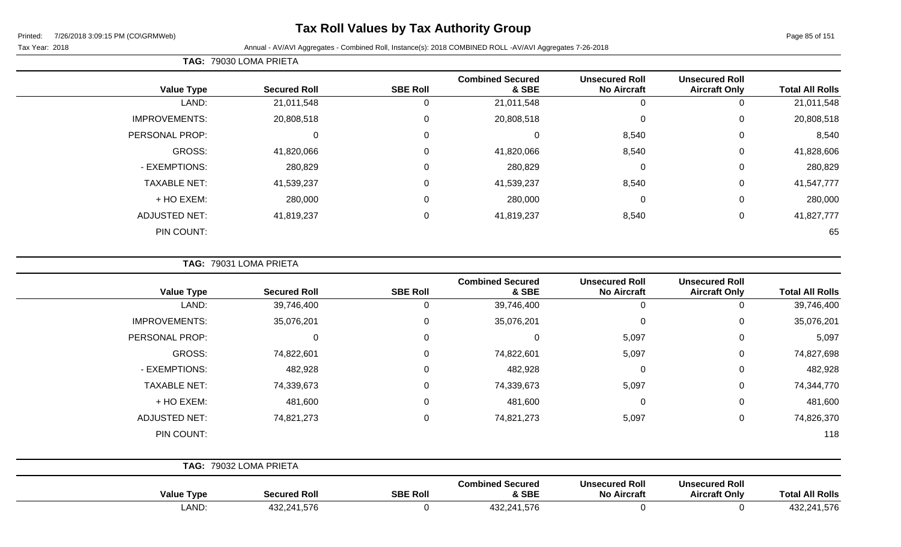# Tax Roll Values by Tax Authority Group

Printed: 7/26/2018 3:09:15 PM (CO\GRMWeb)

Tax Year: 2018 — Annual - AV/AVI Aggregates - Combined Roll, Instance(s): 2018 COMBINED ROLL -AV/AVI Aggregates 7-26-2018

**TAG: 79030 LOMA PRIETA**

| Value Type | Secured Roll | SBE Roll | Combined Secured & SBE | Unsecured Roll No Aircraft | Unsecured Roll Aircraft Only | Total All Rolls |
|---|---|---|---|---|---|---|
| LAND: | 21,011,548 | 0 | 21,011,548 | 0 | 0 | 21,011,548 |
| IMPROVEMENTS: | 20,808,518 | 0 | 20,808,518 | 0 | 0 | 20,808,518 |
| PERSONAL PROP: | 0 | 0 | 0 | 8,540 | 0 | 8,540 |
| GROSS: | 41,820,066 | 0 | 41,820,066 | 8,540 | 0 | 41,828,606 |
| - EXEMPTIONS: | 280,829 | 0 | 280,829 | 0 | 0 | 280,829 |
| TAXABLE NET: | 41,539,237 | 0 | 41,539,237 | 8,540 | 0 | 41,547,777 |
| + HO EXEM: | 280,000 | 0 | 280,000 | 0 | 0 | 280,000 |
| ADJUSTED NET: | 41,819,237 | 0 | 41,819,237 | 8,540 | 0 | 41,827,777 |
| PIN COUNT: | | | | | | 65 |

**TAG: 79031 LOMA PRIETA**

| Value Type | Secured Roll | SBE Roll | Combined Secured & SBE | Unsecured Roll No Aircraft | Unsecured Roll Aircraft Only | Total All Rolls |
|---|---|---|---|---|---|---|
| LAND: | 39,746,400 | 0 | 39,746,400 | 0 | 0 | 39,746,400 |
| IMPROVEMENTS: | 35,076,201 | 0 | 35,076,201 | 0 | 0 | 35,076,201 |
| PERSONAL PROP: | 0 | 0 | 0 | 5,097 | 0 | 5,097 |
| GROSS: | 74,822,601 | 0 | 74,822,601 | 5,097 | 0 | 74,827,698 |
| - EXEMPTIONS: | 482,928 | 0 | 482,928 | 0 | 0 | 482,928 |
| TAXABLE NET: | 74,339,673 | 0 | 74,339,673 | 5,097 | 0 | 74,344,770 |
| + HO EXEM: | 481,600 | 0 | 481,600 | 0 | 0 | 481,600 |
| ADJUSTED NET: | 74,821,273 | 0 | 74,821,273 | 5,097 | 0 | 74,826,370 |
| PIN COUNT: | | | | | | 118 |

**TAG: 79032 LOMA PRIETA**

| Value Type | Secured Roll | SBE Roll | Combined Secured & SBE | Unsecured Roll No Aircraft | Unsecured Roll Aircraft Only | Total All Rolls |
|---|---|---|---|---|---|---|
| LAND: | 432,241,576 | 0 | 432,241,576 | 0 | 0 | 432,241,576 |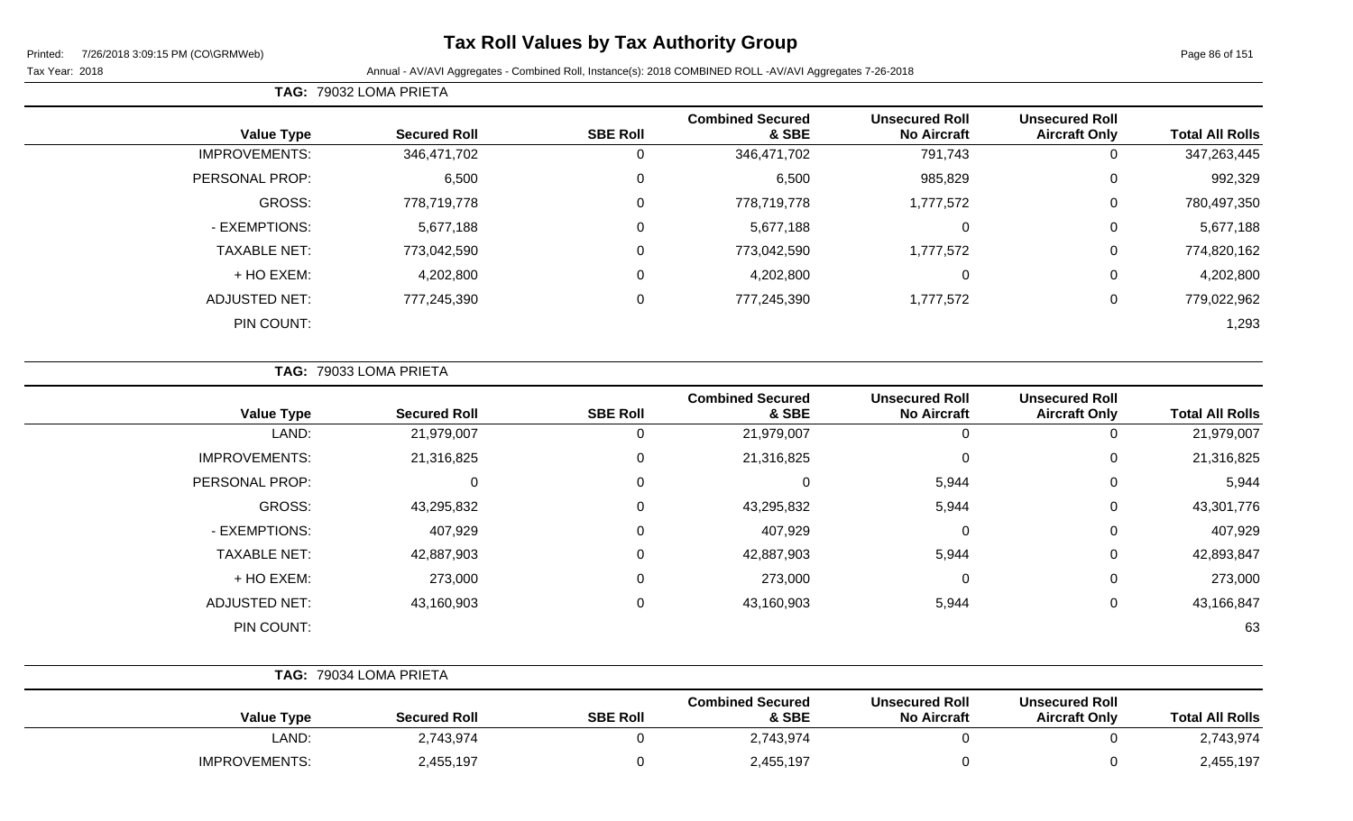# Tax Roll Values by Tax Authority Group

Tax Year: 2018

Annual - AV/AVI Aggregates - Combined Roll, Instance(s): 2018 COMBINED ROLL -AV/AVI Aggregates 7-26-2018

**TAG: 79032 LOMA PRIETA**

| Value Type | Secured Roll | SBE Roll | Combined Secured & SBE | Unsecured Roll No Aircraft | Unsecured Roll Aircraft Only | Total All Rolls |
|---|---|---|---|---|---|---|
| IMPROVEMENTS: | 346,471,702 | 0 | 346,471,702 | 791,743 | 0 | 347,263,445 |
| PERSONAL PROP: | 6,500 | 0 | 6,500 | 985,829 | 0 | 992,329 |
| GROSS: | 778,719,778 | 0 | 778,719,778 | 1,777,572 | 0 | 780,497,350 |
| - EXEMPTIONS: | 5,677,188 | 0 | 5,677,188 | 0 | 0 | 5,677,188 |
| TAXABLE NET: | 773,042,590 | 0 | 773,042,590 | 1,777,572 | 0 | 774,820,162 |
| + HO EXEM: | 4,202,800 | 0 | 4,202,800 | 0 | 0 | 4,202,800 |
| ADJUSTED NET: | 777,245,390 | 0 | 777,245,390 | 1,777,572 | 0 | 779,022,962 |
| PIN COUNT: | | | | | | 1,293 |

**TAG: 79033 LOMA PRIETA**

| Value Type | Secured Roll | SBE Roll | Combined Secured & SBE | Unsecured Roll No Aircraft | Unsecured Roll Aircraft Only | Total All Rolls |
|---|---|---|---|---|---|---|
| LAND: | 21,979,007 | 0 | 21,979,007 | 0 | 0 | 21,979,007 |
| IMPROVEMENTS: | 21,316,825 | 0 | 21,316,825 | 0 | 0 | 21,316,825 |
| PERSONAL PROP: | 0 | 0 | 0 | 5,944 | 0 | 5,944 |
| GROSS: | 43,295,832 | 0 | 43,295,832 | 5,944 | 0 | 43,301,776 |
| - EXEMPTIONS: | 407,929 | 0 | 407,929 | 0 | 0 | 407,929 |
| TAXABLE NET: | 42,887,903 | 0 | 42,887,903 | 5,944 | 0 | 42,893,847 |
| + HO EXEM: | 273,000 | 0 | 273,000 | 0 | 0 | 273,000 |
| ADJUSTED NET: | 43,160,903 | 0 | 43,160,903 | 5,944 | 0 | 43,166,847 |
| PIN COUNT: | | | | | | 63 |

**TAG: 79034 LOMA PRIETA**

| Value Type | Secured Roll | SBE Roll | Combined Secured & SBE | Unsecured Roll No Aircraft | Unsecured Roll Aircraft Only | Total All Rolls |
|---|---|---|---|---|---|---|
| LAND: | 2,743,974 | 0 | 2,743,974 | 0 | 0 | 2,743,974 |
| IMPROVEMENTS: | 2,455,197 | 0 | 2,455,197 | 0 | 0 | 2,455,197 |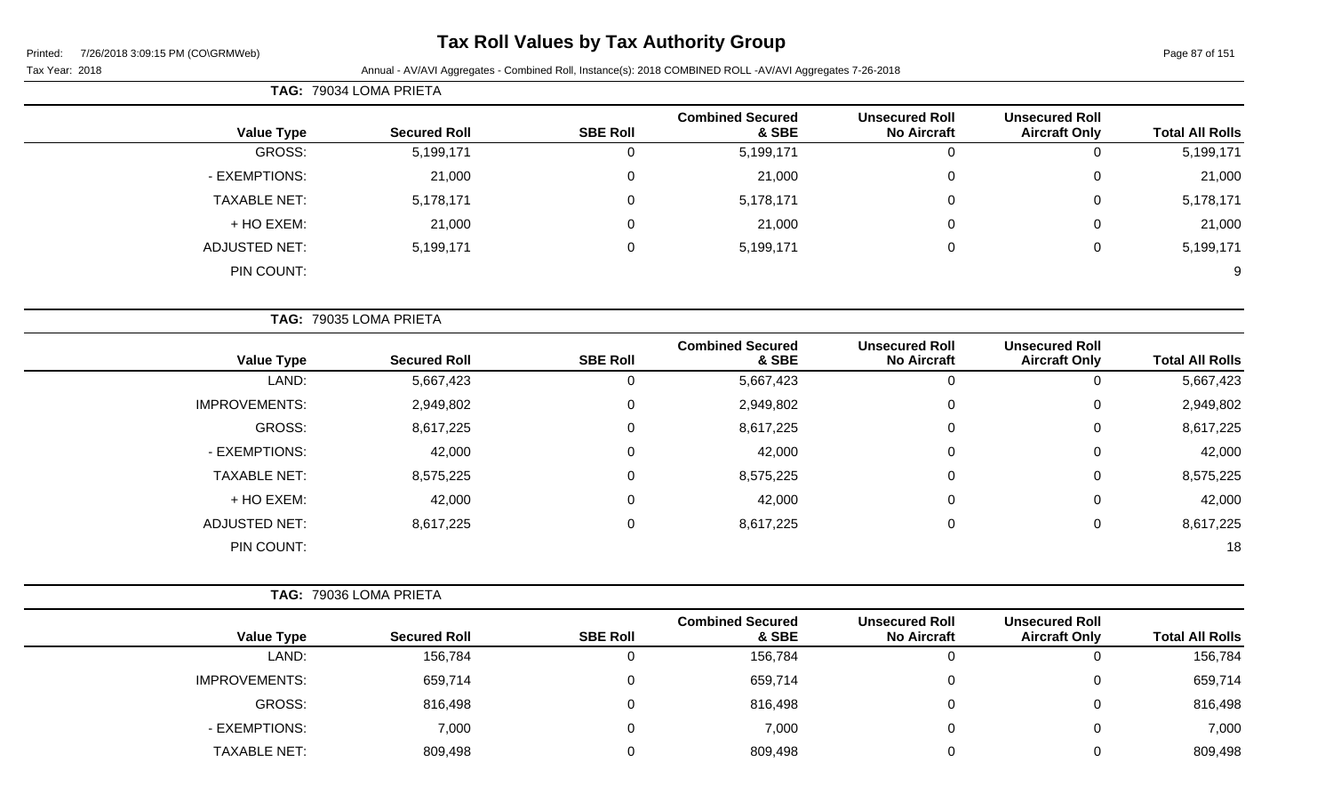# Tax Roll Values by Tax Authority Group

Printed: 7/26/2018 3:09:15 PM (CO\GRMWeb)

Tax Year: 2018

Annual - AV/AVI Aggregates - Combined Roll, Instance(s): 2018 COMBINED ROLL -AV/AVI Aggregates 7-26-2018

**TAG: 79034 LOMA PRIETA**

| Value Type | Secured Roll | SBE Roll | Combined Secured & SBE | Unsecured Roll No Aircraft | Unsecured Roll Aircraft Only | Total All Rolls |
|---|---|---|---|---|---|---|
| GROSS: | 5,199,171 | 0 | 5,199,171 | 0 | 0 | 5,199,171 |
| - EXEMPTIONS: | 21,000 | 0 | 21,000 | 0 | 0 | 21,000 |
| TAXABLE NET: | 5,178,171 | 0 | 5,178,171 | 0 | 0 | 5,178,171 |
| + HO EXEM: | 21,000 | 0 | 21,000 | 0 | 0 | 21,000 |
| ADJUSTED NET: | 5,199,171 | 0 | 5,199,171 | 0 | 0 | 5,199,171 |
| PIN COUNT: | | | | | | 9 |

**TAG: 79035 LOMA PRIETA**

| Value Type | Secured Roll | SBE Roll | Combined Secured & SBE | Unsecured Roll No Aircraft | Unsecured Roll Aircraft Only | Total All Rolls |
|---|---|---|---|---|---|---|
| LAND: | 5,667,423 | 0 | 5,667,423 | 0 | 0 | 5,667,423 |
| IMPROVEMENTS: | 2,949,802 | 0 | 2,949,802 | 0 | 0 | 2,949,802 |
| GROSS: | 8,617,225 | 0 | 8,617,225 | 0 | 0 | 8,617,225 |
| - EXEMPTIONS: | 42,000 | 0 | 42,000 | 0 | 0 | 42,000 |
| TAXABLE NET: | 8,575,225 | 0 | 8,575,225 | 0 | 0 | 8,575,225 |
| + HO EXEM: | 42,000 | 0 | 42,000 | 0 | 0 | 42,000 |
| ADJUSTED NET: | 8,617,225 | 0 | 8,617,225 | 0 | 0 | 8,617,225 |
| PIN COUNT: | | | | | | 18 |

**TAG: 79036 LOMA PRIETA**

| Value Type | Secured Roll | SBE Roll | Combined Secured & SBE | Unsecured Roll No Aircraft | Unsecured Roll Aircraft Only | Total All Rolls |
|---|---|---|---|---|---|---|
| LAND: | 156,784 | 0 | 156,784 | 0 | 0 | 156,784 |
| IMPROVEMENTS: | 659,714 | 0 | 659,714 | 0 | 0 | 659,714 |
| GROSS: | 816,498 | 0 | 816,498 | 0 | 0 | 816,498 |
| - EXEMPTIONS: | 7,000 | 0 | 7,000 | 0 | 0 | 7,000 |
| TAXABLE NET: | 809,498 | 0 | 809,498 | 0 | 0 | 809,498 |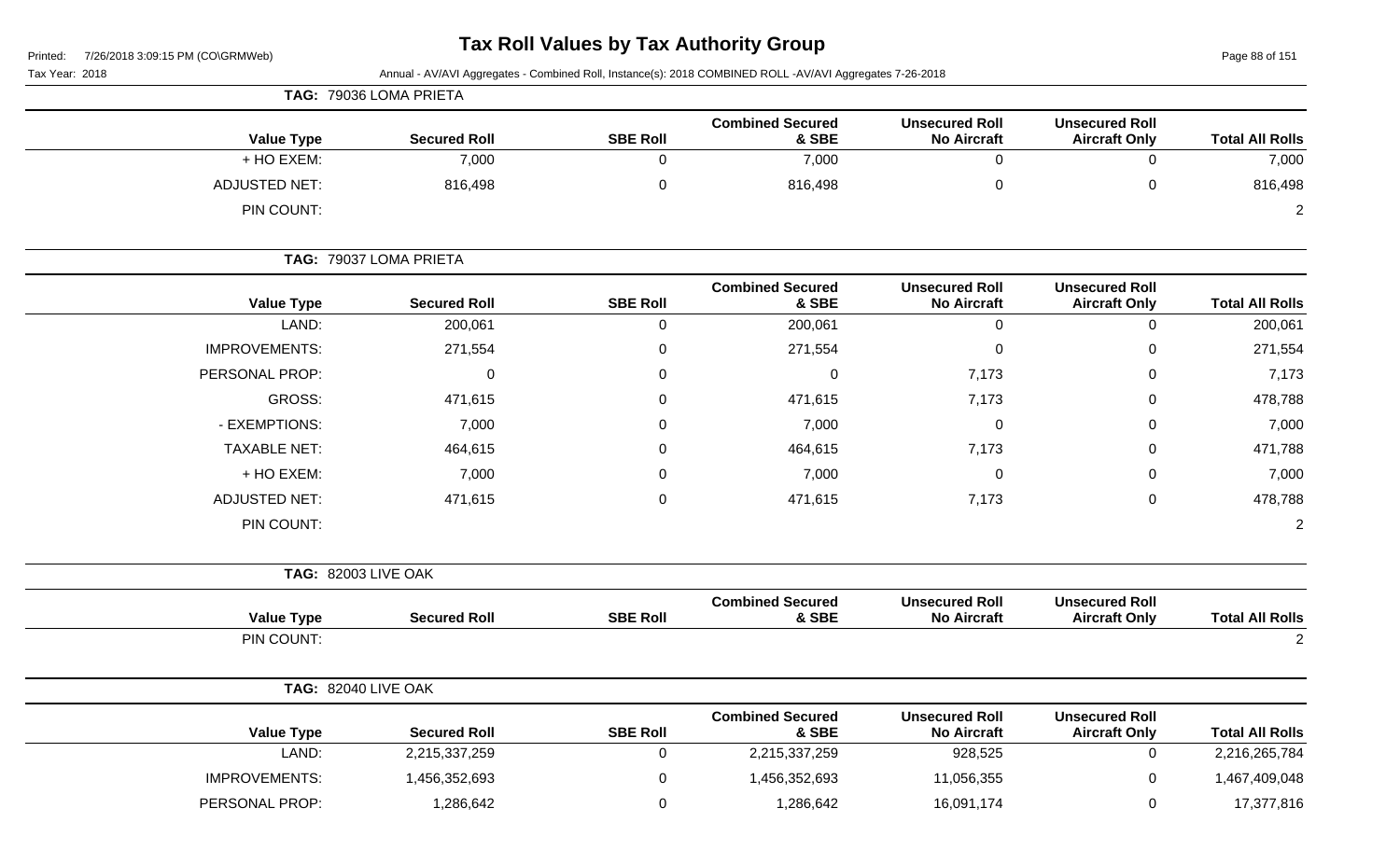**TAG: 79036 LOMA PRIETA**

| Value Type | Secured Roll | SBE Roll | Combined Secured & SBE | Unsecured Roll No Aircraft | Unsecured Roll Aircraft Only | Total All Rolls |
|---|---|---|---|---|---|---|
| + HO EXEM: | 7,000 | 0 | 7,000 | 0 | 0 | 7,000 |
| ADJUSTED NET: | 816,498 | 0 | 816,498 | 0 | 0 | 816,498 |
| PIN COUNT: | | | | | | 2 |

**TAG: 79037 LOMA PRIETA**

| Value Type | Secured Roll | SBE Roll | Combined Secured & SBE | Unsecured Roll No Aircraft | Unsecured Roll Aircraft Only | Total All Rolls |
|---|---|---|---|---|---|---|
| LAND: | 200,061 | 0 | 200,061 | 0 | 0 | 200,061 |
| IMPROVEMENTS: | 271,554 | 0 | 271,554 | 0 | 0 | 271,554 |
| PERSONAL PROP: | 0 | 0 | 0 | 7,173 | 0 | 7,173 |
| GROSS: | 471,615 | 0 | 471,615 | 7,173 | 0 | 478,788 |
| - EXEMPTIONS: | 7,000 | 0 | 7,000 | 0 | 0 | 7,000 |
| TAXABLE NET: | 464,615 | 0 | 464,615 | 7,173 | 0 | 471,788 |
| + HO EXEM: | 7,000 | 0 | 7,000 | 0 | 0 | 7,000 |
| ADJUSTED NET: | 471,615 | 0 | 471,615 | 7,173 | 0 | 478,788 |
| PIN COUNT: | | | | | | 2 |

**TAG: 82003 LIVE OAK**

| Value Type | Secured Roll | SBE Roll | Combined Secured & SBE | Unsecured Roll No Aircraft | Unsecured Roll Aircraft Only | Total All Rolls |
|---|---|---|---|---|---|---|
| PIN COUNT: | | | | | | 2 |

**TAG: 82040 LIVE OAK**

| Value Type | Secured Roll | SBE Roll | Combined Secured & SBE | Unsecured Roll No Aircraft | Unsecured Roll Aircraft Only | Total All Rolls |
|---|---|---|---|---|---|---|
| LAND: | 2,215,337,259 | 0 | 2,215,337,259 | 928,525 | 0 | 2,216,265,784 |
| IMPROVEMENTS: | 1,456,352,693 | 0 | 1,456,352,693 | 11,056,355 | 0 | 1,467,409,048 |
| PERSONAL PROP: | 1,286,642 | 0 | 1,286,642 | 16,091,174 | 0 | 17,377,816 |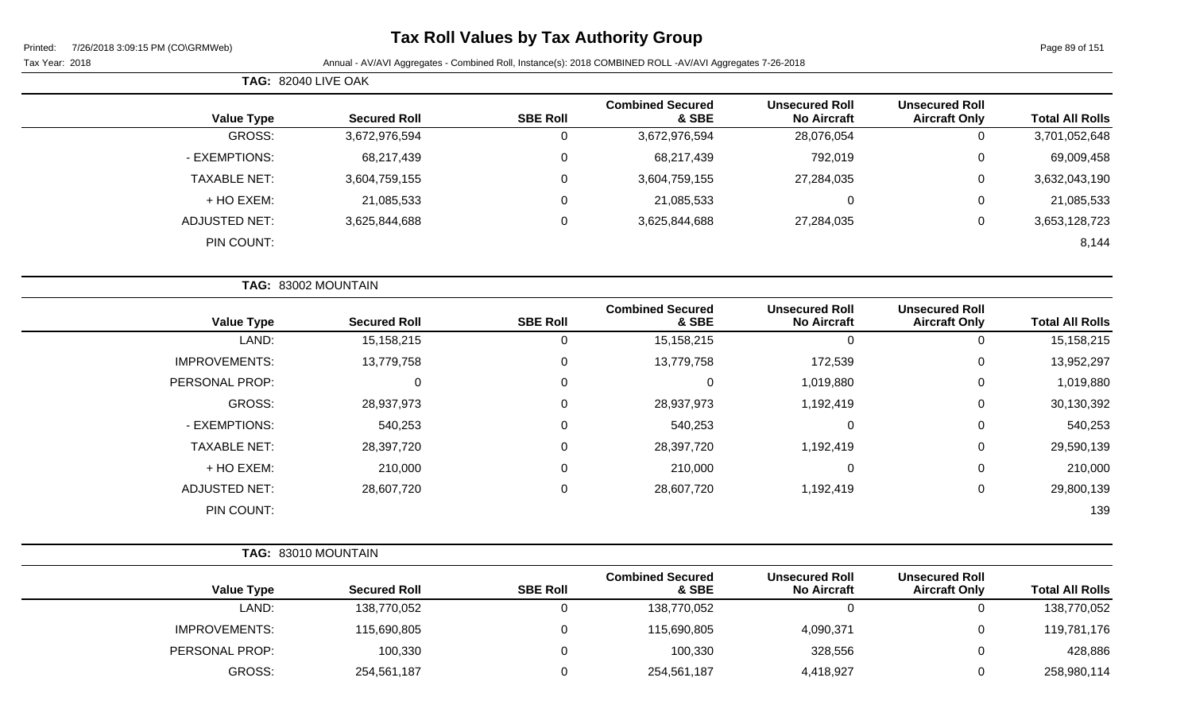# Tax Roll Values by Tax Authority Group

Tax Year: 2018

Annual - AV/AVI Aggregates - Combined Roll, Instance(s): 2018 COMBINED ROLL -AV/AVI Aggregates 7-26-2018

**TAG: 82040 LIVE OAK**

| Value Type | Secured Roll | SBE Roll | Combined Secured & SBE | Unsecured Roll No Aircraft | Unsecured Roll Aircraft Only | Total All Rolls |
|---|---|---|---|---|---|---|
| GROSS: | 3,672,976,594 | 0 | 3,672,976,594 | 28,076,054 | 0 | 3,701,052,648 |
| - EXEMPTIONS: | 68,217,439 | 0 | 68,217,439 | 792,019 | 0 | 69,009,458 |
| TAXABLE NET: | 3,604,759,155 | 0 | 3,604,759,155 | 27,284,035 | 0 | 3,632,043,190 |
| + HO EXEM: | 21,085,533 | 0 | 21,085,533 | 0 | 0 | 21,085,533 |
| ADJUSTED NET: | 3,625,844,688 | 0 | 3,625,844,688 | 27,284,035 | 0 | 3,653,128,723 |
| PIN COUNT: | | | | | | 8,144 |

**TAG: 83002 MOUNTAIN**

| Value Type | Secured Roll | SBE Roll | Combined Secured & SBE | Unsecured Roll No Aircraft | Unsecured Roll Aircraft Only | Total All Rolls |
|---|---|---|---|---|---|---|
| LAND: | 15,158,215 | 0 | 15,158,215 | 0 | 0 | 15,158,215 |
| IMPROVEMENTS: | 13,779,758 | 0 | 13,779,758 | 172,539 | 0 | 13,952,297 |
| PERSONAL PROP: | 0 | 0 | 0 | 1,019,880 | 0 | 1,019,880 |
| GROSS: | 28,937,973 | 0 | 28,937,973 | 1,192,419 | 0 | 30,130,392 |
| - EXEMPTIONS: | 540,253 | 0 | 540,253 | 0 | 0 | 540,253 |
| TAXABLE NET: | 28,397,720 | 0 | 28,397,720 | 1,192,419 | 0 | 29,590,139 |
| + HO EXEM: | 210,000 | 0 | 210,000 | 0 | 0 | 210,000 |
| ADJUSTED NET: | 28,607,720 | 0 | 28,607,720 | 1,192,419 | 0 | 29,800,139 |
| PIN COUNT: | | | | | | 139 |

**TAG: 83010 MOUNTAIN**

| Value Type | Secured Roll | SBE Roll | Combined Secured & SBE | Unsecured Roll No Aircraft | Unsecured Roll Aircraft Only | Total All Rolls |
|---|---|---|---|---|---|---|
| LAND: | 138,770,052 | 0 | 138,770,052 | 0 | 0 | 138,770,052 |
| IMPROVEMENTS: | 115,690,805 | 0 | 115,690,805 | 4,090,371 | 0 | 119,781,176 |
| PERSONAL PROP: | 100,330 | 0 | 100,330 | 328,556 | 0 | 428,886 |
| GROSS: | 254,561,187 | 0 | 254,561,187 | 4,418,927 | 0 | 258,980,114 |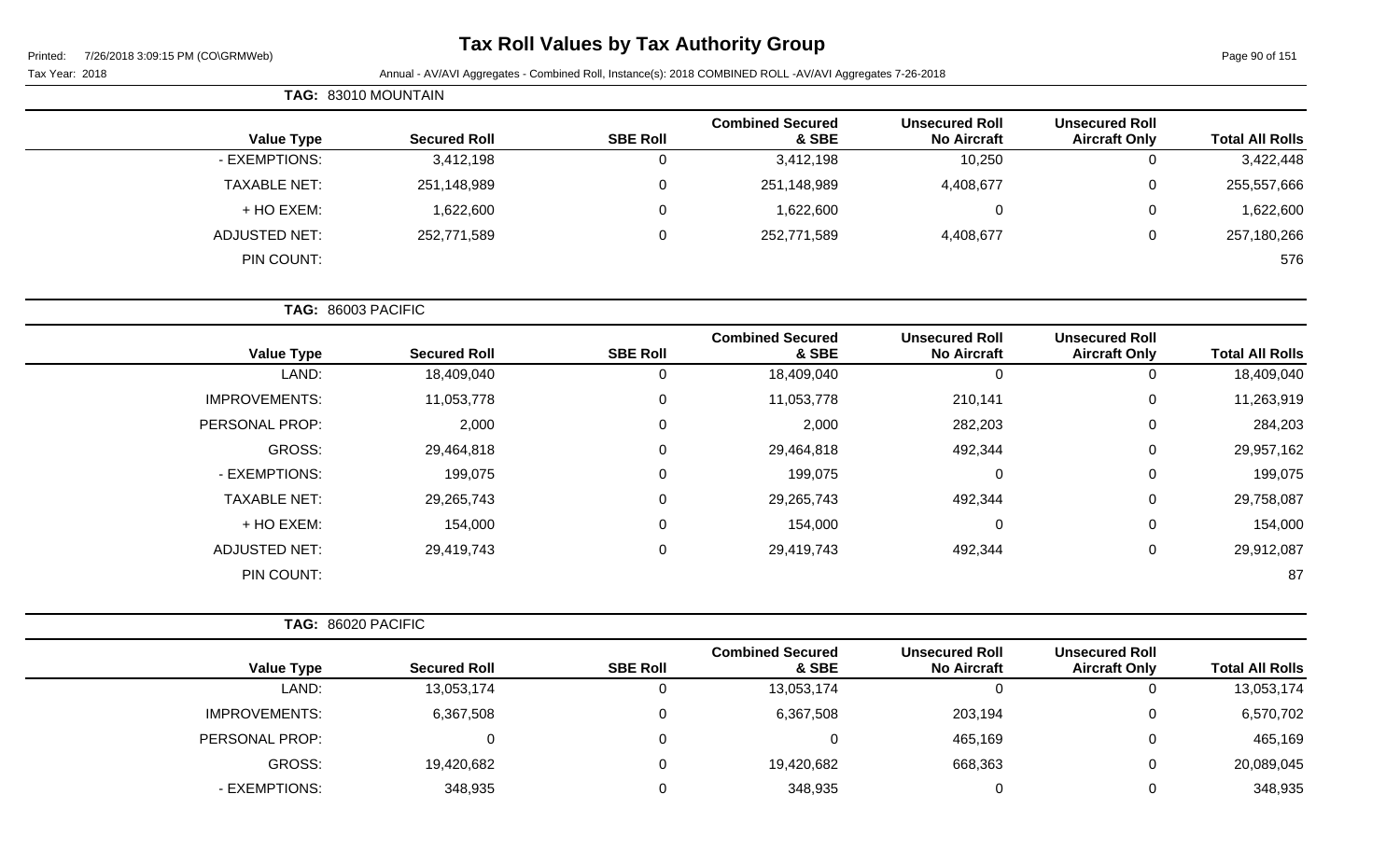# Tax Roll Values by Tax Authority Group

Tax Year: 2018

Annual - AV/AVI Aggregates - Combined Roll, Instance(s): 2018 COMBINED ROLL -AV/AVI Aggregates 7-26-2018

**TAG: 83010 MOUNTAIN**

| Value Type | Secured Roll | SBE Roll | Combined Secured & SBE | Unsecured Roll No Aircraft | Unsecured Roll Aircraft Only | Total All Rolls |
|---|---|---|---|---|---|---|
| - EXEMPTIONS: | 3,412,198 | 0 | 3,412,198 | 10,250 | 0 | 3,422,448 |
| TAXABLE NET: | 251,148,989 | 0 | 251,148,989 | 4,408,677 | 0 | 255,557,666 |
| + HO EXEM: | 1,622,600 | 0 | 1,622,600 | 0 | 0 | 1,622,600 |
| ADJUSTED NET: | 252,771,589 | 0 | 252,771,589 | 4,408,677 | 0 | 257,180,266 |
| PIN COUNT: | | | | | | 576 |

**TAG: 86003 PACIFIC**

| Value Type | Secured Roll | SBE Roll | Combined Secured & SBE | Unsecured Roll No Aircraft | Unsecured Roll Aircraft Only | Total All Rolls |
|---|---|---|---|---|---|---|
| LAND: | 18,409,040 | 0 | 18,409,040 | 0 | 0 | 18,409,040 |
| IMPROVEMENTS: | 11,053,778 | 0 | 11,053,778 | 210,141 | 0 | 11,263,919 |
| PERSONAL PROP: | 2,000 | 0 | 2,000 | 282,203 | 0 | 284,203 |
| GROSS: | 29,464,818 | 0 | 29,464,818 | 492,344 | 0 | 29,957,162 |
| - EXEMPTIONS: | 199,075 | 0 | 199,075 | 0 | 0 | 199,075 |
| TAXABLE NET: | 29,265,743 | 0 | 29,265,743 | 492,344 | 0 | 29,758,087 |
| + HO EXEM: | 154,000 | 0 | 154,000 | 0 | 0 | 154,000 |
| ADJUSTED NET: | 29,419,743 | 0 | 29,419,743 | 492,344 | 0 | 29,912,087 |
| PIN COUNT: | | | | | | 87 |

**TAG: 86020 PACIFIC**

| Value Type | Secured Roll | SBE Roll | Combined Secured & SBE | Unsecured Roll No Aircraft | Unsecured Roll Aircraft Only | Total All Rolls |
|---|---|---|---|---|---|---|
| LAND: | 13,053,174 | 0 | 13,053,174 | 0 | 0 | 13,053,174 |
| IMPROVEMENTS: | 6,367,508 | 0 | 6,367,508 | 203,194 | 0 | 6,570,702 |
| PERSONAL PROP: | 0 | 0 | 0 | 465,169 | 0 | 465,169 |
| GROSS: | 19,420,682 | 0 | 19,420,682 | 668,363 | 0 | 20,089,045 |
| - EXEMPTIONS: | 348,935 | 0 | 348,935 | 0 | 0 | 348,935 |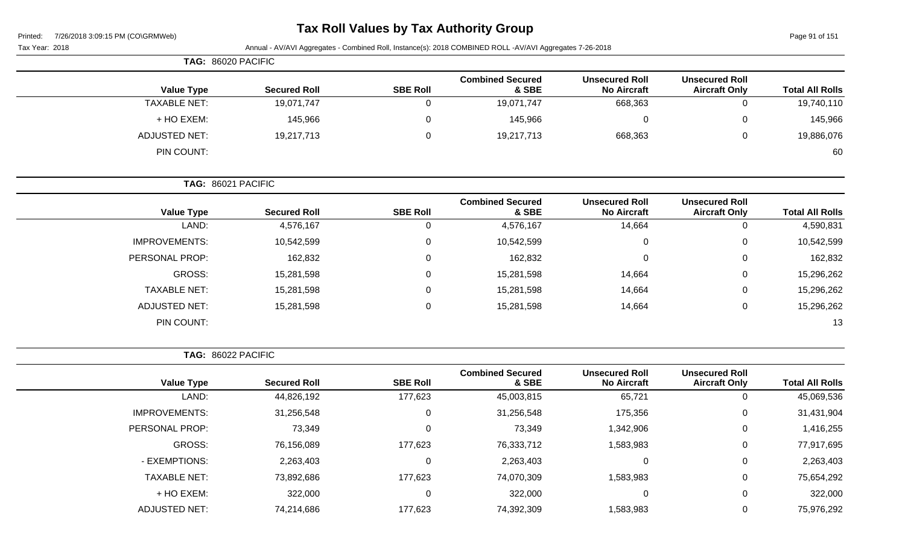# Tax Roll Values by Tax Authority Group

Tax Year: 2018

Annual - AV/AVI Aggregates - Combined Roll, Instance(s): 2018 COMBINED ROLL -AV/AVI Aggregates 7-26-2018

**TAG: 86020 PACIFIC**

| Value Type | Secured Roll | SBE Roll | Combined Secured & SBE | Unsecured Roll No Aircraft | Unsecured Roll Aircraft Only | Total All Rolls |
|---|---|---|---|---|---|---|
| TAXABLE NET: | 19,071,747 | 0 | 19,071,747 | 668,363 | 0 | 19,740,110 |
| + HO EXEM: | 145,966 | 0 | 145,966 | 0 | 0 | 145,966 |
| ADJUSTED NET: | 19,217,713 | 0 | 19,217,713 | 668,363 | 0 | 19,886,076 |
| PIN COUNT: | | | | | | 60 |

**TAG: 86021 PACIFIC**

| Value Type | Secured Roll | SBE Roll | Combined Secured & SBE | Unsecured Roll No Aircraft | Unsecured Roll Aircraft Only | Total All Rolls |
|---|---|---|---|---|---|---|
| LAND: | 4,576,167 | 0 | 4,576,167 | 14,664 | 0 | 4,590,831 |
| IMPROVEMENTS: | 10,542,599 | 0 | 10,542,599 | 0 | 0 | 10,542,599 |
| PERSONAL PROP: | 162,832 | 0 | 162,832 | 0 | 0 | 162,832 |
| GROSS: | 15,281,598 | 0 | 15,281,598 | 14,664 | 0 | 15,296,262 |
| TAXABLE NET: | 15,281,598 | 0 | 15,281,598 | 14,664 | 0 | 15,296,262 |
| ADJUSTED NET: | 15,281,598 | 0 | 15,281,598 | 14,664 | 0 | 15,296,262 |
| PIN COUNT: | | | | | | 13 |

**TAG: 86022 PACIFIC**

| Value Type | Secured Roll | SBE Roll | Combined Secured & SBE | Unsecured Roll No Aircraft | Unsecured Roll Aircraft Only | Total All Rolls |
|---|---|---|---|---|---|---|
| LAND: | 44,826,192 | 177,623 | 45,003,815 | 65,721 | 0 | 45,069,536 |
| IMPROVEMENTS: | 31,256,548 | 0 | 31,256,548 | 175,356 | 0 | 31,431,904 |
| PERSONAL PROP: | 73,349 | 0 | 73,349 | 1,342,906 | 0 | 1,416,255 |
| GROSS: | 76,156,089 | 177,623 | 76,333,712 | 1,583,983 | 0 | 77,917,695 |
| - EXEMPTIONS: | 2,263,403 | 0 | 2,263,403 | 0 | 0 | 2,263,403 |
| TAXABLE NET: | 73,892,686 | 177,623 | 74,070,309 | 1,583,983 | 0 | 75,654,292 |
| + HO EXEM: | 322,000 | 0 | 322,000 | 0 | 0 | 322,000 |
| ADJUSTED NET: | 74,214,686 | 177,623 | 74,392,309 | 1,583,983 | 0 | 75,976,292 |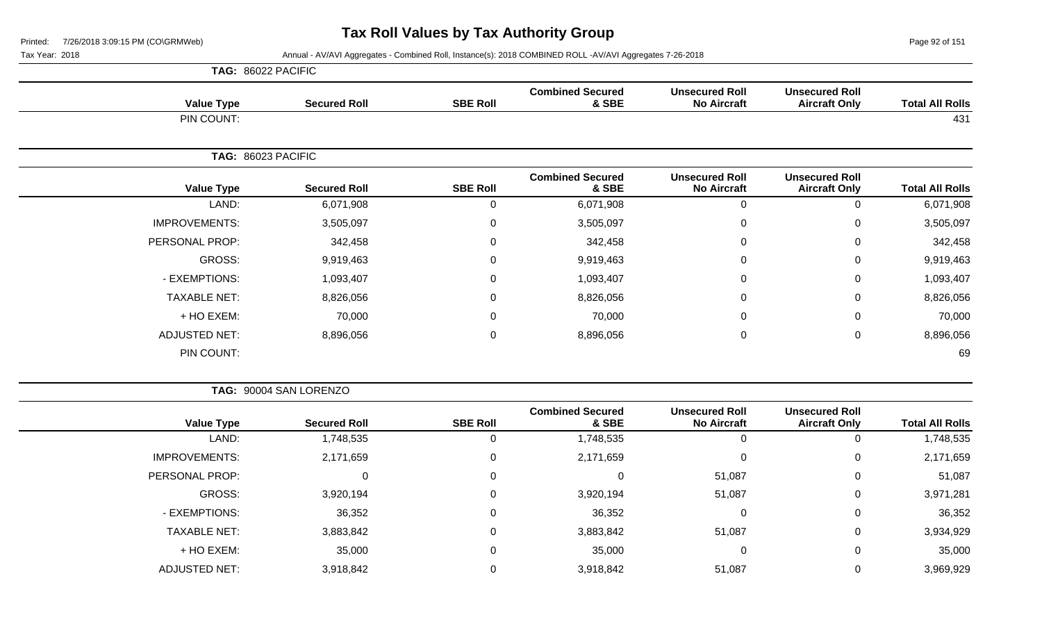# Tax Roll Values by Tax Authority Group

Printed: 7/26/2018 3:09:15 PM (CO\GRMWeb)

Tax Year: 2018

Annual - AV/AVI Aggregates - Combined Roll, Instance(s): 2018 COMBINED ROLL -AV/AVI Aggregates 7-26-2018

**TAG: 86022 PACIFIC**

| Value Type | Secured Roll | SBE Roll | Combined Secured & SBE | Unsecured Roll No Aircraft | Unsecured Roll Aircraft Only | Total All Rolls |
|---|---|---|---|---|---|---|
| PIN COUNT: | | | | | | 431 |

**TAG: 86023 PACIFIC**

| Value Type | Secured Roll | SBE Roll | Combined Secured & SBE | Unsecured Roll No Aircraft | Unsecured Roll Aircraft Only | Total All Rolls |
|---|---|---|---|---|---|---|
| LAND: | 6,071,908 | 0 | 6,071,908 | 0 | 0 | 6,071,908 |
| IMPROVEMENTS: | 3,505,097 | 0 | 3,505,097 | 0 | 0 | 3,505,097 |
| PERSONAL PROP: | 342,458 | 0 | 342,458 | 0 | 0 | 342,458 |
| GROSS: | 9,919,463 | 0 | 9,919,463 | 0 | 0 | 9,919,463 |
| - EXEMPTIONS: | 1,093,407 | 0 | 1,093,407 | 0 | 0 | 1,093,407 |
| TAXABLE NET: | 8,826,056 | 0 | 8,826,056 | 0 | 0 | 8,826,056 |
| + HO EXEM: | 70,000 | 0 | 70,000 | 0 | 0 | 70,000 |
| ADJUSTED NET: | 8,896,056 | 0 | 8,896,056 | 0 | 0 | 8,896,056 |
| PIN COUNT: | | | | | | 69 |

**TAG: 90004 SAN LORENZO**

| Value Type | Secured Roll | SBE Roll | Combined Secured & SBE | Unsecured Roll No Aircraft | Unsecured Roll Aircraft Only | Total All Rolls |
|---|---|---|---|---|---|---|
| LAND: | 1,748,535 | 0 | 1,748,535 | 0 | 0 | 1,748,535 |
| IMPROVEMENTS: | 2,171,659 | 0 | 2,171,659 | 0 | 0 | 2,171,659 |
| PERSONAL PROP: | 0 | 0 | 0 | 51,087 | 0 | 51,087 |
| GROSS: | 3,920,194 | 0 | 3,920,194 | 51,087 | 0 | 3,971,281 |
| - EXEMPTIONS: | 36,352 | 0 | 36,352 | 0 | 0 | 36,352 |
| TAXABLE NET: | 3,883,842 | 0 | 3,883,842 | 51,087 | 0 | 3,934,929 |
| + HO EXEM: | 35,000 | 0 | 35,000 | 0 | 0 | 35,000 |
| ADJUSTED NET: | 3,918,842 | 0 | 3,918,842 | 51,087 | 0 | 3,969,929 |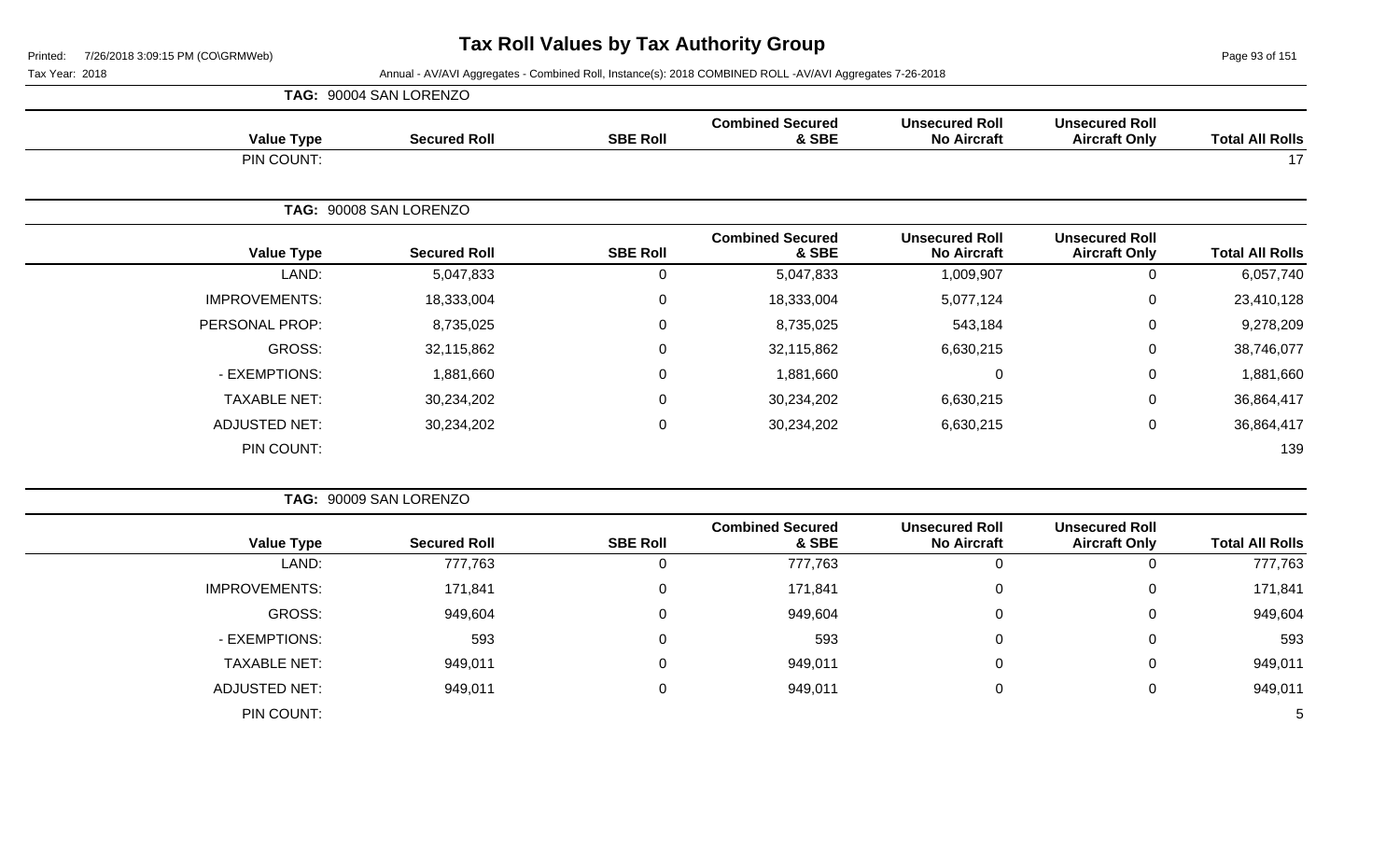# Tax Roll Values by Tax Authority Group

Printed: 7/26/2018 3:09:15 PM (CO\GRMWeb)

Tax Year: 2018 — Annual - AV/AVI Aggregates - Combined Roll, Instance(s): 2018 COMBINED ROLL -AV/AVI Aggregates 7-26-2018

## TAG: 90004 SAN LORENZO

| Value Type | Secured Roll | SBE Roll | Combined Secured & SBE | Unsecured Roll No Aircraft | Unsecured Roll Aircraft Only | Total All Rolls |
|---|---|---|---|---|---|---|
| PIN COUNT: | | | | | | 17 |

## TAG: 90008 SAN LORENZO

| Value Type | Secured Roll | SBE Roll | Combined Secured & SBE | Unsecured Roll No Aircraft | Unsecured Roll Aircraft Only | Total All Rolls |
|---|---|---|---|---|---|---|
| LAND: | 5,047,833 | 0 | 5,047,833 | 1,009,907 | 0 | 6,057,740 |
| IMPROVEMENTS: | 18,333,004 | 0 | 18,333,004 | 5,077,124 | 0 | 23,410,128 |
| PERSONAL PROP: | 8,735,025 | 0 | 8,735,025 | 543,184 | 0 | 9,278,209 |
| GROSS: | 32,115,862 | 0 | 32,115,862 | 6,630,215 | 0 | 38,746,077 |
| - EXEMPTIONS: | 1,881,660 | 0 | 1,881,660 | 0 | 0 | 1,881,660 |
| TAXABLE NET: | 30,234,202 | 0 | 30,234,202 | 6,630,215 | 0 | 36,864,417 |
| ADJUSTED NET: | 30,234,202 | 0 | 30,234,202 | 6,630,215 | 0 | 36,864,417 |
| PIN COUNT: | | | | | | 139 |

## TAG: 90009 SAN LORENZO

| Value Type | Secured Roll | SBE Roll | Combined Secured & SBE | Unsecured Roll No Aircraft | Unsecured Roll Aircraft Only | Total All Rolls |
|---|---|---|---|---|---|---|
| LAND: | 777,763 | 0 | 777,763 | 0 | 0 | 777,763 |
| IMPROVEMENTS: | 171,841 | 0 | 171,841 | 0 | 0 | 171,841 |
| GROSS: | 949,604 | 0 | 949,604 | 0 | 0 | 949,604 |
| - EXEMPTIONS: | 593 | 0 | 593 | 0 | 0 | 593 |
| TAXABLE NET: | 949,011 | 0 | 949,011 | 0 | 0 | 949,011 |
| ADJUSTED NET: | 949,011 | 0 | 949,011 | 0 | 0 | 949,011 |
| PIN COUNT: | | | | | | 5 |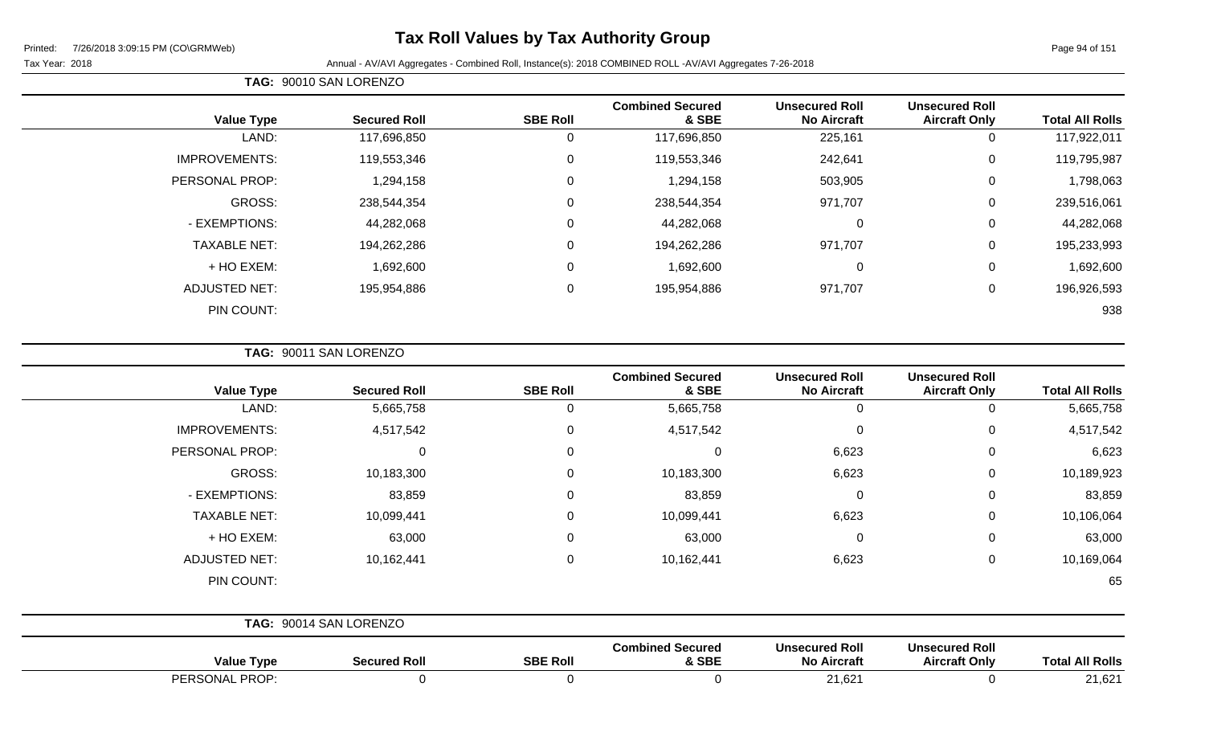# Tax Roll Values by Tax Authority Group

Tax Year: 2018

Annual - AV/AVI Aggregates - Combined Roll, Instance(s): 2018 COMBINED ROLL -AV/AVI Aggregates 7-26-2018

**TAG: 90010 SAN LORENZO**

| Value Type | Secured Roll | SBE Roll | Combined Secured & SBE | Unsecured Roll No Aircraft | Unsecured Roll Aircraft Only | Total All Rolls |
|---|---|---|---|---|---|---|
| LAND: | 117,696,850 | 0 | 117,696,850 | 225,161 | 0 | 117,922,011 |
| IMPROVEMENTS: | 119,553,346 | 0 | 119,553,346 | 242,641 | 0 | 119,795,987 |
| PERSONAL PROP: | 1,294,158 | 0 | 1,294,158 | 503,905 | 0 | 1,798,063 |
| GROSS: | 238,544,354 | 0 | 238,544,354 | 971,707 | 0 | 239,516,061 |
| - EXEMPTIONS: | 44,282,068 | 0 | 44,282,068 | 0 | 0 | 44,282,068 |
| TAXABLE NET: | 194,262,286 | 0 | 194,262,286 | 971,707 | 0 | 195,233,993 |
| + HO EXEM: | 1,692,600 | 0 | 1,692,600 | 0 | 0 | 1,692,600 |
| ADJUSTED NET: | 195,954,886 | 0 | 195,954,886 | 971,707 | 0 | 196,926,593 |
| PIN COUNT: | | | | | | 938 |

**TAG: 90011 SAN LORENZO**

| Value Type | Secured Roll | SBE Roll | Combined Secured & SBE | Unsecured Roll No Aircraft | Unsecured Roll Aircraft Only | Total All Rolls |
|---|---|---|---|---|---|---|
| LAND: | 5,665,758 | 0 | 5,665,758 | 0 | 0 | 5,665,758 |
| IMPROVEMENTS: | 4,517,542 | 0 | 4,517,542 | 0 | 0 | 4,517,542 |
| PERSONAL PROP: | 0 | 0 | 0 | 6,623 | 0 | 6,623 |
| GROSS: | 10,183,300 | 0 | 10,183,300 | 6,623 | 0 | 10,189,923 |
| - EXEMPTIONS: | 83,859 | 0 | 83,859 | 0 | 0 | 83,859 |
| TAXABLE NET: | 10,099,441 | 0 | 10,099,441 | 6,623 | 0 | 10,106,064 |
| + HO EXEM: | 63,000 | 0 | 63,000 | 0 | 0 | 63,000 |
| ADJUSTED NET: | 10,162,441 | 0 | 10,162,441 | 6,623 | 0 | 10,169,064 |
| PIN COUNT: | | | | | | 65 |

**TAG: 90014 SAN LORENZO**

| Value Type | Secured Roll | SBE Roll | Combined Secured & SBE | Unsecured Roll No Aircraft | Unsecured Roll Aircraft Only | Total All Rolls |
|---|---|---|---|---|---|---|
| PERSONAL PROP: | 0 | 0 | 0 | 21,621 | 0 | 21,621 |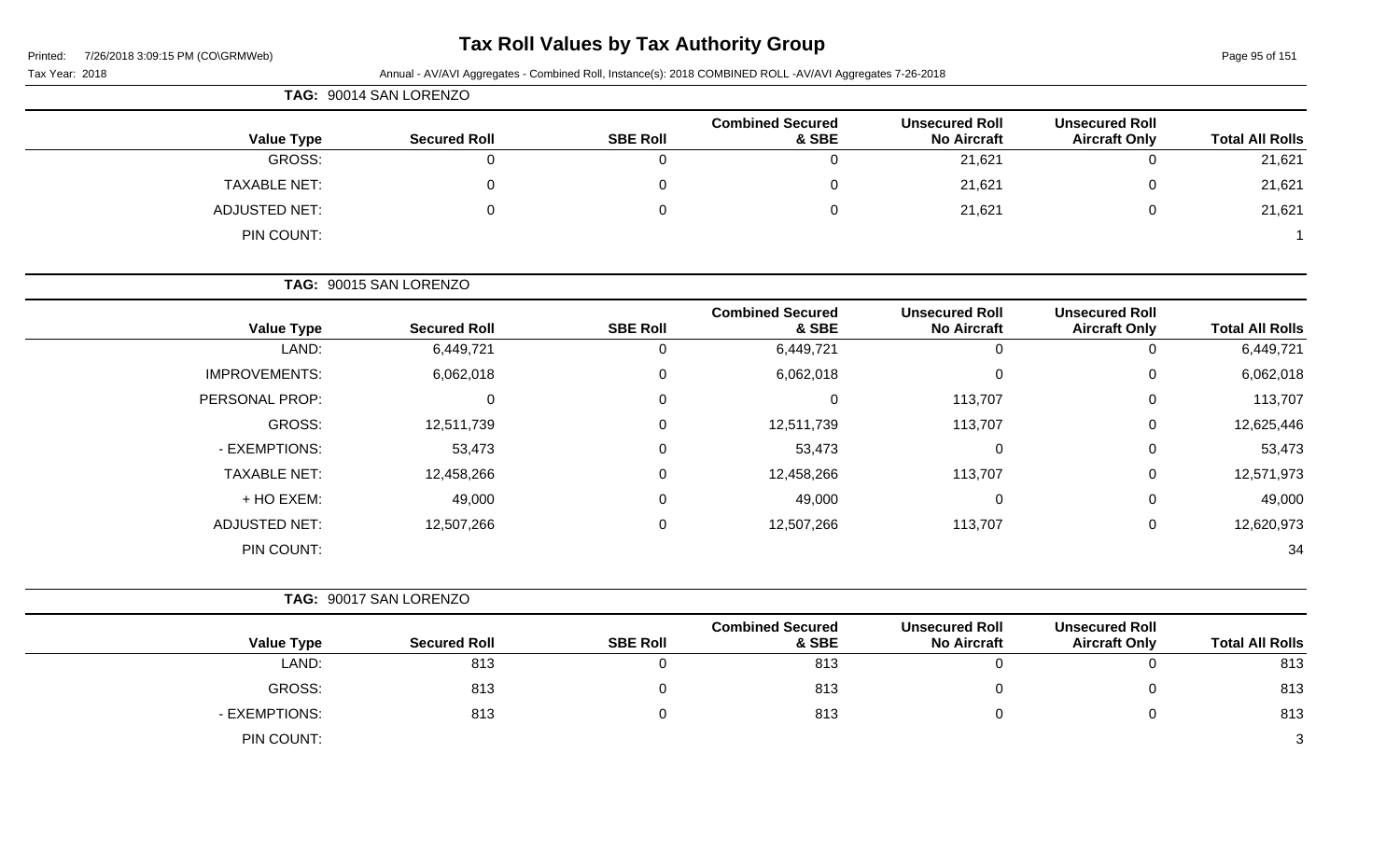# Tax Roll Values by Tax Authority Group

Printed: 7/26/2018 3:09:15 PM (CO\GRMWeb)

Tax Year: 2018

Annual - AV/AVI Aggregates - Combined Roll, Instance(s): 2018 COMBINED ROLL -AV/AVI Aggregates 7-26-2018

**TAG: 90014 SAN LORENZO**

| Value Type | Secured Roll | SBE Roll | Combined Secured & SBE | Unsecured Roll No Aircraft | Unsecured Roll Aircraft Only | Total All Rolls |
|---|---|---|---|---|---|---|
| GROSS: | 0 | 0 | 0 | 21,621 | 0 | 21,621 |
| TAXABLE NET: | 0 | 0 | 0 | 21,621 | 0 | 21,621 |
| ADJUSTED NET: | 0 | 0 | 0 | 21,621 | 0 | 21,621 |
| PIN COUNT: | | | | | | 1 |

**TAG: 90015 SAN LORENZO**

| Value Type | Secured Roll | SBE Roll | Combined Secured & SBE | Unsecured Roll No Aircraft | Unsecured Roll Aircraft Only | Total All Rolls |
|---|---|---|---|---|---|---|
| LAND: | 6,449,721 | 0 | 6,449,721 | 0 | 0 | 6,449,721 |
| IMPROVEMENTS: | 6,062,018 | 0 | 6,062,018 | 0 | 0 | 6,062,018 |
| PERSONAL PROP: | 0 | 0 | 0 | 113,707 | 0 | 113,707 |
| GROSS: | 12,511,739 | 0 | 12,511,739 | 113,707 | 0 | 12,625,446 |
| - EXEMPTIONS: | 53,473 | 0 | 53,473 | 0 | 0 | 53,473 |
| TAXABLE NET: | 12,458,266 | 0 | 12,458,266 | 113,707 | 0 | 12,571,973 |
| + HO EXEM: | 49,000 | 0 | 49,000 | 0 | 0 | 49,000 |
| ADJUSTED NET: | 12,507,266 | 0 | 12,507,266 | 113,707 | 0 | 12,620,973 |
| PIN COUNT: | | | | | | 34 |

**TAG: 90017 SAN LORENZO**

| Value Type | Secured Roll | SBE Roll | Combined Secured & SBE | Unsecured Roll No Aircraft | Unsecured Roll Aircraft Only | Total All Rolls |
|---|---|---|---|---|---|---|
| LAND: | 813 | 0 | 813 | 0 | 0 | 813 |
| GROSS: | 813 | 0 | 813 | 0 | 0 | 813 |
| - EXEMPTIONS: | 813 | 0 | 813 | 0 | 0 | 813 |
| PIN COUNT: | | | | | | 3 |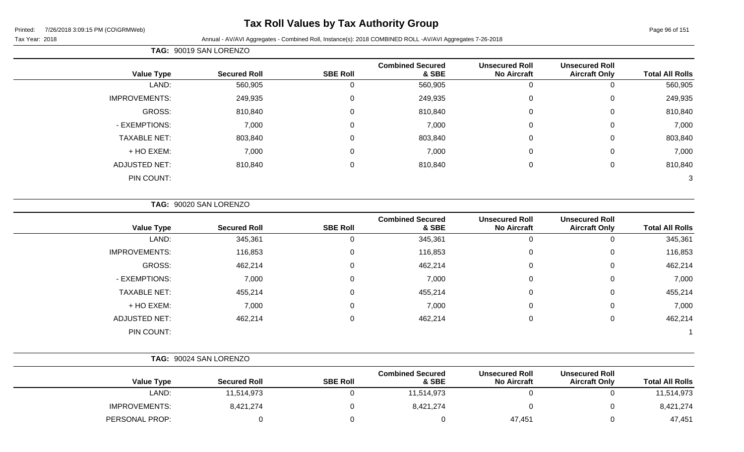**TAG: 90019 SAN LORENZO**

| Value Type | Secured Roll | SBE Roll | Combined Secured & SBE | Unsecured Roll No Aircraft | Unsecured Roll Aircraft Only | Total All Rolls |
|---|---|---|---|---|---|---|
| LAND: | 560,905 | 0 | 560,905 | 0 | 0 | 560,905 |
| IMPROVEMENTS: | 249,935 | 0 | 249,935 | 0 | 0 | 249,935 |
| GROSS: | 810,840 | 0 | 810,840 | 0 | 0 | 810,840 |
| - EXEMPTIONS: | 7,000 | 0 | 7,000 | 0 | 0 | 7,000 |
| TAXABLE NET: | 803,840 | 0 | 803,840 | 0 | 0 | 803,840 |
| + HO EXEM: | 7,000 | 0 | 7,000 | 0 | 0 | 7,000 |
| ADJUSTED NET: | 810,840 | 0 | 810,840 | 0 | 0 | 810,840 |
| PIN COUNT: | | | | | | 3 |

**TAG: 90020 SAN LORENZO**

| Value Type | Secured Roll | SBE Roll | Combined Secured & SBE | Unsecured Roll No Aircraft | Unsecured Roll Aircraft Only | Total All Rolls |
|---|---|---|---|---|---|---|
| LAND: | 345,361 | 0 | 345,361 | 0 | 0 | 345,361 |
| IMPROVEMENTS: | 116,853 | 0 | 116,853 | 0 | 0 | 116,853 |
| GROSS: | 462,214 | 0 | 462,214 | 0 | 0 | 462,214 |
| - EXEMPTIONS: | 7,000 | 0 | 7,000 | 0 | 0 | 7,000 |
| TAXABLE NET: | 455,214 | 0 | 455,214 | 0 | 0 | 455,214 |
| + HO EXEM: | 7,000 | 0 | 7,000 | 0 | 0 | 7,000 |
| ADJUSTED NET: | 462,214 | 0 | 462,214 | 0 | 0 | 462,214 |
| PIN COUNT: | | | | | | 1 |

**TAG: 90024 SAN LORENZO**

| Value Type | Secured Roll | SBE Roll | Combined Secured & SBE | Unsecured Roll No Aircraft | Unsecured Roll Aircraft Only | Total All Rolls |
|---|---|---|---|---|---|---|
| LAND: | 11,514,973 | 0 | 11,514,973 | 0 | 0 | 11,514,973 |
| IMPROVEMENTS: | 8,421,274 | 0 | 8,421,274 | 0 | 0 | 8,421,274 |
| PERSONAL PROP: | 0 | 0 | 0 | 47,451 | 0 | 47,451 |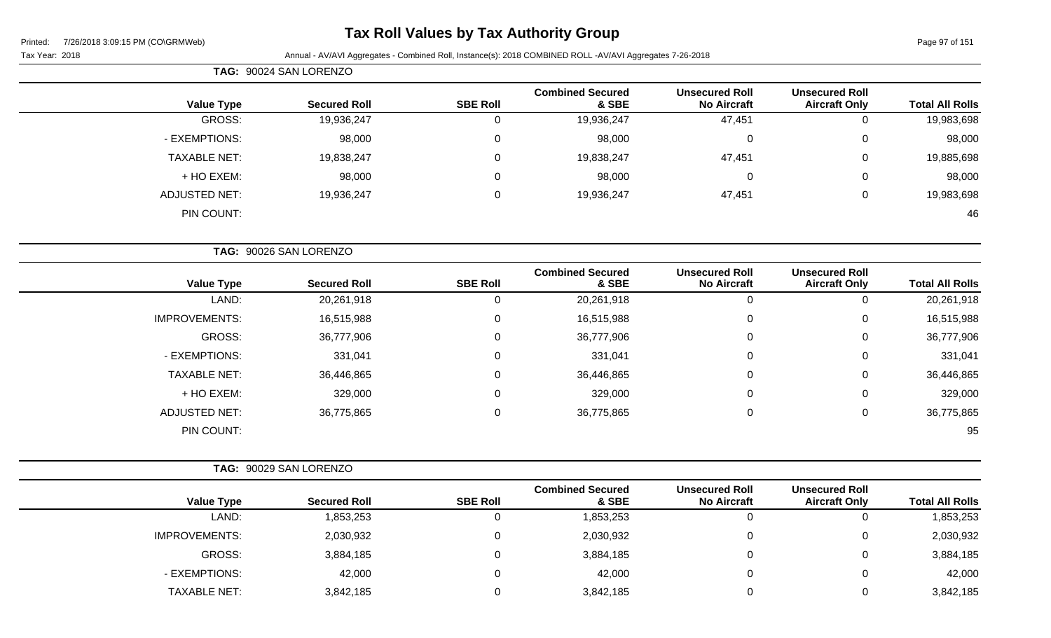# Tax Roll Values by Tax Authority Group

Printed: 7/26/2018 3:09:15 PM (CO\GRMWeb)

Tax Year: 2018

Annual - AV/AVI Aggregates - Combined Roll, Instance(s): 2018 COMBINED ROLL -AV/AVI Aggregates 7-26-2018

**TAG: 90024 SAN LORENZO**

| Value Type | Secured Roll | SBE Roll | Combined Secured & SBE | Unsecured Roll No Aircraft | Unsecured Roll Aircraft Only | Total All Rolls |
|---|---|---|---|---|---|---|
| GROSS: | 19,936,247 | 0 | 19,936,247 | 47,451 | 0 | 19,983,698 |
| - EXEMPTIONS: | 98,000 | 0 | 98,000 | 0 | 0 | 98,000 |
| TAXABLE NET: | 19,838,247 | 0 | 19,838,247 | 47,451 | 0 | 19,885,698 |
| + HO EXEM: | 98,000 | 0 | 98,000 | 0 | 0 | 98,000 |
| ADJUSTED NET: | 19,936,247 | 0 | 19,936,247 | 47,451 | 0 | 19,983,698 |
| PIN COUNT: | | | | | | 46 |

**TAG: 90026 SAN LORENZO**

| Value Type | Secured Roll | SBE Roll | Combined Secured & SBE | Unsecured Roll No Aircraft | Unsecured Roll Aircraft Only | Total All Rolls |
|---|---|---|---|---|---|---|
| LAND: | 20,261,918 | 0 | 20,261,918 | 0 | 0 | 20,261,918 |
| IMPROVEMENTS: | 16,515,988 | 0 | 16,515,988 | 0 | 0 | 16,515,988 |
| GROSS: | 36,777,906 | 0 | 36,777,906 | 0 | 0 | 36,777,906 |
| - EXEMPTIONS: | 331,041 | 0 | 331,041 | 0 | 0 | 331,041 |
| TAXABLE NET: | 36,446,865 | 0 | 36,446,865 | 0 | 0 | 36,446,865 |
| + HO EXEM: | 329,000 | 0 | 329,000 | 0 | 0 | 329,000 |
| ADJUSTED NET: | 36,775,865 | 0 | 36,775,865 | 0 | 0 | 36,775,865 |
| PIN COUNT: | | | | | | 95 |

**TAG: 90029 SAN LORENZO**

| Value Type | Secured Roll | SBE Roll | Combined Secured & SBE | Unsecured Roll No Aircraft | Unsecured Roll Aircraft Only | Total All Rolls |
|---|---|---|---|---|---|---|
| LAND: | 1,853,253 | 0 | 1,853,253 | 0 | 0 | 1,853,253 |
| IMPROVEMENTS: | 2,030,932 | 0 | 2,030,932 | 0 | 0 | 2,030,932 |
| GROSS: | 3,884,185 | 0 | 3,884,185 | 0 | 0 | 3,884,185 |
| - EXEMPTIONS: | 42,000 | 0 | 42,000 | 0 | 0 | 42,000 |
| TAXABLE NET: | 3,842,185 | 0 | 3,842,185 | 0 | 0 | 3,842,185 |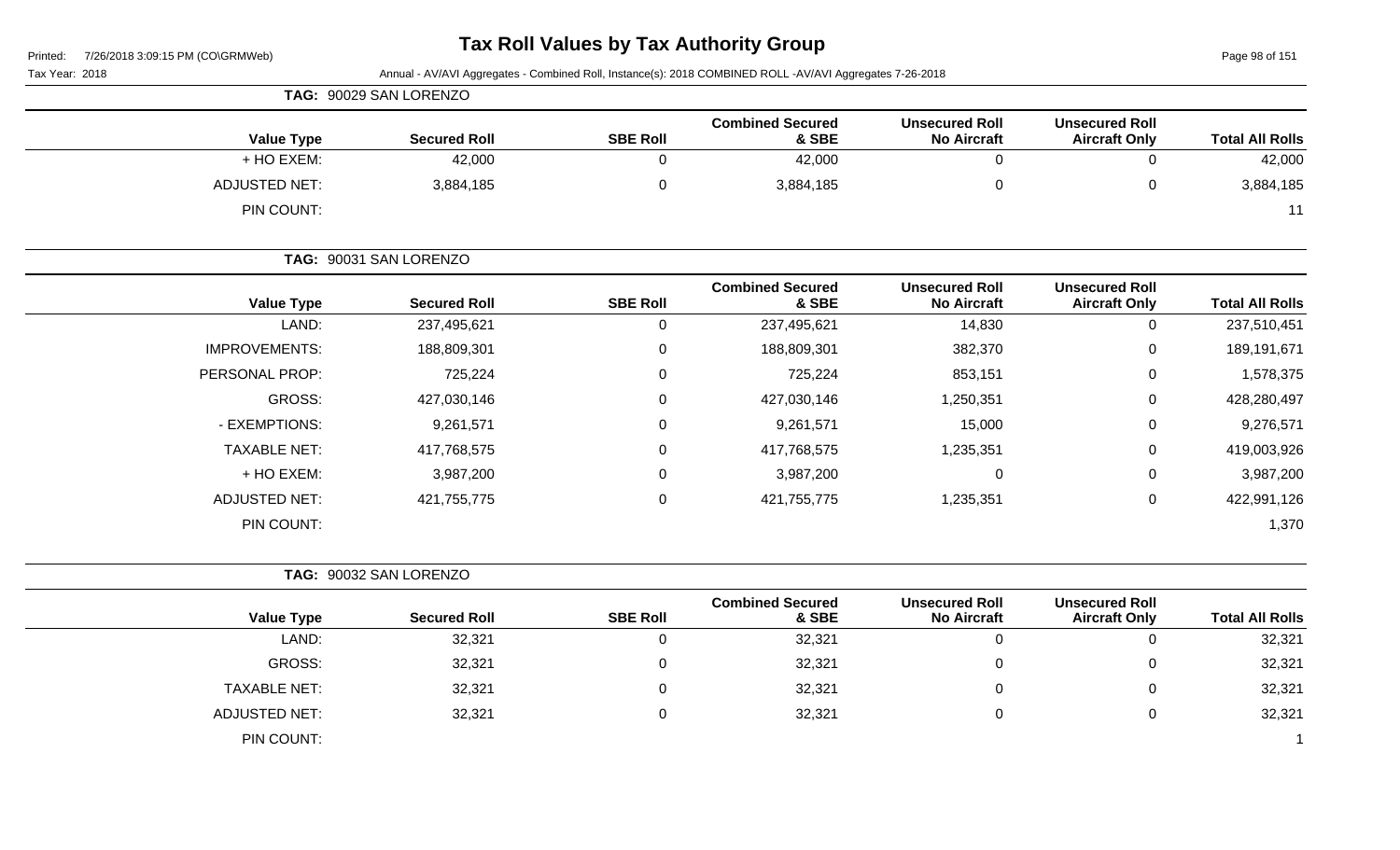# Tax Roll Values by Tax Authority Group

Printed: 7/26/2018 3:09:15 PM (CO\GRMWeb)

Tax Year: 2018 Annual - AV/AVI Aggregates - Combined Roll, Instance(s): 2018 COMBINED ROLL -AV/AVI Aggregates 7-26-2018

**TAG: 90029 SAN LORENZO**

| Value Type | Secured Roll | SBE Roll | Combined Secured & SBE | Unsecured Roll No Aircraft | Unsecured Roll Aircraft Only | Total All Rolls |
|---|---|---|---|---|---|---|
| + HO EXEM: | 42,000 | 0 | 42,000 | 0 | 0 | 42,000 |
| ADJUSTED NET: | 3,884,185 | 0 | 3,884,185 | 0 | 0 | 3,884,185 |
| PIN COUNT: | | | | | | 11 |

**TAG: 90031 SAN LORENZO**

| Value Type | Secured Roll | SBE Roll | Combined Secured & SBE | Unsecured Roll No Aircraft | Unsecured Roll Aircraft Only | Total All Rolls |
|---|---|---|---|---|---|---|
| LAND: | 237,495,621 | 0 | 237,495,621 | 14,830 | 0 | 237,510,451 |
| IMPROVEMENTS: | 188,809,301 | 0 | 188,809,301 | 382,370 | 0 | 189,191,671 |
| PERSONAL PROP: | 725,224 | 0 | 725,224 | 853,151 | 0 | 1,578,375 |
| GROSS: | 427,030,146 | 0 | 427,030,146 | 1,250,351 | 0 | 428,280,497 |
| - EXEMPTIONS: | 9,261,571 | 0 | 9,261,571 | 15,000 | 0 | 9,276,571 |
| TAXABLE NET: | 417,768,575 | 0 | 417,768,575 | 1,235,351 | 0 | 419,003,926 |
| + HO EXEM: | 3,987,200 | 0 | 3,987,200 | 0 | 0 | 3,987,200 |
| ADJUSTED NET: | 421,755,775 | 0 | 421,755,775 | 1,235,351 | 0 | 422,991,126 |
| PIN COUNT: | | | | | | 1,370 |

**TAG: 90032 SAN LORENZO**

| Value Type | Secured Roll | SBE Roll | Combined Secured & SBE | Unsecured Roll No Aircraft | Unsecured Roll Aircraft Only | Total All Rolls |
|---|---|---|---|---|---|---|
| LAND: | 32,321 | 0 | 32,321 | 0 | 0 | 32,321 |
| GROSS: | 32,321 | 0 | 32,321 | 0 | 0 | 32,321 |
| TAXABLE NET: | 32,321 | 0 | 32,321 | 0 | 0 | 32,321 |
| ADJUSTED NET: | 32,321 | 0 | 32,321 | 0 | 0 | 32,321 |
| PIN COUNT: | | | | | | 1 |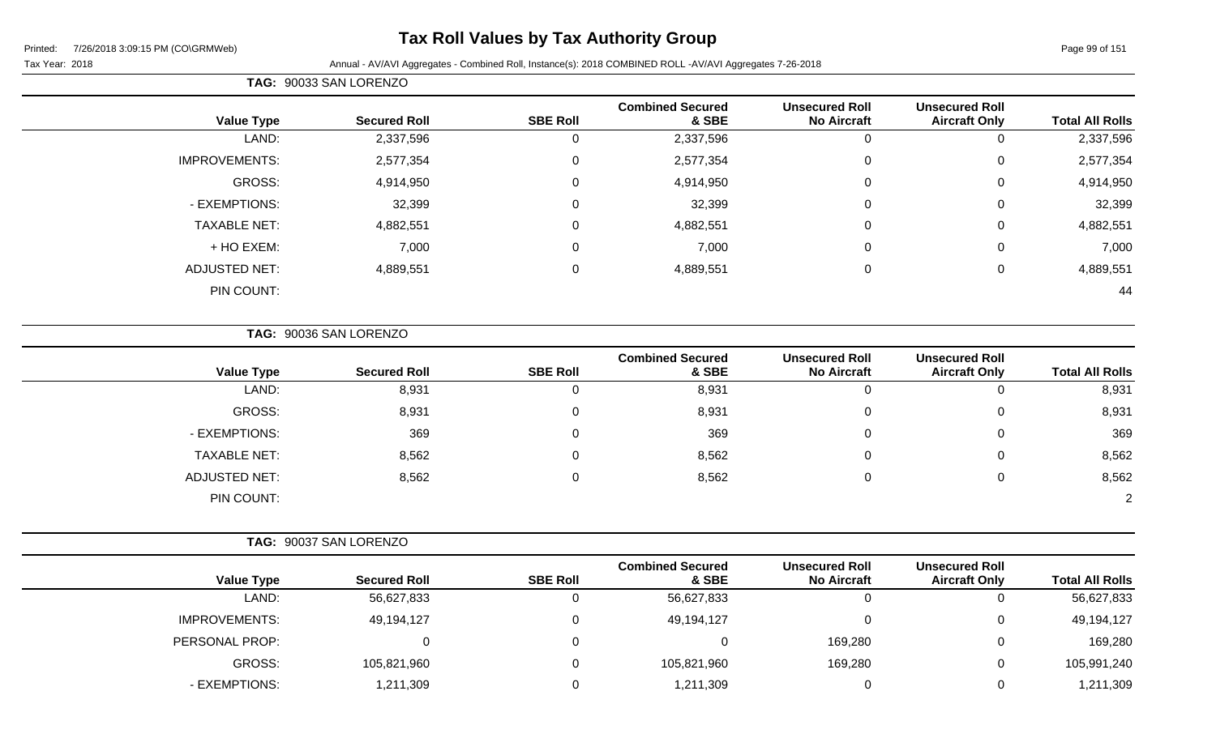# Tax Roll Values by Tax Authority Group

Printed: 7/26/2018 3:09:15 PM (CO\GRMWeb)

Tax Year: 2018 Annual - AV/AVI Aggregates - Combined Roll, Instance(s): 2018 COMBINED ROLL -AV/AVI Aggregates 7-26-2018

**TAG: 90033 SAN LORENZO**

| Value Type | Secured Roll | SBE Roll | Combined Secured & SBE | Unsecured Roll No Aircraft | Unsecured Roll Aircraft Only | Total All Rolls |
|---|---|---|---|---|---|---|
| LAND: | 2,337,596 | 0 | 2,337,596 | 0 | 0 | 2,337,596 |
| IMPROVEMENTS: | 2,577,354 | 0 | 2,577,354 | 0 | 0 | 2,577,354 |
| GROSS: | 4,914,950 | 0 | 4,914,950 | 0 | 0 | 4,914,950 |
| - EXEMPTIONS: | 32,399 | 0 | 32,399 | 0 | 0 | 32,399 |
| TAXABLE NET: | 4,882,551 | 0 | 4,882,551 | 0 | 0 | 4,882,551 |
| + HO EXEM: | 7,000 | 0 | 7,000 | 0 | 0 | 7,000 |
| ADJUSTED NET: | 4,889,551 | 0 | 4,889,551 | 0 | 0 | 4,889,551 |
| PIN COUNT: | | | | | | 44 |

**TAG: 90036 SAN LORENZO**

| Value Type | Secured Roll | SBE Roll | Combined Secured & SBE | Unsecured Roll No Aircraft | Unsecured Roll Aircraft Only | Total All Rolls |
|---|---|---|---|---|---|---|
| LAND: | 8,931 | 0 | 8,931 | 0 | 0 | 8,931 |
| GROSS: | 8,931 | 0 | 8,931 | 0 | 0 | 8,931 |
| - EXEMPTIONS: | 369 | 0 | 369 | 0 | 0 | 369 |
| TAXABLE NET: | 8,562 | 0 | 8,562 | 0 | 0 | 8,562 |
| ADJUSTED NET: | 8,562 | 0 | 8,562 | 0 | 0 | 8,562 |
| PIN COUNT: | | | | | | 2 |

**TAG: 90037 SAN LORENZO**

| Value Type | Secured Roll | SBE Roll | Combined Secured & SBE | Unsecured Roll No Aircraft | Unsecured Roll Aircraft Only | Total All Rolls |
|---|---|---|---|---|---|---|
| LAND: | 56,627,833 | 0 | 56,627,833 | 0 | 0 | 56,627,833 |
| IMPROVEMENTS: | 49,194,127 | 0 | 49,194,127 | 0 | 0 | 49,194,127 |
| PERSONAL PROP: | 0 | 0 | 0 | 169,280 | 0 | 169,280 |
| GROSS: | 105,821,960 | 0 | 105,821,960 | 169,280 | 0 | 105,991,240 |
| - EXEMPTIONS: | 1,211,309 | 0 | 1,211,309 | 0 | 0 | 1,211,309 |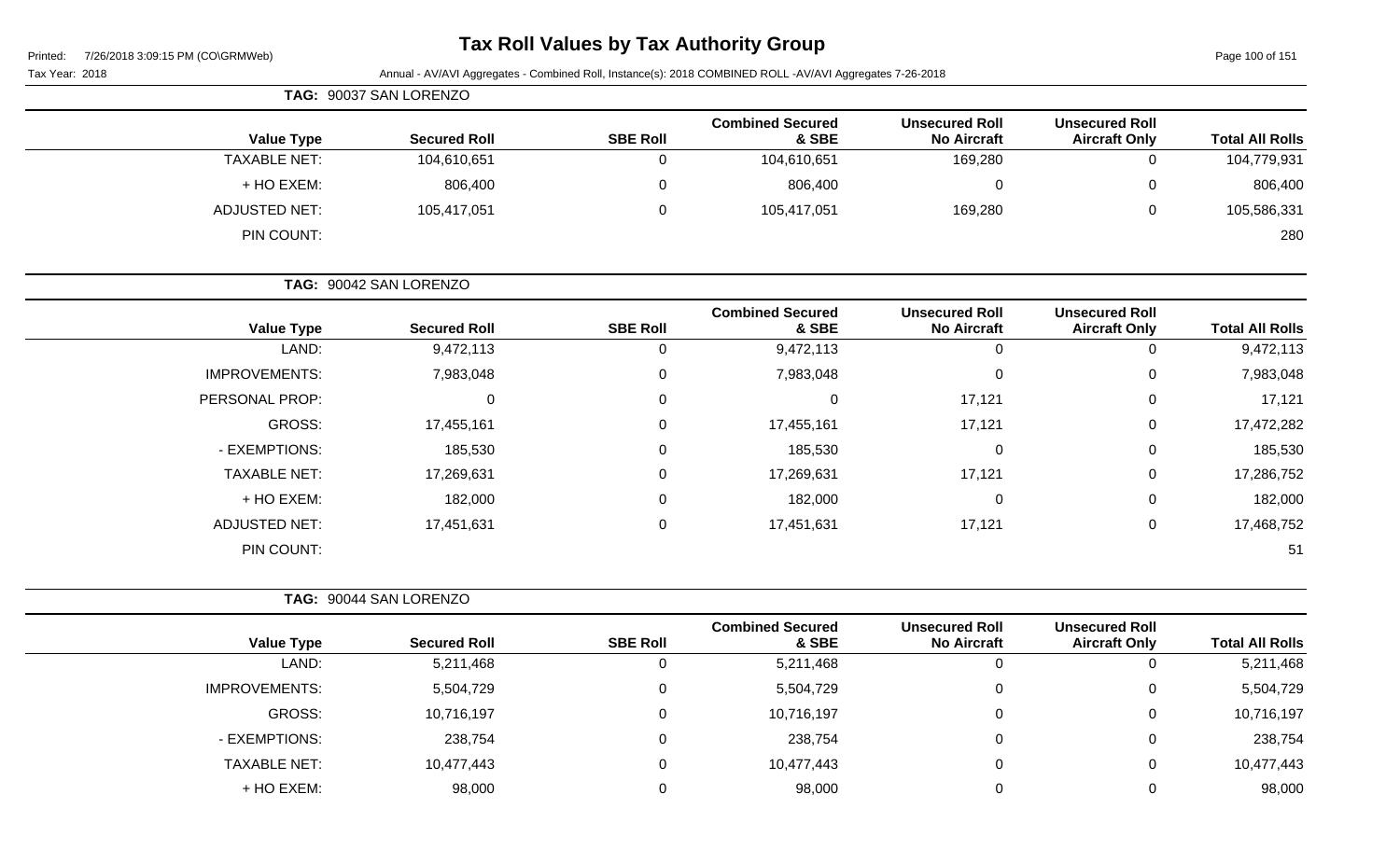# Tax Roll Values by Tax Authority Group

Tax Year: 2018

Annual - AV/AVI Aggregates - Combined Roll, Instance(s): 2018 COMBINED ROLL -AV/AVI Aggregates 7-26-2018

**TAG: 90037 SAN LORENZO**

| Value Type | Secured Roll | SBE Roll | Combined Secured & SBE | Unsecured Roll No Aircraft | Unsecured Roll Aircraft Only | Total All Rolls |
|---|---|---|---|---|---|---|
| TAXABLE NET: | 104,610,651 | 0 | 104,610,651 | 169,280 | 0 | 104,779,931 |
| + HO EXEM: | 806,400 | 0 | 806,400 | 0 | 0 | 806,400 |
| ADJUSTED NET: | 105,417,051 | 0 | 105,417,051 | 169,280 | 0 | 105,586,331 |
| PIN COUNT: | | | | | | 280 |

**TAG: 90042 SAN LORENZO**

| Value Type | Secured Roll | SBE Roll | Combined Secured & SBE | Unsecured Roll No Aircraft | Unsecured Roll Aircraft Only | Total All Rolls |
|---|---|---|---|---|---|---|
| LAND: | 9,472,113 | 0 | 9,472,113 | 0 | 0 | 9,472,113 |
| IMPROVEMENTS: | 7,983,048 | 0 | 7,983,048 | 0 | 0 | 7,983,048 |
| PERSONAL PROP: | 0 | 0 | 0 | 17,121 | 0 | 17,121 |
| GROSS: | 17,455,161 | 0 | 17,455,161 | 17,121 | 0 | 17,472,282 |
| - EXEMPTIONS: | 185,530 | 0 | 185,530 | 0 | 0 | 185,530 |
| TAXABLE NET: | 17,269,631 | 0 | 17,269,631 | 17,121 | 0 | 17,286,752 |
| + HO EXEM: | 182,000 | 0 | 182,000 | 0 | 0 | 182,000 |
| ADJUSTED NET: | 17,451,631 | 0 | 17,451,631 | 17,121 | 0 | 17,468,752 |
| PIN COUNT: | | | | | | 51 |

**TAG: 90044 SAN LORENZO**

| Value Type | Secured Roll | SBE Roll | Combined Secured & SBE | Unsecured Roll No Aircraft | Unsecured Roll Aircraft Only | Total All Rolls |
|---|---|---|---|---|---|---|
| LAND: | 5,211,468 | 0 | 5,211,468 | 0 | 0 | 5,211,468 |
| IMPROVEMENTS: | 5,504,729 | 0 | 5,504,729 | 0 | 0 | 5,504,729 |
| GROSS: | 10,716,197 | 0 | 10,716,197 | 0 | 0 | 10,716,197 |
| - EXEMPTIONS: | 238,754 | 0 | 238,754 | 0 | 0 | 238,754 |
| TAXABLE NET: | 10,477,443 | 0 | 10,477,443 | 0 | 0 | 10,477,443 |
| + HO EXEM: | 98,000 | 0 | 98,000 | 0 | 0 | 98,000 |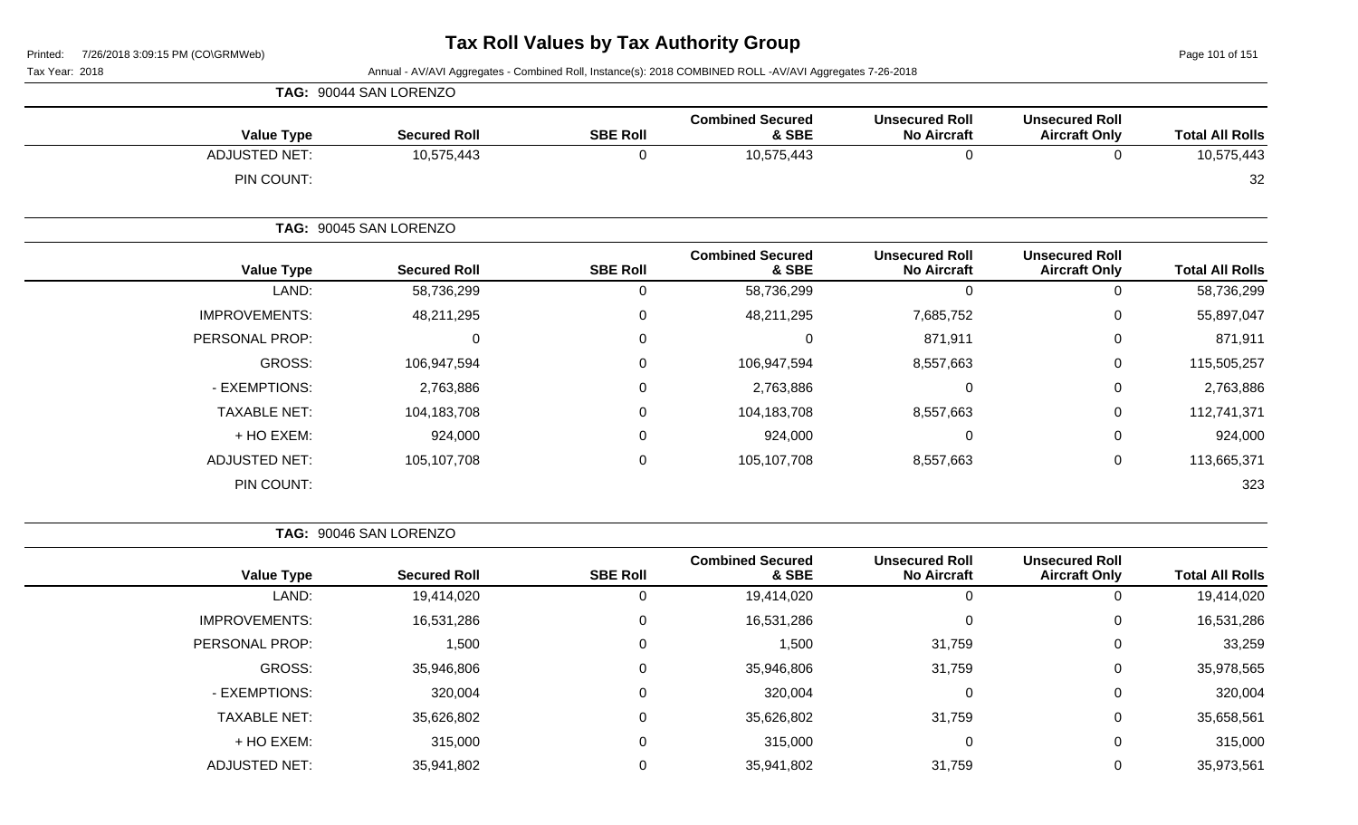# Tax Roll Values by Tax Authority Group

Printed: 7/26/2018 3:09:15 PM (CO\GRMWeb)

Tax Year: 2018

Annual - AV/AVI Aggregates - Combined Roll, Instance(s): 2018 COMBINED ROLL -AV/AVI Aggregates 7-26-2018

**TAG: 90044 SAN LORENZO**

| Value Type | Secured Roll | SBE Roll | Combined Secured & SBE | Unsecured Roll No Aircraft | Unsecured Roll Aircraft Only | Total All Rolls |
|---|---|---|---|---|---|---|
| ADJUSTED NET: | 10,575,443 | 0 | 10,575,443 | 0 | 0 | 10,575,443 |
| PIN COUNT: | | | | | | 32 |

**TAG: 90045 SAN LORENZO**

| Value Type | Secured Roll | SBE Roll | Combined Secured & SBE | Unsecured Roll No Aircraft | Unsecured Roll Aircraft Only | Total All Rolls |
|---|---|---|---|---|---|---|
| LAND: | 58,736,299 | 0 | 58,736,299 | 0 | 0 | 58,736,299 |
| IMPROVEMENTS: | 48,211,295 | 0 | 48,211,295 | 7,685,752 | 0 | 55,897,047 |
| PERSONAL PROP: | 0 | 0 | 0 | 871,911 | 0 | 871,911 |
| GROSS: | 106,947,594 | 0 | 106,947,594 | 8,557,663 | 0 | 115,505,257 |
| - EXEMPTIONS: | 2,763,886 | 0 | 2,763,886 | 0 | 0 | 2,763,886 |
| TAXABLE NET: | 104,183,708 | 0 | 104,183,708 | 8,557,663 | 0 | 112,741,371 |
| + HO EXEM: | 924,000 | 0 | 924,000 | 0 | 0 | 924,000 |
| ADJUSTED NET: | 105,107,708 | 0 | 105,107,708 | 8,557,663 | 0 | 113,665,371 |
| PIN COUNT: | | | | | | 323 |

**TAG: 90046 SAN LORENZO**

| Value Type | Secured Roll | SBE Roll | Combined Secured & SBE | Unsecured Roll No Aircraft | Unsecured Roll Aircraft Only | Total All Rolls |
|---|---|---|---|---|---|---|
| LAND: | 19,414,020 | 0 | 19,414,020 | 0 | 0 | 19,414,020 |
| IMPROVEMENTS: | 16,531,286 | 0 | 16,531,286 | 0 | 0 | 16,531,286 |
| PERSONAL PROP: | 1,500 | 0 | 1,500 | 31,759 | 0 | 33,259 |
| GROSS: | 35,946,806 | 0 | 35,946,806 | 31,759 | 0 | 35,978,565 |
| - EXEMPTIONS: | 320,004 | 0 | 320,004 | 0 | 0 | 320,004 |
| TAXABLE NET: | 35,626,802 | 0 | 35,626,802 | 31,759 | 0 | 35,658,561 |
| + HO EXEM: | 315,000 | 0 | 315,000 | 0 | 0 | 315,000 |
| ADJUSTED NET: | 35,941,802 | 0 | 35,941,802 | 31,759 | 0 | 35,973,561 |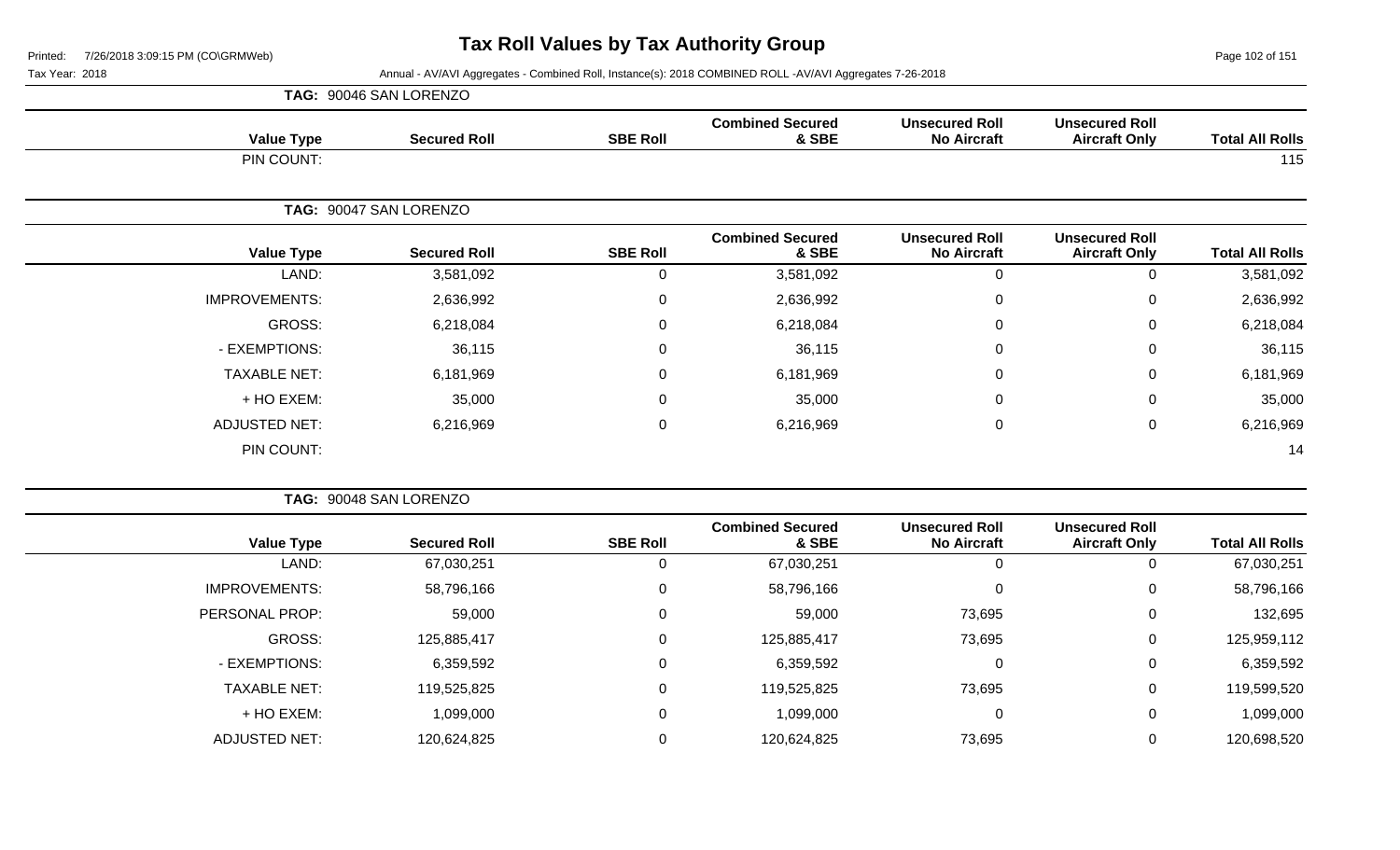# Tax Roll Values by Tax Authority Group

Tax Year: 2018

Annual - AV/AVI Aggregates - Combined Roll, Instance(s): 2018 COMBINED ROLL -AV/AVI Aggregates 7-26-2018

**TAG: 90046 SAN LORENZO**

| Value Type | Secured Roll | SBE Roll | Combined Secured & SBE | Unsecured Roll No Aircraft | Unsecured Roll Aircraft Only | Total All Rolls |
|---|---|---|---|---|---|---|
| PIN COUNT: | | | | | | 115 |

**TAG: 90047 SAN LORENZO**

| Value Type | Secured Roll | SBE Roll | Combined Secured & SBE | Unsecured Roll No Aircraft | Unsecured Roll Aircraft Only | Total All Rolls |
|---|---|---|---|---|---|---|
| LAND: | 3,581,092 | 0 | 3,581,092 | 0 | 0 | 3,581,092 |
| IMPROVEMENTS: | 2,636,992 | 0 | 2,636,992 | 0 | 0 | 2,636,992 |
| GROSS: | 6,218,084 | 0 | 6,218,084 | 0 | 0 | 6,218,084 |
| - EXEMPTIONS: | 36,115 | 0 | 36,115 | 0 | 0 | 36,115 |
| TAXABLE NET: | 6,181,969 | 0 | 6,181,969 | 0 | 0 | 6,181,969 |
| + HO EXEM: | 35,000 | 0 | 35,000 | 0 | 0 | 35,000 |
| ADJUSTED NET: | 6,216,969 | 0 | 6,216,969 | 0 | 0 | 6,216,969 |
| PIN COUNT: | | | | | | 14 |

**TAG: 90048 SAN LORENZO**

| Value Type | Secured Roll | SBE Roll | Combined Secured & SBE | Unsecured Roll No Aircraft | Unsecured Roll Aircraft Only | Total All Rolls |
|---|---|---|---|---|---|---|
| LAND: | 67,030,251 | 0 | 67,030,251 | 0 | 0 | 67,030,251 |
| IMPROVEMENTS: | 58,796,166 | 0 | 58,796,166 | 0 | 0 | 58,796,166 |
| PERSONAL PROP: | 59,000 | 0 | 59,000 | 73,695 | 0 | 132,695 |
| GROSS: | 125,885,417 | 0 | 125,885,417 | 73,695 | 0 | 125,959,112 |
| - EXEMPTIONS: | 6,359,592 | 0 | 6,359,592 | 0 | 0 | 6,359,592 |
| TAXABLE NET: | 119,525,825 | 0 | 119,525,825 | 73,695 | 0 | 119,599,520 |
| + HO EXEM: | 1,099,000 | 0 | 1,099,000 | 0 | 0 | 1,099,000 |
| ADJUSTED NET: | 120,624,825 | 0 | 120,624,825 | 73,695 | 0 | 120,698,520 |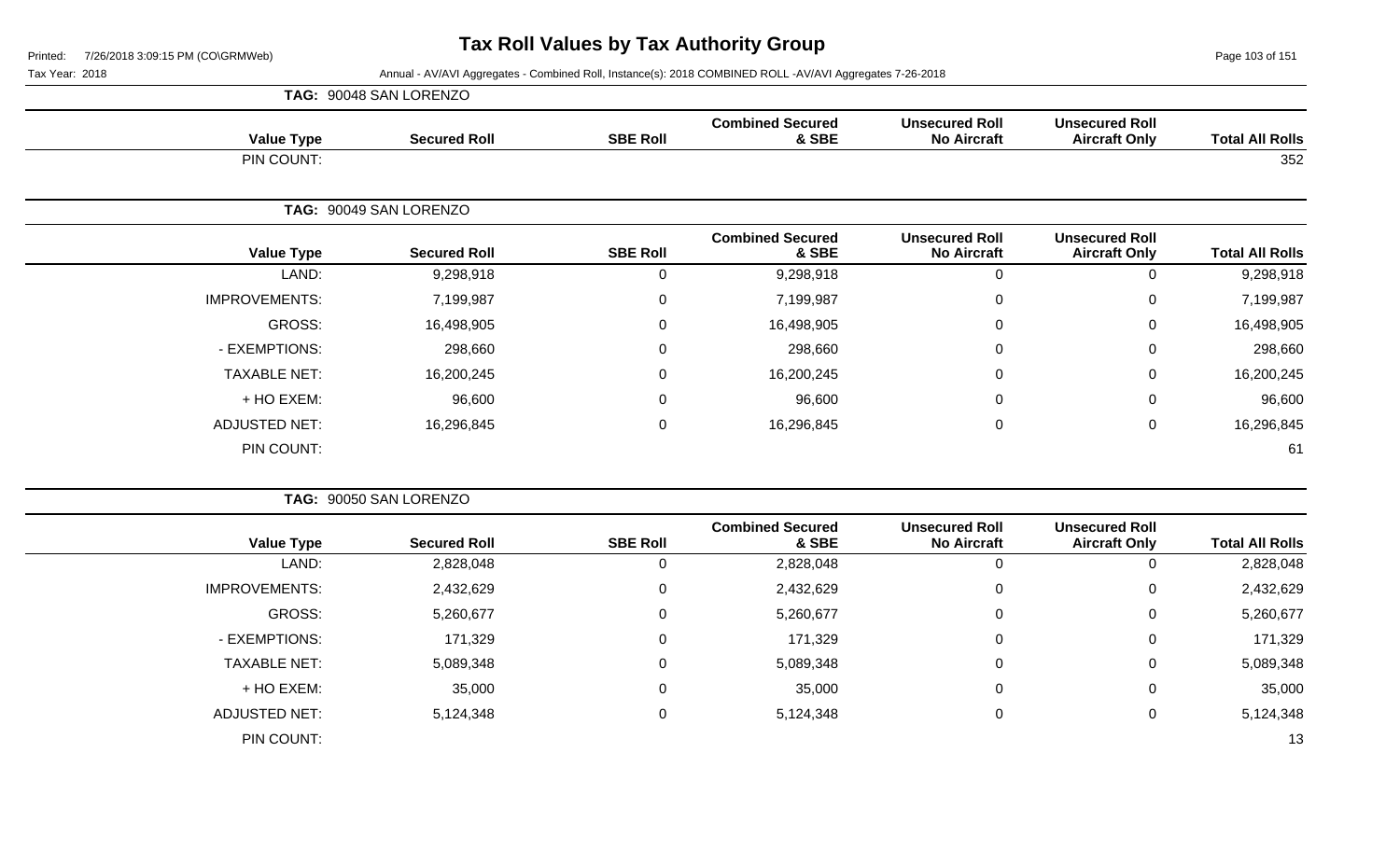# Tax Roll Values by Tax Authority Group

Tax Year: 2018

Annual - AV/AVI Aggregates - Combined Roll, Instance(s): 2018 COMBINED ROLL -AV/AVI Aggregates 7-26-2018

**TAG: 90048 SAN LORENZO**

| Value Type | Secured Roll | SBE Roll | Combined Secured & SBE | Unsecured Roll No Aircraft | Unsecured Roll Aircraft Only | Total All Rolls |
|---|---|---|---|---|---|---|
| PIN COUNT: | | | | | | 352 |

**TAG: 90049 SAN LORENZO**

| Value Type | Secured Roll | SBE Roll | Combined Secured & SBE | Unsecured Roll No Aircraft | Unsecured Roll Aircraft Only | Total All Rolls |
|---|---|---|---|---|---|---|
| LAND: | 9,298,918 | 0 | 9,298,918 | 0 | 0 | 9,298,918 |
| IMPROVEMENTS: | 7,199,987 | 0 | 7,199,987 | 0 | 0 | 7,199,987 |
| GROSS: | 16,498,905 | 0 | 16,498,905 | 0 | 0 | 16,498,905 |
| - EXEMPTIONS: | 298,660 | 0 | 298,660 | 0 | 0 | 298,660 |
| TAXABLE NET: | 16,200,245 | 0 | 16,200,245 | 0 | 0 | 16,200,245 |
| + HO EXEM: | 96,600 | 0 | 96,600 | 0 | 0 | 96,600 |
| ADJUSTED NET: | 16,296,845 | 0 | 16,296,845 | 0 | 0 | 16,296,845 |
| PIN COUNT: | | | | | | 61 |

**TAG: 90050 SAN LORENZO**

| Value Type | Secured Roll | SBE Roll | Combined Secured & SBE | Unsecured Roll No Aircraft | Unsecured Roll Aircraft Only | Total All Rolls |
|---|---|---|---|---|---|---|
| LAND: | 2,828,048 | 0 | 2,828,048 | 0 | 0 | 2,828,048 |
| IMPROVEMENTS: | 2,432,629 | 0 | 2,432,629 | 0 | 0 | 2,432,629 |
| GROSS: | 5,260,677 | 0 | 5,260,677 | 0 | 0 | 5,260,677 |
| - EXEMPTIONS: | 171,329 | 0 | 171,329 | 0 | 0 | 171,329 |
| TAXABLE NET: | 5,089,348 | 0 | 5,089,348 | 0 | 0 | 5,089,348 |
| + HO EXEM: | 35,000 | 0 | 35,000 | 0 | 0 | 35,000 |
| ADJUSTED NET: | 5,124,348 | 0 | 5,124,348 | 0 | 0 | 5,124,348 |
| PIN COUNT: | | | | | | 13 |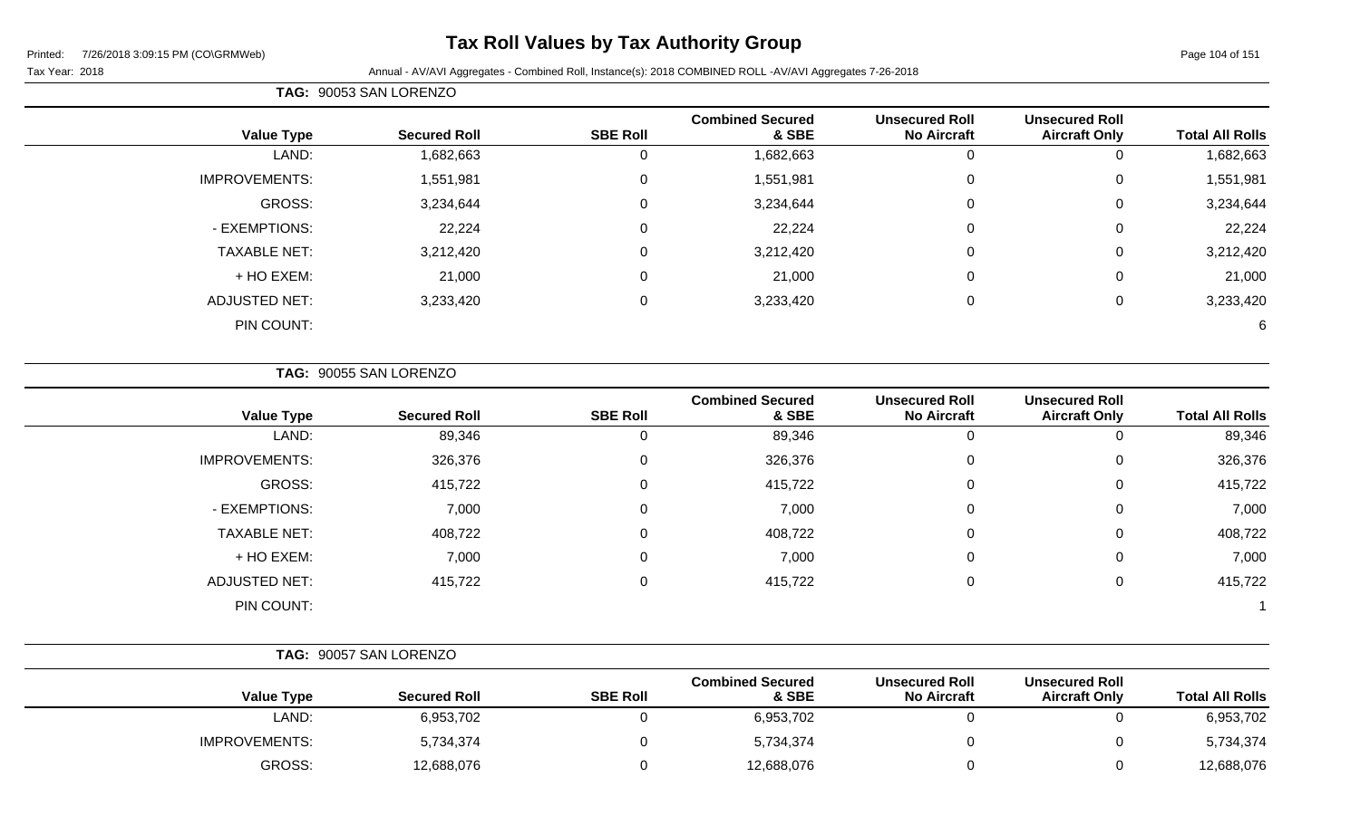# Tax Roll Values by Tax Authority Group

Printed: 7/26/2018 3:09:15 PM (CO\GRMWeb)

Tax Year: 2018

Annual - AV/AVI Aggregates - Combined Roll, Instance(s): 2018 COMBINED ROLL -AV/AVI Aggregates 7-26-2018

**TAG: 90053 SAN LORENZO**

| Value Type | Secured Roll | SBE Roll | Combined Secured & SBE | Unsecured Roll No Aircraft | Unsecured Roll Aircraft Only | Total All Rolls |
|---|---|---|---|---|---|---|
| LAND: | 1,682,663 | 0 | 1,682,663 | 0 | 0 | 1,682,663 |
| IMPROVEMENTS: | 1,551,981 | 0 | 1,551,981 | 0 | 0 | 1,551,981 |
| GROSS: | 3,234,644 | 0 | 3,234,644 | 0 | 0 | 3,234,644 |
| - EXEMPTIONS: | 22,224 | 0 | 22,224 | 0 | 0 | 22,224 |
| TAXABLE NET: | 3,212,420 | 0 | 3,212,420 | 0 | 0 | 3,212,420 |
| + HO EXEM: | 21,000 | 0 | 21,000 | 0 | 0 | 21,000 |
| ADJUSTED NET: | 3,233,420 | 0 | 3,233,420 | 0 | 0 | 3,233,420 |
| PIN COUNT: | | | | | | 6 |

**TAG: 90055 SAN LORENZO**

| Value Type | Secured Roll | SBE Roll | Combined Secured & SBE | Unsecured Roll No Aircraft | Unsecured Roll Aircraft Only | Total All Rolls |
|---|---|---|---|---|---|---|
| LAND: | 89,346 | 0 | 89,346 | 0 | 0 | 89,346 |
| IMPROVEMENTS: | 326,376 | 0 | 326,376 | 0 | 0 | 326,376 |
| GROSS: | 415,722 | 0 | 415,722 | 0 | 0 | 415,722 |
| - EXEMPTIONS: | 7,000 | 0 | 7,000 | 0 | 0 | 7,000 |
| TAXABLE NET: | 408,722 | 0 | 408,722 | 0 | 0 | 408,722 |
| + HO EXEM: | 7,000 | 0 | 7,000 | 0 | 0 | 7,000 |
| ADJUSTED NET: | 415,722 | 0 | 415,722 | 0 | 0 | 415,722 |
| PIN COUNT: | | | | | | 1 |

**TAG: 90057 SAN LORENZO**

| Value Type | Secured Roll | SBE Roll | Combined Secured & SBE | Unsecured Roll No Aircraft | Unsecured Roll Aircraft Only | Total All Rolls |
|---|---|---|---|---|---|---|
| LAND: | 6,953,702 | 0 | 6,953,702 | 0 | 0 | 6,953,702 |
| IMPROVEMENTS: | 5,734,374 | 0 | 5,734,374 | 0 | 0 | 5,734,374 |
| GROSS: | 12,688,076 | 0 | 12,688,076 | 0 | 0 | 12,688,076 |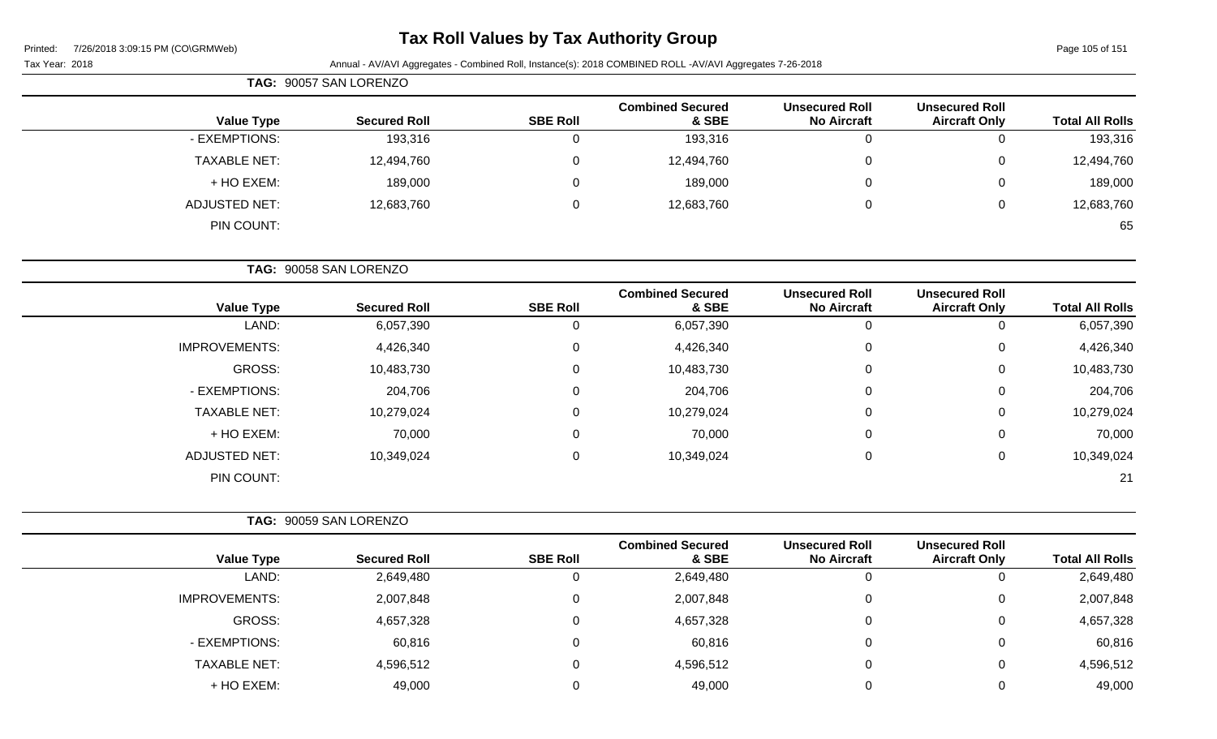# Tax Roll Values by Tax Authority Group

Tax Year: 2018

Annual - AV/AVI Aggregates - Combined Roll, Instance(s): 2018 COMBINED ROLL -AV/AVI Aggregates 7-26-2018

**TAG: 90057 SAN LORENZO**

| Value Type | Secured Roll | SBE Roll | Combined Secured & SBE | Unsecured Roll No Aircraft | Unsecured Roll Aircraft Only | Total All Rolls |
|---|---|---|---|---|---|---|
| - EXEMPTIONS: | 193,316 | 0 | 193,316 | 0 | 0 | 193,316 |
| TAXABLE NET: | 12,494,760 | 0 | 12,494,760 | 0 | 0 | 12,494,760 |
| + HO EXEM: | 189,000 | 0 | 189,000 | 0 | 0 | 189,000 |
| ADJUSTED NET: | 12,683,760 | 0 | 12,683,760 | 0 | 0 | 12,683,760 |
| PIN COUNT: | | | | | | 65 |

**TAG: 90058 SAN LORENZO**

| Value Type | Secured Roll | SBE Roll | Combined Secured & SBE | Unsecured Roll No Aircraft | Unsecured Roll Aircraft Only | Total All Rolls |
|---|---|---|---|---|---|---|
| LAND: | 6,057,390 | 0 | 6,057,390 | 0 | 0 | 6,057,390 |
| IMPROVEMENTS: | 4,426,340 | 0 | 4,426,340 | 0 | 0 | 4,426,340 |
| GROSS: | 10,483,730 | 0 | 10,483,730 | 0 | 0 | 10,483,730 |
| - EXEMPTIONS: | 204,706 | 0 | 204,706 | 0 | 0 | 204,706 |
| TAXABLE NET: | 10,279,024 | 0 | 10,279,024 | 0 | 0 | 10,279,024 |
| + HO EXEM: | 70,000 | 0 | 70,000 | 0 | 0 | 70,000 |
| ADJUSTED NET: | 10,349,024 | 0 | 10,349,024 | 0 | 0 | 10,349,024 |
| PIN COUNT: | | | | | | 21 |

**TAG: 90059 SAN LORENZO**

| Value Type | Secured Roll | SBE Roll | Combined Secured & SBE | Unsecured Roll No Aircraft | Unsecured Roll Aircraft Only | Total All Rolls |
|---|---|---|---|---|---|---|
| LAND: | 2,649,480 | 0 | 2,649,480 | 0 | 0 | 2,649,480 |
| IMPROVEMENTS: | 2,007,848 | 0 | 2,007,848 | 0 | 0 | 2,007,848 |
| GROSS: | 4,657,328 | 0 | 4,657,328 | 0 | 0 | 4,657,328 |
| - EXEMPTIONS: | 60,816 | 0 | 60,816 | 0 | 0 | 60,816 |
| TAXABLE NET: | 4,596,512 | 0 | 4,596,512 | 0 | 0 | 4,596,512 |
| + HO EXEM: | 49,000 | 0 | 49,000 | 0 | 0 | 49,000 |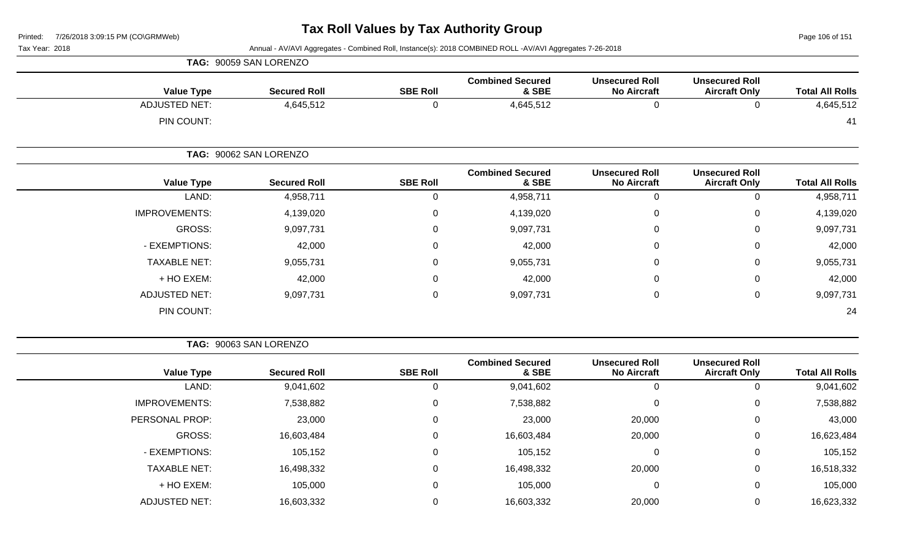# Tax Roll Values by Tax Authority Group

Printed: 7/26/2018 3:09:15 PM (CO\GRMWeb)

Tax Year: 2018

Annual - AV/AVI Aggregates - Combined Roll, Instance(s): 2018 COMBINED ROLL -AV/AVI Aggregates 7-26-2018

**TAG: 90059 SAN LORENZO**

| Value Type | Secured Roll | SBE Roll | Combined Secured & SBE | Unsecured Roll No Aircraft | Unsecured Roll Aircraft Only | Total All Rolls |
|---|---|---|---|---|---|---|
| ADJUSTED NET: | 4,645,512 | 0 | 4,645,512 | 0 | 0 | 4,645,512 |
| PIN COUNT: | | | | | | 41 |

**TAG: 90062 SAN LORENZO**

| Value Type | Secured Roll | SBE Roll | Combined Secured & SBE | Unsecured Roll No Aircraft | Unsecured Roll Aircraft Only | Total All Rolls |
|---|---|---|---|---|---|---|
| LAND: | 4,958,711 | 0 | 4,958,711 | 0 | 0 | 4,958,711 |
| IMPROVEMENTS: | 4,139,020 | 0 | 4,139,020 | 0 | 0 | 4,139,020 |
| GROSS: | 9,097,731 | 0 | 9,097,731 | 0 | 0 | 9,097,731 |
| - EXEMPTIONS: | 42,000 | 0 | 42,000 | 0 | 0 | 42,000 |
| TAXABLE NET: | 9,055,731 | 0 | 9,055,731 | 0 | 0 | 9,055,731 |
| + HO EXEM: | 42,000 | 0 | 42,000 | 0 | 0 | 42,000 |
| ADJUSTED NET: | 9,097,731 | 0 | 9,097,731 | 0 | 0 | 9,097,731 |
| PIN COUNT: | | | | | | 24 |

**TAG: 90063 SAN LORENZO**

| Value Type | Secured Roll | SBE Roll | Combined Secured & SBE | Unsecured Roll No Aircraft | Unsecured Roll Aircraft Only | Total All Rolls |
|---|---|---|---|---|---|---|
| LAND: | 9,041,602 | 0 | 9,041,602 | 0 | 0 | 9,041,602 |
| IMPROVEMENTS: | 7,538,882 | 0 | 7,538,882 | 0 | 0 | 7,538,882 |
| PERSONAL PROP: | 23,000 | 0 | 23,000 | 20,000 | 0 | 43,000 |
| GROSS: | 16,603,484 | 0 | 16,603,484 | 20,000 | 0 | 16,623,484 |
| - EXEMPTIONS: | 105,152 | 0 | 105,152 | 0 | 0 | 105,152 |
| TAXABLE NET: | 16,498,332 | 0 | 16,498,332 | 20,000 | 0 | 16,518,332 |
| + HO EXEM: | 105,000 | 0 | 105,000 | 0 | 0 | 105,000 |
| ADJUSTED NET: | 16,603,332 | 0 | 16,603,332 | 20,000 | 0 | 16,623,332 |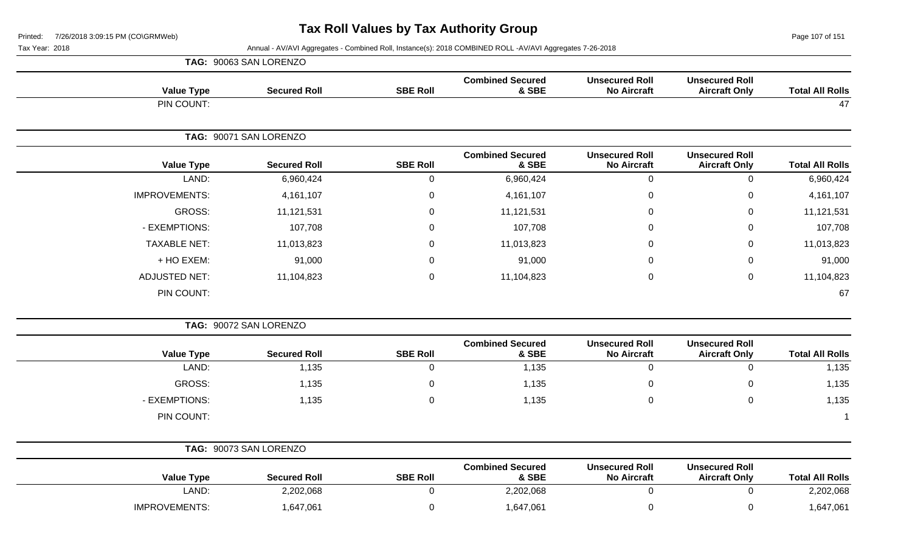# Tax Roll Values by Tax Authority Group

Tax Year: 2018

Annual - AV/AVI Aggregates - Combined Roll, Instance(s): 2018 COMBINED ROLL -AV/AVI Aggregates 7-26-2018

**TAG: 90063 SAN LORENZO**

| Value Type | Secured Roll | SBE Roll | Combined Secured & SBE | Unsecured Roll No Aircraft | Unsecured Roll Aircraft Only | Total All Rolls |
|---|---|---|---|---|---|---|
| PIN COUNT: | | | | | | 47 |

**TAG: 90071 SAN LORENZO**

| Value Type | Secured Roll | SBE Roll | Combined Secured & SBE | Unsecured Roll No Aircraft | Unsecured Roll Aircraft Only | Total All Rolls |
|---|---|---|---|---|---|---|
| LAND: | 6,960,424 | 0 | 6,960,424 | 0 | 0 | 6,960,424 |
| IMPROVEMENTS: | 4,161,107 | 0 | 4,161,107 | 0 | 0 | 4,161,107 |
| GROSS: | 11,121,531 | 0 | 11,121,531 | 0 | 0 | 11,121,531 |
| - EXEMPTIONS: | 107,708 | 0 | 107,708 | 0 | 0 | 107,708 |
| TAXABLE NET: | 11,013,823 | 0 | 11,013,823 | 0 | 0 | 11,013,823 |
| + HO EXEM: | 91,000 | 0 | 91,000 | 0 | 0 | 91,000 |
| ADJUSTED NET: | 11,104,823 | 0 | 11,104,823 | 0 | 0 | 11,104,823 |
| PIN COUNT: | | | | | | 67 |

**TAG: 90072 SAN LORENZO**

| Value Type | Secured Roll | SBE Roll | Combined Secured & SBE | Unsecured Roll No Aircraft | Unsecured Roll Aircraft Only | Total All Rolls |
|---|---|---|---|---|---|---|
| LAND: | 1,135 | 0 | 1,135 | 0 | 0 | 1,135 |
| GROSS: | 1,135 | 0 | 1,135 | 0 | 0 | 1,135 |
| - EXEMPTIONS: | 1,135 | 0 | 1,135 | 0 | 0 | 1,135 |
| PIN COUNT: | | | | | | 1 |

**TAG: 90073 SAN LORENZO**

| Value Type | Secured Roll | SBE Roll | Combined Secured & SBE | Unsecured Roll No Aircraft | Unsecured Roll Aircraft Only | Total All Rolls |
|---|---|---|---|---|---|---|
| LAND: | 2,202,068 | 0 | 2,202,068 | 0 | 0 | 2,202,068 |
| IMPROVEMENTS: | 1,647,061 | 0 | 1,647,061 | 0 | 0 | 1,647,061 |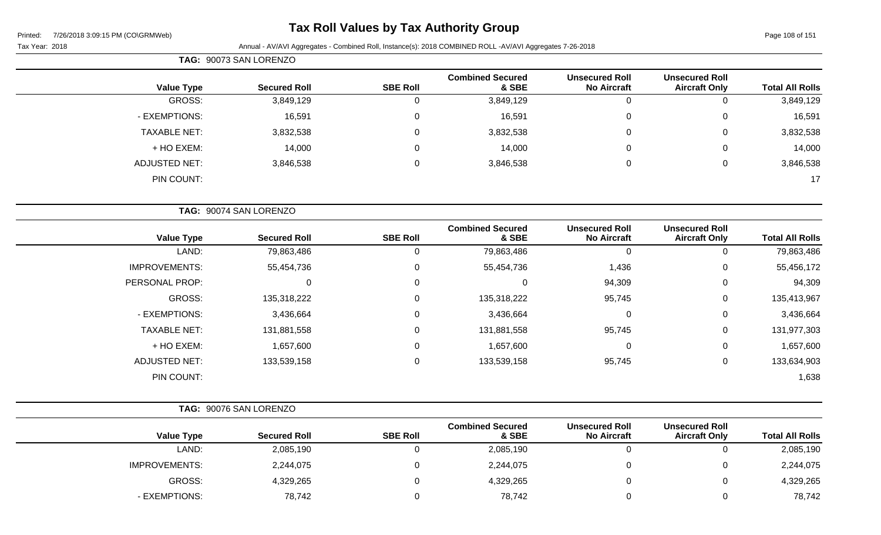# Tax Roll Values by Tax Authority Group

Printed: 7/26/2018 3:09:15 PM (CO\GRMWeb)

Tax Year: 2018

Annual - AV/AVI Aggregates - Combined Roll, Instance(s): 2018 COMBINED ROLL -AV/AVI Aggregates 7-26-2018

**TAG: 90073 SAN LORENZO**

| Value Type | Secured Roll | SBE Roll | Combined Secured & SBE | Unsecured Roll No Aircraft | Unsecured Roll Aircraft Only | Total All Rolls |
|---|---|---|---|---|---|---|
| GROSS: | 3,849,129 | 0 | 3,849,129 | 0 | 0 | 3,849,129 |
| - EXEMPTIONS: | 16,591 | 0 | 16,591 | 0 | 0 | 16,591 |
| TAXABLE NET: | 3,832,538 | 0 | 3,832,538 | 0 | 0 | 3,832,538 |
| + HO EXEM: | 14,000 | 0 | 14,000 | 0 | 0 | 14,000 |
| ADJUSTED NET: | 3,846,538 | 0 | 3,846,538 | 0 | 0 | 3,846,538 |
| PIN COUNT: | | | | | | 17 |

**TAG: 90074 SAN LORENZO**

| Value Type | Secured Roll | SBE Roll | Combined Secured & SBE | Unsecured Roll No Aircraft | Unsecured Roll Aircraft Only | Total All Rolls |
|---|---|---|---|---|---|---|
| LAND: | 79,863,486 | 0 | 79,863,486 | 0 | 0 | 79,863,486 |
| IMPROVEMENTS: | 55,454,736 | 0 | 55,454,736 | 1,436 | 0 | 55,456,172 |
| PERSONAL PROP: | 0 | 0 | 0 | 94,309 | 0 | 94,309 |
| GROSS: | 135,318,222 | 0 | 135,318,222 | 95,745 | 0 | 135,413,967 |
| - EXEMPTIONS: | 3,436,664 | 0 | 3,436,664 | 0 | 0 | 3,436,664 |
| TAXABLE NET: | 131,881,558 | 0 | 131,881,558 | 95,745 | 0 | 131,977,303 |
| + HO EXEM: | 1,657,600 | 0 | 1,657,600 | 0 | 0 | 1,657,600 |
| ADJUSTED NET: | 133,539,158 | 0 | 133,539,158 | 95,745 | 0 | 133,634,903 |
| PIN COUNT: | | | | | | 1,638 |

**TAG: 90076 SAN LORENZO**

| Value Type | Secured Roll | SBE Roll | Combined Secured & SBE | Unsecured Roll No Aircraft | Unsecured Roll Aircraft Only | Total All Rolls |
|---|---|---|---|---|---|---|
| LAND: | 2,085,190 | 0 | 2,085,190 | 0 | 0 | 2,085,190 |
| IMPROVEMENTS: | 2,244,075 | 0 | 2,244,075 | 0 | 0 | 2,244,075 |
| GROSS: | 4,329,265 | 0 | 4,329,265 | 0 | 0 | 4,329,265 |
| - EXEMPTIONS: | 78,742 | 0 | 78,742 | 0 | 0 | 78,742 |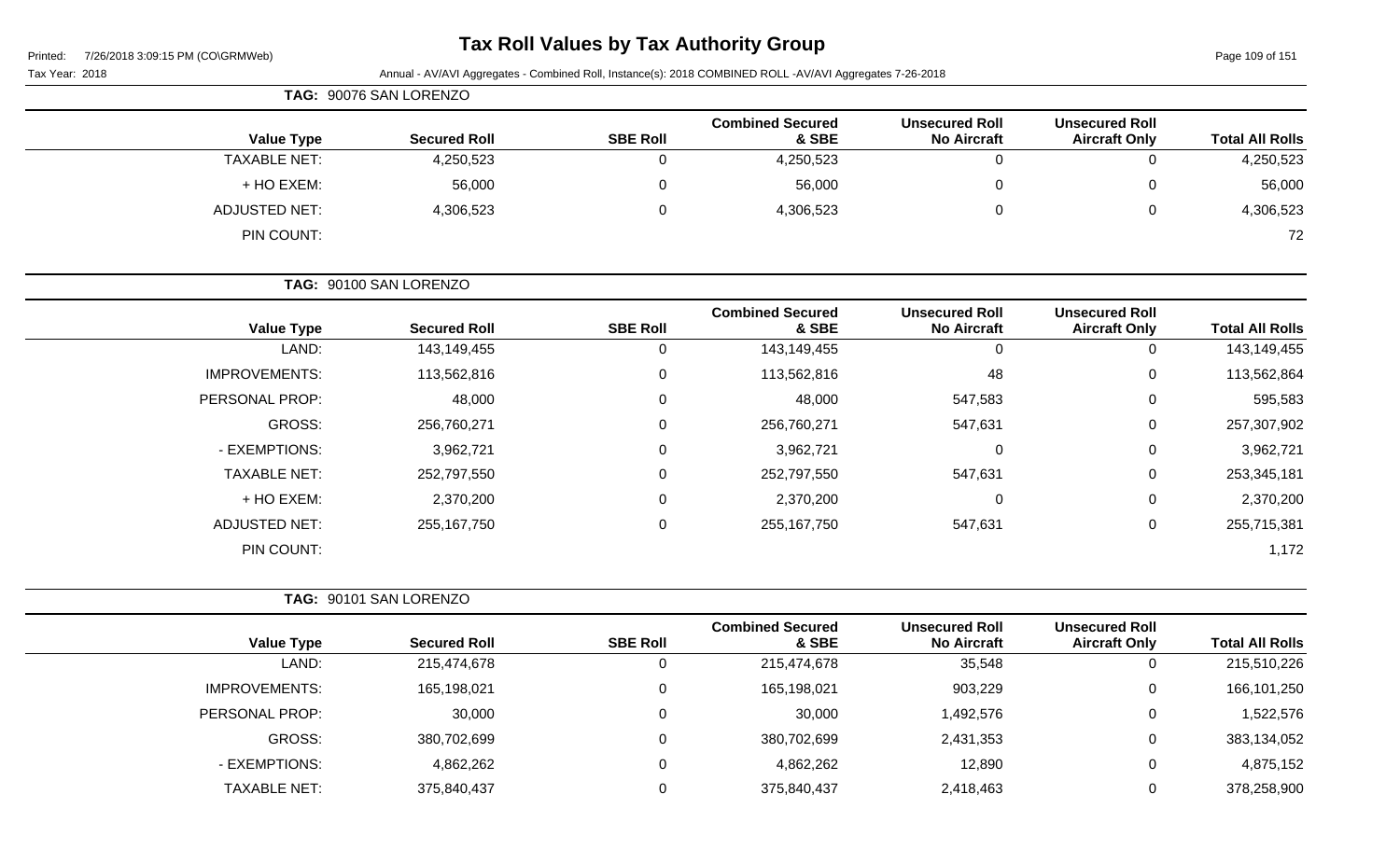# Tax Roll Values by Tax Authority Group

Printed: 7/26/2018 3:09:15 PM (CO\GRMWeb)

Tax Year: 2018

Annual - AV/AVI Aggregates - Combined Roll, Instance(s): 2018 COMBINED ROLL -AV/AVI Aggregates 7-26-2018

**TAG: 90076 SAN LORENZO**

| Value Type | Secured Roll | SBE Roll | Combined Secured & SBE | Unsecured Roll No Aircraft | Unsecured Roll Aircraft Only | Total All Rolls |
|---|---|---|---|---|---|---|
| TAXABLE NET: | 4,250,523 | 0 | 4,250,523 | 0 | 0 | 4,250,523 |
| + HO EXEM: | 56,000 | 0 | 56,000 | 0 | 0 | 56,000 |
| ADJUSTED NET: | 4,306,523 | 0 | 4,306,523 | 0 | 0 | 4,306,523 |
| PIN COUNT: | | | | | | 72 |

**TAG: 90100 SAN LORENZO**

| Value Type | Secured Roll | SBE Roll | Combined Secured & SBE | Unsecured Roll No Aircraft | Unsecured Roll Aircraft Only | Total All Rolls |
|---|---|---|---|---|---|---|
| LAND: | 143,149,455 | 0 | 143,149,455 | 0 | 0 | 143,149,455 |
| IMPROVEMENTS: | 113,562,816 | 0 | 113,562,816 | 48 | 0 | 113,562,864 |
| PERSONAL PROP: | 48,000 | 0 | 48,000 | 547,583 | 0 | 595,583 |
| GROSS: | 256,760,271 | 0 | 256,760,271 | 547,631 | 0 | 257,307,902 |
| - EXEMPTIONS: | 3,962,721 | 0 | 3,962,721 | 0 | 0 | 3,962,721 |
| TAXABLE NET: | 252,797,550 | 0 | 252,797,550 | 547,631 | 0 | 253,345,181 |
| + HO EXEM: | 2,370,200 | 0 | 2,370,200 | 0 | 0 | 2,370,200 |
| ADJUSTED NET: | 255,167,750 | 0 | 255,167,750 | 547,631 | 0 | 255,715,381 |
| PIN COUNT: | | | | | | 1,172 |

**TAG: 90101 SAN LORENZO**

| Value Type | Secured Roll | SBE Roll | Combined Secured & SBE | Unsecured Roll No Aircraft | Unsecured Roll Aircraft Only | Total All Rolls |
|---|---|---|---|---|---|---|
| LAND: | 215,474,678 | 0 | 215,474,678 | 35,548 | 0 | 215,510,226 |
| IMPROVEMENTS: | 165,198,021 | 0 | 165,198,021 | 903,229 | 0 | 166,101,250 |
| PERSONAL PROP: | 30,000 | 0 | 30,000 | 1,492,576 | 0 | 1,522,576 |
| GROSS: | 380,702,699 | 0 | 380,702,699 | 2,431,353 | 0 | 383,134,052 |
| - EXEMPTIONS: | 4,862,262 | 0 | 4,862,262 | 12,890 | 0 | 4,875,152 |
| TAXABLE NET: | 375,840,437 | 0 | 375,840,437 | 2,418,463 | 0 | 378,258,900 |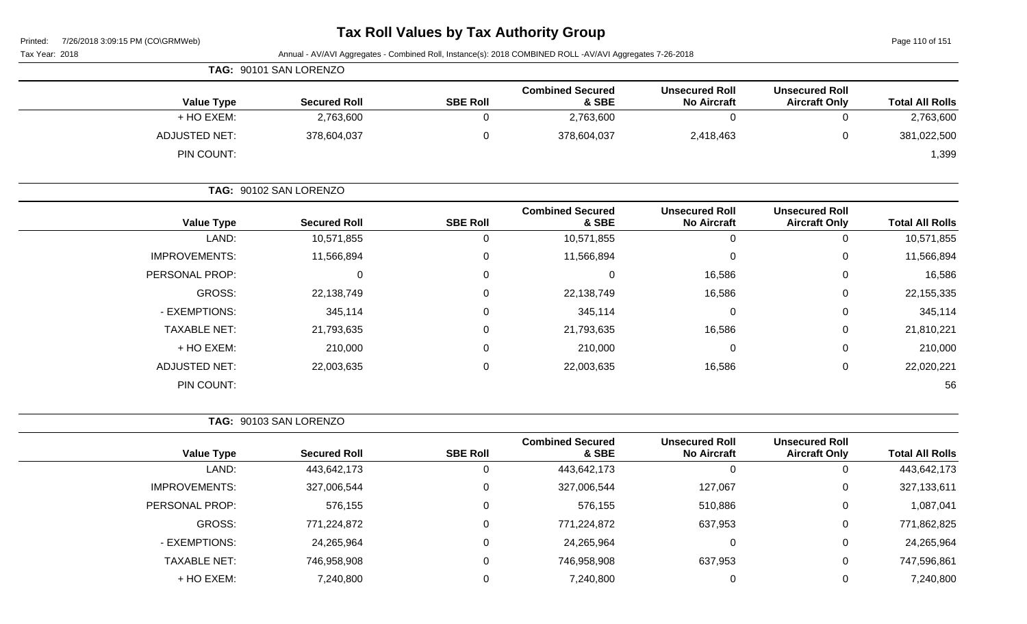**TAG: 90101 SAN LORENZO**

| Value Type | Secured Roll | SBE Roll | Combined Secured & SBE | Unsecured Roll No Aircraft | Unsecured Roll Aircraft Only | Total All Rolls |
|---|---|---|---|---|---|---|
| + HO EXEM: | 2,763,600 | 0 | 2,763,600 | 0 | 0 | 2,763,600 |
| ADJUSTED NET: | 378,604,037 | 0 | 378,604,037 | 2,418,463 | 0 | 381,022,500 |
| PIN COUNT: | | | | | | 1,399 |

**TAG: 90102 SAN LORENZO**

| Value Type | Secured Roll | SBE Roll | Combined Secured & SBE | Unsecured Roll No Aircraft | Unsecured Roll Aircraft Only | Total All Rolls |
|---|---|---|---|---|---|---|
| LAND: | 10,571,855 | 0 | 10,571,855 | 0 | 0 | 10,571,855 |
| IMPROVEMENTS: | 11,566,894 | 0 | 11,566,894 | 0 | 0 | 11,566,894 |
| PERSONAL PROP: | 0 | 0 | 0 | 16,586 | 0 | 16,586 |
| GROSS: | 22,138,749 | 0 | 22,138,749 | 16,586 | 0 | 22,155,335 |
| - EXEMPTIONS: | 345,114 | 0 | 345,114 | 0 | 0 | 345,114 |
| TAXABLE NET: | 21,793,635 | 0 | 21,793,635 | 16,586 | 0 | 21,810,221 |
| + HO EXEM: | 210,000 | 0 | 210,000 | 0 | 0 | 210,000 |
| ADJUSTED NET: | 22,003,635 | 0 | 22,003,635 | 16,586 | 0 | 22,020,221 |
| PIN COUNT: | | | | | | 56 |

**TAG: 90103 SAN LORENZO**

| Value Type | Secured Roll | SBE Roll | Combined Secured & SBE | Unsecured Roll No Aircraft | Unsecured Roll Aircraft Only | Total All Rolls |
|---|---|---|---|---|---|---|
| LAND: | 443,642,173 | 0 | 443,642,173 | 0 | 0 | 443,642,173 |
| IMPROVEMENTS: | 327,006,544 | 0 | 327,006,544 | 127,067 | 0 | 327,133,611 |
| PERSONAL PROP: | 576,155 | 0 | 576,155 | 510,886 | 0 | 1,087,041 |
| GROSS: | 771,224,872 | 0 | 771,224,872 | 637,953 | 0 | 771,862,825 |
| - EXEMPTIONS: | 24,265,964 | 0 | 24,265,964 | 0 | 0 | 24,265,964 |
| TAXABLE NET: | 746,958,908 | 0 | 746,958,908 | 637,953 | 0 | 747,596,861 |
| + HO EXEM: | 7,240,800 | 0 | 7,240,800 | 0 | 0 | 7,240,800 |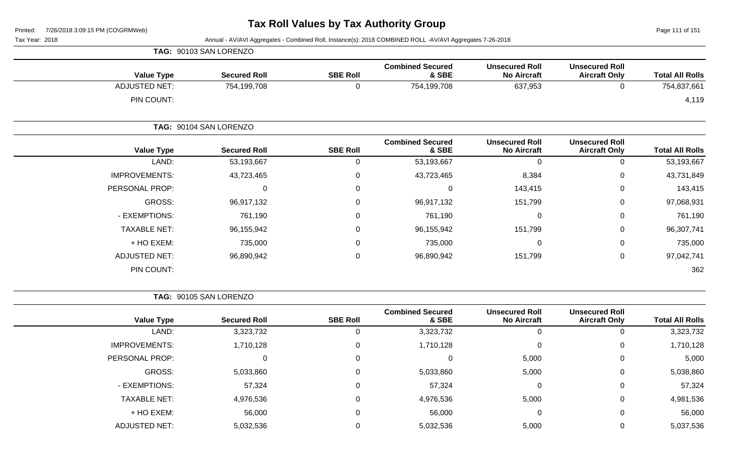# Tax Roll Values by Tax Authority Group

Printed: 7/26/2018 3:09:15 PM (CO\GRMWeb)

Tax Year: 2018

Annual - AV/AVI Aggregates - Combined Roll, Instance(s): 2018 COMBINED ROLL -AV/AVI Aggregates 7-26-2018

**TAG: 90103 SAN LORENZO**

| Value Type | Secured Roll | SBE Roll | Combined Secured & SBE | Unsecured Roll No Aircraft | Unsecured Roll Aircraft Only | Total All Rolls |
|---|---|---|---|---|---|---|
| ADJUSTED NET: | 754,199,708 | 0 | 754,199,708 | 637,953 | 0 | 754,837,661 |
| PIN COUNT: | | | | | | 4,119 |

**TAG: 90104 SAN LORENZO**

| Value Type | Secured Roll | SBE Roll | Combined Secured & SBE | Unsecured Roll No Aircraft | Unsecured Roll Aircraft Only | Total All Rolls |
|---|---|---|---|---|---|---|
| LAND: | 53,193,667 | 0 | 53,193,667 | 0 | 0 | 53,193,667 |
| IMPROVEMENTS: | 43,723,465 | 0 | 43,723,465 | 8,384 | 0 | 43,731,849 |
| PERSONAL PROP: | 0 | 0 | 0 | 143,415 | 0 | 143,415 |
| GROSS: | 96,917,132 | 0 | 96,917,132 | 151,799 | 0 | 97,068,931 |
| - EXEMPTIONS: | 761,190 | 0 | 761,190 | 0 | 0 | 761,190 |
| TAXABLE NET: | 96,155,942 | 0 | 96,155,942 | 151,799 | 0 | 96,307,741 |
| + HO EXEM: | 735,000 | 0 | 735,000 | 0 | 0 | 735,000 |
| ADJUSTED NET: | 96,890,942 | 0 | 96,890,942 | 151,799 | 0 | 97,042,741 |
| PIN COUNT: | | | | | | 362 |

**TAG: 90105 SAN LORENZO**

| Value Type | Secured Roll | SBE Roll | Combined Secured & SBE | Unsecured Roll No Aircraft | Unsecured Roll Aircraft Only | Total All Rolls |
|---|---|---|---|---|---|---|
| LAND: | 3,323,732 | 0 | 3,323,732 | 0 | 0 | 3,323,732 |
| IMPROVEMENTS: | 1,710,128 | 0 | 1,710,128 | 0 | 0 | 1,710,128 |
| PERSONAL PROP: | 0 | 0 | 0 | 5,000 | 0 | 5,000 |
| GROSS: | 5,033,860 | 0 | 5,033,860 | 5,000 | 0 | 5,038,860 |
| - EXEMPTIONS: | 57,324 | 0 | 57,324 | 0 | 0 | 57,324 |
| TAXABLE NET: | 4,976,536 | 0 | 4,976,536 | 5,000 | 0 | 4,981,536 |
| + HO EXEM: | 56,000 | 0 | 56,000 | 0 | 0 | 56,000 |
| ADJUSTED NET: | 5,032,536 | 0 | 5,032,536 | 5,000 | 0 | 5,037,536 |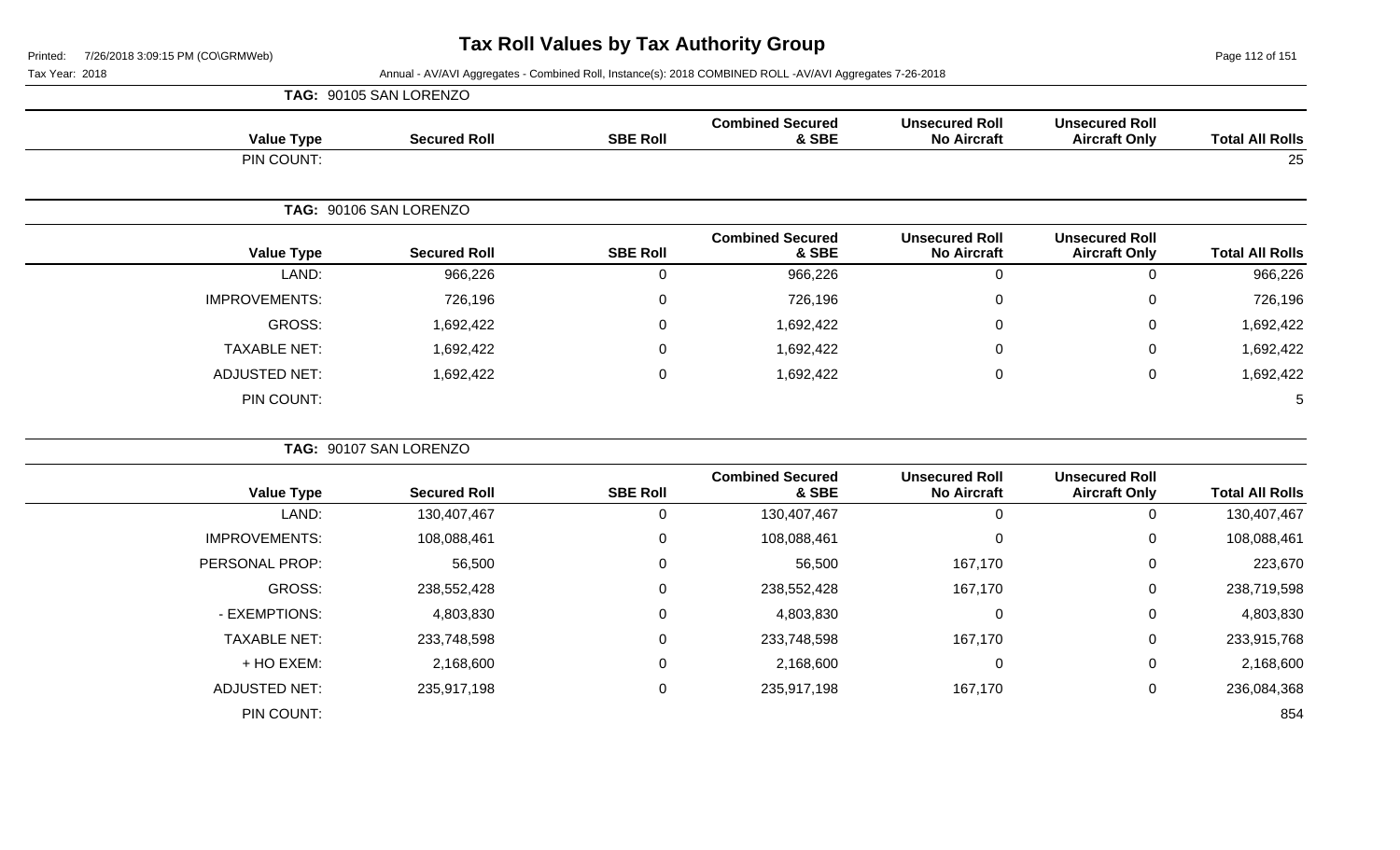# Tax Roll Values by Tax Authority Group

Tax Year: 2018

Annual - AV/AVI Aggregates - Combined Roll, Instance(s): 2018 COMBINED ROLL -AV/AVI Aggregates 7-26-2018

**TAG: 90105 SAN LORENZO**

| Value Type | Secured Roll | SBE Roll | Combined Secured & SBE | Unsecured Roll No Aircraft | Unsecured Roll Aircraft Only | Total All Rolls |
|---|---|---|---|---|---|---|
| PIN COUNT: | | | | | | 25 |

**TAG: 90106 SAN LORENZO**

| Value Type | Secured Roll | SBE Roll | Combined Secured & SBE | Unsecured Roll No Aircraft | Unsecured Roll Aircraft Only | Total All Rolls |
|---|---|---|---|---|---|---|
| LAND: | 966,226 | 0 | 966,226 | 0 | 0 | 966,226 |
| IMPROVEMENTS: | 726,196 | 0 | 726,196 | 0 | 0 | 726,196 |
| GROSS: | 1,692,422 | 0 | 1,692,422 | 0 | 0 | 1,692,422 |
| TAXABLE NET: | 1,692,422 | 0 | 1,692,422 | 0 | 0 | 1,692,422 |
| ADJUSTED NET: | 1,692,422 | 0 | 1,692,422 | 0 | 0 | 1,692,422 |
| PIN COUNT: | | | | | | 5 |

**TAG: 90107 SAN LORENZO**

| Value Type | Secured Roll | SBE Roll | Combined Secured & SBE | Unsecured Roll No Aircraft | Unsecured Roll Aircraft Only | Total All Rolls |
|---|---|---|---|---|---|---|
| LAND: | 130,407,467 | 0 | 130,407,467 | 0 | 0 | 130,407,467 |
| IMPROVEMENTS: | 108,088,461 | 0 | 108,088,461 | 0 | 0 | 108,088,461 |
| PERSONAL PROP: | 56,500 | 0 | 56,500 | 167,170 | 0 | 223,670 |
| GROSS: | 238,552,428 | 0 | 238,552,428 | 167,170 | 0 | 238,719,598 |
| - EXEMPTIONS: | 4,803,830 | 0 | 4,803,830 | 0 | 0 | 4,803,830 |
| TAXABLE NET: | 233,748,598 | 0 | 233,748,598 | 167,170 | 0 | 233,915,768 |
| + HO EXEM: | 2,168,600 | 0 | 2,168,600 | 0 | 0 | 2,168,600 |
| ADJUSTED NET: | 235,917,198 | 0 | 235,917,198 | 167,170 | 0 | 236,084,368 |
| PIN COUNT: | | | | | | 854 |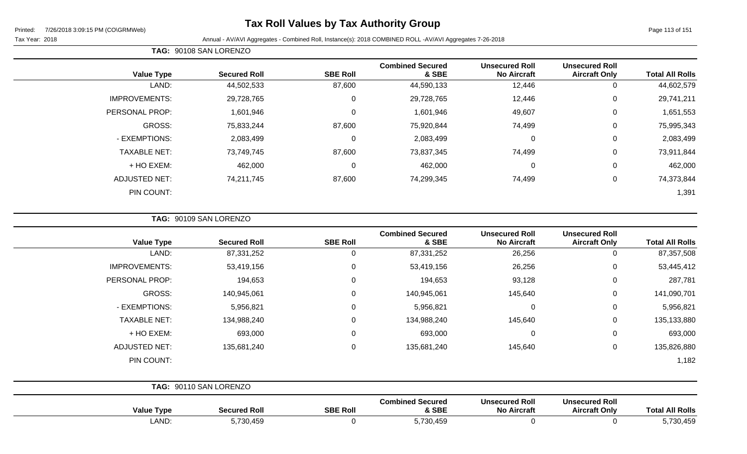# Tax Roll Values by Tax Authority Group

Printed: 7/26/2018 3:09:15 PM (CO\GRMWeb)

Tax Year: 2018 — Annual - AV/AVI Aggregates - Combined Roll, Instance(s): 2018 COMBINED ROLL -AV/AVI Aggregates 7-26-2018

**TAG: 90108 SAN LORENZO**

| Value Type | Secured Roll | SBE Roll | Combined Secured & SBE | Unsecured Roll No Aircraft | Unsecured Roll Aircraft Only | Total All Rolls |
|---|---|---|---|---|---|---|
| LAND: | 44,502,533 | 87,600 | 44,590,133 | 12,446 | 0 | 44,602,579 |
| IMPROVEMENTS: | 29,728,765 | 0 | 29,728,765 | 12,446 | 0 | 29,741,211 |
| PERSONAL PROP: | 1,601,946 | 0 | 1,601,946 | 49,607 | 0 | 1,651,553 |
| GROSS: | 75,833,244 | 87,600 | 75,920,844 | 74,499 | 0 | 75,995,343 |
| - EXEMPTIONS: | 2,083,499 | 0 | 2,083,499 | 0 | 0 | 2,083,499 |
| TAXABLE NET: | 73,749,745 | 87,600 | 73,837,345 | 74,499 | 0 | 73,911,844 |
| + HO EXEM: | 462,000 | 0 | 462,000 | 0 | 0 | 462,000 |
| ADJUSTED NET: | 74,211,745 | 87,600 | 74,299,345 | 74,499 | 0 | 74,373,844 |
| PIN COUNT: | | | | | | 1,391 |

**TAG: 90109 SAN LORENZO**

| Value Type | Secured Roll | SBE Roll | Combined Secured & SBE | Unsecured Roll No Aircraft | Unsecured Roll Aircraft Only | Total All Rolls |
|---|---|---|---|---|---|---|
| LAND: | 87,331,252 | 0 | 87,331,252 | 26,256 | 0 | 87,357,508 |
| IMPROVEMENTS: | 53,419,156 | 0 | 53,419,156 | 26,256 | 0 | 53,445,412 |
| PERSONAL PROP: | 194,653 | 0 | 194,653 | 93,128 | 0 | 287,781 |
| GROSS: | 140,945,061 | 0 | 140,945,061 | 145,640 | 0 | 141,090,701 |
| - EXEMPTIONS: | 5,956,821 | 0 | 5,956,821 | 0 | 0 | 5,956,821 |
| TAXABLE NET: | 134,988,240 | 0 | 134,988,240 | 145,640 | 0 | 135,133,880 |
| + HO EXEM: | 693,000 | 0 | 693,000 | 0 | 0 | 693,000 |
| ADJUSTED NET: | 135,681,240 | 0 | 135,681,240 | 145,640 | 0 | 135,826,880 |
| PIN COUNT: | | | | | | 1,182 |

**TAG: 90110 SAN LORENZO**

| Value Type | Secured Roll | SBE Roll | Combined Secured & SBE | Unsecured Roll No Aircraft | Unsecured Roll Aircraft Only | Total All Rolls |
|---|---|---|---|---|---|---|
| LAND: | 5,730,459 | 0 | 5,730,459 | 0 | 0 | 5,730,459 |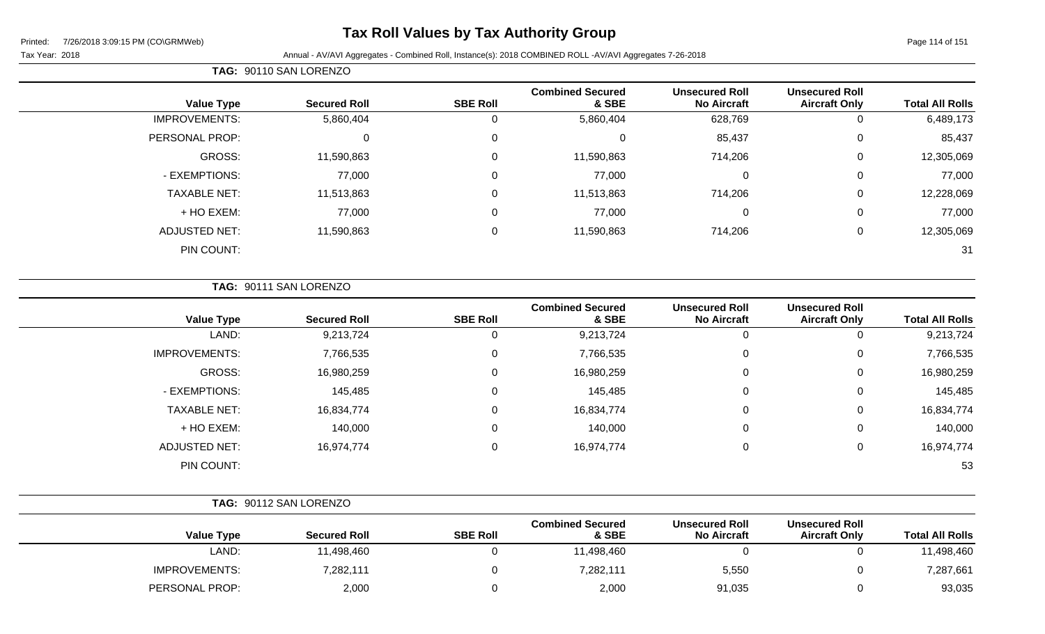# Tax Roll Values by Tax Authority Group

Printed: 7/26/2018 3:09:15 PM (CO\GRMWeb)

Tax Year: 2018

Annual - AV/AVI Aggregates - Combined Roll, Instance(s): 2018 COMBINED ROLL -AV/AVI Aggregates 7-26-2018

**TAG: 90110 SAN LORENZO**

| Value Type | Secured Roll | SBE Roll | Combined Secured & SBE | Unsecured Roll No Aircraft | Unsecured Roll Aircraft Only | Total All Rolls |
|---|---|---|---|---|---|---|
| IMPROVEMENTS: | 5,860,404 | 0 | 5,860,404 | 628,769 | 0 | 6,489,173 |
| PERSONAL PROP: | 0 | 0 | 0 | 85,437 | 0 | 85,437 |
| GROSS: | 11,590,863 | 0 | 11,590,863 | 714,206 | 0 | 12,305,069 |
| - EXEMPTIONS: | 77,000 | 0 | 77,000 | 0 | 0 | 77,000 |
| TAXABLE NET: | 11,513,863 | 0 | 11,513,863 | 714,206 | 0 | 12,228,069 |
| + HO EXEM: | 77,000 | 0 | 77,000 | 0 | 0 | 77,000 |
| ADJUSTED NET: | 11,590,863 | 0 | 11,590,863 | 714,206 | 0 | 12,305,069 |
| PIN COUNT: | | | | | | 31 |

**TAG: 90111 SAN LORENZO**

| Value Type | Secured Roll | SBE Roll | Combined Secured & SBE | Unsecured Roll No Aircraft | Unsecured Roll Aircraft Only | Total All Rolls |
|---|---|---|---|---|---|---|
| LAND: | 9,213,724 | 0 | 9,213,724 | 0 | 0 | 9,213,724 |
| IMPROVEMENTS: | 7,766,535 | 0 | 7,766,535 | 0 | 0 | 7,766,535 |
| GROSS: | 16,980,259 | 0 | 16,980,259 | 0 | 0 | 16,980,259 |
| - EXEMPTIONS: | 145,485 | 0 | 145,485 | 0 | 0 | 145,485 |
| TAXABLE NET: | 16,834,774 | 0 | 16,834,774 | 0 | 0 | 16,834,774 |
| + HO EXEM: | 140,000 | 0 | 140,000 | 0 | 0 | 140,000 |
| ADJUSTED NET: | 16,974,774 | 0 | 16,974,774 | 0 | 0 | 16,974,774 |
| PIN COUNT: | | | | | | 53 |

**TAG: 90112 SAN LORENZO**

| Value Type | Secured Roll | SBE Roll | Combined Secured & SBE | Unsecured Roll No Aircraft | Unsecured Roll Aircraft Only | Total All Rolls |
|---|---|---|---|---|---|---|
| LAND: | 11,498,460 | 0 | 11,498,460 | 0 | 0 | 11,498,460 |
| IMPROVEMENTS: | 7,282,111 | 0 | 7,282,111 | 5,550 | 0 | 7,287,661 |
| PERSONAL PROP: | 2,000 | 0 | 2,000 | 91,035 | 0 | 93,035 |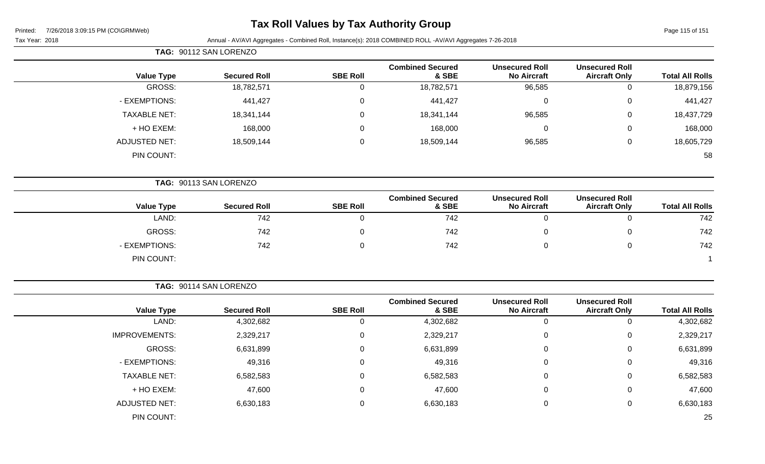# Tax Roll Values by Tax Authority Group

Printed: 7/26/2018 3:09:15 PM (CO\GRMWeb)

Tax Year: 2018

Annual - AV/AVI Aggregates - Combined Roll, Instance(s): 2018 COMBINED ROLL -AV/AVI Aggregates 7-26-2018

**TAG: 90112 SAN LORENZO**

| Value Type | Secured Roll | SBE Roll | Combined Secured & SBE | Unsecured Roll No Aircraft | Unsecured Roll Aircraft Only | Total All Rolls |
|---|---|---|---|---|---|---|
| GROSS: | 18,782,571 | 0 | 18,782,571 | 96,585 | 0 | 18,879,156 |
| - EXEMPTIONS: | 441,427 | 0 | 441,427 | 0 | 0 | 441,427 |
| TAXABLE NET: | 18,341,144 | 0 | 18,341,144 | 96,585 | 0 | 18,437,729 |
| + HO EXEM: | 168,000 | 0 | 168,000 | 0 | 0 | 168,000 |
| ADJUSTED NET: | 18,509,144 | 0 | 18,509,144 | 96,585 | 0 | 18,605,729 |
| PIN COUNT: | | | | | | 58 |

**TAG: 90113 SAN LORENZO**

| Value Type | Secured Roll | SBE Roll | Combined Secured & SBE | Unsecured Roll No Aircraft | Unsecured Roll Aircraft Only | Total All Rolls |
|---|---|---|---|---|---|---|
| LAND: | 742 | 0 | 742 | 0 | 0 | 742 |
| GROSS: | 742 | 0 | 742 | 0 | 0 | 742 |
| - EXEMPTIONS: | 742 | 0 | 742 | 0 | 0 | 742 |
| PIN COUNT: | | | | | | 1 |

**TAG: 90114 SAN LORENZO**

| Value Type | Secured Roll | SBE Roll | Combined Secured & SBE | Unsecured Roll No Aircraft | Unsecured Roll Aircraft Only | Total All Rolls |
|---|---|---|---|---|---|---|
| LAND: | 4,302,682 | 0 | 4,302,682 | 0 | 0 | 4,302,682 |
| IMPROVEMENTS: | 2,329,217 | 0 | 2,329,217 | 0 | 0 | 2,329,217 |
| GROSS: | 6,631,899 | 0 | 6,631,899 | 0 | 0 | 6,631,899 |
| - EXEMPTIONS: | 49,316 | 0 | 49,316 | 0 | 0 | 49,316 |
| TAXABLE NET: | 6,582,583 | 0 | 6,582,583 | 0 | 0 | 6,582,583 |
| + HO EXEM: | 47,600 | 0 | 47,600 | 0 | 0 | 47,600 |
| ADJUSTED NET: | 6,630,183 | 0 | 6,630,183 | 0 | 0 | 6,630,183 |
| PIN COUNT: | | | | | | 25 |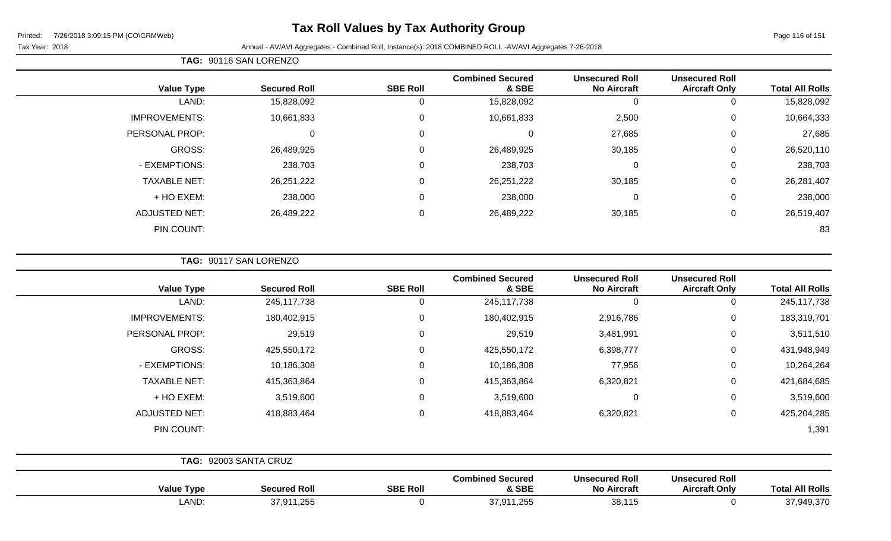# Tax Roll Values by Tax Authority Group

Tax Year: 2018

Annual - AV/AVI Aggregates - Combined Roll, Instance(s): 2018 COMBINED ROLL -AV/AVI Aggregates 7-26-2018

**TAG: 90116 SAN LORENZO**

| Value Type | Secured Roll | SBE Roll | Combined Secured & SBE | Unsecured Roll No Aircraft | Unsecured Roll Aircraft Only | Total All Rolls |
|---|---|---|---|---|---|---|
| LAND: | 15,828,092 | 0 | 15,828,092 | 0 | 0 | 15,828,092 |
| IMPROVEMENTS: | 10,661,833 | 0 | 10,661,833 | 2,500 | 0 | 10,664,333 |
| PERSONAL PROP: | 0 | 0 | 0 | 27,685 | 0 | 27,685 |
| GROSS: | 26,489,925 | 0 | 26,489,925 | 30,185 | 0 | 26,520,110 |
| - EXEMPTIONS: | 238,703 | 0 | 238,703 | 0 | 0 | 238,703 |
| TAXABLE NET: | 26,251,222 | 0 | 26,251,222 | 30,185 | 0 | 26,281,407 |
| + HO EXEM: | 238,000 | 0 | 238,000 | 0 | 0 | 238,000 |
| ADJUSTED NET: | 26,489,222 | 0 | 26,489,222 | 30,185 | 0 | 26,519,407 |
| PIN COUNT: | | | | | | 83 |

**TAG: 90117 SAN LORENZO**

| Value Type | Secured Roll | SBE Roll | Combined Secured & SBE | Unsecured Roll No Aircraft | Unsecured Roll Aircraft Only | Total All Rolls |
|---|---|---|---|---|---|---|
| LAND: | 245,117,738 | 0 | 245,117,738 | 0 | 0 | 245,117,738 |
| IMPROVEMENTS: | 180,402,915 | 0 | 180,402,915 | 2,916,786 | 0 | 183,319,701 |
| PERSONAL PROP: | 29,519 | 0 | 29,519 | 3,481,991 | 0 | 3,511,510 |
| GROSS: | 425,550,172 | 0 | 425,550,172 | 6,398,777 | 0 | 431,948,949 |
| - EXEMPTIONS: | 10,186,308 | 0 | 10,186,308 | 77,956 | 0 | 10,264,264 |
| TAXABLE NET: | 415,363,864 | 0 | 415,363,864 | 6,320,821 | 0 | 421,684,685 |
| + HO EXEM: | 3,519,600 | 0 | 3,519,600 | 0 | 0 | 3,519,600 |
| ADJUSTED NET: | 418,883,464 | 0 | 418,883,464 | 6,320,821 | 0 | 425,204,285 |
| PIN COUNT: | | | | | | 1,391 |

**TAG: 92003 SANTA CRUZ**

| Value Type | Secured Roll | SBE Roll | Combined Secured & SBE | Unsecured Roll No Aircraft | Unsecured Roll Aircraft Only | Total All Rolls |
|---|---|---|---|---|---|---|
| LAND: | 37,911,255 | 0 | 37,911,255 | 38,115 | 0 | 37,949,370 |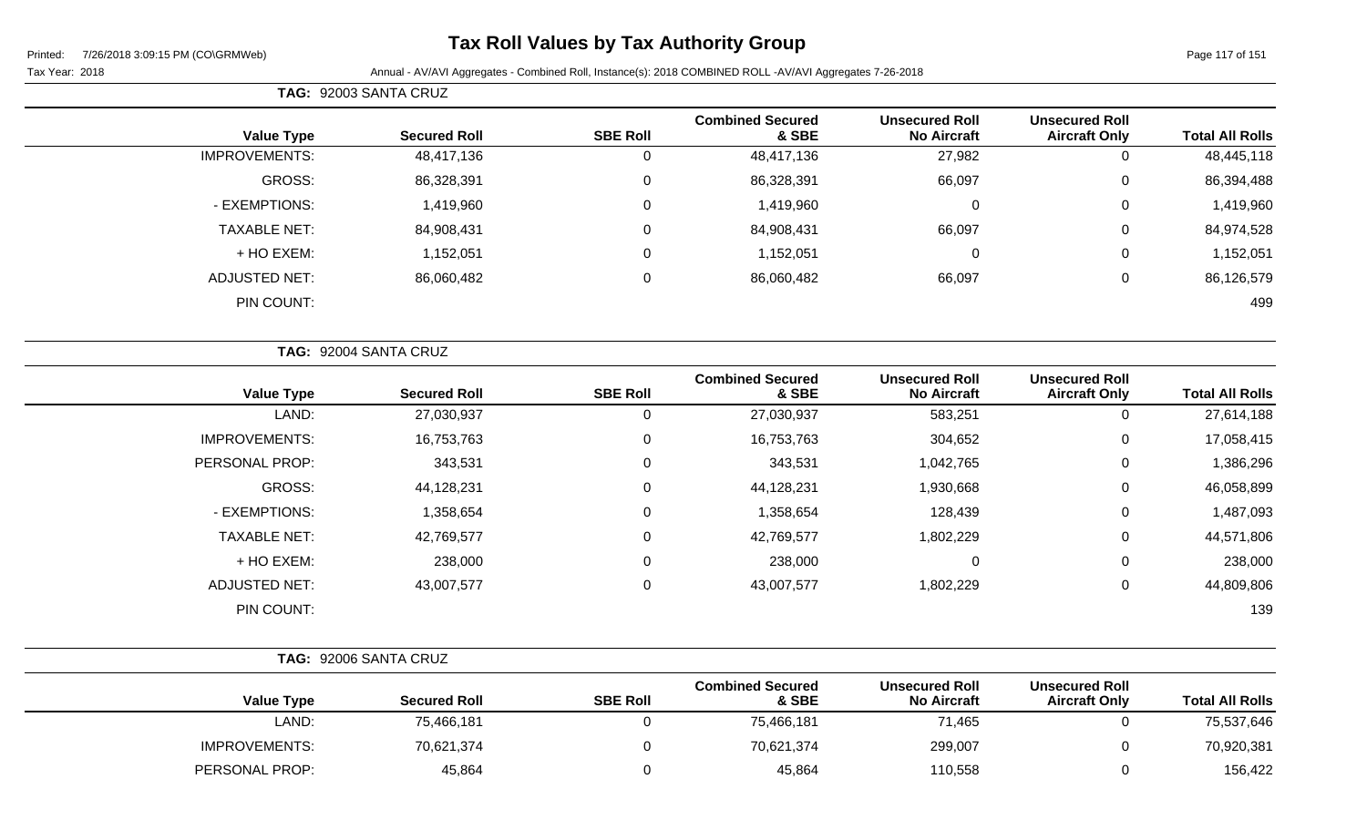# Tax Roll Values by Tax Authority Group

Printed: 7/26/2018 3:09:15 PM (CO\GRMWeb)

Tax Year: 2018

Annual - AV/AVI Aggregates - Combined Roll, Instance(s): 2018 COMBINED ROLL -AV/AVI Aggregates 7-26-2018

**TAG:** 92003 SANTA CRUZ

| Value Type | Secured Roll | SBE Roll | Combined Secured & SBE | Unsecured Roll No Aircraft | Unsecured Roll Aircraft Only | Total All Rolls |
|---|---|---|---|---|---|---|
| IMPROVEMENTS: | 48,417,136 | 0 | 48,417,136 | 27,982 | 0 | 48,445,118 |
| GROSS: | 86,328,391 | 0 | 86,328,391 | 66,097 | 0 | 86,394,488 |
| - EXEMPTIONS: | 1,419,960 | 0 | 1,419,960 | 0 | 0 | 1,419,960 |
| TAXABLE NET: | 84,908,431 | 0 | 84,908,431 | 66,097 | 0 | 84,974,528 |
| + HO EXEM: | 1,152,051 | 0 | 1,152,051 | 0 | 0 | 1,152,051 |
| ADJUSTED NET: | 86,060,482 | 0 | 86,060,482 | 66,097 | 0 | 86,126,579 |
| PIN COUNT: | | | | | | 499 |

**TAG:** 92004 SANTA CRUZ

| Value Type | Secured Roll | SBE Roll | Combined Secured & SBE | Unsecured Roll No Aircraft | Unsecured Roll Aircraft Only | Total All Rolls |
|---|---|---|---|---|---|---|
| LAND: | 27,030,937 | 0 | 27,030,937 | 583,251 | 0 | 27,614,188 |
| IMPROVEMENTS: | 16,753,763 | 0 | 16,753,763 | 304,652 | 0 | 17,058,415 |
| PERSONAL PROP: | 343,531 | 0 | 343,531 | 1,042,765 | 0 | 1,386,296 |
| GROSS: | 44,128,231 | 0 | 44,128,231 | 1,930,668 | 0 | 46,058,899 |
| - EXEMPTIONS: | 1,358,654 | 0 | 1,358,654 | 128,439 | 0 | 1,487,093 |
| TAXABLE NET: | 42,769,577 | 0 | 42,769,577 | 1,802,229 | 0 | 44,571,806 |
| + HO EXEM: | 238,000 | 0 | 238,000 | 0 | 0 | 238,000 |
| ADJUSTED NET: | 43,007,577 | 0 | 43,007,577 | 1,802,229 | 0 | 44,809,806 |
| PIN COUNT: | | | | | | 139 |

**TAG:** 92006 SANTA CRUZ

| Value Type | Secured Roll | SBE Roll | Combined Secured & SBE | Unsecured Roll No Aircraft | Unsecured Roll Aircraft Only | Total All Rolls |
|---|---|---|---|---|---|---|
| LAND: | 75,466,181 | 0 | 75,466,181 | 71,465 | 0 | 75,537,646 |
| IMPROVEMENTS: | 70,621,374 | 0 | 70,621,374 | 299,007 | 0 | 70,920,381 |
| PERSONAL PROP: | 45,864 | 0 | 45,864 | 110,558 | 0 | 156,422 |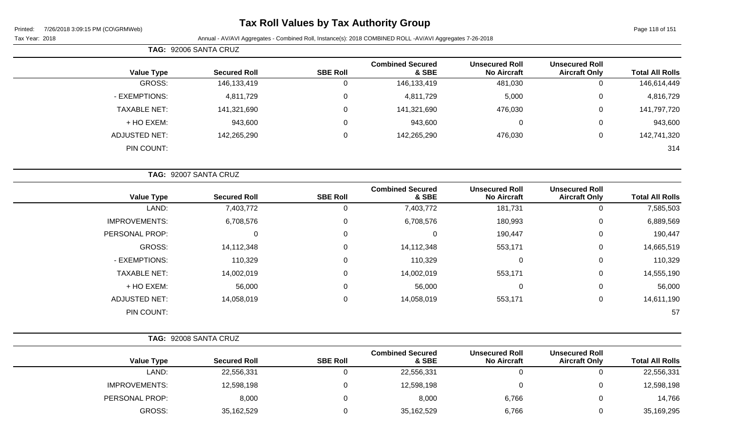# Tax Roll Values by Tax Authority Group

Tax Year: 2018

Annual - AV/AVI Aggregates - Combined Roll, Instance(s): 2018 COMBINED ROLL -AV/AVI Aggregates 7-26-2018

**TAG: 92006 SANTA CRUZ**

| Value Type | Secured Roll | SBE Roll | Combined Secured & SBE | Unsecured Roll No Aircraft | Unsecured Roll Aircraft Only | Total All Rolls |
|---|---|---|---|---|---|---|
| GROSS: | 146,133,419 | 0 | 146,133,419 | 481,030 | 0 | 146,614,449 |
| - EXEMPTIONS: | 4,811,729 | 0 | 4,811,729 | 5,000 | 0 | 4,816,729 |
| TAXABLE NET: | 141,321,690 | 0 | 141,321,690 | 476,030 | 0 | 141,797,720 |
| + HO EXEM: | 943,600 | 0 | 943,600 | 0 | 0 | 943,600 |
| ADJUSTED NET: | 142,265,290 | 0 | 142,265,290 | 476,030 | 0 | 142,741,320 |
| PIN COUNT: | | | | | | 314 |

**TAG: 92007 SANTA CRUZ**

| Value Type | Secured Roll | SBE Roll | Combined Secured & SBE | Unsecured Roll No Aircraft | Unsecured Roll Aircraft Only | Total All Rolls |
|---|---|---|---|---|---|---|
| LAND: | 7,403,772 | 0 | 7,403,772 | 181,731 | 0 | 7,585,503 |
| IMPROVEMENTS: | 6,708,576 | 0 | 6,708,576 | 180,993 | 0 | 6,889,569 |
| PERSONAL PROP: | 0 | 0 | 0 | 190,447 | 0 | 190,447 |
| GROSS: | 14,112,348 | 0 | 14,112,348 | 553,171 | 0 | 14,665,519 |
| - EXEMPTIONS: | 110,329 | 0 | 110,329 | 0 | 0 | 110,329 |
| TAXABLE NET: | 14,002,019 | 0 | 14,002,019 | 553,171 | 0 | 14,555,190 |
| + HO EXEM: | 56,000 | 0 | 56,000 | 0 | 0 | 56,000 |
| ADJUSTED NET: | 14,058,019 | 0 | 14,058,019 | 553,171 | 0 | 14,611,190 |
| PIN COUNT: | | | | | | 57 |

**TAG: 92008 SANTA CRUZ**

| Value Type | Secured Roll | SBE Roll | Combined Secured & SBE | Unsecured Roll No Aircraft | Unsecured Roll Aircraft Only | Total All Rolls |
|---|---|---|---|---|---|---|
| LAND: | 22,556,331 | 0 | 22,556,331 | 0 | 0 | 22,556,331 |
| IMPROVEMENTS: | 12,598,198 | 0 | 12,598,198 | 0 | 0 | 12,598,198 |
| PERSONAL PROP: | 8,000 | 0 | 8,000 | 6,766 | 0 | 14,766 |
| GROSS: | 35,162,529 | 0 | 35,162,529 | 6,766 | 0 | 35,169,295 |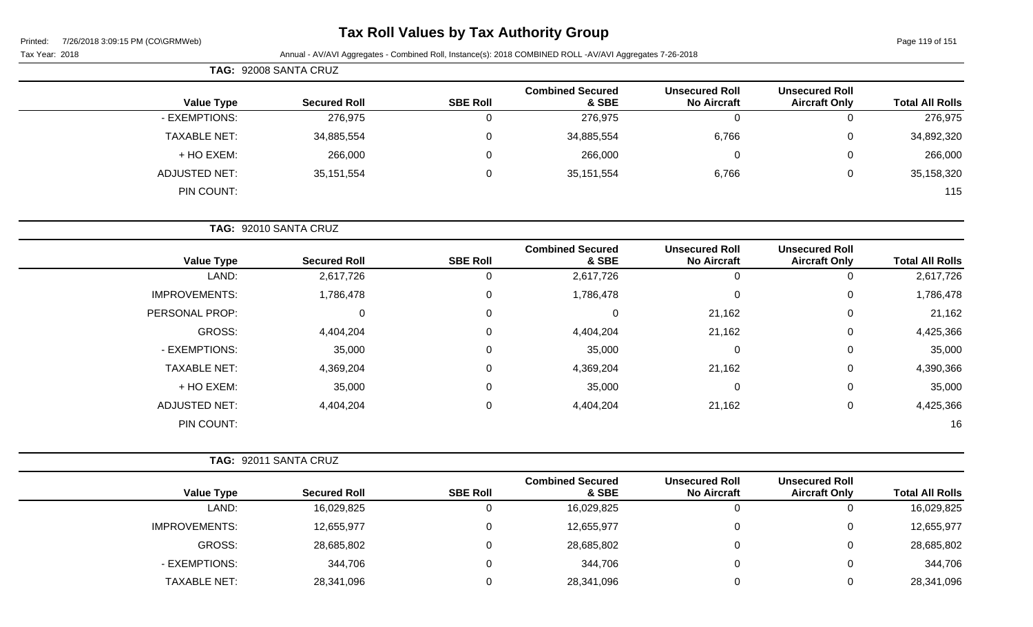# Tax Roll Values by Tax Authority Group

Tax Year: 2018

Annual - AV/AVI Aggregates - Combined Roll, Instance(s): 2018 COMBINED ROLL -AV/AVI Aggregates 7-26-2018

**TAG: 92008 SANTA CRUZ**

| Value Type | Secured Roll | SBE Roll | Combined Secured & SBE | Unsecured Roll No Aircraft | Unsecured Roll Aircraft Only | Total All Rolls |
|---|---|---|---|---|---|---|
| - EXEMPTIONS: | 276,975 | 0 | 276,975 | 0 | 0 | 276,975 |
| TAXABLE NET: | 34,885,554 | 0 | 34,885,554 | 6,766 | 0 | 34,892,320 |
| + HO EXEM: | 266,000 | 0 | 266,000 | 0 | 0 | 266,000 |
| ADJUSTED NET: | 35,151,554 | 0 | 35,151,554 | 6,766 | 0 | 35,158,320 |
| PIN COUNT: | | | | | | 115 |

**TAG: 92010 SANTA CRUZ**

| Value Type | Secured Roll | SBE Roll | Combined Secured & SBE | Unsecured Roll No Aircraft | Unsecured Roll Aircraft Only | Total All Rolls |
|---|---|---|---|---|---|---|
| LAND: | 2,617,726 | 0 | 2,617,726 | 0 | 0 | 2,617,726 |
| IMPROVEMENTS: | 1,786,478 | 0 | 1,786,478 | 0 | 0 | 1,786,478 |
| PERSONAL PROP: | 0 | 0 | 0 | 21,162 | 0 | 21,162 |
| GROSS: | 4,404,204 | 0 | 4,404,204 | 21,162 | 0 | 4,425,366 |
| - EXEMPTIONS: | 35,000 | 0 | 35,000 | 0 | 0 | 35,000 |
| TAXABLE NET: | 4,369,204 | 0 | 4,369,204 | 21,162 | 0 | 4,390,366 |
| + HO EXEM: | 35,000 | 0 | 35,000 | 0 | 0 | 35,000 |
| ADJUSTED NET: | 4,404,204 | 0 | 4,404,204 | 21,162 | 0 | 4,425,366 |
| PIN COUNT: | | | | | | 16 |

**TAG: 92011 SANTA CRUZ**

| Value Type | Secured Roll | SBE Roll | Combined Secured & SBE | Unsecured Roll No Aircraft | Unsecured Roll Aircraft Only | Total All Rolls |
|---|---|---|---|---|---|---|
| LAND: | 16,029,825 | 0 | 16,029,825 | 0 | 0 | 16,029,825 |
| IMPROVEMENTS: | 12,655,977 | 0 | 12,655,977 | 0 | 0 | 12,655,977 |
| GROSS: | 28,685,802 | 0 | 28,685,802 | 0 | 0 | 28,685,802 |
| - EXEMPTIONS: | 344,706 | 0 | 344,706 | 0 | 0 | 344,706 |
| TAXABLE NET: | 28,341,096 | 0 | 28,341,096 | 0 | 0 | 28,341,096 |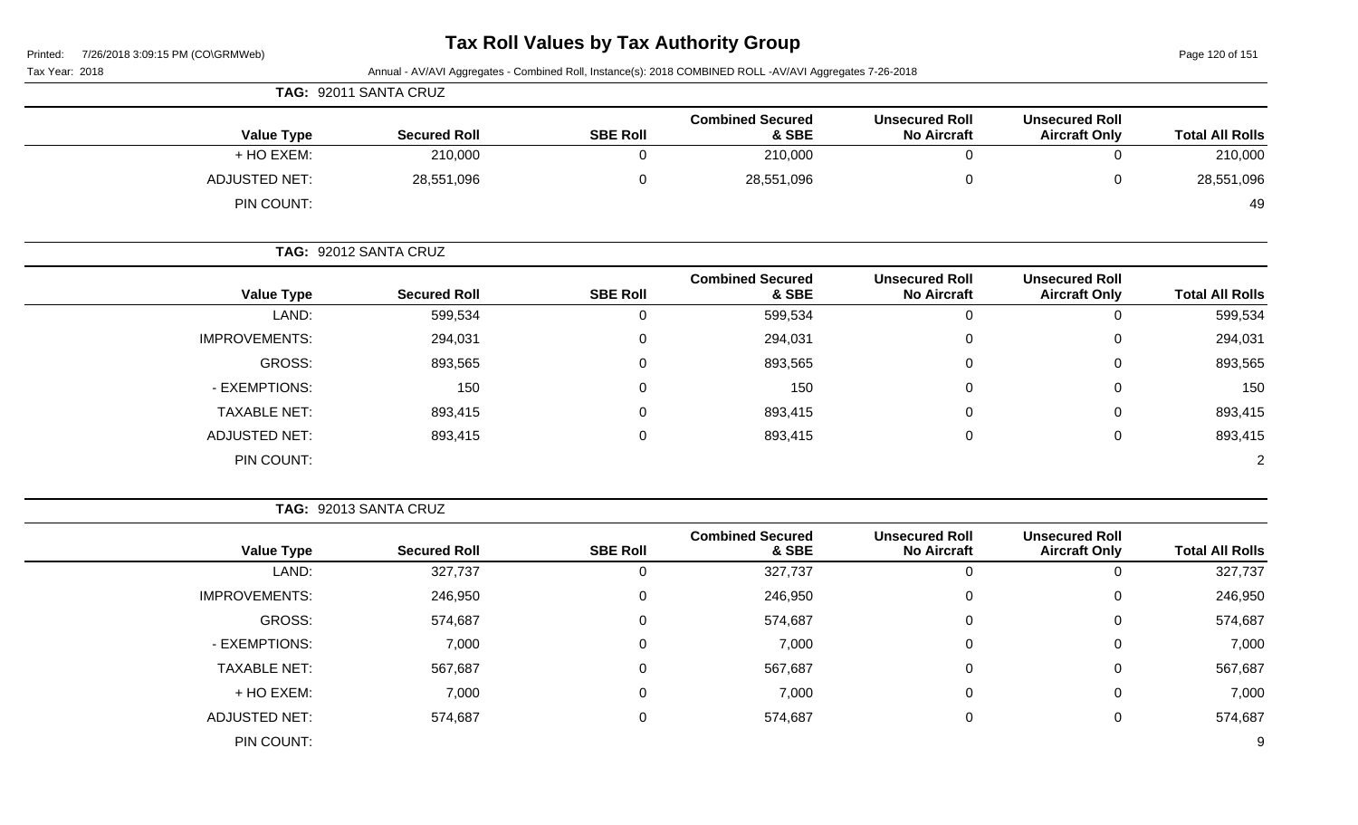# Tax Roll Values by Tax Authority Group

Printed: 7/26/2018 3:09:15 PM (CO\GRMWeb)

Tax Year: 2018

Annual - AV/AVI Aggregates - Combined Roll, Instance(s): 2018 COMBINED ROLL -AV/AVI Aggregates 7-26-2018

**TAG: 92011 SANTA CRUZ**

| Value Type | Secured Roll | SBE Roll | Combined Secured & SBE | Unsecured Roll No Aircraft | Unsecured Roll Aircraft Only | Total All Rolls |
|---|---|---|---|---|---|---|
| + HO EXEM: | 210,000 | 0 | 210,000 | 0 | 0 | 210,000 |
| ADJUSTED NET: | 28,551,096 | 0 | 28,551,096 | 0 | 0 | 28,551,096 |
| PIN COUNT: | | | | | | 49 |

**TAG: 92012 SANTA CRUZ**

| Value Type | Secured Roll | SBE Roll | Combined Secured & SBE | Unsecured Roll No Aircraft | Unsecured Roll Aircraft Only | Total All Rolls |
|---|---|---|---|---|---|---|
| LAND: | 599,534 | 0 | 599,534 | 0 | 0 | 599,534 |
| IMPROVEMENTS: | 294,031 | 0 | 294,031 | 0 | 0 | 294,031 |
| GROSS: | 893,565 | 0 | 893,565 | 0 | 0 | 893,565 |
| - EXEMPTIONS: | 150 | 0 | 150 | 0 | 0 | 150 |
| TAXABLE NET: | 893,415 | 0 | 893,415 | 0 | 0 | 893,415 |
| ADJUSTED NET: | 893,415 | 0 | 893,415 | 0 | 0 | 893,415 |
| PIN COUNT: | | | | | | 2 |

**TAG: 92013 SANTA CRUZ**

| Value Type | Secured Roll | SBE Roll | Combined Secured & SBE | Unsecured Roll No Aircraft | Unsecured Roll Aircraft Only | Total All Rolls |
|---|---|---|---|---|---|---|
| LAND: | 327,737 | 0 | 327,737 | 0 | 0 | 327,737 |
| IMPROVEMENTS: | 246,950 | 0 | 246,950 | 0 | 0 | 246,950 |
| GROSS: | 574,687 | 0 | 574,687 | 0 | 0 | 574,687 |
| - EXEMPTIONS: | 7,000 | 0 | 7,000 | 0 | 0 | 7,000 |
| TAXABLE NET: | 567,687 | 0 | 567,687 | 0 | 0 | 567,687 |
| + HO EXEM: | 7,000 | 0 | 7,000 | 0 | 0 | 7,000 |
| ADJUSTED NET: | 574,687 | 0 | 574,687 | 0 | 0 | 574,687 |
| PIN COUNT: | | | | | | 9 |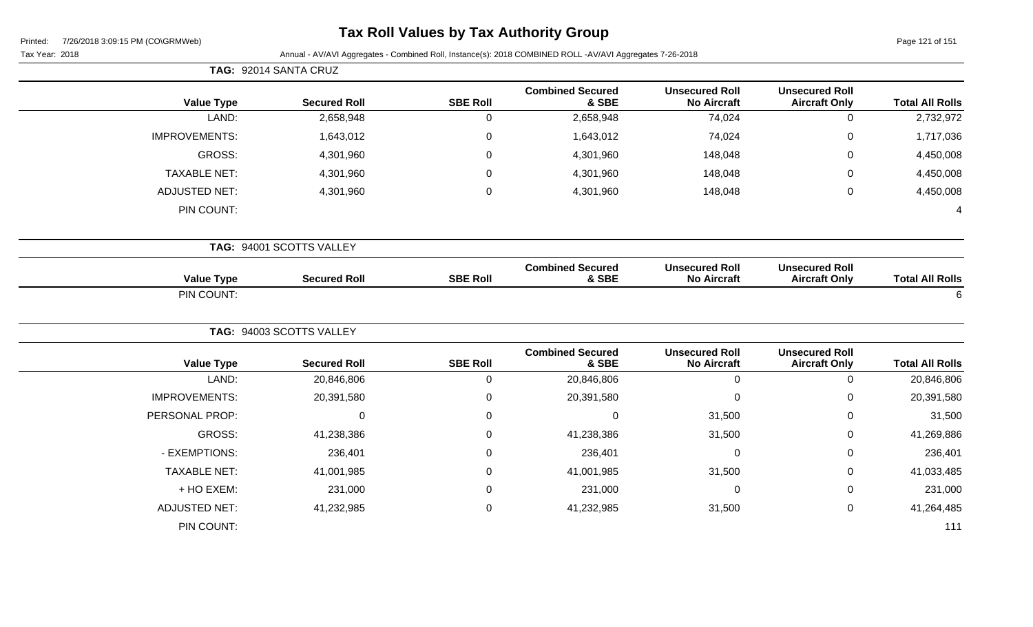# Tax Roll Values by Tax Authority Group

Printed: 7/26/2018 3:09:15 PM (CO\GRMWeb)

Tax Year: 2018

Annual - AV/AVI Aggregates - Combined Roll, Instance(s): 2018 COMBINED ROLL -AV/AVI Aggregates 7-26-2018

**TAG: 92014 SANTA CRUZ**

| Value Type | Secured Roll | SBE Roll | Combined Secured & SBE | Unsecured Roll No Aircraft | Unsecured Roll Aircraft Only | Total All Rolls |
|---|---|---|---|---|---|---|
| LAND: | 2,658,948 | 0 | 2,658,948 | 74,024 | 0 | 2,732,972 |
| IMPROVEMENTS: | 1,643,012 | 0 | 1,643,012 | 74,024 | 0 | 1,717,036 |
| GROSS: | 4,301,960 | 0 | 4,301,960 | 148,048 | 0 | 4,450,008 |
| TAXABLE NET: | 4,301,960 | 0 | 4,301,960 | 148,048 | 0 | 4,450,008 |
| ADJUSTED NET: | 4,301,960 | 0 | 4,301,960 | 148,048 | 0 | 4,450,008 |
| PIN COUNT: | | | | | | 4 |

**TAG: 94001 SCOTTS VALLEY**

| Value Type | Secured Roll | SBE Roll | Combined Secured & SBE | Unsecured Roll No Aircraft | Unsecured Roll Aircraft Only | Total All Rolls |
|---|---|---|---|---|---|---|
| PIN COUNT: | | | | | | 6 |

**TAG: 94003 SCOTTS VALLEY**

| Value Type | Secured Roll | SBE Roll | Combined Secured & SBE | Unsecured Roll No Aircraft | Unsecured Roll Aircraft Only | Total All Rolls |
|---|---|---|---|---|---|---|
| LAND: | 20,846,806 | 0 | 20,846,806 | 0 | 0 | 20,846,806 |
| IMPROVEMENTS: | 20,391,580 | 0 | 20,391,580 | 0 | 0 | 20,391,580 |
| PERSONAL PROP: | 0 | 0 | 0 | 31,500 | 0 | 31,500 |
| GROSS: | 41,238,386 | 0 | 41,238,386 | 31,500 | 0 | 41,269,886 |
| - EXEMPTIONS: | 236,401 | 0 | 236,401 | 0 | 0 | 236,401 |
| TAXABLE NET: | 41,001,985 | 0 | 41,001,985 | 31,500 | 0 | 41,033,485 |
| + HO EXEM: | 231,000 | 0 | 231,000 | 0 | 0 | 231,000 |
| ADJUSTED NET: | 41,232,985 | 0 | 41,232,985 | 31,500 | 0 | 41,264,485 |
| PIN COUNT: | | | | | | 111 |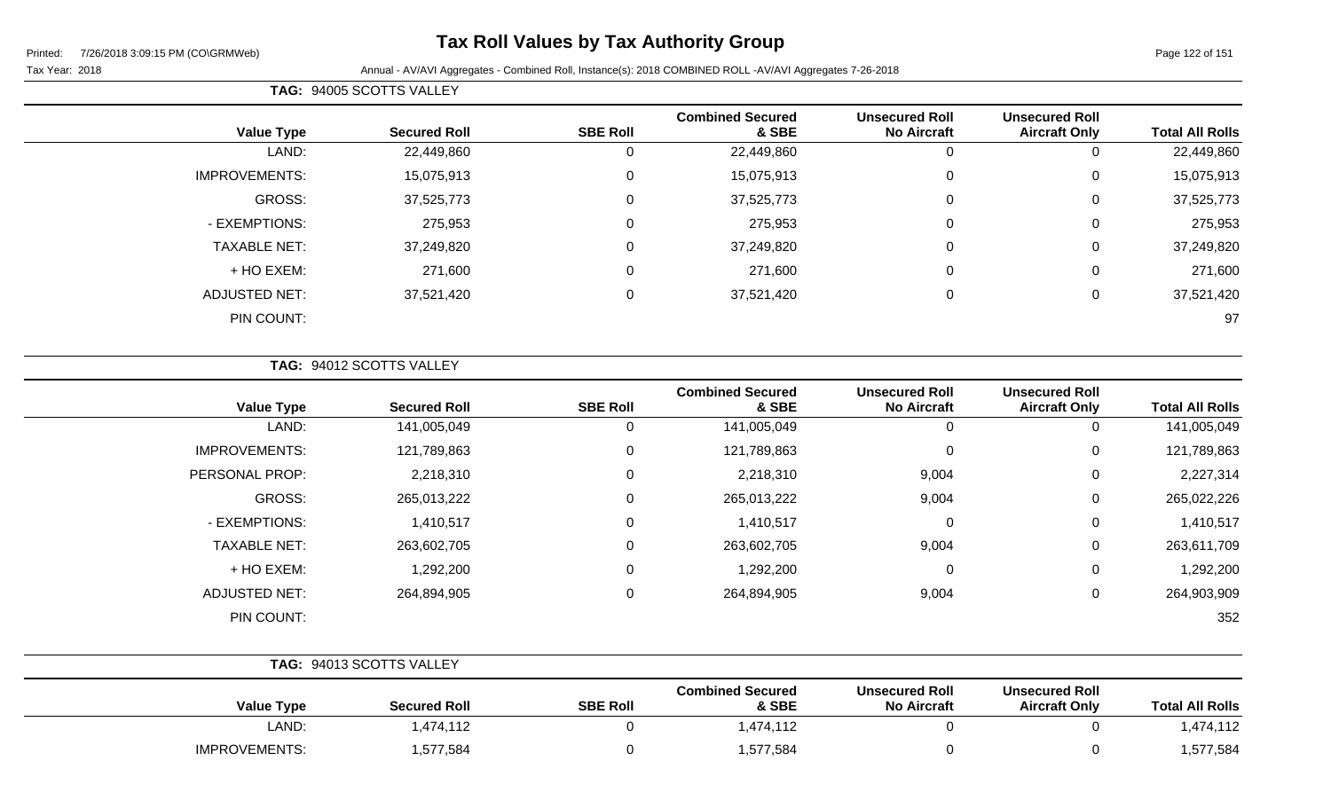# Tax Roll Values by Tax Authority Group

Tax Year: 2018

Annual - AV/AVI Aggregates - Combined Roll, Instance(s): 2018 COMBINED ROLL -AV/AVI Aggregates 7-26-2018

**TAG: 94005 SCOTTS VALLEY**

| Value Type | Secured Roll | SBE Roll | Combined Secured & SBE | Unsecured Roll No Aircraft | Unsecured Roll Aircraft Only | Total All Rolls |
|---|---|---|---|---|---|---|
| LAND: | 22,449,860 | 0 | 22,449,860 | 0 | 0 | 22,449,860 |
| IMPROVEMENTS: | 15,075,913 | 0 | 15,075,913 | 0 | 0 | 15,075,913 |
| GROSS: | 37,525,773 | 0 | 37,525,773 | 0 | 0 | 37,525,773 |
| - EXEMPTIONS: | 275,953 | 0 | 275,953 | 0 | 0 | 275,953 |
| TAXABLE NET: | 37,249,820 | 0 | 37,249,820 | 0 | 0 | 37,249,820 |
| + HO EXEM: | 271,600 | 0 | 271,600 | 0 | 0 | 271,600 |
| ADJUSTED NET: | 37,521,420 | 0 | 37,521,420 | 0 | 0 | 37,521,420 |
| PIN COUNT: | | | | | | 97 |

**TAG: 94012 SCOTTS VALLEY**

| Value Type | Secured Roll | SBE Roll | Combined Secured & SBE | Unsecured Roll No Aircraft | Unsecured Roll Aircraft Only | Total All Rolls |
|---|---|---|---|---|---|---|
| LAND: | 141,005,049 | 0 | 141,005,049 | 0 | 0 | 141,005,049 |
| IMPROVEMENTS: | 121,789,863 | 0 | 121,789,863 | 0 | 0 | 121,789,863 |
| PERSONAL PROP: | 2,218,310 | 0 | 2,218,310 | 9,004 | 0 | 2,227,314 |
| GROSS: | 265,013,222 | 0 | 265,013,222 | 9,004 | 0 | 265,022,226 |
| - EXEMPTIONS: | 1,410,517 | 0 | 1,410,517 | 0 | 0 | 1,410,517 |
| TAXABLE NET: | 263,602,705 | 0 | 263,602,705 | 9,004 | 0 | 263,611,709 |
| + HO EXEM: | 1,292,200 | 0 | 1,292,200 | 0 | 0 | 1,292,200 |
| ADJUSTED NET: | 264,894,905 | 0 | 264,894,905 | 9,004 | 0 | 264,903,909 |
| PIN COUNT: | | | | | | 352 |

**TAG: 94013 SCOTTS VALLEY**

| Value Type | Secured Roll | SBE Roll | Combined Secured & SBE | Unsecured Roll No Aircraft | Unsecured Roll Aircraft Only | Total All Rolls |
|---|---|---|---|---|---|---|
| LAND: | 1,474,112 | 0 | 1,474,112 | 0 | 0 | 1,474,112 |
| IMPROVEMENTS: | 1,577,584 | 0 | 1,577,584 | 0 | 0 | 1,577,584 |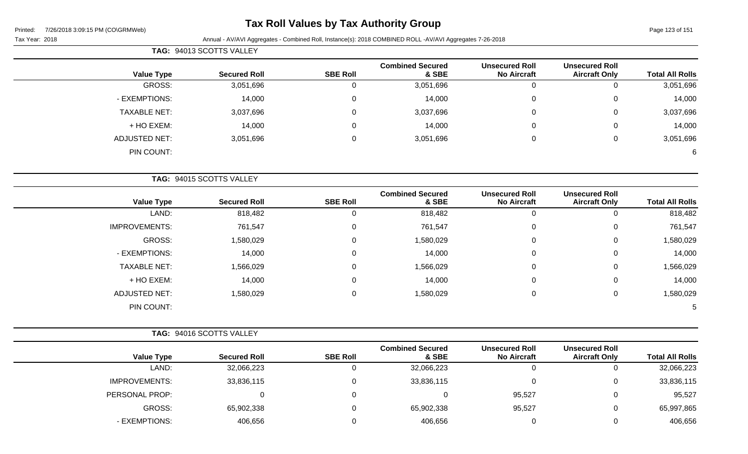# Tax Roll Values by Tax Authority Group

Printed: 7/26/2018 3:09:15 PM (CO\GRMWeb)

Tax Year: 2018

Annual - AV/AVI Aggregates - Combined Roll, Instance(s): 2018 COMBINED ROLL -AV/AVI Aggregates 7-26-2018

**TAG:** 94013 SCOTTS VALLEY

| Value Type | Secured Roll | SBE Roll | Combined Secured & SBE | Unsecured Roll No Aircraft | Unsecured Roll Aircraft Only | Total All Rolls |
|---|---|---|---|---|---|---|
| GROSS: | 3,051,696 | 0 | 3,051,696 | 0 | 0 | 3,051,696 |
| - EXEMPTIONS: | 14,000 | 0 | 14,000 | 0 | 0 | 14,000 |
| TAXABLE NET: | 3,037,696 | 0 | 3,037,696 | 0 | 0 | 3,037,696 |
| + HO EXEM: | 14,000 | 0 | 14,000 | 0 | 0 | 14,000 |
| ADJUSTED NET: | 3,051,696 | 0 | 3,051,696 | 0 | 0 | 3,051,696 |
| PIN COUNT: | | | | | | 6 |

**TAG:** 94015 SCOTTS VALLEY

| Value Type | Secured Roll | SBE Roll | Combined Secured & SBE | Unsecured Roll No Aircraft | Unsecured Roll Aircraft Only | Total All Rolls |
|---|---|---|---|---|---|---|
| LAND: | 818,482 | 0 | 818,482 | 0 | 0 | 818,482 |
| IMPROVEMENTS: | 761,547 | 0 | 761,547 | 0 | 0 | 761,547 |
| GROSS: | 1,580,029 | 0 | 1,580,029 | 0 | 0 | 1,580,029 |
| - EXEMPTIONS: | 14,000 | 0 | 14,000 | 0 | 0 | 14,000 |
| TAXABLE NET: | 1,566,029 | 0 | 1,566,029 | 0 | 0 | 1,566,029 |
| + HO EXEM: | 14,000 | 0 | 14,000 | 0 | 0 | 14,000 |
| ADJUSTED NET: | 1,580,029 | 0 | 1,580,029 | 0 | 0 | 1,580,029 |
| PIN COUNT: | | | | | | 5 |

**TAG:** 94016 SCOTTS VALLEY

| Value Type | Secured Roll | SBE Roll | Combined Secured & SBE | Unsecured Roll No Aircraft | Unsecured Roll Aircraft Only | Total All Rolls |
|---|---|---|---|---|---|---|
| LAND: | 32,066,223 | 0 | 32,066,223 | 0 | 0 | 32,066,223 |
| IMPROVEMENTS: | 33,836,115 | 0 | 33,836,115 | 0 | 0 | 33,836,115 |
| PERSONAL PROP: | 0 | 0 | 0 | 95,527 | 0 | 95,527 |
| GROSS: | 65,902,338 | 0 | 65,902,338 | 95,527 | 0 | 65,997,865 |
| - EXEMPTIONS: | 406,656 | 0 | 406,656 | 0 | 0 | 406,656 |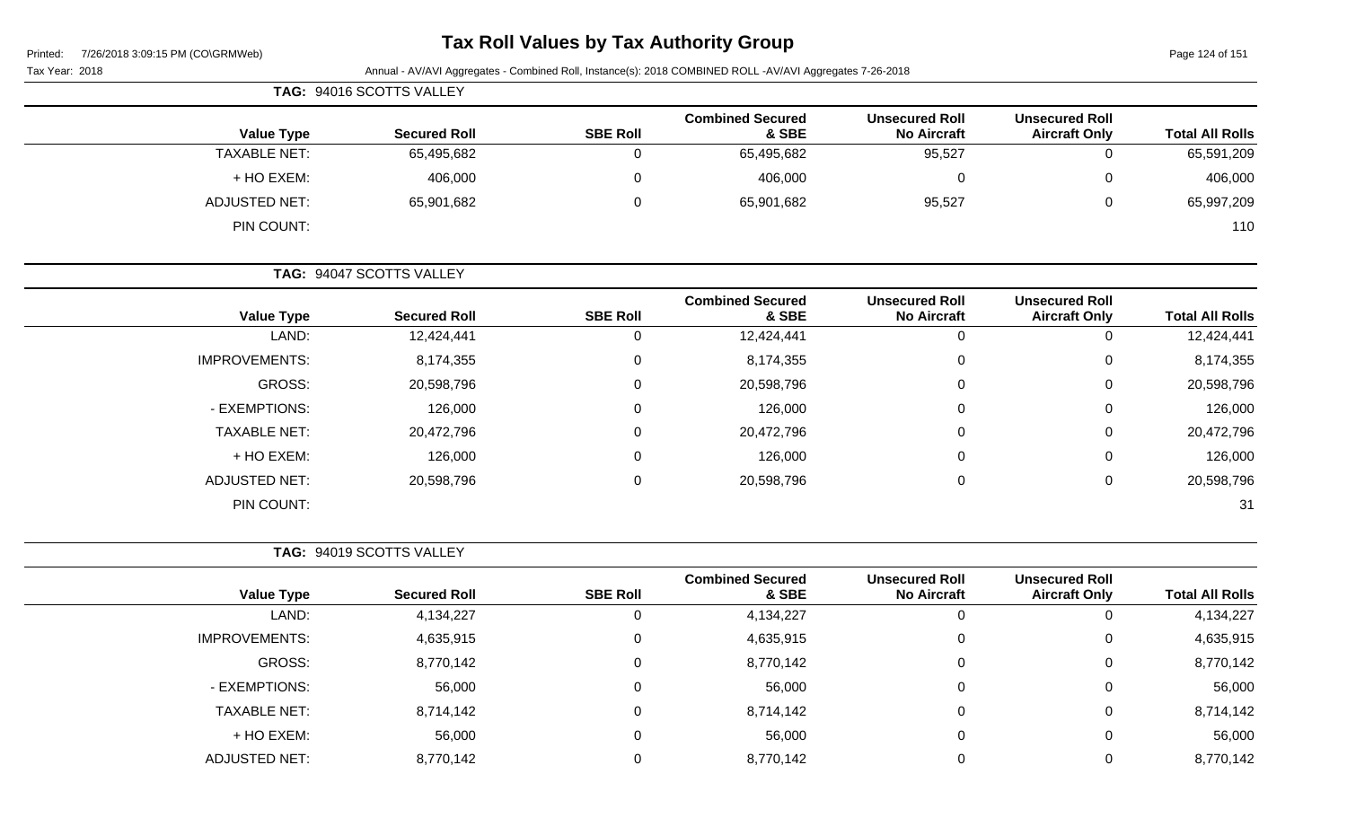# Tax Roll Values by Tax Authority Group

Tax Year: 2018

Annual - AV/AVI Aggregates - Combined Roll, Instance(s): 2018 COMBINED ROLL -AV/AVI Aggregates 7-26-2018

**TAG: 94016 SCOTTS VALLEY**

| Value Type | Secured Roll | SBE Roll | Combined Secured & SBE | Unsecured Roll No Aircraft | Unsecured Roll Aircraft Only | Total All Rolls |
|---|---|---|---|---|---|---|
| TAXABLE NET: | 65,495,682 | 0 | 65,495,682 | 95,527 | 0 | 65,591,209 |
| + HO EXEM: | 406,000 | 0 | 406,000 | 0 | 0 | 406,000 |
| ADJUSTED NET: | 65,901,682 | 0 | 65,901,682 | 95,527 | 0 | 65,997,209 |
| PIN COUNT: | | | | | | 110 |

**TAG: 94047 SCOTTS VALLEY**

| Value Type | Secured Roll | SBE Roll | Combined Secured & SBE | Unsecured Roll No Aircraft | Unsecured Roll Aircraft Only | Total All Rolls |
|---|---|---|---|---|---|---|
| LAND: | 12,424,441 | 0 | 12,424,441 | 0 | 0 | 12,424,441 |
| IMPROVEMENTS: | 8,174,355 | 0 | 8,174,355 | 0 | 0 | 8,174,355 |
| GROSS: | 20,598,796 | 0 | 20,598,796 | 0 | 0 | 20,598,796 |
| - EXEMPTIONS: | 126,000 | 0 | 126,000 | 0 | 0 | 126,000 |
| TAXABLE NET: | 20,472,796 | 0 | 20,472,796 | 0 | 0 | 20,472,796 |
| + HO EXEM: | 126,000 | 0 | 126,000 | 0 | 0 | 126,000 |
| ADJUSTED NET: | 20,598,796 | 0 | 20,598,796 | 0 | 0 | 20,598,796 |
| PIN COUNT: | | | | | | 31 |

**TAG: 94019 SCOTTS VALLEY**

| Value Type | Secured Roll | SBE Roll | Combined Secured & SBE | Unsecured Roll No Aircraft | Unsecured Roll Aircraft Only | Total All Rolls |
|---|---|---|---|---|---|---|
| LAND: | 4,134,227 | 0 | 4,134,227 | 0 | 0 | 4,134,227 |
| IMPROVEMENTS: | 4,635,915 | 0 | 4,635,915 | 0 | 0 | 4,635,915 |
| GROSS: | 8,770,142 | 0 | 8,770,142 | 0 | 0 | 8,770,142 |
| - EXEMPTIONS: | 56,000 | 0 | 56,000 | 0 | 0 | 56,000 |
| TAXABLE NET: | 8,714,142 | 0 | 8,714,142 | 0 | 0 | 8,714,142 |
| + HO EXEM: | 56,000 | 0 | 56,000 | 0 | 0 | 56,000 |
| ADJUSTED NET: | 8,770,142 | 0 | 8,770,142 | 0 | 0 | 8,770,142 |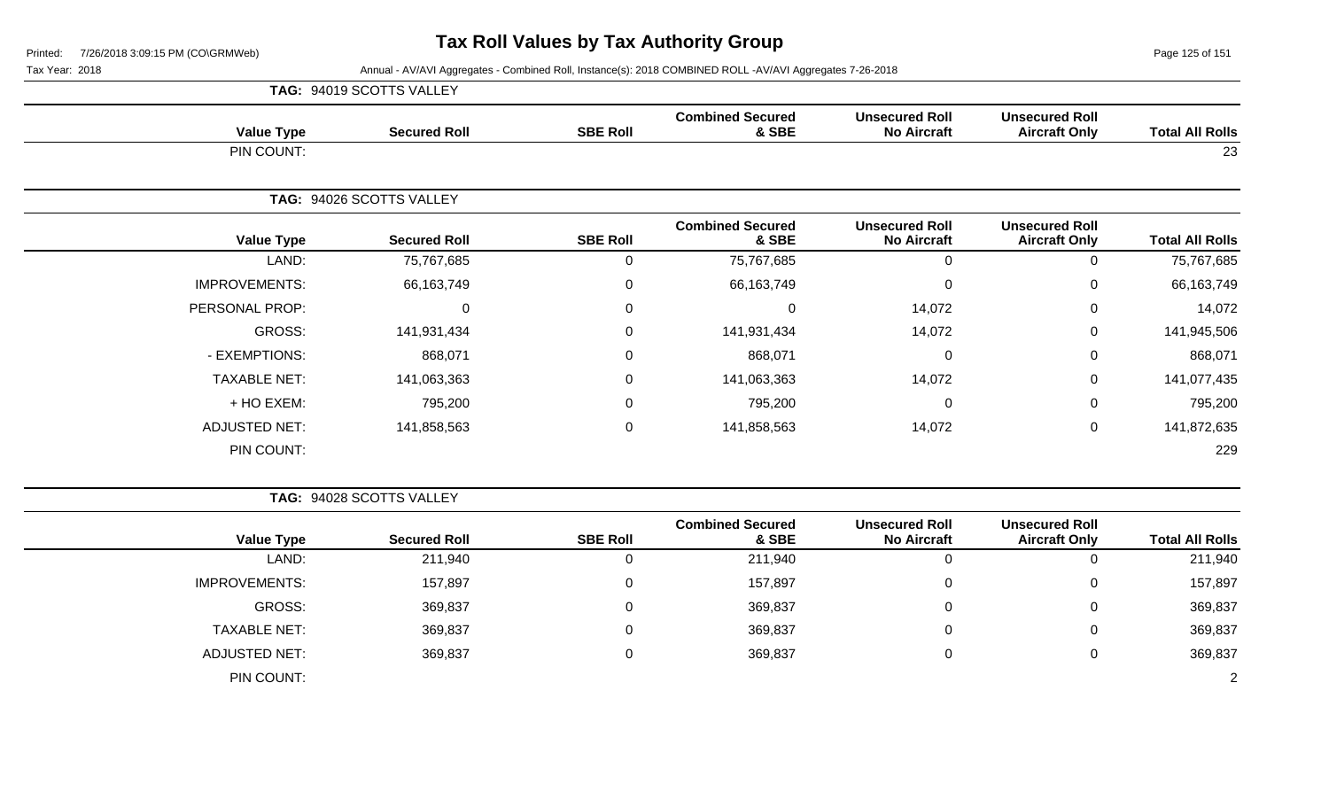# Tax Roll Values by Tax Authority Group

Tax Year: 2018

Annual - AV/AVI Aggregates - Combined Roll, Instance(s): 2018 COMBINED ROLL -AV/AVI Aggregates 7-26-2018

**TAG: 94019 SCOTTS VALLEY**

| Value Type | Secured Roll | SBE Roll | Combined Secured & SBE | Unsecured Roll No Aircraft | Unsecured Roll Aircraft Only | Total All Rolls |
|---|---|---|---|---|---|---|
| PIN COUNT: | | | | | | 23 |

**TAG: 94026 SCOTTS VALLEY**

| Value Type | Secured Roll | SBE Roll | Combined Secured & SBE | Unsecured Roll No Aircraft | Unsecured Roll Aircraft Only | Total All Rolls |
|---|---|---|---|---|---|---|
| LAND: | 75,767,685 | 0 | 75,767,685 | 0 | 0 | 75,767,685 |
| IMPROVEMENTS: | 66,163,749 | 0 | 66,163,749 | 0 | 0 | 66,163,749 |
| PERSONAL PROP: | 0 | 0 | 0 | 14,072 | 0 | 14,072 |
| GROSS: | 141,931,434 | 0 | 141,931,434 | 14,072 | 0 | 141,945,506 |
| - EXEMPTIONS: | 868,071 | 0 | 868,071 | 0 | 0 | 868,071 |
| TAXABLE NET: | 141,063,363 | 0 | 141,063,363 | 14,072 | 0 | 141,077,435 |
| + HO EXEM: | 795,200 | 0 | 795,200 | 0 | 0 | 795,200 |
| ADJUSTED NET: | 141,858,563 | 0 | 141,858,563 | 14,072 | 0 | 141,872,635 |
| PIN COUNT: | | | | | | 229 |

**TAG: 94028 SCOTTS VALLEY**

| Value Type | Secured Roll | SBE Roll | Combined Secured & SBE | Unsecured Roll No Aircraft | Unsecured Roll Aircraft Only | Total All Rolls |
|---|---|---|---|---|---|---|
| LAND: | 211,940 | 0 | 211,940 | 0 | 0 | 211,940 |
| IMPROVEMENTS: | 157,897 | 0 | 157,897 | 0 | 0 | 157,897 |
| GROSS: | 369,837 | 0 | 369,837 | 0 | 0 | 369,837 |
| TAXABLE NET: | 369,837 | 0 | 369,837 | 0 | 0 | 369,837 |
| ADJUSTED NET: | 369,837 | 0 | 369,837 | 0 | 0 | 369,837 |
| PIN COUNT: | | | | | | 2 |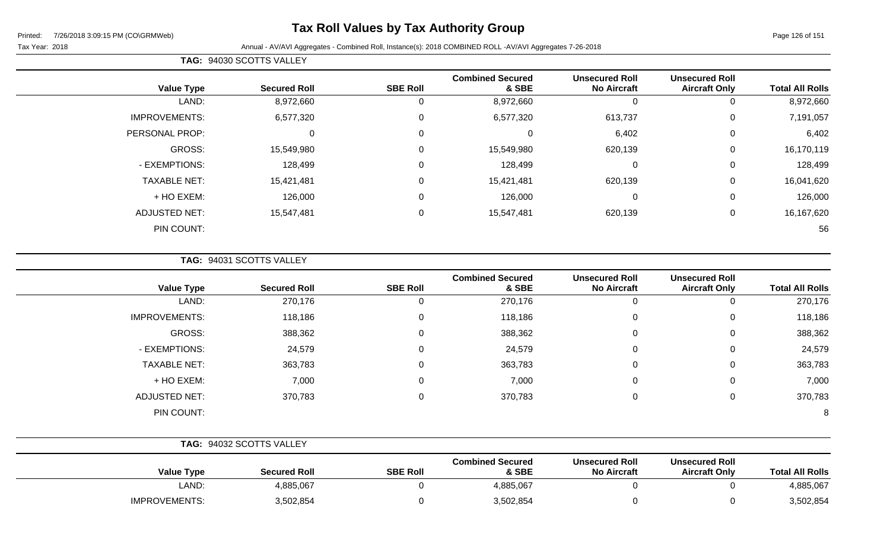# Tax Roll Values by Tax Authority Group

Printed: 7/26/2018 3:09:15 PM (CO\GRMWeb)

Tax Year: 2018 — Annual - AV/AVI Aggregates - Combined Roll, Instance(s): 2018 COMBINED ROLL -AV/AVI Aggregates 7-26-2018

**TAG: 94030 SCOTTS VALLEY**

| Value Type | Secured Roll | SBE Roll | Combined Secured & SBE | Unsecured Roll No Aircraft | Unsecured Roll Aircraft Only | Total All Rolls |
|---|---|---|---|---|---|---|
| LAND: | 8,972,660 | 0 | 8,972,660 | 0 | 0 | 8,972,660 |
| IMPROVEMENTS: | 6,577,320 | 0 | 6,577,320 | 613,737 | 0 | 7,191,057 |
| PERSONAL PROP: | 0 | 0 | 0 | 6,402 | 0 | 6,402 |
| GROSS: | 15,549,980 | 0 | 15,549,980 | 620,139 | 0 | 16,170,119 |
| - EXEMPTIONS: | 128,499 | 0 | 128,499 | 0 | 0 | 128,499 |
| TAXABLE NET: | 15,421,481 | 0 | 15,421,481 | 620,139 | 0 | 16,041,620 |
| + HO EXEM: | 126,000 | 0 | 126,000 | 0 | 0 | 126,000 |
| ADJUSTED NET: | 15,547,481 | 0 | 15,547,481 | 620,139 | 0 | 16,167,620 |
| PIN COUNT: | | | | | | 56 |

**TAG: 94031 SCOTTS VALLEY**

| Value Type | Secured Roll | SBE Roll | Combined Secured & SBE | Unsecured Roll No Aircraft | Unsecured Roll Aircraft Only | Total All Rolls |
|---|---|---|---|---|---|---|
| LAND: | 270,176 | 0 | 270,176 | 0 | 0 | 270,176 |
| IMPROVEMENTS: | 118,186 | 0 | 118,186 | 0 | 0 | 118,186 |
| GROSS: | 388,362 | 0 | 388,362 | 0 | 0 | 388,362 |
| - EXEMPTIONS: | 24,579 | 0 | 24,579 | 0 | 0 | 24,579 |
| TAXABLE NET: | 363,783 | 0 | 363,783 | 0 | 0 | 363,783 |
| + HO EXEM: | 7,000 | 0 | 7,000 | 0 | 0 | 7,000 |
| ADJUSTED NET: | 370,783 | 0 | 370,783 | 0 | 0 | 370,783 |
| PIN COUNT: | | | | | | 8 |

**TAG: 94032 SCOTTS VALLEY**

| Value Type | Secured Roll | SBE Roll | Combined Secured & SBE | Unsecured Roll No Aircraft | Unsecured Roll Aircraft Only | Total All Rolls |
|---|---|---|---|---|---|---|
| LAND: | 4,885,067 | 0 | 4,885,067 | 0 | 0 | 4,885,067 |
| IMPROVEMENTS: | 3,502,854 | 0 | 3,502,854 | 0 | 0 | 3,502,854 |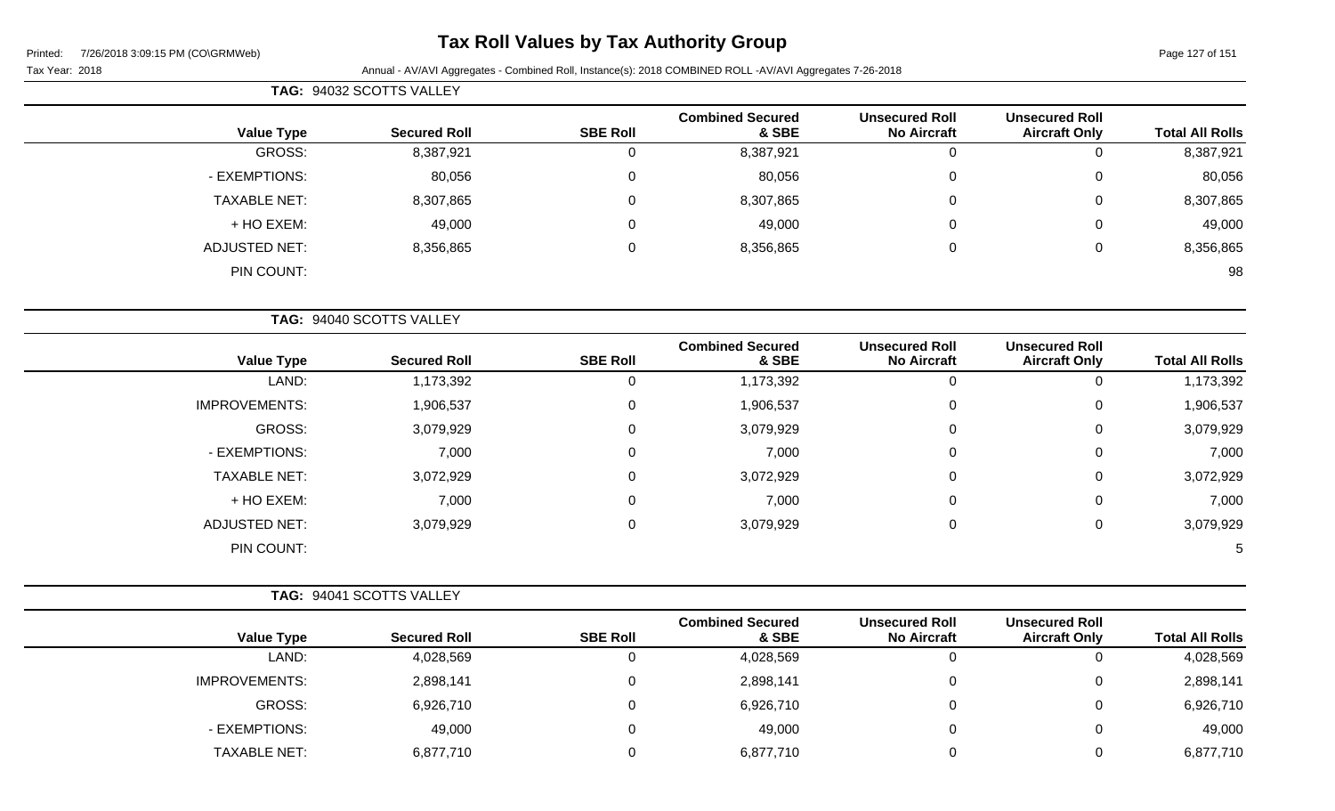# Tax Roll Values by Tax Authority Group

Printed: 7/26/2018 3:09:15 PM (CO\GRMWeb)

Tax Year: 2018

Annual - AV/AVI Aggregates - Combined Roll, Instance(s): 2018 COMBINED ROLL -AV/AVI Aggregates 7-26-2018

**TAG: 94032 SCOTTS VALLEY**

| Value Type | Secured Roll | SBE Roll | Combined Secured & SBE | Unsecured Roll No Aircraft | Unsecured Roll Aircraft Only | Total All Rolls |
|---|---|---|---|---|---|---|
| GROSS: | 8,387,921 | 0 | 8,387,921 | 0 | 0 | 8,387,921 |
| - EXEMPTIONS: | 80,056 | 0 | 80,056 | 0 | 0 | 80,056 |
| TAXABLE NET: | 8,307,865 | 0 | 8,307,865 | 0 | 0 | 8,307,865 |
| + HO EXEM: | 49,000 | 0 | 49,000 | 0 | 0 | 49,000 |
| ADJUSTED NET: | 8,356,865 | 0 | 8,356,865 | 0 | 0 | 8,356,865 |
| PIN COUNT: | | | | | | 98 |

**TAG: 94040 SCOTTS VALLEY**

| Value Type | Secured Roll | SBE Roll | Combined Secured & SBE | Unsecured Roll No Aircraft | Unsecured Roll Aircraft Only | Total All Rolls |
|---|---|---|---|---|---|---|
| LAND: | 1,173,392 | 0 | 1,173,392 | 0 | 0 | 1,173,392 |
| IMPROVEMENTS: | 1,906,537 | 0 | 1,906,537 | 0 | 0 | 1,906,537 |
| GROSS: | 3,079,929 | 0 | 3,079,929 | 0 | 0 | 3,079,929 |
| - EXEMPTIONS: | 7,000 | 0 | 7,000 | 0 | 0 | 7,000 |
| TAXABLE NET: | 3,072,929 | 0 | 3,072,929 | 0 | 0 | 3,072,929 |
| + HO EXEM: | 7,000 | 0 | 7,000 | 0 | 0 | 7,000 |
| ADJUSTED NET: | 3,079,929 | 0 | 3,079,929 | 0 | 0 | 3,079,929 |
| PIN COUNT: | | | | | | 5 |

**TAG: 94041 SCOTTS VALLEY**

| Value Type | Secured Roll | SBE Roll | Combined Secured & SBE | Unsecured Roll No Aircraft | Unsecured Roll Aircraft Only | Total All Rolls |
|---|---|---|---|---|---|---|
| LAND: | 4,028,569 | 0 | 4,028,569 | 0 | 0 | 4,028,569 |
| IMPROVEMENTS: | 2,898,141 | 0 | 2,898,141 | 0 | 0 | 2,898,141 |
| GROSS: | 6,926,710 | 0 | 6,926,710 | 0 | 0 | 6,926,710 |
| - EXEMPTIONS: | 49,000 | 0 | 49,000 | 0 | 0 | 49,000 |
| TAXABLE NET: | 6,877,710 | 0 | 6,877,710 | 0 | 0 | 6,877,710 |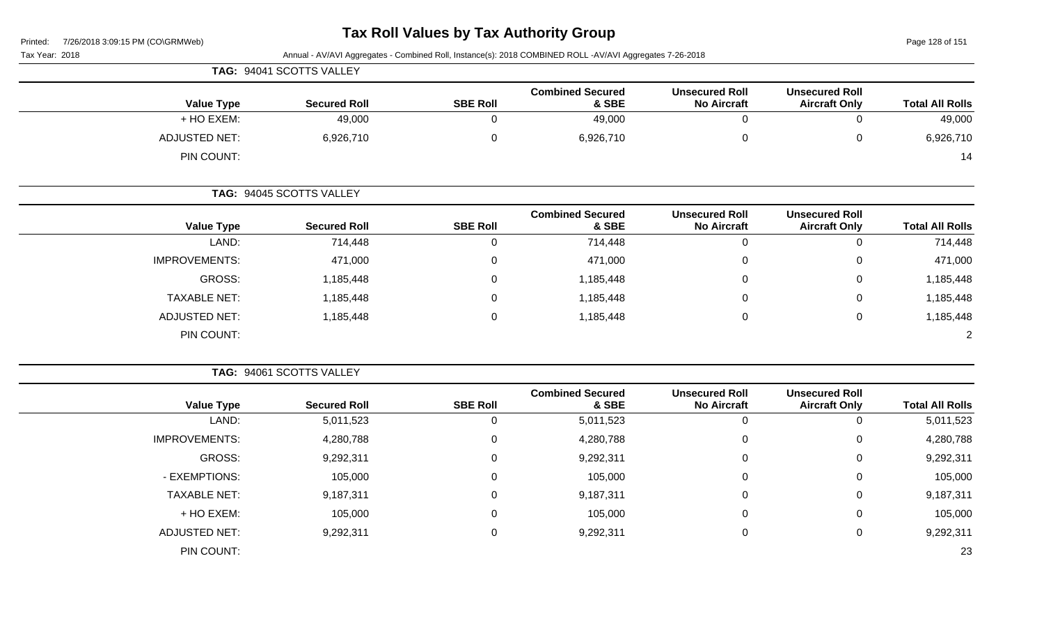# Tax Roll Values by Tax Authority Group

Printed: 7/26/2018 3:09:15 PM (CO\GRMWeb)

Tax Year: 2018 — Annual - AV/AVI Aggregates - Combined Roll, Instance(s): 2018 COMBINED ROLL -AV/AVI Aggregates 7-26-2018

**TAG: 94041 SCOTTS VALLEY**

| Value Type | Secured Roll | SBE Roll | Combined Secured & SBE | Unsecured Roll No Aircraft | Unsecured Roll Aircraft Only | Total All Rolls |
|---|---|---|---|---|---|---|
| + HO EXEM: | 49,000 | 0 | 49,000 | 0 | 0 | 49,000 |
| ADJUSTED NET: | 6,926,710 | 0 | 6,926,710 | 0 | 0 | 6,926,710 |
| PIN COUNT: | | | | | | 14 |

**TAG: 94045 SCOTTS VALLEY**

| Value Type | Secured Roll | SBE Roll | Combined Secured & SBE | Unsecured Roll No Aircraft | Unsecured Roll Aircraft Only | Total All Rolls |
|---|---|---|---|---|---|---|
| LAND: | 714,448 | 0 | 714,448 | 0 | 0 | 714,448 |
| IMPROVEMENTS: | 471,000 | 0 | 471,000 | 0 | 0 | 471,000 |
| GROSS: | 1,185,448 | 0 | 1,185,448 | 0 | 0 | 1,185,448 |
| TAXABLE NET: | 1,185,448 | 0 | 1,185,448 | 0 | 0 | 1,185,448 |
| ADJUSTED NET: | 1,185,448 | 0 | 1,185,448 | 0 | 0 | 1,185,448 |
| PIN COUNT: | | | | | | 2 |

**TAG: 94061 SCOTTS VALLEY**

| Value Type | Secured Roll | SBE Roll | Combined Secured & SBE | Unsecured Roll No Aircraft | Unsecured Roll Aircraft Only | Total All Rolls |
|---|---|---|---|---|---|---|
| LAND: | 5,011,523 | 0 | 5,011,523 | 0 | 0 | 5,011,523 |
| IMPROVEMENTS: | 4,280,788 | 0 | 4,280,788 | 0 | 0 | 4,280,788 |
| GROSS: | 9,292,311 | 0 | 9,292,311 | 0 | 0 | 9,292,311 |
| - EXEMPTIONS: | 105,000 | 0 | 105,000 | 0 | 0 | 105,000 |
| TAXABLE NET: | 9,187,311 | 0 | 9,187,311 | 0 | 0 | 9,187,311 |
| + HO EXEM: | 105,000 | 0 | 105,000 | 0 | 0 | 105,000 |
| ADJUSTED NET: | 9,292,311 | 0 | 9,292,311 | 0 | 0 | 9,292,311 |
| PIN COUNT: | | | | | | 23 |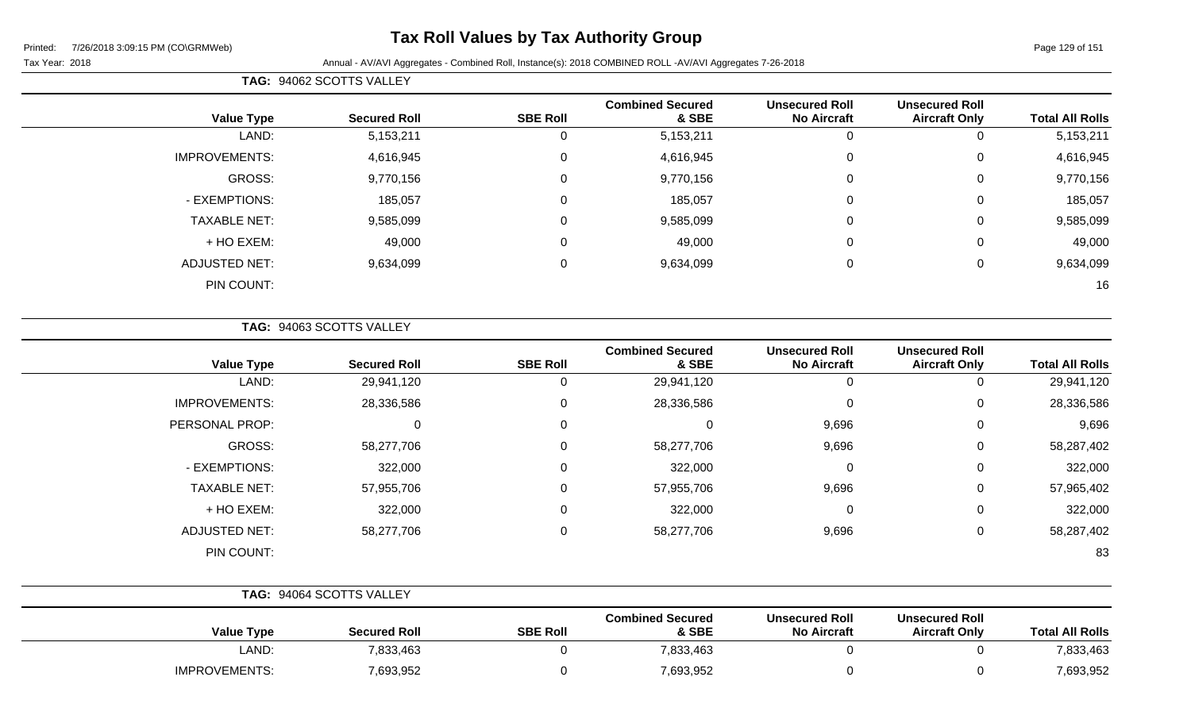# Tax Roll Values by Tax Authority Group

Printed: 7/26/2018 3:09:15 PM (CO\GRMWeb)

Tax Year: 2018 Annual - AV/AVI Aggregates - Combined Roll, Instance(s): 2018 COMBINED ROLL -AV/AVI Aggregates 7-26-2018

**TAG: 94062 SCOTTS VALLEY**

| Value Type | Secured Roll | SBE Roll | Combined Secured & SBE | Unsecured Roll No Aircraft | Unsecured Roll Aircraft Only | Total All Rolls |
|---|---|---|---|---|---|---|
| LAND: | 5,153,211 | 0 | 5,153,211 | 0 | 0 | 5,153,211 |
| IMPROVEMENTS: | 4,616,945 | 0 | 4,616,945 | 0 | 0 | 4,616,945 |
| GROSS: | 9,770,156 | 0 | 9,770,156 | 0 | 0 | 9,770,156 |
| - EXEMPTIONS: | 185,057 | 0 | 185,057 | 0 | 0 | 185,057 |
| TAXABLE NET: | 9,585,099 | 0 | 9,585,099 | 0 | 0 | 9,585,099 |
| + HO EXEM: | 49,000 | 0 | 49,000 | 0 | 0 | 49,000 |
| ADJUSTED NET: | 9,634,099 | 0 | 9,634,099 | 0 | 0 | 9,634,099 |
| PIN COUNT: | | | | | | 16 |

**TAG: 94063 SCOTTS VALLEY**

| Value Type | Secured Roll | SBE Roll | Combined Secured & SBE | Unsecured Roll No Aircraft | Unsecured Roll Aircraft Only | Total All Rolls |
|---|---|---|---|---|---|---|
| LAND: | 29,941,120 | 0 | 29,941,120 | 0 | 0 | 29,941,120 |
| IMPROVEMENTS: | 28,336,586 | 0 | 28,336,586 | 0 | 0 | 28,336,586 |
| PERSONAL PROP: | 0 | 0 | 0 | 9,696 | 0 | 9,696 |
| GROSS: | 58,277,706 | 0 | 58,277,706 | 9,696 | 0 | 58,287,402 |
| - EXEMPTIONS: | 322,000 | 0 | 322,000 | 0 | 0 | 322,000 |
| TAXABLE NET: | 57,955,706 | 0 | 57,955,706 | 9,696 | 0 | 57,965,402 |
| + HO EXEM: | 322,000 | 0 | 322,000 | 0 | 0 | 322,000 |
| ADJUSTED NET: | 58,277,706 | 0 | 58,277,706 | 9,696 | 0 | 58,287,402 |
| PIN COUNT: | | | | | | 83 |

**TAG: 94064 SCOTTS VALLEY**

| Value Type | Secured Roll | SBE Roll | Combined Secured & SBE | Unsecured Roll No Aircraft | Unsecured Roll Aircraft Only | Total All Rolls |
|---|---|---|---|---|---|---|
| LAND: | 7,833,463 | 0 | 7,833,463 | 0 | 0 | 7,833,463 |
| IMPROVEMENTS: | 7,693,952 | 0 | 7,693,952 | 0 | 0 | 7,693,952 |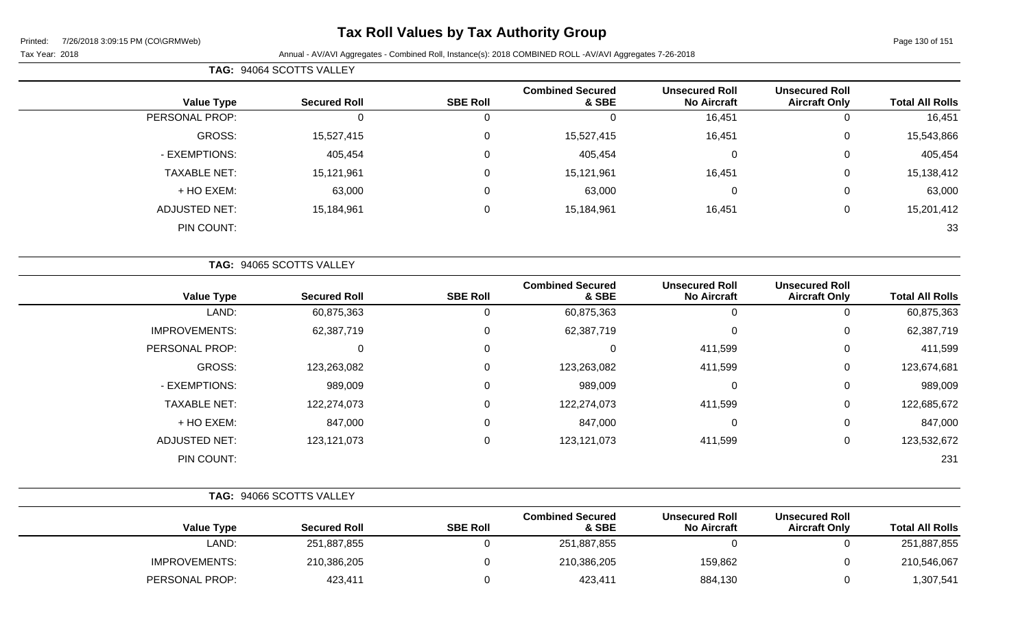# Tax Roll Values by Tax Authority Group

Printed: 7/26/2018 3:09:15 PM (CO\GRMWeb)

Tax Year: 2018 — Annual - AV/AVI Aggregates - Combined Roll, Instance(s): 2018 COMBINED ROLL -AV/AVI Aggregates 7-26-2018

**TAG: 94064 SCOTTS VALLEY**

| Value Type | Secured Roll | SBE Roll | Combined Secured & SBE | Unsecured Roll No Aircraft | Unsecured Roll Aircraft Only | Total All Rolls |
|---|---|---|---|---|---|---|
| PERSONAL PROP: | 0 | 0 | 0 | 16,451 | 0 | 16,451 |
| GROSS: | 15,527,415 | 0 | 15,527,415 | 16,451 | 0 | 15,543,866 |
| - EXEMPTIONS: | 405,454 | 0 | 405,454 | 0 | 0 | 405,454 |
| TAXABLE NET: | 15,121,961 | 0 | 15,121,961 | 16,451 | 0 | 15,138,412 |
| + HO EXEM: | 63,000 | 0 | 63,000 | 0 | 0 | 63,000 |
| ADJUSTED NET: | 15,184,961 | 0 | 15,184,961 | 16,451 | 0 | 15,201,412 |
| PIN COUNT: | | | | | | 33 |

**TAG: 94065 SCOTTS VALLEY**

| Value Type | Secured Roll | SBE Roll | Combined Secured & SBE | Unsecured Roll No Aircraft | Unsecured Roll Aircraft Only | Total All Rolls |
|---|---|---|---|---|---|---|
| LAND: | 60,875,363 | 0 | 60,875,363 | 0 | 0 | 60,875,363 |
| IMPROVEMENTS: | 62,387,719 | 0 | 62,387,719 | 0 | 0 | 62,387,719 |
| PERSONAL PROP: | 0 | 0 | 0 | 411,599 | 0 | 411,599 |
| GROSS: | 123,263,082 | 0 | 123,263,082 | 411,599 | 0 | 123,674,681 |
| - EXEMPTIONS: | 989,009 | 0 | 989,009 | 0 | 0 | 989,009 |
| TAXABLE NET: | 122,274,073 | 0 | 122,274,073 | 411,599 | 0 | 122,685,672 |
| + HO EXEM: | 847,000 | 0 | 847,000 | 0 | 0 | 847,000 |
| ADJUSTED NET: | 123,121,073 | 0 | 123,121,073 | 411,599 | 0 | 123,532,672 |
| PIN COUNT: | | | | | | 231 |

**TAG: 94066 SCOTTS VALLEY**

| Value Type | Secured Roll | SBE Roll | Combined Secured & SBE | Unsecured Roll No Aircraft | Unsecured Roll Aircraft Only | Total All Rolls |
|---|---|---|---|---|---|---|
| LAND: | 251,887,855 | 0 | 251,887,855 | 0 | 0 | 251,887,855 |
| IMPROVEMENTS: | 210,386,205 | 0 | 210,386,205 | 159,862 | 0 | 210,546,067 |
| PERSONAL PROP: | 423,411 | 0 | 423,411 | 884,130 | 0 | 1,307,541 |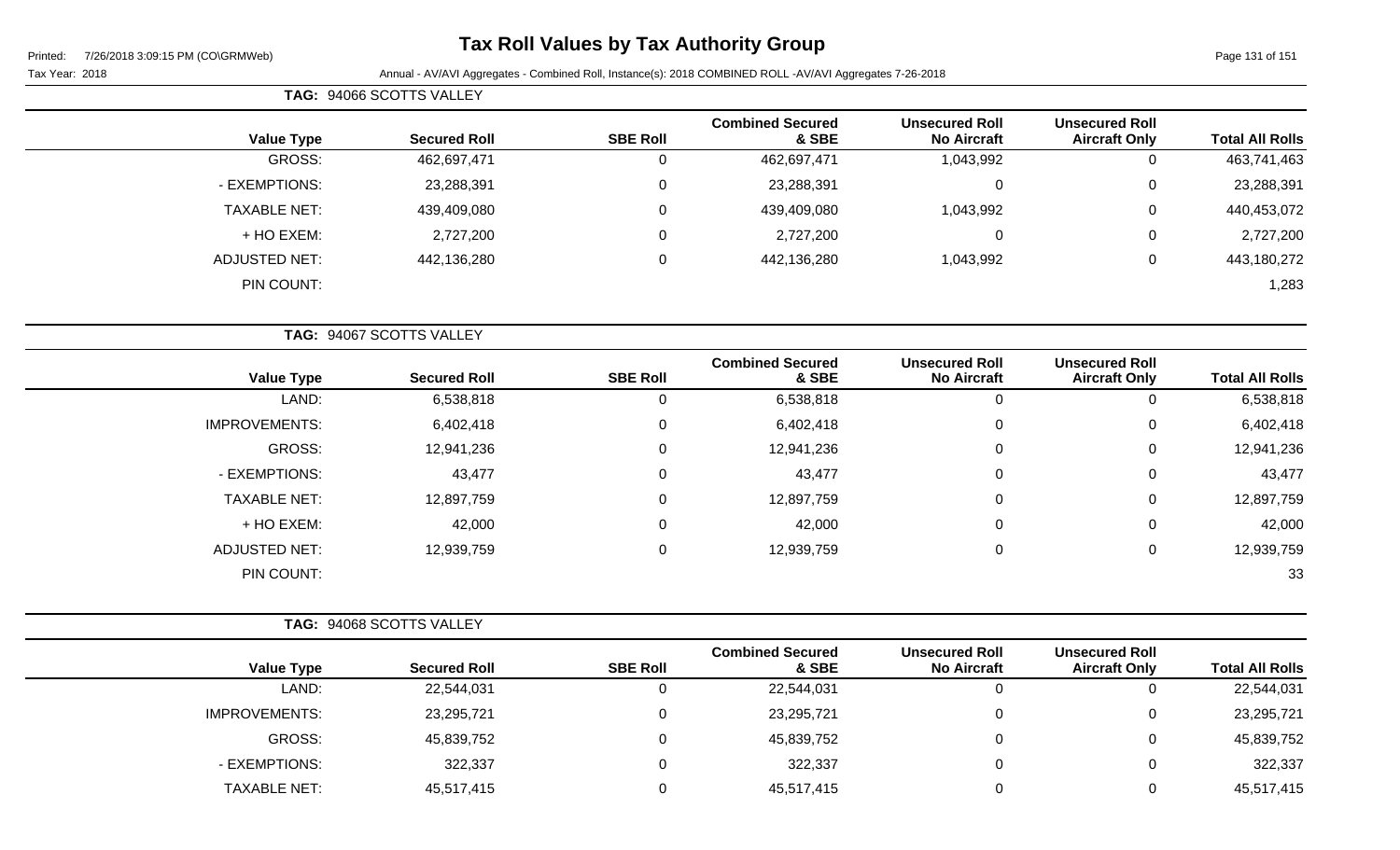# Tax Roll Values by Tax Authority Group

Printed: 7/26/2018 3:09:15 PM (CO\GRMWeb)

Tax Year: 2018

Annual - AV/AVI Aggregates - Combined Roll, Instance(s): 2018 COMBINED ROLL -AV/AVI Aggregates 7-26-2018

**TAG: 94066 SCOTTS VALLEY**

| Value Type | Secured Roll | SBE Roll | Combined Secured & SBE | Unsecured Roll No Aircraft | Unsecured Roll Aircraft Only | Total All Rolls |
|---|---|---|---|---|---|---|
| GROSS: | 462,697,471 | 0 | 462,697,471 | 1,043,992 | 0 | 463,741,463 |
| - EXEMPTIONS: | 23,288,391 | 0 | 23,288,391 | 0 | 0 | 23,288,391 |
| TAXABLE NET: | 439,409,080 | 0 | 439,409,080 | 1,043,992 | 0 | 440,453,072 |
| + HO EXEM: | 2,727,200 | 0 | 2,727,200 | 0 | 0 | 2,727,200 |
| ADJUSTED NET: | 442,136,280 | 0 | 442,136,280 | 1,043,992 | 0 | 443,180,272 |
| PIN COUNT: | | | | | | 1,283 |

**TAG: 94067 SCOTTS VALLEY**

| Value Type | Secured Roll | SBE Roll | Combined Secured & SBE | Unsecured Roll No Aircraft | Unsecured Roll Aircraft Only | Total All Rolls |
|---|---|---|---|---|---|---|
| LAND: | 6,538,818 | 0 | 6,538,818 | 0 | 0 | 6,538,818 |
| IMPROVEMENTS: | 6,402,418 | 0 | 6,402,418 | 0 | 0 | 6,402,418 |
| GROSS: | 12,941,236 | 0 | 12,941,236 | 0 | 0 | 12,941,236 |
| - EXEMPTIONS: | 43,477 | 0 | 43,477 | 0 | 0 | 43,477 |
| TAXABLE NET: | 12,897,759 | 0 | 12,897,759 | 0 | 0 | 12,897,759 |
| + HO EXEM: | 42,000 | 0 | 42,000 | 0 | 0 | 42,000 |
| ADJUSTED NET: | 12,939,759 | 0 | 12,939,759 | 0 | 0 | 12,939,759 |
| PIN COUNT: | | | | | | 33 |

**TAG: 94068 SCOTTS VALLEY**

| Value Type | Secured Roll | SBE Roll | Combined Secured & SBE | Unsecured Roll No Aircraft | Unsecured Roll Aircraft Only | Total All Rolls |
|---|---|---|---|---|---|---|
| LAND: | 22,544,031 | 0 | 22,544,031 | 0 | 0 | 22,544,031 |
| IMPROVEMENTS: | 23,295,721 | 0 | 23,295,721 | 0 | 0 | 23,295,721 |
| GROSS: | 45,839,752 | 0 | 45,839,752 | 0 | 0 | 45,839,752 |
| - EXEMPTIONS: | 322,337 | 0 | 322,337 | 0 | 0 | 322,337 |
| TAXABLE NET: | 45,517,415 | 0 | 45,517,415 | 0 | 0 | 45,517,415 |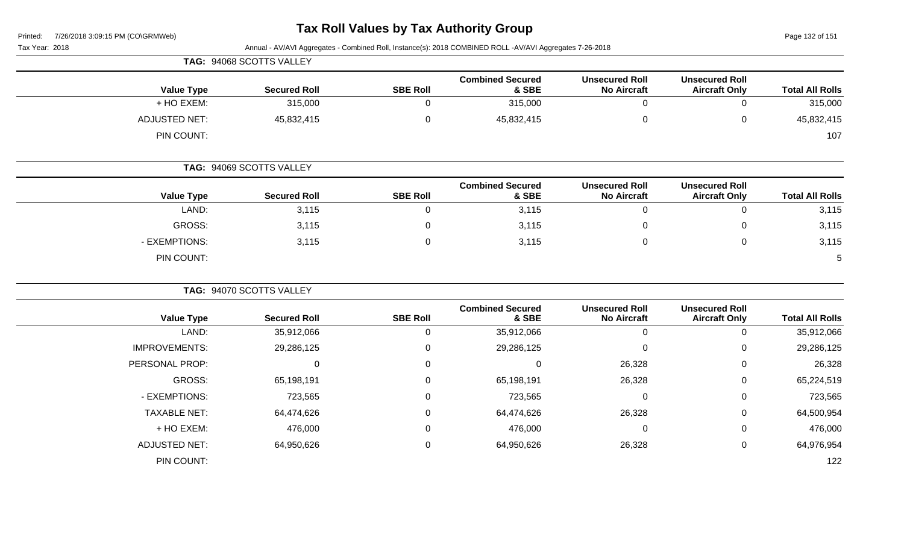# Tax Roll Values by Tax Authority Group

Printed: 7/26/2018 3:09:15 PM (CO\GRMWeb)

Tax Year: 2018 — Annual - AV/AVI Aggregates - Combined Roll, Instance(s): 2018 COMBINED ROLL -AV/AVI Aggregates 7-26-2018

**TAG: 94068 SCOTTS VALLEY**

| Value Type | Secured Roll | SBE Roll | Combined Secured & SBE | Unsecured Roll No Aircraft | Unsecured Roll Aircraft Only | Total All Rolls |
|---|---|---|---|---|---|---|
| + HO EXEM: | 315,000 | 0 | 315,000 | 0 | 0 | 315,000 |
| ADJUSTED NET: | 45,832,415 | 0 | 45,832,415 | 0 | 0 | 45,832,415 |
| PIN COUNT: | | | | | | 107 |

**TAG: 94069 SCOTTS VALLEY**

| Value Type | Secured Roll | SBE Roll | Combined Secured & SBE | Unsecured Roll No Aircraft | Unsecured Roll Aircraft Only | Total All Rolls |
|---|---|---|---|---|---|---|
| LAND: | 3,115 | 0 | 3,115 | 0 | 0 | 3,115 |
| GROSS: | 3,115 | 0 | 3,115 | 0 | 0 | 3,115 |
| - EXEMPTIONS: | 3,115 | 0 | 3,115 | 0 | 0 | 3,115 |
| PIN COUNT: | | | | | | 5 |

**TAG: 94070 SCOTTS VALLEY**

| Value Type | Secured Roll | SBE Roll | Combined Secured & SBE | Unsecured Roll No Aircraft | Unsecured Roll Aircraft Only | Total All Rolls |
|---|---|---|---|---|---|---|
| LAND: | 35,912,066 | 0 | 35,912,066 | 0 | 0 | 35,912,066 |
| IMPROVEMENTS: | 29,286,125 | 0 | 29,286,125 | 0 | 0 | 29,286,125 |
| PERSONAL PROP: | 0 | 0 | 0 | 26,328 | 0 | 26,328 |
| GROSS: | 65,198,191 | 0 | 65,198,191 | 26,328 | 0 | 65,224,519 |
| - EXEMPTIONS: | 723,565 | 0 | 723,565 | 0 | 0 | 723,565 |
| TAXABLE NET: | 64,474,626 | 0 | 64,474,626 | 26,328 | 0 | 64,500,954 |
| + HO EXEM: | 476,000 | 0 | 476,000 | 0 | 0 | 476,000 |
| ADJUSTED NET: | 64,950,626 | 0 | 64,950,626 | 26,328 | 0 | 64,976,954 |
| PIN COUNT: | | | | | | 122 |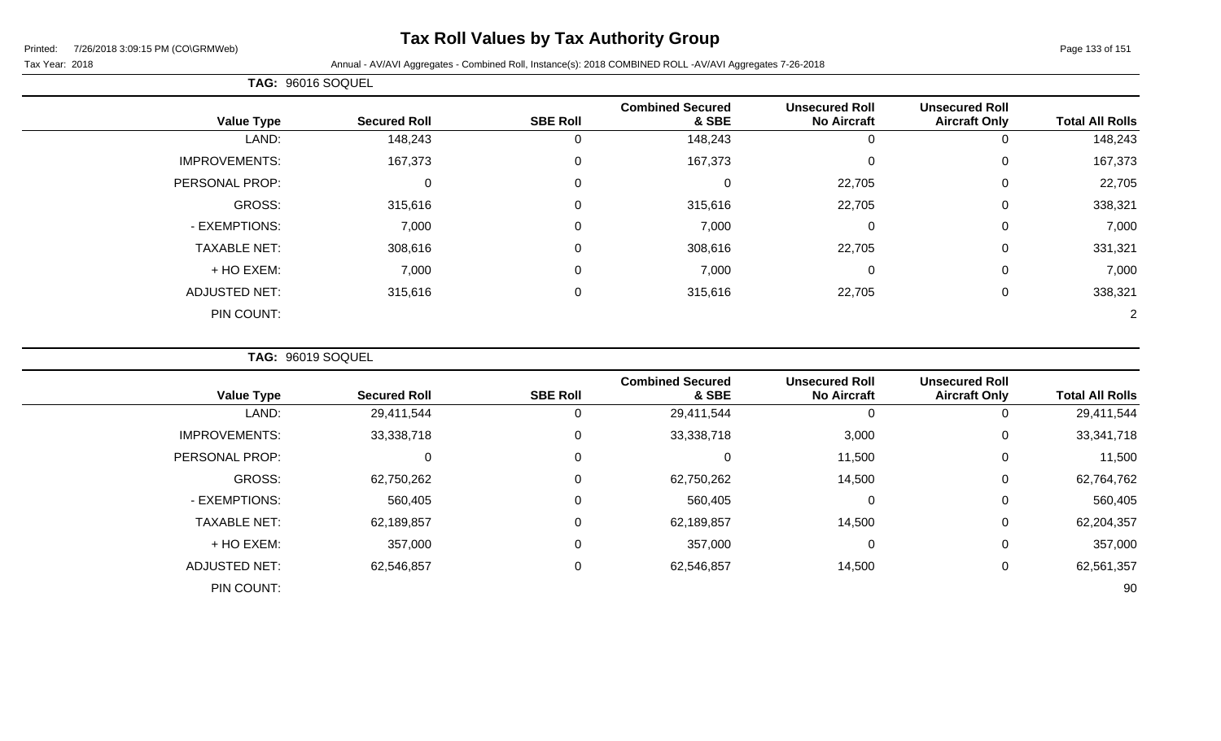# Tax Roll Values by Tax Authority Group

Tax Year: 2018

Annual - AV/AVI Aggregates - Combined Roll, Instance(s): 2018 COMBINED ROLL -AV/AVI Aggregates 7-26-2018

**TAG: 96016 SOQUEL**

| Value Type | Secured Roll | SBE Roll | Combined Secured & SBE | Unsecured Roll No Aircraft | Unsecured Roll Aircraft Only | Total All Rolls |
|---|---|---|---|---|---|---|
| LAND: | 148,243 | 0 | 148,243 | 0 | 0 | 148,243 |
| IMPROVEMENTS: | 167,373 | 0 | 167,373 | 0 | 0 | 167,373 |
| PERSONAL PROP: | 0 | 0 | 0 | 22,705 | 0 | 22,705 |
| GROSS: | 315,616 | 0 | 315,616 | 22,705 | 0 | 338,321 |
| - EXEMPTIONS: | 7,000 | 0 | 7,000 | 0 | 0 | 7,000 |
| TAXABLE NET: | 308,616 | 0 | 308,616 | 22,705 | 0 | 331,321 |
| + HO EXEM: | 7,000 | 0 | 7,000 | 0 | 0 | 7,000 |
| ADJUSTED NET: | 315,616 | 0 | 315,616 | 22,705 | 0 | 338,321 |
| PIN COUNT: | | | | | | 2 |

**TAG: 96019 SOQUEL**

| Value Type | Secured Roll | SBE Roll | Combined Secured & SBE | Unsecured Roll No Aircraft | Unsecured Roll Aircraft Only | Total All Rolls |
|---|---|---|---|---|---|---|
| LAND: | 29,411,544 | 0 | 29,411,544 | 0 | 0 | 29,411,544 |
| IMPROVEMENTS: | 33,338,718 | 0 | 33,338,718 | 3,000 | 0 | 33,341,718 |
| PERSONAL PROP: | 0 | 0 | 0 | 11,500 | 0 | 11,500 |
| GROSS: | 62,750,262 | 0 | 62,750,262 | 14,500 | 0 | 62,764,762 |
| - EXEMPTIONS: | 560,405 | 0 | 560,405 | 0 | 0 | 560,405 |
| TAXABLE NET: | 62,189,857 | 0 | 62,189,857 | 14,500 | 0 | 62,204,357 |
| + HO EXEM: | 357,000 | 0 | 357,000 | 0 | 0 | 357,000 |
| ADJUSTED NET: | 62,546,857 | 0 | 62,546,857 | 14,500 | 0 | 62,561,357 |
| PIN COUNT: | | | | | | 90 |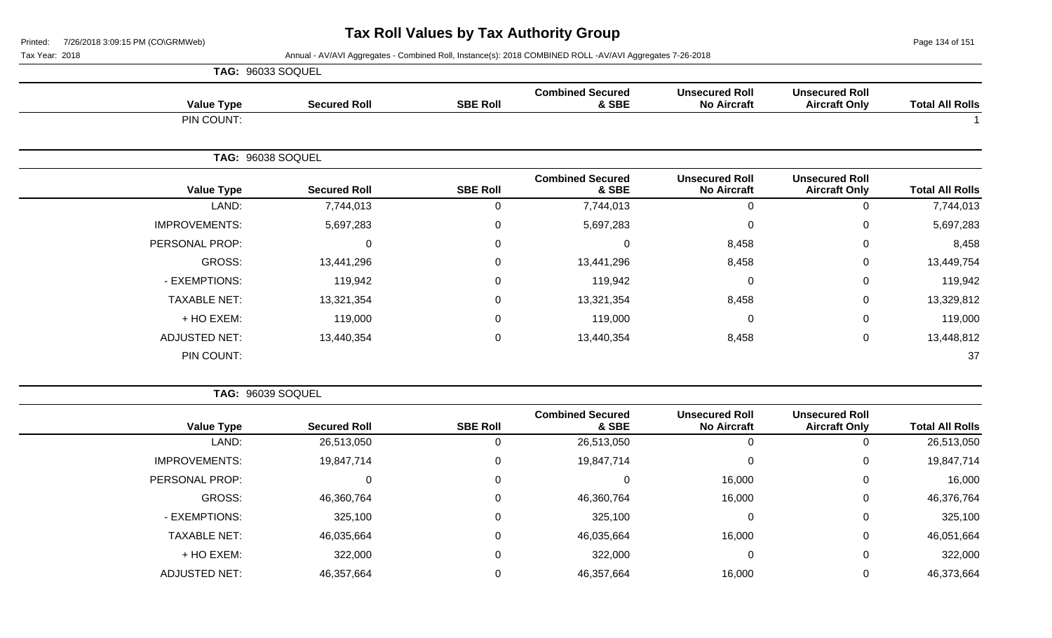# Tax Roll Values by Tax Authority Group

Printed: 7/26/2018 3:09:15 PM (CO\GRMWeb)

Tax Year: 2018 Annual - AV/AVI Aggregates - Combined Roll, Instance(s): 2018 COMBINED ROLL -AV/AVI Aggregates 7-26-2018

**TAG: 96033 SOQUEL**

| Value Type | Secured Roll | SBE Roll | Combined Secured & SBE | Unsecured Roll No Aircraft | Unsecured Roll Aircraft Only | Total All Rolls |
|---|---|---|---|---|---|---|
| PIN COUNT: | | | | | | 1 |

**TAG: 96038 SOQUEL**

| Value Type | Secured Roll | SBE Roll | Combined Secured & SBE | Unsecured Roll No Aircraft | Unsecured Roll Aircraft Only | Total All Rolls |
|---|---|---|---|---|---|---|
| LAND: | 7,744,013 | 0 | 7,744,013 | 0 | 0 | 7,744,013 |
| IMPROVEMENTS: | 5,697,283 | 0 | 5,697,283 | 0 | 0 | 5,697,283 |
| PERSONAL PROP: | 0 | 0 | 0 | 8,458 | 0 | 8,458 |
| GROSS: | 13,441,296 | 0 | 13,441,296 | 8,458 | 0 | 13,449,754 |
| - EXEMPTIONS: | 119,942 | 0 | 119,942 | 0 | 0 | 119,942 |
| TAXABLE NET: | 13,321,354 | 0 | 13,321,354 | 8,458 | 0 | 13,329,812 |
| + HO EXEM: | 119,000 | 0 | 119,000 | 0 | 0 | 119,000 |
| ADJUSTED NET: | 13,440,354 | 0 | 13,440,354 | 8,458 | 0 | 13,448,812 |
| PIN COUNT: | | | | | | 37 |

**TAG: 96039 SOQUEL**

| Value Type | Secured Roll | SBE Roll | Combined Secured & SBE | Unsecured Roll No Aircraft | Unsecured Roll Aircraft Only | Total All Rolls |
|---|---|---|---|---|---|---|
| LAND: | 26,513,050 | 0 | 26,513,050 | 0 | 0 | 26,513,050 |
| IMPROVEMENTS: | 19,847,714 | 0 | 19,847,714 | 0 | 0 | 19,847,714 |
| PERSONAL PROP: | 0 | 0 | 0 | 16,000 | 0 | 16,000 |
| GROSS: | 46,360,764 | 0 | 46,360,764 | 16,000 | 0 | 46,376,764 |
| - EXEMPTIONS: | 325,100 | 0 | 325,100 | 0 | 0 | 325,100 |
| TAXABLE NET: | 46,035,664 | 0 | 46,035,664 | 16,000 | 0 | 46,051,664 |
| + HO EXEM: | 322,000 | 0 | 322,000 | 0 | 0 | 322,000 |
| ADJUSTED NET: | 46,357,664 | 0 | 46,357,664 | 16,000 | 0 | 46,373,664 |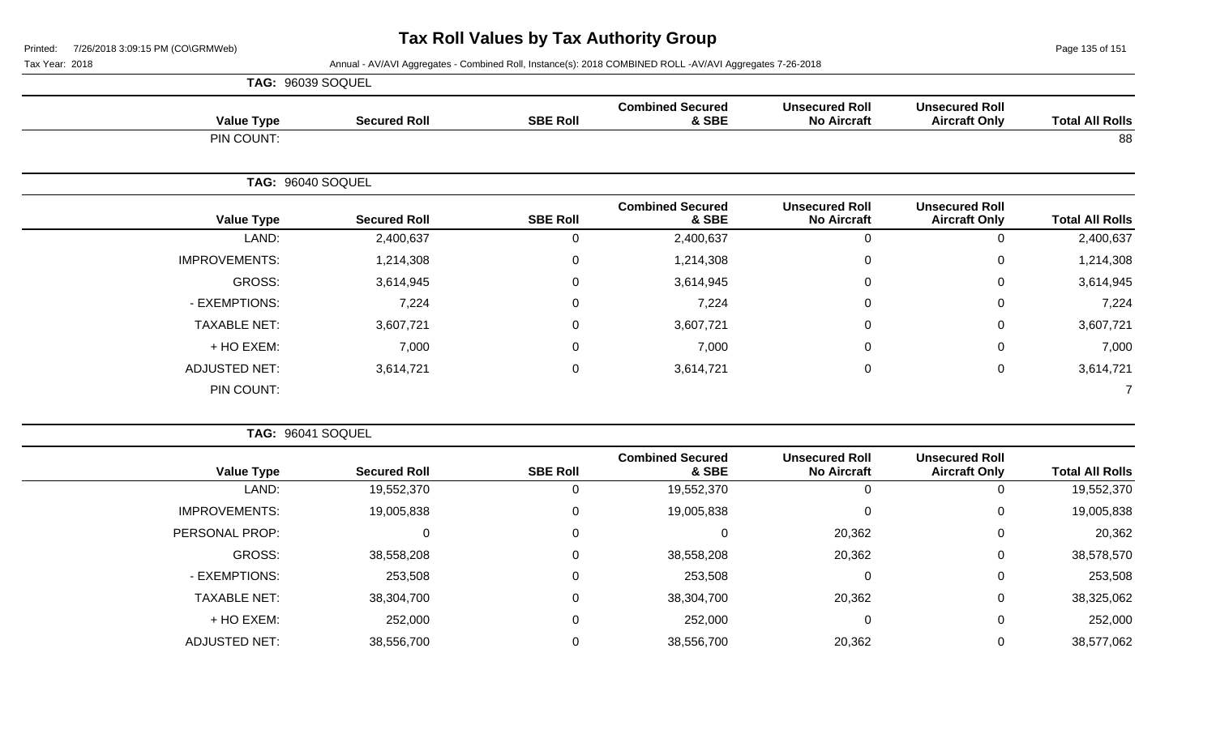# Tax Roll Values by Tax Authority Group

Tax Year: 2018

Annual - AV/AVI Aggregates - Combined Roll, Instance(s): 2018 COMBINED ROLL -AV/AVI Aggregates 7-26-2018

**TAG: 96039 SOQUEL**

| Value Type | Secured Roll | SBE Roll | Combined Secured & SBE | Unsecured Roll No Aircraft | Unsecured Roll Aircraft Only | Total All Rolls |
|---|---|---|---|---|---|---|
| PIN COUNT: | | | | | | 88 |

**TAG: 96040 SOQUEL**

| Value Type | Secured Roll | SBE Roll | Combined Secured & SBE | Unsecured Roll No Aircraft | Unsecured Roll Aircraft Only | Total All Rolls |
|---|---|---|---|---|---|---|
| LAND: | 2,400,637 | 0 | 2,400,637 | 0 | 0 | 2,400,637 |
| IMPROVEMENTS: | 1,214,308 | 0 | 1,214,308 | 0 | 0 | 1,214,308 |
| GROSS: | 3,614,945 | 0 | 3,614,945 | 0 | 0 | 3,614,945 |
| - EXEMPTIONS: | 7,224 | 0 | 7,224 | 0 | 0 | 7,224 |
| TAXABLE NET: | 3,607,721 | 0 | 3,607,721 | 0 | 0 | 3,607,721 |
| + HO EXEM: | 7,000 | 0 | 7,000 | 0 | 0 | 7,000 |
| ADJUSTED NET: | 3,614,721 | 0 | 3,614,721 | 0 | 0 | 3,614,721 |
| PIN COUNT: | | | | | | 7 |

**TAG: 96041 SOQUEL**

| Value Type | Secured Roll | SBE Roll | Combined Secured & SBE | Unsecured Roll No Aircraft | Unsecured Roll Aircraft Only | Total All Rolls |
|---|---|---|---|---|---|---|
| LAND: | 19,552,370 | 0 | 19,552,370 | 0 | 0 | 19,552,370 |
| IMPROVEMENTS: | 19,005,838 | 0 | 19,005,838 | 0 | 0 | 19,005,838 |
| PERSONAL PROP: | 0 | 0 | 0 | 20,362 | 0 | 20,362 |
| GROSS: | 38,558,208 | 0 | 38,558,208 | 20,362 | 0 | 38,578,570 |
| - EXEMPTIONS: | 253,508 | 0 | 253,508 | 0 | 0 | 253,508 |
| TAXABLE NET: | 38,304,700 | 0 | 38,304,700 | 20,362 | 0 | 38,325,062 |
| + HO EXEM: | 252,000 | 0 | 252,000 | 0 | 0 | 252,000 |
| ADJUSTED NET: | 38,556,700 | 0 | 38,556,700 | 20,362 | 0 | 38,577,062 |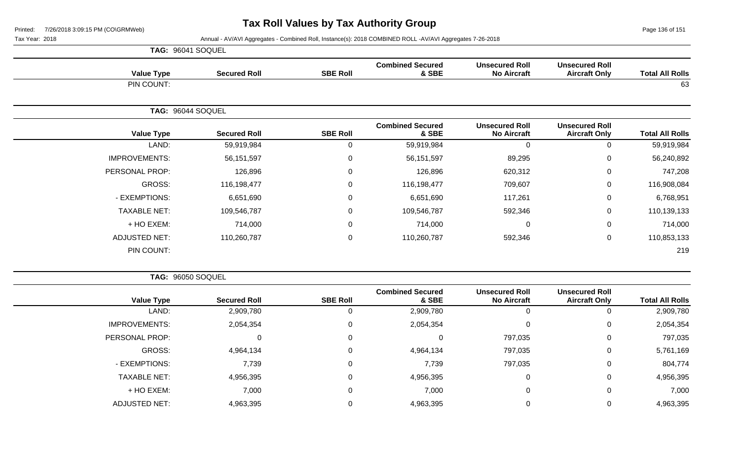# Tax Roll Values by Tax Authority Group

Tax Year: 2018

Annual - AV/AVI Aggregates - Combined Roll, Instance(s): 2018 COMBINED ROLL -AV/AVI Aggregates 7-26-2018

**TAG: 96041 SOQUEL**

| Value Type | Secured Roll | SBE Roll | Combined Secured & SBE | Unsecured Roll No Aircraft | Unsecured Roll Aircraft Only | Total All Rolls |
|---|---|---|---|---|---|---|
| PIN COUNT: | | | | | | 63 |

**TAG: 96044 SOQUEL**

| Value Type | Secured Roll | SBE Roll | Combined Secured & SBE | Unsecured Roll No Aircraft | Unsecured Roll Aircraft Only | Total All Rolls |
|---|---|---|---|---|---|---|
| LAND: | 59,919,984 | 0 | 59,919,984 | 0 | 0 | 59,919,984 |
| IMPROVEMENTS: | 56,151,597 | 0 | 56,151,597 | 89,295 | 0 | 56,240,892 |
| PERSONAL PROP: | 126,896 | 0 | 126,896 | 620,312 | 0 | 747,208 |
| GROSS: | 116,198,477 | 0 | 116,198,477 | 709,607 | 0 | 116,908,084 |
| - EXEMPTIONS: | 6,651,690 | 0 | 6,651,690 | 117,261 | 0 | 6,768,951 |
| TAXABLE NET: | 109,546,787 | 0 | 109,546,787 | 592,346 | 0 | 110,139,133 |
| + HO EXEM: | 714,000 | 0 | 714,000 | 0 | 0 | 714,000 |
| ADJUSTED NET: | 110,260,787 | 0 | 110,260,787 | 592,346 | 0 | 110,853,133 |
| PIN COUNT: | | | | | | 219 |

**TAG: 96050 SOQUEL**

| Value Type | Secured Roll | SBE Roll | Combined Secured & SBE | Unsecured Roll No Aircraft | Unsecured Roll Aircraft Only | Total All Rolls |
|---|---|---|---|---|---|---|
| LAND: | 2,909,780 | 0 | 2,909,780 | 0 | 0 | 2,909,780 |
| IMPROVEMENTS: | 2,054,354 | 0 | 2,054,354 | 0 | 0 | 2,054,354 |
| PERSONAL PROP: | 0 | 0 | 0 | 797,035 | 0 | 797,035 |
| GROSS: | 4,964,134 | 0 | 4,964,134 | 797,035 | 0 | 5,761,169 |
| - EXEMPTIONS: | 7,739 | 0 | 7,739 | 797,035 | 0 | 804,774 |
| TAXABLE NET: | 4,956,395 | 0 | 4,956,395 | 0 | 0 | 4,956,395 |
| + HO EXEM: | 7,000 | 0 | 7,000 | 0 | 0 | 7,000 |
| ADJUSTED NET: | 4,963,395 | 0 | 4,963,395 | 0 | 0 | 4,963,395 |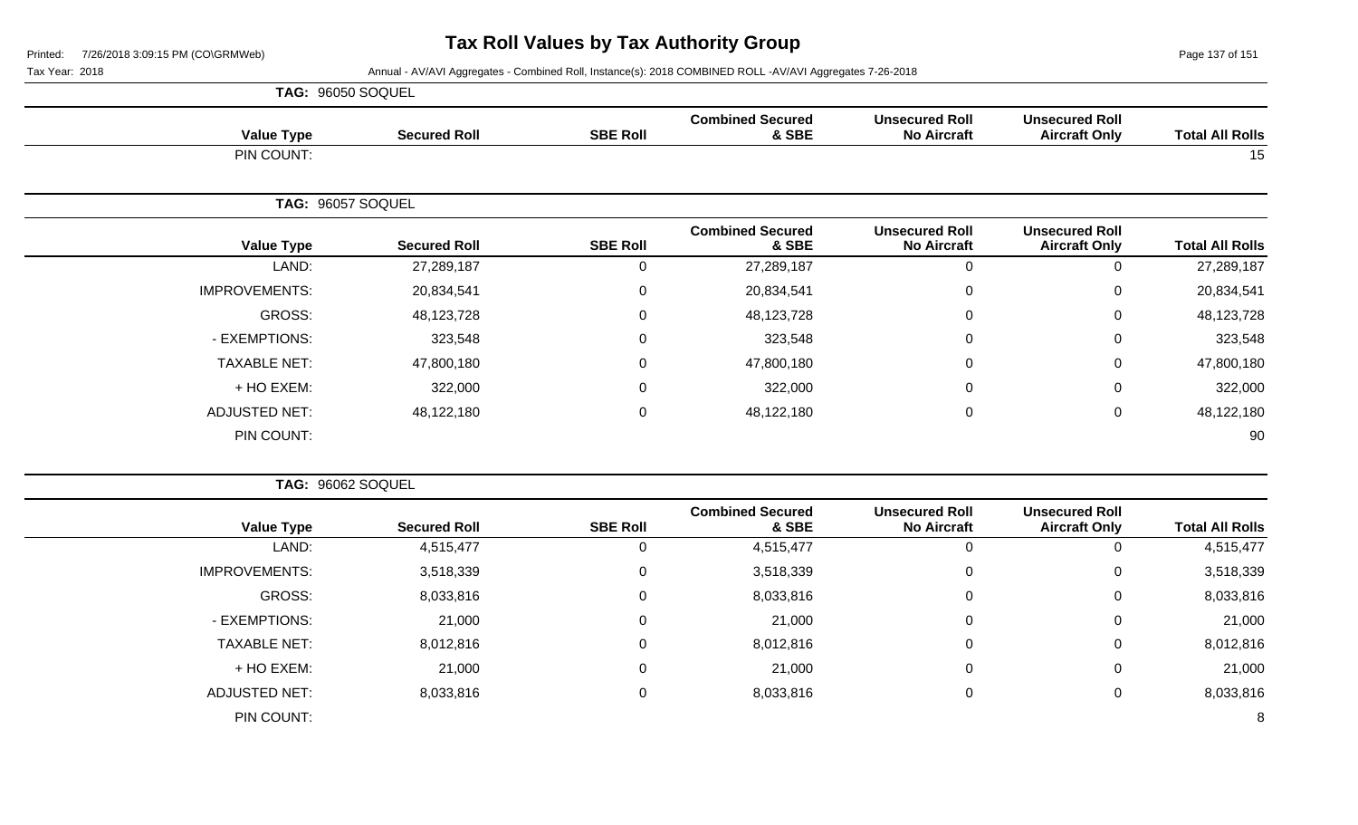# Tax Roll Values by Tax Authority Group

Printed: 7/26/2018 3:09:15 PM (CO\GRMWeb)

Tax Year: 2018

Annual - AV/AVI Aggregates - Combined Roll, Instance(s): 2018 COMBINED ROLL -AV/AVI Aggregates 7-26-2018

**TAG: 96050 SOQUEL**

| Value Type | Secured Roll | SBE Roll | Combined Secured & SBE | Unsecured Roll No Aircraft | Unsecured Roll Aircraft Only | Total All Rolls |
|---|---|---|---|---|---|---|
| PIN COUNT: | | | | | | 15 |

**TAG: 96057 SOQUEL**

| Value Type | Secured Roll | SBE Roll | Combined Secured & SBE | Unsecured Roll No Aircraft | Unsecured Roll Aircraft Only | Total All Rolls |
|---|---|---|---|---|---|---|
| LAND: | 27,289,187 | 0 | 27,289,187 | 0 | 0 | 27,289,187 |
| IMPROVEMENTS: | 20,834,541 | 0 | 20,834,541 | 0 | 0 | 20,834,541 |
| GROSS: | 48,123,728 | 0 | 48,123,728 | 0 | 0 | 48,123,728 |
| - EXEMPTIONS: | 323,548 | 0 | 323,548 | 0 | 0 | 323,548 |
| TAXABLE NET: | 47,800,180 | 0 | 47,800,180 | 0 | 0 | 47,800,180 |
| + HO EXEM: | 322,000 | 0 | 322,000 | 0 | 0 | 322,000 |
| ADJUSTED NET: | 48,122,180 | 0 | 48,122,180 | 0 | 0 | 48,122,180 |
| PIN COUNT: | | | | | | 90 |

**TAG: 96062 SOQUEL**

| Value Type | Secured Roll | SBE Roll | Combined Secured & SBE | Unsecured Roll No Aircraft | Unsecured Roll Aircraft Only | Total All Rolls |
|---|---|---|---|---|---|---|
| LAND: | 4,515,477 | 0 | 4,515,477 | 0 | 0 | 4,515,477 |
| IMPROVEMENTS: | 3,518,339 | 0 | 3,518,339 | 0 | 0 | 3,518,339 |
| GROSS: | 8,033,816 | 0 | 8,033,816 | 0 | 0 | 8,033,816 |
| - EXEMPTIONS: | 21,000 | 0 | 21,000 | 0 | 0 | 21,000 |
| TAXABLE NET: | 8,012,816 | 0 | 8,012,816 | 0 | 0 | 8,012,816 |
| + HO EXEM: | 21,000 | 0 | 21,000 | 0 | 0 | 21,000 |
| ADJUSTED NET: | 8,033,816 | 0 | 8,033,816 | 0 | 0 | 8,033,816 |
| PIN COUNT: | | | | | | 8 |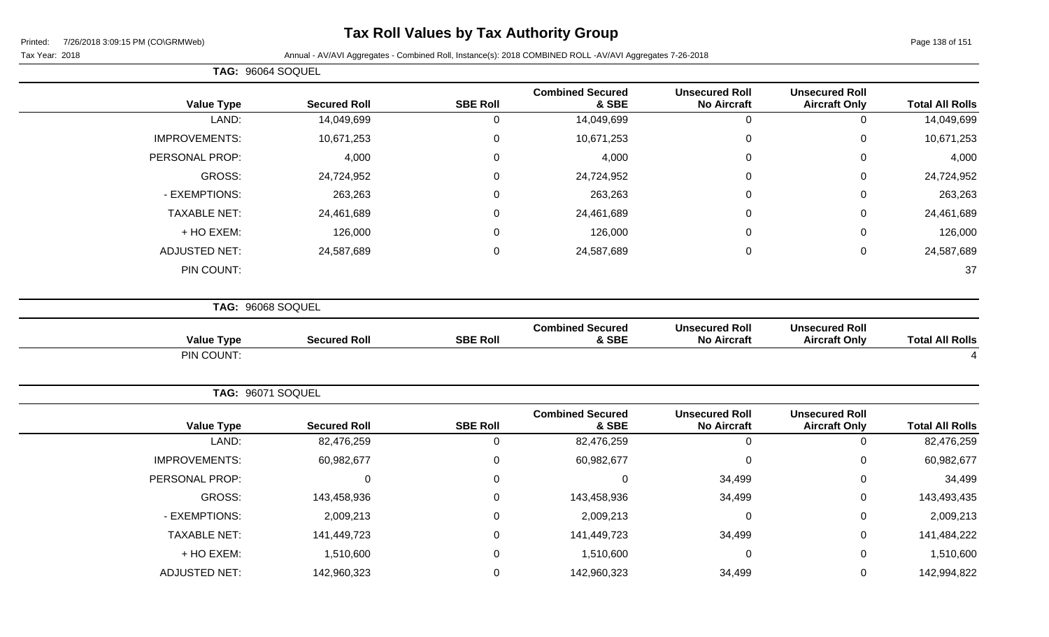# Tax Roll Values by Tax Authority Group

Printed: 7/26/2018 3:09:15 PM (CO\GRMWeb)

Tax Year: 2018

Annual - AV/AVI Aggregates - Combined Roll, Instance(s): 2018 COMBINED ROLL -AV/AVI Aggregates 7-26-2018

**TAG: 96064 SOQUEL**

| Value Type | Secured Roll | SBE Roll | Combined Secured & SBE | Unsecured Roll No Aircraft | Unsecured Roll Aircraft Only | Total All Rolls |
|---|---|---|---|---|---|---|
| LAND: | 14,049,699 | 0 | 14,049,699 | 0 | 0 | 14,049,699 |
| IMPROVEMENTS: | 10,671,253 | 0 | 10,671,253 | 0 | 0 | 10,671,253 |
| PERSONAL PROP: | 4,000 | 0 | 4,000 | 0 | 0 | 4,000 |
| GROSS: | 24,724,952 | 0 | 24,724,952 | 0 | 0 | 24,724,952 |
| - EXEMPTIONS: | 263,263 | 0 | 263,263 | 0 | 0 | 263,263 |
| TAXABLE NET: | 24,461,689 | 0 | 24,461,689 | 0 | 0 | 24,461,689 |
| + HO EXEM: | 126,000 | 0 | 126,000 | 0 | 0 | 126,000 |
| ADJUSTED NET: | 24,587,689 | 0 | 24,587,689 | 0 | 0 | 24,587,689 |
| PIN COUNT: | | | | | | 37 |

**TAG: 96068 SOQUEL**

| Value Type | Secured Roll | SBE Roll | Combined Secured & SBE | Unsecured Roll No Aircraft | Unsecured Roll Aircraft Only | Total All Rolls |
|---|---|---|---|---|---|---|
| PIN COUNT: | | | | | | 4 |

**TAG: 96071 SOQUEL**

| Value Type | Secured Roll | SBE Roll | Combined Secured & SBE | Unsecured Roll No Aircraft | Unsecured Roll Aircraft Only | Total All Rolls |
|---|---|---|---|---|---|---|
| LAND: | 82,476,259 | 0 | 82,476,259 | 0 | 0 | 82,476,259 |
| IMPROVEMENTS: | 60,982,677 | 0 | 60,982,677 | 0 | 0 | 60,982,677 |
| PERSONAL PROP: | 0 | 0 | 0 | 34,499 | 0 | 34,499 |
| GROSS: | 143,458,936 | 0 | 143,458,936 | 34,499 | 0 | 143,493,435 |
| - EXEMPTIONS: | 2,009,213 | 0 | 2,009,213 | 0 | 0 | 2,009,213 |
| TAXABLE NET: | 141,449,723 | 0 | 141,449,723 | 34,499 | 0 | 141,484,222 |
| + HO EXEM: | 1,510,600 | 0 | 1,510,600 | 0 | 0 | 1,510,600 |
| ADJUSTED NET: | 142,960,323 | 0 | 142,960,323 | 34,499 | 0 | 142,994,822 |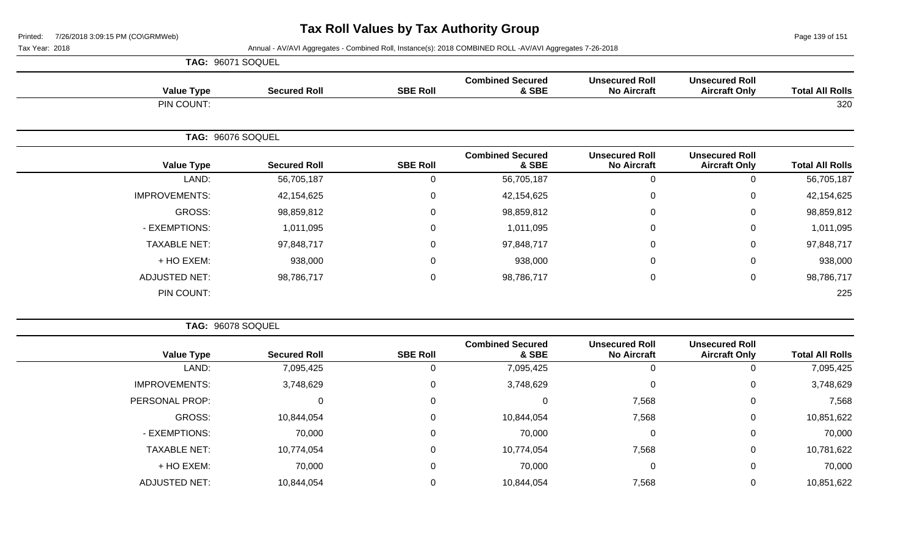# Tax Roll Values by Tax Authority Group

Tax Year: 2018

Annual - AV/AVI Aggregates - Combined Roll, Instance(s): 2018 COMBINED ROLL -AV/AVI Aggregates 7-26-2018

**TAG: 96071 SOQUEL**

| Value Type | Secured Roll | SBE Roll | Combined Secured & SBE | Unsecured Roll No Aircraft | Unsecured Roll Aircraft Only | Total All Rolls |
|---|---|---|---|---|---|---|
| PIN COUNT: | | | | | | 320 |

**TAG: 96076 SOQUEL**

| Value Type | Secured Roll | SBE Roll | Combined Secured & SBE | Unsecured Roll No Aircraft | Unsecured Roll Aircraft Only | Total All Rolls |
|---|---|---|---|---|---|---|
| LAND: | 56,705,187 | 0 | 56,705,187 | 0 | 0 | 56,705,187 |
| IMPROVEMENTS: | 42,154,625 | 0 | 42,154,625 | 0 | 0 | 42,154,625 |
| GROSS: | 98,859,812 | 0 | 98,859,812 | 0 | 0 | 98,859,812 |
| - EXEMPTIONS: | 1,011,095 | 0 | 1,011,095 | 0 | 0 | 1,011,095 |
| TAXABLE NET: | 97,848,717 | 0 | 97,848,717 | 0 | 0 | 97,848,717 |
| + HO EXEM: | 938,000 | 0 | 938,000 | 0 | 0 | 938,000 |
| ADJUSTED NET: | 98,786,717 | 0 | 98,786,717 | 0 | 0 | 98,786,717 |
| PIN COUNT: | | | | | | 225 |

**TAG: 96078 SOQUEL**

| Value Type | Secured Roll | SBE Roll | Combined Secured & SBE | Unsecured Roll No Aircraft | Unsecured Roll Aircraft Only | Total All Rolls |
|---|---|---|---|---|---|---|
| LAND: | 7,095,425 | 0 | 7,095,425 | 0 | 0 | 7,095,425 |
| IMPROVEMENTS: | 3,748,629 | 0 | 3,748,629 | 0 | 0 | 3,748,629 |
| PERSONAL PROP: | 0 | 0 | 0 | 7,568 | 0 | 7,568 |
| GROSS: | 10,844,054 | 0 | 10,844,054 | 7,568 | 0 | 10,851,622 |
| - EXEMPTIONS: | 70,000 | 0 | 70,000 | 0 | 0 | 70,000 |
| TAXABLE NET: | 10,774,054 | 0 | 10,774,054 | 7,568 | 0 | 10,781,622 |
| + HO EXEM: | 70,000 | 0 | 70,000 | 0 | 0 | 70,000 |
| ADJUSTED NET: | 10,844,054 | 0 | 10,844,054 | 7,568 | 0 | 10,851,622 |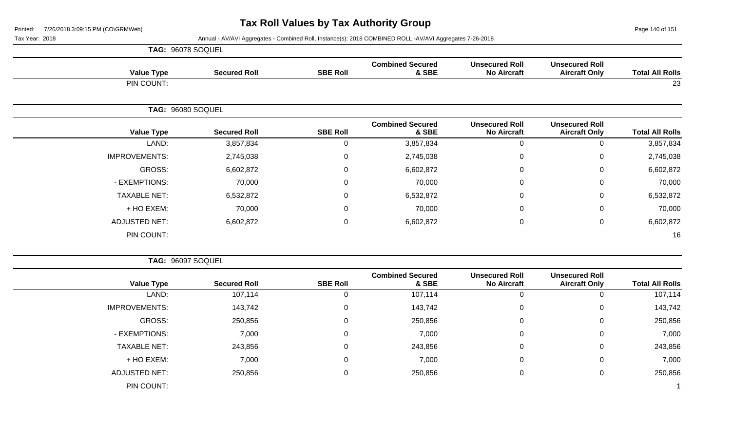# Tax Roll Values by Tax Authority Group

Annual - AV/AVI Aggregates - Combined Roll, Instance(s): 2018 COMBINED ROLL -AV/AVI Aggregates 7-26-2018

**TAG: 96078 SOQUEL**

| Value Type | Secured Roll | SBE Roll | Combined Secured & SBE | Unsecured Roll No Aircraft | Unsecured Roll Aircraft Only | Total All Rolls |
|---|---|---|---|---|---|---|
| PIN COUNT: | | | | | | 23 |

**TAG: 96080 SOQUEL**

| Value Type | Secured Roll | SBE Roll | Combined Secured & SBE | Unsecured Roll No Aircraft | Unsecured Roll Aircraft Only | Total All Rolls |
|---|---|---|---|---|---|---|
| LAND: | 3,857,834 | 0 | 3,857,834 | 0 | 0 | 3,857,834 |
| IMPROVEMENTS: | 2,745,038 | 0 | 2,745,038 | 0 | 0 | 2,745,038 |
| GROSS: | 6,602,872 | 0 | 6,602,872 | 0 | 0 | 6,602,872 |
| - EXEMPTIONS: | 70,000 | 0 | 70,000 | 0 | 0 | 70,000 |
| TAXABLE NET: | 6,532,872 | 0 | 6,532,872 | 0 | 0 | 6,532,872 |
| + HO EXEM: | 70,000 | 0 | 70,000 | 0 | 0 | 70,000 |
| ADJUSTED NET: | 6,602,872 | 0 | 6,602,872 | 0 | 0 | 6,602,872 |
| PIN COUNT: | | | | | | 16 |

**TAG: 96097 SOQUEL**

| Value Type | Secured Roll | SBE Roll | Combined Secured & SBE | Unsecured Roll No Aircraft | Unsecured Roll Aircraft Only | Total All Rolls |
|---|---|---|---|---|---|---|
| LAND: | 107,114 | 0 | 107,114 | 0 | 0 | 107,114 |
| IMPROVEMENTS: | 143,742 | 0 | 143,742 | 0 | 0 | 143,742 |
| GROSS: | 250,856 | 0 | 250,856 | 0 | 0 | 250,856 |
| - EXEMPTIONS: | 7,000 | 0 | 7,000 | 0 | 0 | 7,000 |
| TAXABLE NET: | 243,856 | 0 | 243,856 | 0 | 0 | 243,856 |
| + HO EXEM: | 7,000 | 0 | 7,000 | 0 | 0 | 7,000 |
| ADJUSTED NET: | 250,856 | 0 | 250,856 | 0 | 0 | 250,856 |
| PIN COUNT: | | | | | | 1 |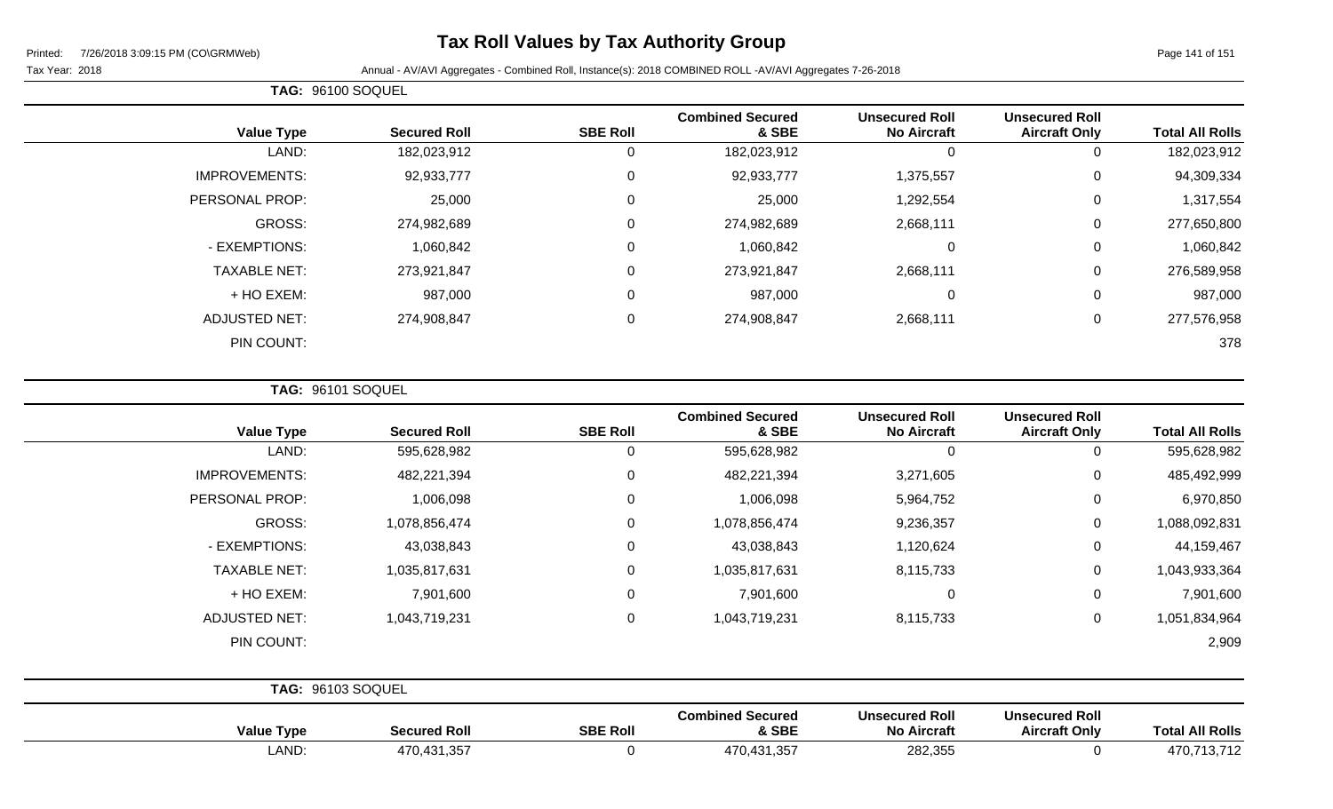# Tax Roll Values by Tax Authority Group

Printed: 7/26/2018 3:09:15 PM (CO\GRMWeb)

Tax Year: 2018

Annual - AV/AVI Aggregates - Combined Roll, Instance(s): 2018 COMBINED ROLL -AV/AVI Aggregates 7-26-2018

**TAG: 96100 SOQUEL**

| Value Type | Secured Roll | SBE Roll | Combined Secured & SBE | Unsecured Roll No Aircraft | Unsecured Roll Aircraft Only | Total All Rolls |
|---|---|---|---|---|---|---|
| LAND: | 182,023,912 | 0 | 182,023,912 | 0 | 0 | 182,023,912 |
| IMPROVEMENTS: | 92,933,777 | 0 | 92,933,777 | 1,375,557 | 0 | 94,309,334 |
| PERSONAL PROP: | 25,000 | 0 | 25,000 | 1,292,554 | 0 | 1,317,554 |
| GROSS: | 274,982,689 | 0 | 274,982,689 | 2,668,111 | 0 | 277,650,800 |
| - EXEMPTIONS: | 1,060,842 | 0 | 1,060,842 | 0 | 0 | 1,060,842 |
| TAXABLE NET: | 273,921,847 | 0 | 273,921,847 | 2,668,111 | 0 | 276,589,958 |
| + HO EXEM: | 987,000 | 0 | 987,000 | 0 | 0 | 987,000 |
| ADJUSTED NET: | 274,908,847 | 0 | 274,908,847 | 2,668,111 | 0 | 277,576,958 |
| PIN COUNT: | | | | | | 378 |

**TAG: 96101 SOQUEL**

| Value Type | Secured Roll | SBE Roll | Combined Secured & SBE | Unsecured Roll No Aircraft | Unsecured Roll Aircraft Only | Total All Rolls |
|---|---|---|---|---|---|---|
| LAND: | 595,628,982 | 0 | 595,628,982 | 0 | 0 | 595,628,982 |
| IMPROVEMENTS: | 482,221,394 | 0 | 482,221,394 | 3,271,605 | 0 | 485,492,999 |
| PERSONAL PROP: | 1,006,098 | 0 | 1,006,098 | 5,964,752 | 0 | 6,970,850 |
| GROSS: | 1,078,856,474 | 0 | 1,078,856,474 | 9,236,357 | 0 | 1,088,092,831 |
| - EXEMPTIONS: | 43,038,843 | 0 | 43,038,843 | 1,120,624 | 0 | 44,159,467 |
| TAXABLE NET: | 1,035,817,631 | 0 | 1,035,817,631 | 8,115,733 | 0 | 1,043,933,364 |
| + HO EXEM: | 7,901,600 | 0 | 7,901,600 | 0 | 0 | 7,901,600 |
| ADJUSTED NET: | 1,043,719,231 | 0 | 1,043,719,231 | 8,115,733 | 0 | 1,051,834,964 |
| PIN COUNT: | | | | | | 2,909 |

**TAG: 96103 SOQUEL**

| Value Type | Secured Roll | SBE Roll | Combined Secured & SBE | Unsecured Roll No Aircraft | Unsecured Roll Aircraft Only | Total All Rolls |
|---|---|---|---|---|---|---|
| LAND: | 470,431,357 | 0 | 470,431,357 | 282,355 | 0 | 470,713,712 |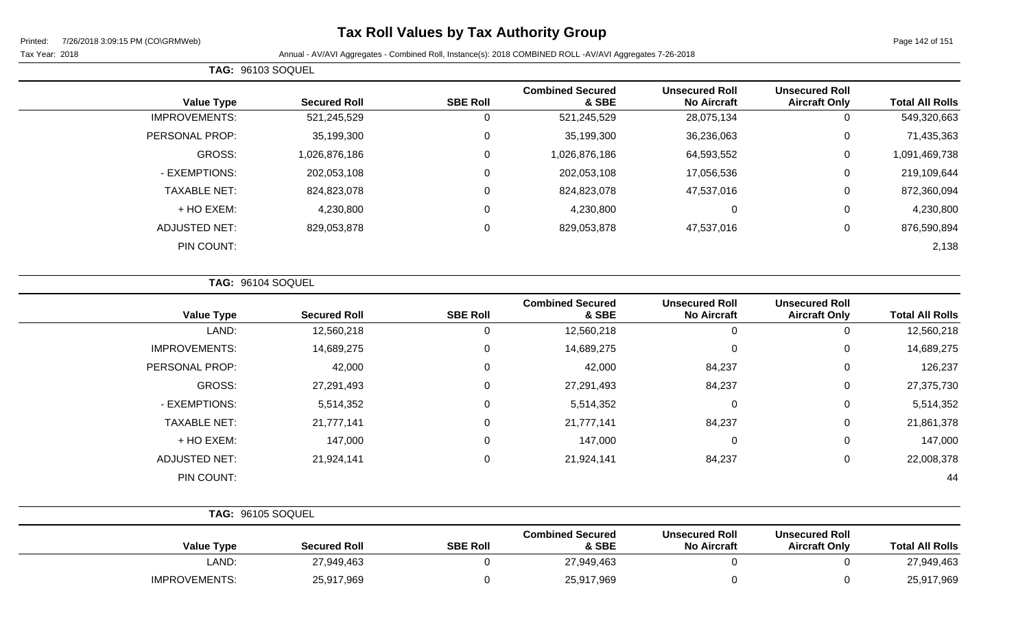# Tax Roll Values by Tax Authority Group

Printed: 7/26/2018 3:09:15 PM (CO\GRMWeb)

Tax Year: 2018

Annual - AV/AVI Aggregates - Combined Roll, Instance(s): 2018 COMBINED ROLL -AV/AVI Aggregates 7-26-2018

**TAG: 96103 SOQUEL**

| Value Type | Secured Roll | SBE Roll | Combined Secured & SBE | Unsecured Roll No Aircraft | Unsecured Roll Aircraft Only | Total All Rolls |
|---|---|---|---|---|---|---|
| IMPROVEMENTS: | 521,245,529 | 0 | 521,245,529 | 28,075,134 | 0 | 549,320,663 |
| PERSONAL PROP: | 35,199,300 | 0 | 35,199,300 | 36,236,063 | 0 | 71,435,363 |
| GROSS: | 1,026,876,186 | 0 | 1,026,876,186 | 64,593,552 | 0 | 1,091,469,738 |
| - EXEMPTIONS: | 202,053,108 | 0 | 202,053,108 | 17,056,536 | 0 | 219,109,644 |
| TAXABLE NET: | 824,823,078 | 0 | 824,823,078 | 47,537,016 | 0 | 872,360,094 |
| + HO EXEM: | 4,230,800 | 0 | 4,230,800 | 0 | 0 | 4,230,800 |
| ADJUSTED NET: | 829,053,878 | 0 | 829,053,878 | 47,537,016 | 0 | 876,590,894 |
| PIN COUNT: | | | | | | 2,138 |

**TAG: 96104 SOQUEL**

| Value Type | Secured Roll | SBE Roll | Combined Secured & SBE | Unsecured Roll No Aircraft | Unsecured Roll Aircraft Only | Total All Rolls |
|---|---|---|---|---|---|---|
| LAND: | 12,560,218 | 0 | 12,560,218 | 0 | 0 | 12,560,218 |
| IMPROVEMENTS: | 14,689,275 | 0 | 14,689,275 | 0 | 0 | 14,689,275 |
| PERSONAL PROP: | 42,000 | 0 | 42,000 | 84,237 | 0 | 126,237 |
| GROSS: | 27,291,493 | 0 | 27,291,493 | 84,237 | 0 | 27,375,730 |
| - EXEMPTIONS: | 5,514,352 | 0 | 5,514,352 | 0 | 0 | 5,514,352 |
| TAXABLE NET: | 21,777,141 | 0 | 21,777,141 | 84,237 | 0 | 21,861,378 |
| + HO EXEM: | 147,000 | 0 | 147,000 | 0 | 0 | 147,000 |
| ADJUSTED NET: | 21,924,141 | 0 | 21,924,141 | 84,237 | 0 | 22,008,378 |
| PIN COUNT: | | | | | | 44 |

**TAG: 96105 SOQUEL**

| Value Type | Secured Roll | SBE Roll | Combined Secured & SBE | Unsecured Roll No Aircraft | Unsecured Roll Aircraft Only | Total All Rolls |
|---|---|---|---|---|---|---|
| LAND: | 27,949,463 | 0 | 27,949,463 | 0 | 0 | 27,949,463 |
| IMPROVEMENTS: | 25,917,969 | 0 | 25,917,969 | 0 | 0 | 25,917,969 |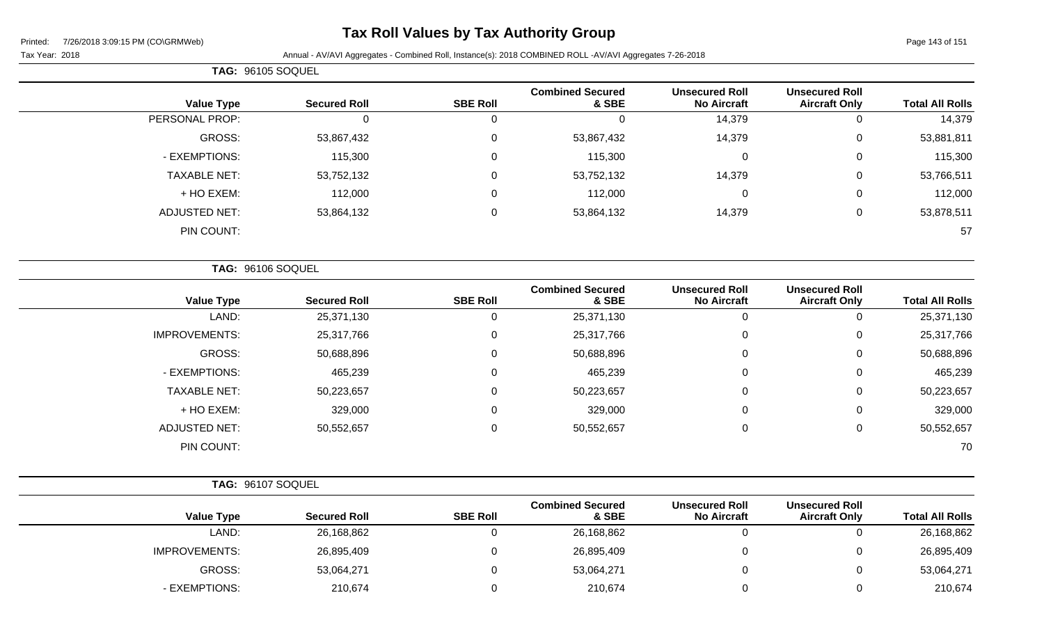# Tax Roll Values by Tax Authority Group

Tax Year: 2018

Annual - AV/AVI Aggregates - Combined Roll, Instance(s): 2018 COMBINED ROLL -AV/AVI Aggregates 7-26-2018

**TAG: 96105 SOQUEL**

| Value Type | Secured Roll | SBE Roll | Combined Secured & SBE | Unsecured Roll No Aircraft | Unsecured Roll Aircraft Only | Total All Rolls |
|---|---|---|---|---|---|---|
| PERSONAL PROP: | 0 | 0 | 0 | 14,379 | 0 | 14,379 |
| GROSS: | 53,867,432 | 0 | 53,867,432 | 14,379 | 0 | 53,881,811 |
| - EXEMPTIONS: | 115,300 | 0 | 115,300 | 0 | 0 | 115,300 |
| TAXABLE NET: | 53,752,132 | 0 | 53,752,132 | 14,379 | 0 | 53,766,511 |
| + HO EXEM: | 112,000 | 0 | 112,000 | 0 | 0 | 112,000 |
| ADJUSTED NET: | 53,864,132 | 0 | 53,864,132 | 14,379 | 0 | 53,878,511 |
| PIN COUNT: | | | | | | 57 |

**TAG: 96106 SOQUEL**

| Value Type | Secured Roll | SBE Roll | Combined Secured & SBE | Unsecured Roll No Aircraft | Unsecured Roll Aircraft Only | Total All Rolls |
|---|---|---|---|---|---|---|
| LAND: | 25,371,130 | 0 | 25,371,130 | 0 | 0 | 25,371,130 |
| IMPROVEMENTS: | 25,317,766 | 0 | 25,317,766 | 0 | 0 | 25,317,766 |
| GROSS: | 50,688,896 | 0 | 50,688,896 | 0 | 0 | 50,688,896 |
| - EXEMPTIONS: | 465,239 | 0 | 465,239 | 0 | 0 | 465,239 |
| TAXABLE NET: | 50,223,657 | 0 | 50,223,657 | 0 | 0 | 50,223,657 |
| + HO EXEM: | 329,000 | 0 | 329,000 | 0 | 0 | 329,000 |
| ADJUSTED NET: | 50,552,657 | 0 | 50,552,657 | 0 | 0 | 50,552,657 |
| PIN COUNT: | | | | | | 70 |

**TAG: 96107 SOQUEL**

| Value Type | Secured Roll | SBE Roll | Combined Secured & SBE | Unsecured Roll No Aircraft | Unsecured Roll Aircraft Only | Total All Rolls |
|---|---|---|---|---|---|---|
| LAND: | 26,168,862 | 0 | 26,168,862 | 0 | 0 | 26,168,862 |
| IMPROVEMENTS: | 26,895,409 | 0 | 26,895,409 | 0 | 0 | 26,895,409 |
| GROSS: | 53,064,271 | 0 | 53,064,271 | 0 | 0 | 53,064,271 |
| - EXEMPTIONS: | 210,674 | 0 | 210,674 | 0 | 0 | 210,674 |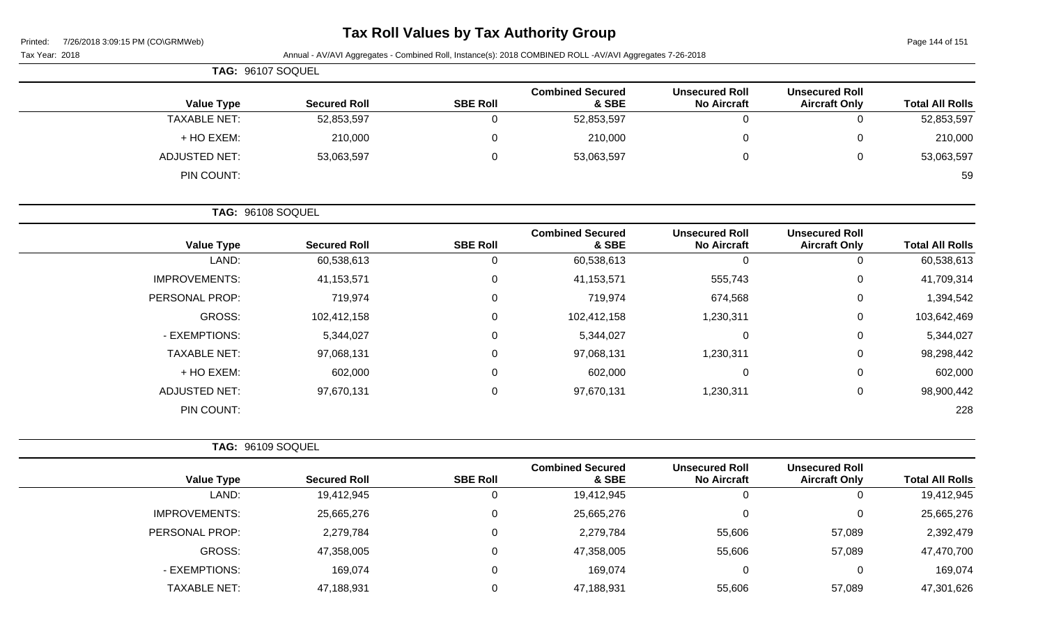# Tax Roll Values by Tax Authority Group

Tax Year: 2018

Annual - AV/AVI Aggregates - Combined Roll, Instance(s): 2018 COMBINED ROLL -AV/AVI Aggregates 7-26-2018

## TAG: 96107 SOQUEL

| Value Type | Secured Roll | SBE Roll | Combined Secured & SBE | Unsecured Roll No Aircraft | Unsecured Roll Aircraft Only | Total All Rolls |
|---|---|---|---|---|---|---|
| TAXABLE NET: | 52,853,597 | 0 | 52,853,597 | 0 | 0 | 52,853,597 |
| + HO EXEM: | 210,000 | 0 | 210,000 | 0 | 0 | 210,000 |
| ADJUSTED NET: | 53,063,597 | 0 | 53,063,597 | 0 | 0 | 53,063,597 |
| PIN COUNT: | | | | | | 59 |

## TAG: 96108 SOQUEL

| Value Type | Secured Roll | SBE Roll | Combined Secured & SBE | Unsecured Roll No Aircraft | Unsecured Roll Aircraft Only | Total All Rolls |
|---|---|---|---|---|---|---|
| LAND: | 60,538,613 | 0 | 60,538,613 | 0 | 0 | 60,538,613 |
| IMPROVEMENTS: | 41,153,571 | 0 | 41,153,571 | 555,743 | 0 | 41,709,314 |
| PERSONAL PROP: | 719,974 | 0 | 719,974 | 674,568 | 0 | 1,394,542 |
| GROSS: | 102,412,158 | 0 | 102,412,158 | 1,230,311 | 0 | 103,642,469 |
| - EXEMPTIONS: | 5,344,027 | 0 | 5,344,027 | 0 | 0 | 5,344,027 |
| TAXABLE NET: | 97,068,131 | 0 | 97,068,131 | 1,230,311 | 0 | 98,298,442 |
| + HO EXEM: | 602,000 | 0 | 602,000 | 0 | 0 | 602,000 |
| ADJUSTED NET: | 97,670,131 | 0 | 97,670,131 | 1,230,311 | 0 | 98,900,442 |
| PIN COUNT: | | | | | | 228 |

## TAG: 96109 SOQUEL

| Value Type | Secured Roll | SBE Roll | Combined Secured & SBE | Unsecured Roll No Aircraft | Unsecured Roll Aircraft Only | Total All Rolls |
|---|---|---|---|---|---|---|
| LAND: | 19,412,945 | 0 | 19,412,945 | 0 | 0 | 19,412,945 |
| IMPROVEMENTS: | 25,665,276 | 0 | 25,665,276 | 0 | 0 | 25,665,276 |
| PERSONAL PROP: | 2,279,784 | 0 | 2,279,784 | 55,606 | 57,089 | 2,392,479 |
| GROSS: | 47,358,005 | 0 | 47,358,005 | 55,606 | 57,089 | 47,470,700 |
| - EXEMPTIONS: | 169,074 | 0 | 169,074 | 0 | 0 | 169,074 |
| TAXABLE NET: | 47,188,931 | 0 | 47,188,931 | 55,606 | 57,089 | 47,301,626 |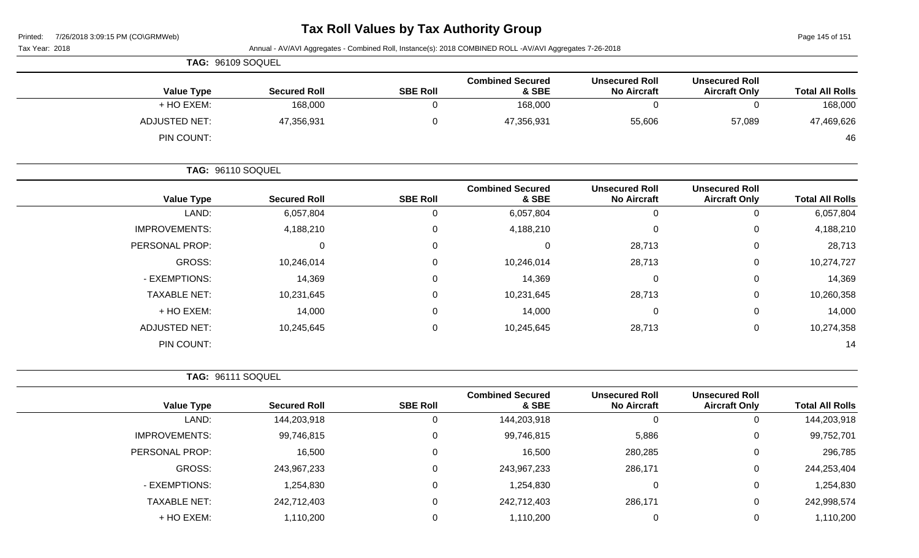# Tax Roll Values by Tax Authority Group

Tax Year: 2018

Annual - AV/AVI Aggregates - Combined Roll, Instance(s): 2018 COMBINED ROLL -AV/AVI Aggregates 7-26-2018

**TAG: 96109 SOQUEL**

| Value Type | Secured Roll | SBE Roll | Combined Secured & SBE | Unsecured Roll No Aircraft | Unsecured Roll Aircraft Only | Total All Rolls |
|---|---|---|---|---|---|---|
| + HO EXEM: | 168,000 | 0 | 168,000 | 0 | 0 | 168,000 |
| ADJUSTED NET: | 47,356,931 | 0 | 47,356,931 | 55,606 | 57,089 | 47,469,626 |
| PIN COUNT: | | | | | | 46 |

**TAG: 96110 SOQUEL**

| Value Type | Secured Roll | SBE Roll | Combined Secured & SBE | Unsecured Roll No Aircraft | Unsecured Roll Aircraft Only | Total All Rolls |
|---|---|---|---|---|---|---|
| LAND: | 6,057,804 | 0 | 6,057,804 | 0 | 0 | 6,057,804 |
| IMPROVEMENTS: | 4,188,210 | 0 | 4,188,210 | 0 | 0 | 4,188,210 |
| PERSONAL PROP: | 0 | 0 | 0 | 28,713 | 0 | 28,713 |
| GROSS: | 10,246,014 | 0 | 10,246,014 | 28,713 | 0 | 10,274,727 |
| - EXEMPTIONS: | 14,369 | 0 | 14,369 | 0 | 0 | 14,369 |
| TAXABLE NET: | 10,231,645 | 0 | 10,231,645 | 28,713 | 0 | 10,260,358 |
| + HO EXEM: | 14,000 | 0 | 14,000 | 0 | 0 | 14,000 |
| ADJUSTED NET: | 10,245,645 | 0 | 10,245,645 | 28,713 | 0 | 10,274,358 |
| PIN COUNT: | | | | | | 14 |

**TAG: 96111 SOQUEL**

| Value Type | Secured Roll | SBE Roll | Combined Secured & SBE | Unsecured Roll No Aircraft | Unsecured Roll Aircraft Only | Total All Rolls |
|---|---|---|---|---|---|---|
| LAND: | 144,203,918 | 0 | 144,203,918 | 0 | 0 | 144,203,918 |
| IMPROVEMENTS: | 99,746,815 | 0 | 99,746,815 | 5,886 | 0 | 99,752,701 |
| PERSONAL PROP: | 16,500 | 0 | 16,500 | 280,285 | 0 | 296,785 |
| GROSS: | 243,967,233 | 0 | 243,967,233 | 286,171 | 0 | 244,253,404 |
| - EXEMPTIONS: | 1,254,830 | 0 | 1,254,830 | 0 | 0 | 1,254,830 |
| TAXABLE NET: | 242,712,403 | 0 | 242,712,403 | 286,171 | 0 | 242,998,574 |
| + HO EXEM: | 1,110,200 | 0 | 1,110,200 | 0 | 0 | 1,110,200 |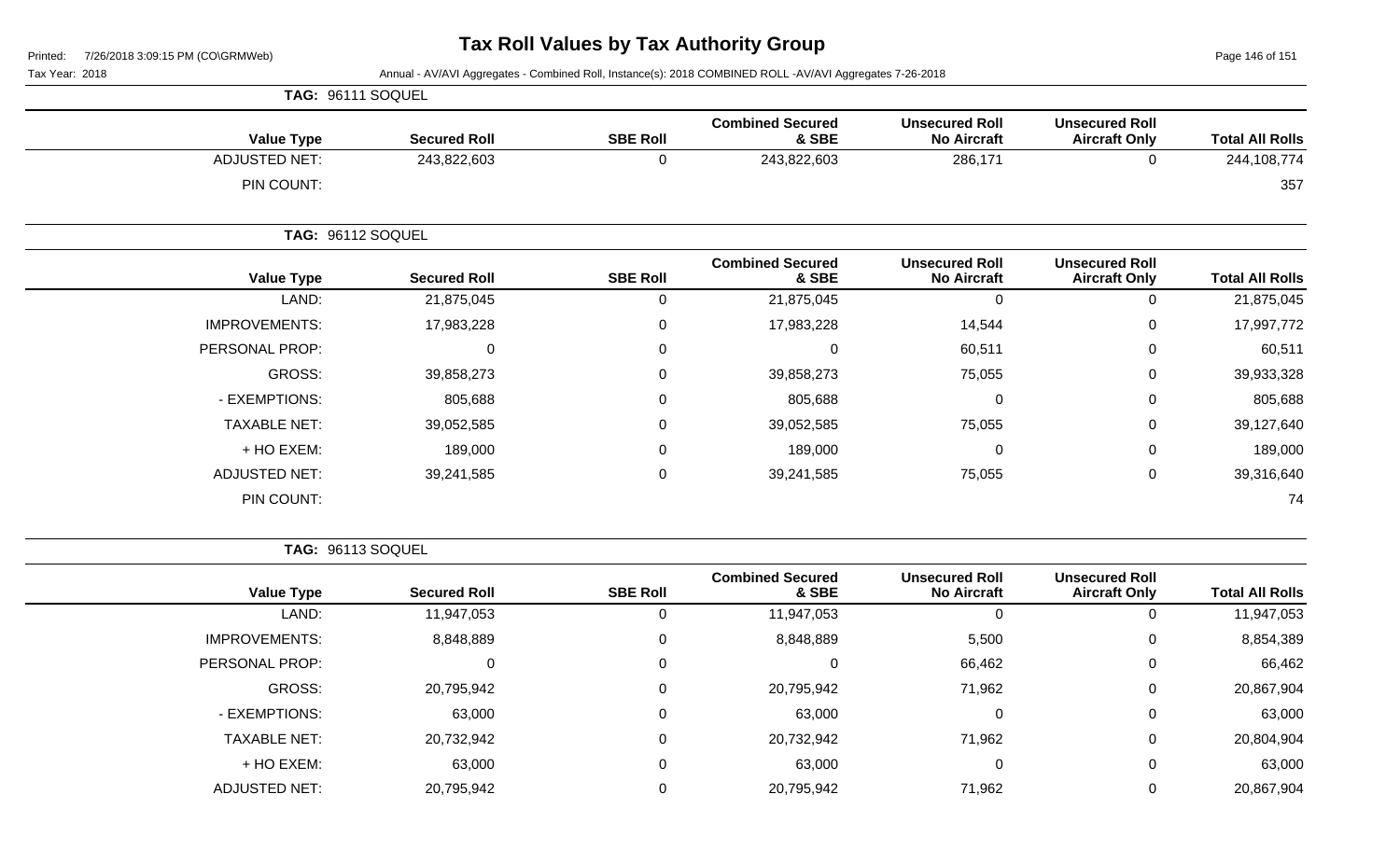# Tax Roll Values by Tax Authority Group

Printed: 7/26/2018 3:09:15 PM (CO\GRMWeb)

Tax Year: 2018

Annual - AV/AVI Aggregates - Combined Roll, Instance(s): 2018 COMBINED ROLL -AV/AVI Aggregates 7-26-2018

**TAG: 96111 SOQUEL**

| Value Type | Secured Roll | SBE Roll | Combined Secured & SBE | Unsecured Roll No Aircraft | Unsecured Roll Aircraft Only | Total All Rolls |
|---|---|---|---|---|---|---|
| ADJUSTED NET: | 243,822,603 | 0 | 243,822,603 | 286,171 | 0 | 244,108,774 |
| PIN COUNT: | | | | | | 357 |

**TAG: 96112 SOQUEL**

| Value Type | Secured Roll | SBE Roll | Combined Secured & SBE | Unsecured Roll No Aircraft | Unsecured Roll Aircraft Only | Total All Rolls |
|---|---|---|---|---|---|---|
| LAND: | 21,875,045 | 0 | 21,875,045 | 0 | 0 | 21,875,045 |
| IMPROVEMENTS: | 17,983,228 | 0 | 17,983,228 | 14,544 | 0 | 17,997,772 |
| PERSONAL PROP: | 0 | 0 | 0 | 60,511 | 0 | 60,511 |
| GROSS: | 39,858,273 | 0 | 39,858,273 | 75,055 | 0 | 39,933,328 |
| - EXEMPTIONS: | 805,688 | 0 | 805,688 | 0 | 0 | 805,688 |
| TAXABLE NET: | 39,052,585 | 0 | 39,052,585 | 75,055 | 0 | 39,127,640 |
| + HO EXEM: | 189,000 | 0 | 189,000 | 0 | 0 | 189,000 |
| ADJUSTED NET: | 39,241,585 | 0 | 39,241,585 | 75,055 | 0 | 39,316,640 |
| PIN COUNT: | | | | | | 74 |

**TAG: 96113 SOQUEL**

| Value Type | Secured Roll | SBE Roll | Combined Secured & SBE | Unsecured Roll No Aircraft | Unsecured Roll Aircraft Only | Total All Rolls |
|---|---|---|---|---|---|---|
| LAND: | 11,947,053 | 0 | 11,947,053 | 0 | 0 | 11,947,053 |
| IMPROVEMENTS: | 8,848,889 | 0 | 8,848,889 | 5,500 | 0 | 8,854,389 |
| PERSONAL PROP: | 0 | 0 | 0 | 66,462 | 0 | 66,462 |
| GROSS: | 20,795,942 | 0 | 20,795,942 | 71,962 | 0 | 20,867,904 |
| - EXEMPTIONS: | 63,000 | 0 | 63,000 | 0 | 0 | 63,000 |
| TAXABLE NET: | 20,732,942 | 0 | 20,732,942 | 71,962 | 0 | 20,804,904 |
| + HO EXEM: | 63,000 | 0 | 63,000 | 0 | 0 | 63,000 |
| ADJUSTED NET: | 20,795,942 | 0 | 20,795,942 | 71,962 | 0 | 20,867,904 |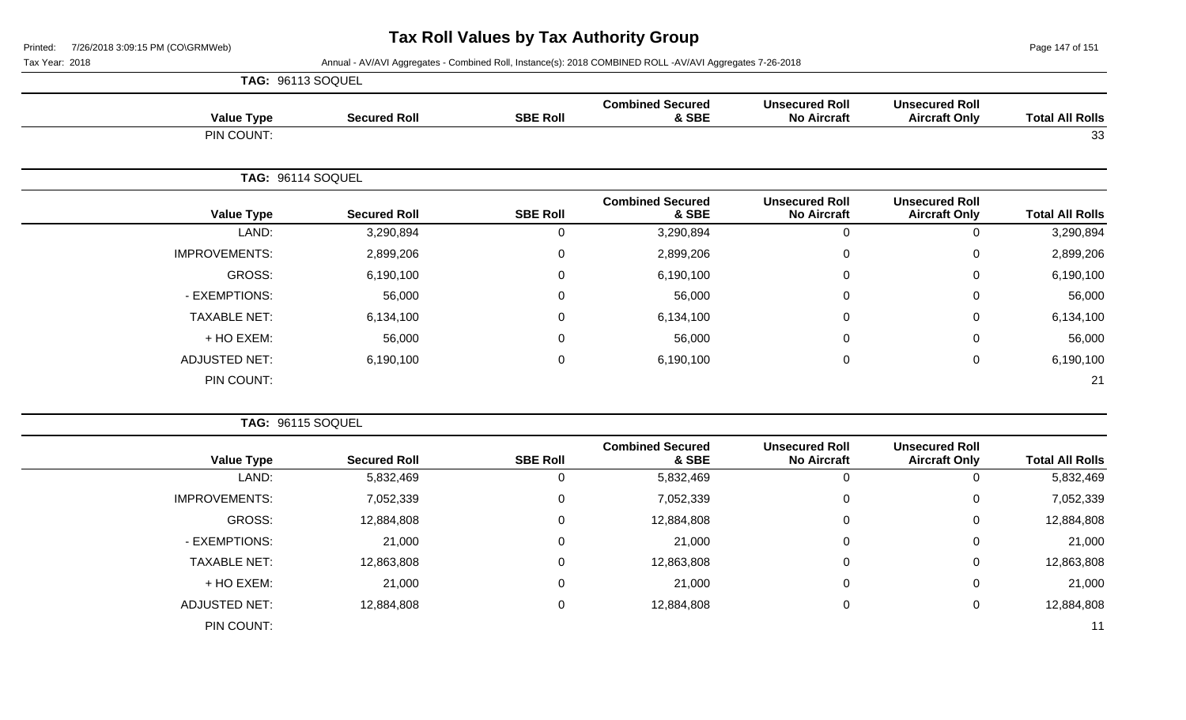# Tax Roll Values by Tax Authority Group

Printed: 7/26/2018 3:09:15 PM (CO\GRMWeb)

Tax Year: 2018

Annual - AV/AVI Aggregates - Combined Roll, Instance(s): 2018 COMBINED ROLL -AV/AVI Aggregates 7-26-2018

**TAG: 96113 SOQUEL**

| Value Type | Secured Roll | SBE Roll | Combined Secured & SBE | Unsecured Roll No Aircraft | Unsecured Roll Aircraft Only | Total All Rolls |
|---|---|---|---|---|---|---|
| PIN COUNT: | | | | | | 33 |

**TAG: 96114 SOQUEL**

| Value Type | Secured Roll | SBE Roll | Combined Secured & SBE | Unsecured Roll No Aircraft | Unsecured Roll Aircraft Only | Total All Rolls |
|---|---|---|---|---|---|---|
| LAND: | 3,290,894 | 0 | 3,290,894 | 0 | 0 | 3,290,894 |
| IMPROVEMENTS: | 2,899,206 | 0 | 2,899,206 | 0 | 0 | 2,899,206 |
| GROSS: | 6,190,100 | 0 | 6,190,100 | 0 | 0 | 6,190,100 |
| - EXEMPTIONS: | 56,000 | 0 | 56,000 | 0 | 0 | 56,000 |
| TAXABLE NET: | 6,134,100 | 0 | 6,134,100 | 0 | 0 | 6,134,100 |
| + HO EXEM: | 56,000 | 0 | 56,000 | 0 | 0 | 56,000 |
| ADJUSTED NET: | 6,190,100 | 0 | 6,190,100 | 0 | 0 | 6,190,100 |
| PIN COUNT: | | | | | | 21 |

**TAG: 96115 SOQUEL**

| Value Type | Secured Roll | SBE Roll | Combined Secured & SBE | Unsecured Roll No Aircraft | Unsecured Roll Aircraft Only | Total All Rolls |
|---|---|---|---|---|---|---|
| LAND: | 5,832,469 | 0 | 5,832,469 | 0 | 0 | 5,832,469 |
| IMPROVEMENTS: | 7,052,339 | 0 | 7,052,339 | 0 | 0 | 7,052,339 |
| GROSS: | 12,884,808 | 0 | 12,884,808 | 0 | 0 | 12,884,808 |
| - EXEMPTIONS: | 21,000 | 0 | 21,000 | 0 | 0 | 21,000 |
| TAXABLE NET: | 12,863,808 | 0 | 12,863,808 | 0 | 0 | 12,863,808 |
| + HO EXEM: | 21,000 | 0 | 21,000 | 0 | 0 | 21,000 |
| ADJUSTED NET: | 12,884,808 | 0 | 12,884,808 | 0 | 0 | 12,884,808 |
| PIN COUNT: | | | | | | 11 |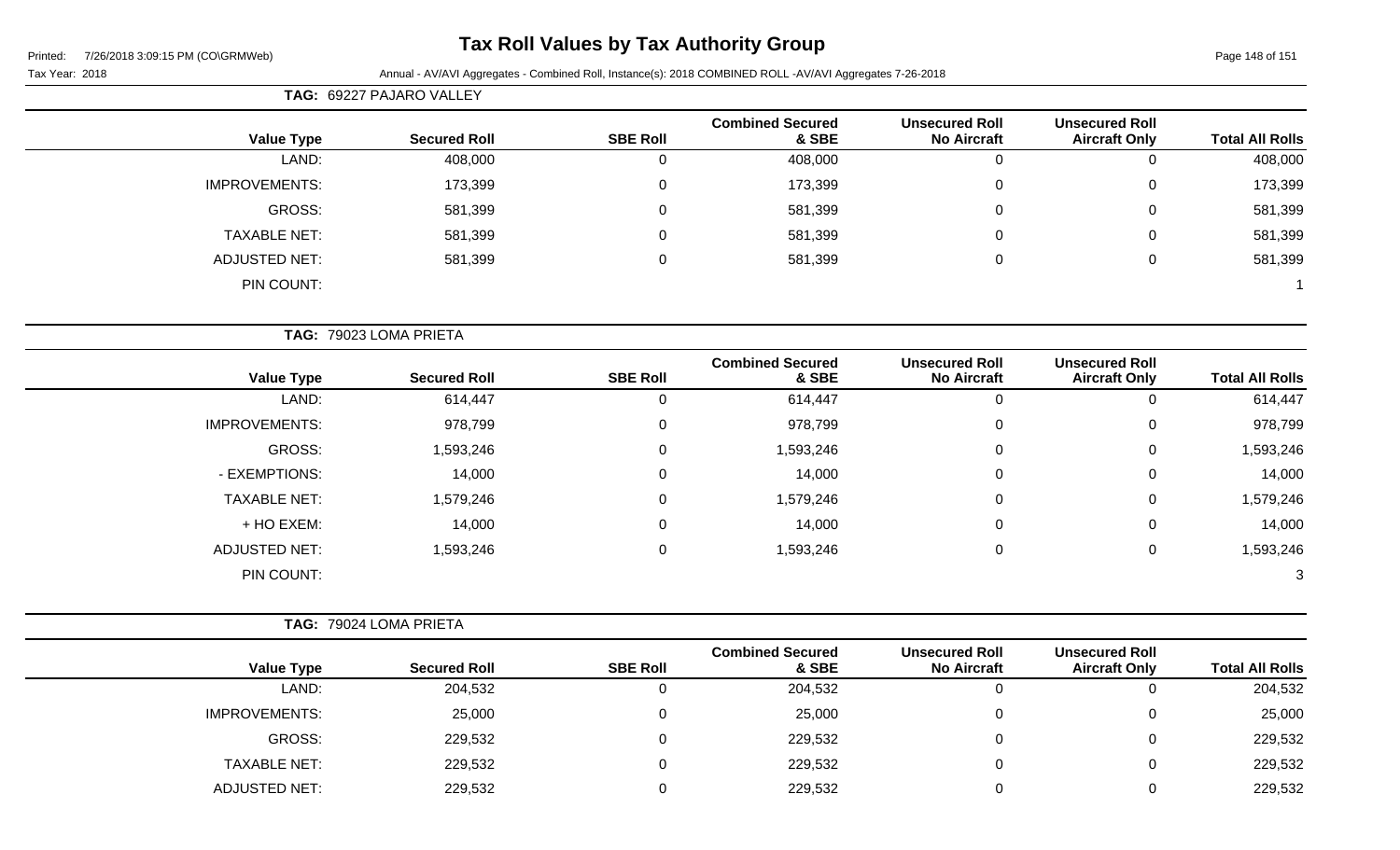# Tax Roll Values by Tax Authority Group

Tax Year: 2018

Annual - AV/AVI Aggregates - Combined Roll, Instance(s): 2018 COMBINED ROLL -AV/AVI Aggregates 7-26-2018

**TAG: 69227 PAJARO VALLEY**

| Value Type | Secured Roll | SBE Roll | Combined Secured & SBE | Unsecured Roll No Aircraft | Unsecured Roll Aircraft Only | Total All Rolls |
|---|---|---|---|---|---|---|
| LAND: | 408,000 | 0 | 408,000 | 0 | 0 | 408,000 |
| IMPROVEMENTS: | 173,399 | 0 | 173,399 | 0 | 0 | 173,399 |
| GROSS: | 581,399 | 0 | 581,399 | 0 | 0 | 581,399 |
| TAXABLE NET: | 581,399 | 0 | 581,399 | 0 | 0 | 581,399 |
| ADJUSTED NET: | 581,399 | 0 | 581,399 | 0 | 0 | 581,399 |
| PIN COUNT: | | | | | | 1 |

**TAG: 79023 LOMA PRIETA**

| Value Type | Secured Roll | SBE Roll | Combined Secured & SBE | Unsecured Roll No Aircraft | Unsecured Roll Aircraft Only | Total All Rolls |
|---|---|---|---|---|---|---|
| LAND: | 614,447 | 0 | 614,447 | 0 | 0 | 614,447 |
| IMPROVEMENTS: | 978,799 | 0 | 978,799 | 0 | 0 | 978,799 |
| GROSS: | 1,593,246 | 0 | 1,593,246 | 0 | 0 | 1,593,246 |
| - EXEMPTIONS: | 14,000 | 0 | 14,000 | 0 | 0 | 14,000 |
| TAXABLE NET: | 1,579,246 | 0 | 1,579,246 | 0 | 0 | 1,579,246 |
| + HO EXEM: | 14,000 | 0 | 14,000 | 0 | 0 | 14,000 |
| ADJUSTED NET: | 1,593,246 | 0 | 1,593,246 | 0 | 0 | 1,593,246 |
| PIN COUNT: | | | | | | 3 |

**TAG: 79024 LOMA PRIETA**

| Value Type | Secured Roll | SBE Roll | Combined Secured & SBE | Unsecured Roll No Aircraft | Unsecured Roll Aircraft Only | Total All Rolls |
|---|---|---|---|---|---|---|
| LAND: | 204,532 | 0 | 204,532 | 0 | 0 | 204,532 |
| IMPROVEMENTS: | 25,000 | 0 | 25,000 | 0 | 0 | 25,000 |
| GROSS: | 229,532 | 0 | 229,532 | 0 | 0 | 229,532 |
| TAXABLE NET: | 229,532 | 0 | 229,532 | 0 | 0 | 229,532 |
| ADJUSTED NET: | 229,532 | 0 | 229,532 | 0 | 0 | 229,532 |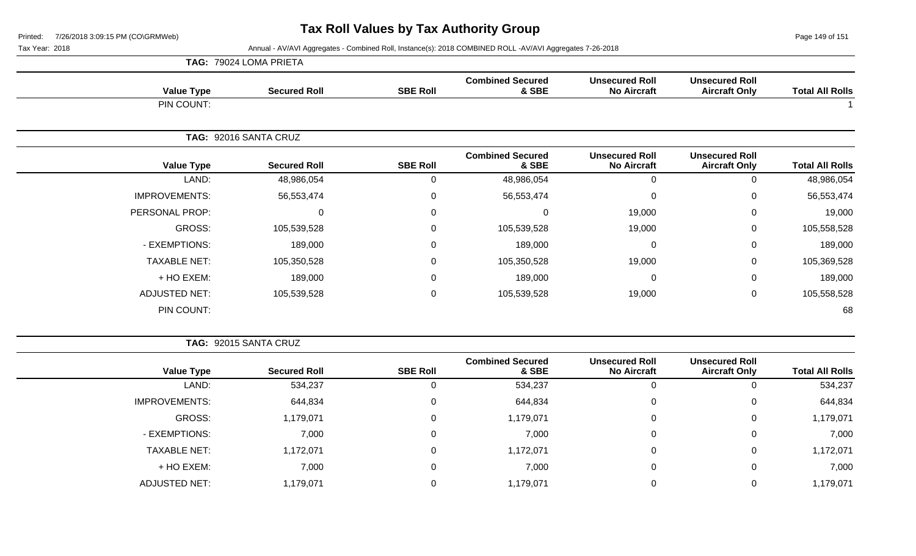# Tax Roll Values by Tax Authority Group

Tax Year: 2018

Annual - AV/AVI Aggregates - Combined Roll, Instance(s): 2018 COMBINED ROLL -AV/AVI Aggregates 7-26-2018

**TAG: 79024 LOMA PRIETA**

| Value Type | Secured Roll | SBE Roll | Combined Secured & SBE | Unsecured Roll No Aircraft | Unsecured Roll Aircraft Only | Total All Rolls |
|---|---|---|---|---|---|---|
| PIN COUNT: | | | | | | 1 |

**TAG: 92016 SANTA CRUZ**

| Value Type | Secured Roll | SBE Roll | Combined Secured & SBE | Unsecured Roll No Aircraft | Unsecured Roll Aircraft Only | Total All Rolls |
|---|---|---|---|---|---|---|
| LAND: | 48,986,054 | 0 | 48,986,054 | 0 | 0 | 48,986,054 |
| IMPROVEMENTS: | 56,553,474 | 0 | 56,553,474 | 0 | 0 | 56,553,474 |
| PERSONAL PROP: | 0 | 0 | 0 | 19,000 | 0 | 19,000 |
| GROSS: | 105,539,528 | 0 | 105,539,528 | 19,000 | 0 | 105,558,528 |
| - EXEMPTIONS: | 189,000 | 0 | 189,000 | 0 | 0 | 189,000 |
| TAXABLE NET: | 105,350,528 | 0 | 105,350,528 | 19,000 | 0 | 105,369,528 |
| + HO EXEM: | 189,000 | 0 | 189,000 | 0 | 0 | 189,000 |
| ADJUSTED NET: | 105,539,528 | 0 | 105,539,528 | 19,000 | 0 | 105,558,528 |
| PIN COUNT: | | | | | | 68 |

**TAG: 92015 SANTA CRUZ**

| Value Type | Secured Roll | SBE Roll | Combined Secured & SBE | Unsecured Roll No Aircraft | Unsecured Roll Aircraft Only | Total All Rolls |
|---|---|---|---|---|---|---|
| LAND: | 534,237 | 0 | 534,237 | 0 | 0 | 534,237 |
| IMPROVEMENTS: | 644,834 | 0 | 644,834 | 0 | 0 | 644,834 |
| GROSS: | 1,179,071 | 0 | 1,179,071 | 0 | 0 | 1,179,071 |
| - EXEMPTIONS: | 7,000 | 0 | 7,000 | 0 | 0 | 7,000 |
| TAXABLE NET: | 1,172,071 | 0 | 1,172,071 | 0 | 0 | 1,172,071 |
| + HO EXEM: | 7,000 | 0 | 7,000 | 0 | 0 | 7,000 |
| ADJUSTED NET: | 1,179,071 | 0 | 1,179,071 | 0 | 0 | 1,179,071 |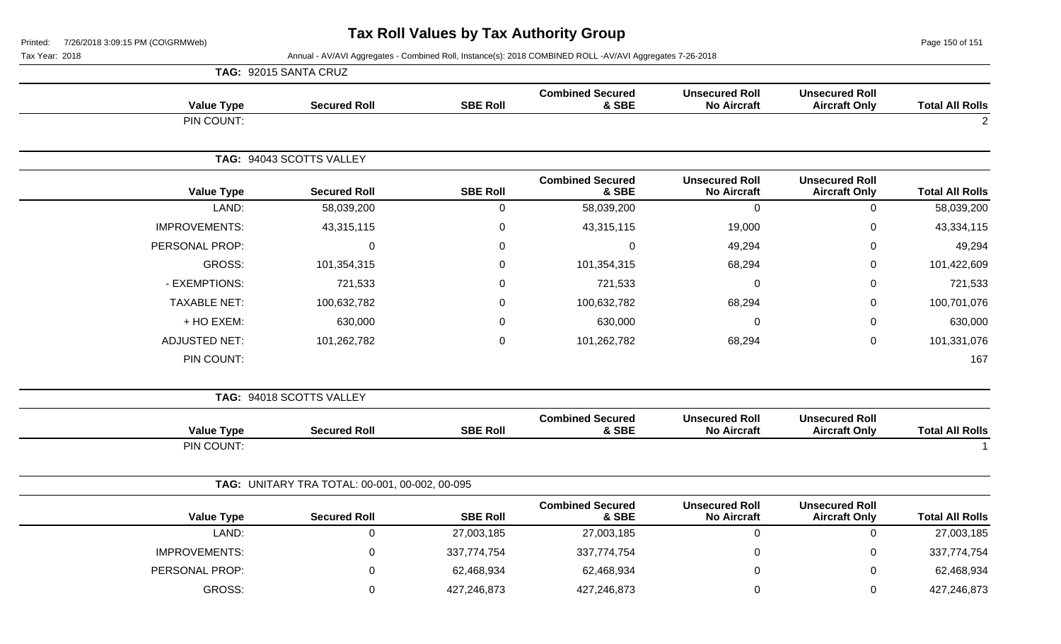# Tax Roll Values by Tax Authority Group

Printed: 7/26/2018 3:09:15 PM (CO\GRMWeb)

Tax Year: 2018

Annual - AV/AVI Aggregates - Combined Roll, Instance(s): 2018 COMBINED ROLL -AV/AVI Aggregates 7-26-2018

**TAG: 92015 SANTA CRUZ**

| Value Type | Secured Roll | SBE Roll | Combined Secured & SBE | Unsecured Roll No Aircraft | Unsecured Roll Aircraft Only | Total All Rolls |
|---|---|---|---|---|---|---|
| PIN COUNT: | | | | | | 2 |

**TAG: 94043 SCOTTS VALLEY**

| Value Type | Secured Roll | SBE Roll | Combined Secured & SBE | Unsecured Roll No Aircraft | Unsecured Roll Aircraft Only | Total All Rolls |
|---|---|---|---|---|---|---|
| LAND: | 58,039,200 | 0 | 58,039,200 | 0 | 0 | 58,039,200 |
| IMPROVEMENTS: | 43,315,115 | 0 | 43,315,115 | 19,000 | 0 | 43,334,115 |
| PERSONAL PROP: | 0 | 0 | 0 | 49,294 | 0 | 49,294 |
| GROSS: | 101,354,315 | 0 | 101,354,315 | 68,294 | 0 | 101,422,609 |
| - EXEMPTIONS: | 721,533 | 0 | 721,533 | 0 | 0 | 721,533 |
| TAXABLE NET: | 100,632,782 | 0 | 100,632,782 | 68,294 | 0 | 100,701,076 |
| + HO EXEM: | 630,000 | 0 | 630,000 | 0 | 0 | 630,000 |
| ADJUSTED NET: | 101,262,782 | 0 | 101,262,782 | 68,294 | 0 | 101,331,076 |
| PIN COUNT: | | | | | | 167 |

**TAG: 94018 SCOTTS VALLEY**

| Value Type | Secured Roll | SBE Roll | Combined Secured & SBE | Unsecured Roll No Aircraft | Unsecured Roll Aircraft Only | Total All Rolls |
|---|---|---|---|---|---|---|
| PIN COUNT: | | | | | | 1 |

**TAG: UNITARY TRA TOTAL: 00-001, 00-002, 00-095**

| Value Type | Secured Roll | SBE Roll | Combined Secured & SBE | Unsecured Roll No Aircraft | Unsecured Roll Aircraft Only | Total All Rolls |
|---|---|---|---|---|---|---|
| LAND: | 0 | 27,003,185 | 27,003,185 | 0 | 0 | 27,003,185 |
| IMPROVEMENTS: | 0 | 337,774,754 | 337,774,754 | 0 | 0 | 337,774,754 |
| PERSONAL PROP: | 0 | 62,468,934 | 62,468,934 | 0 | 0 | 62,468,934 |
| GROSS: | 0 | 427,246,873 | 427,246,873 | 0 | 0 | 427,246,873 |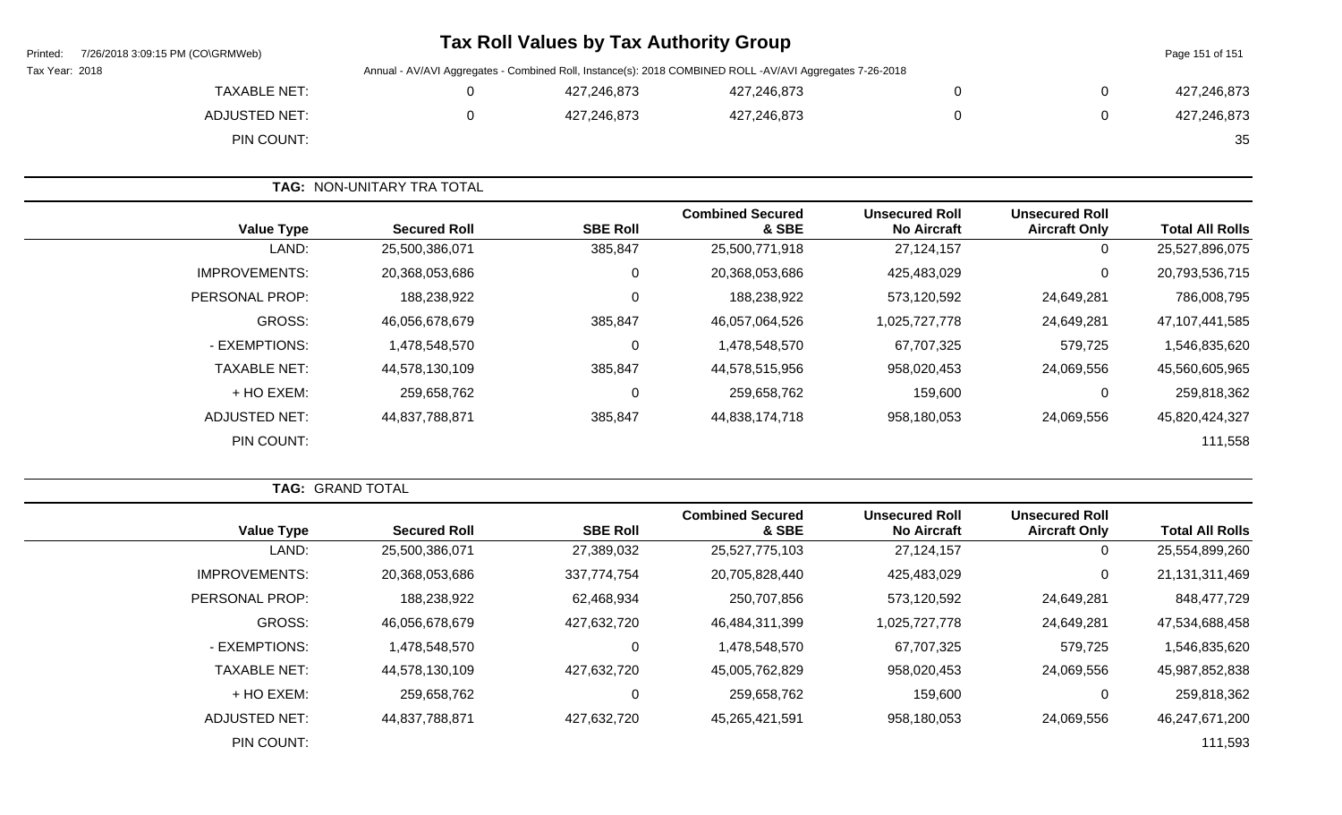# Tax Roll Values by Tax Authority Group

Tax Year: 2018

Annual - AV/AVI Aggregates - Combined Roll, Instance(s): 2018 COMBINED ROLL -AV/AVI Aggregates 7-26-2018

| | | | | | | |
|---|---|---|---|---|---|---|
| TAXABLE NET: | 0 | 427,246,873 | 427,246,873 | 0 | 0 | 427,246,873 |
| ADJUSTED NET: | 0 | 427,246,873 | 427,246,873 | 0 | 0 | 427,246,873 |
| PIN COUNT: | | | | | | 35 |

**TAG: NON-UNITARY TRA TOTAL**

| Value Type | Secured Roll | SBE Roll | Combined Secured & SBE | Unsecured Roll No Aircraft | Unsecured Roll Aircraft Only | Total All Rolls |
|---|---|---|---|---|---|---|
| LAND: | 25,500,386,071 | 385,847 | 25,500,771,918 | 27,124,157 | 0 | 25,527,896,075 |
| IMPROVEMENTS: | 20,368,053,686 | 0 | 20,368,053,686 | 425,483,029 | 0 | 20,793,536,715 |
| PERSONAL PROP: | 188,238,922 | 0 | 188,238,922 | 573,120,592 | 24,649,281 | 786,008,795 |
| GROSS: | 46,056,678,679 | 385,847 | 46,057,064,526 | 1,025,727,778 | 24,649,281 | 47,107,441,585 |
| - EXEMPTIONS: | 1,478,548,570 | 0 | 1,478,548,570 | 67,707,325 | 579,725 | 1,546,835,620 |
| TAXABLE NET: | 44,578,130,109 | 385,847 | 44,578,515,956 | 958,020,453 | 24,069,556 | 45,560,605,965 |
| + HO EXEM: | 259,658,762 | 0 | 259,658,762 | 159,600 | 0 | 259,818,362 |
| ADJUSTED NET: | 44,837,788,871 | 385,847 | 44,838,174,718 | 958,180,053 | 24,069,556 | 45,820,424,327 |
| PIN COUNT: | | | | | | 111,558 |

**TAG: GRAND TOTAL**

| Value Type | Secured Roll | SBE Roll | Combined Secured & SBE | Unsecured Roll No Aircraft | Unsecured Roll Aircraft Only | Total All Rolls |
|---|---|---|---|---|---|---|
| LAND: | 25,500,386,071 | 27,389,032 | 25,527,775,103 | 27,124,157 | 0 | 25,554,899,260 |
| IMPROVEMENTS: | 20,368,053,686 | 337,774,754 | 20,705,828,440 | 425,483,029 | 0 | 21,131,311,469 |
| PERSONAL PROP: | 188,238,922 | 62,468,934 | 250,707,856 | 573,120,592 | 24,649,281 | 848,477,729 |
| GROSS: | 46,056,678,679 | 427,632,720 | 46,484,311,399 | 1,025,727,778 | 24,649,281 | 47,534,688,458 |
| - EXEMPTIONS: | 1,478,548,570 | 0 | 1,478,548,570 | 67,707,325 | 579,725 | 1,546,835,620 |
| TAXABLE NET: | 44,578,130,109 | 427,632,720 | 45,005,762,829 | 958,020,453 | 24,069,556 | 45,987,852,838 |
| + HO EXEM: | 259,658,762 | 0 | 259,658,762 | 159,600 | 0 | 259,818,362 |
| ADJUSTED NET: | 44,837,788,871 | 427,632,720 | 45,265,421,591 | 958,180,053 | 24,069,556 | 46,247,671,200 |
| PIN COUNT: | | | | | | 111,593 |